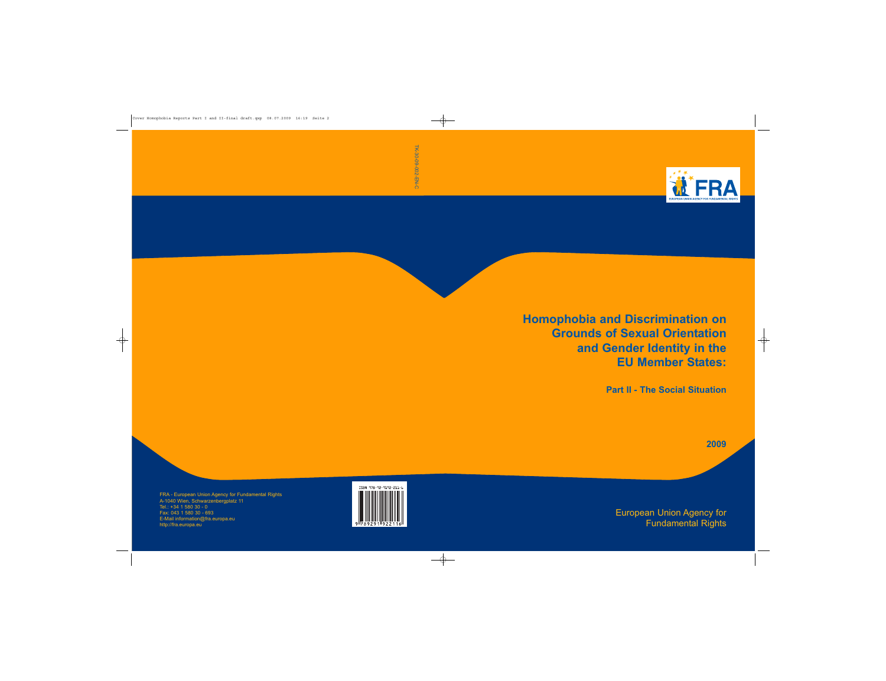# Homophobia and Discrimination on Grounds of Sexual Orientation and Gender Identity in the EU Member States:

## Part II - The Social Situation

2009

European Union Agency for Fundamental Rights

FRA - European Union Agency for Fundamental Rights
A-1040 Wien, Schwarzenbergplatz 11
Tel.: +34 1 580 30 - 0
Fax: 043 1 580 30 - 693
E-Mail information@fra.europa.eu
http://fra.europa.eu

ISBN 978-92-9192-211-6

TK-30-09-002-EN-C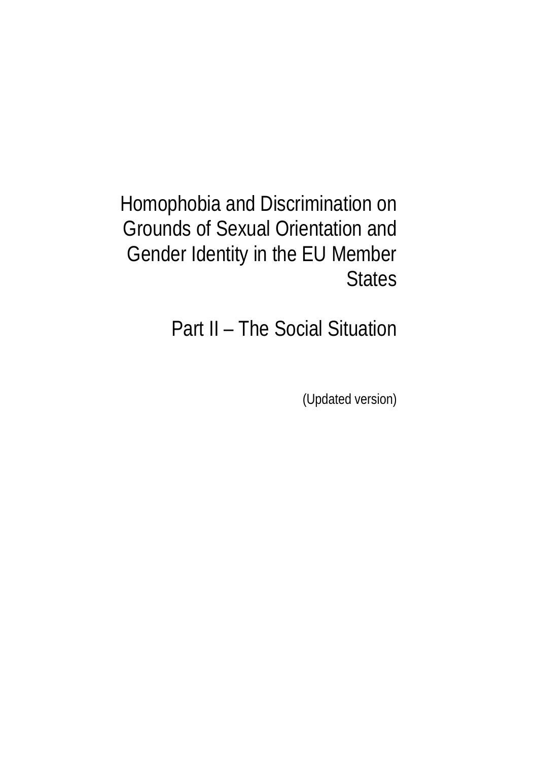# Homophobia and Discrimination on Grounds of Sexual Orientation and Gender Identity in the EU Member States

## Part II – The Social Situation

(Updated version)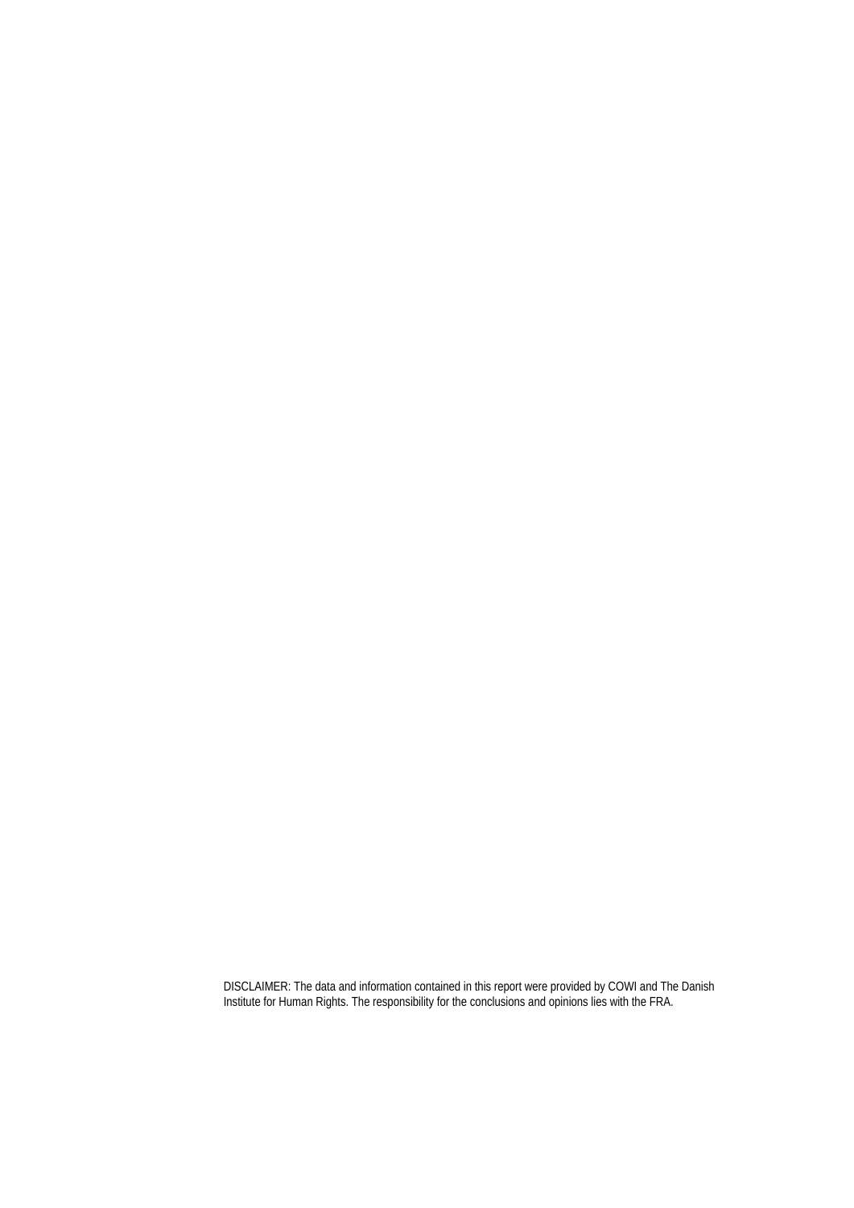DISCLAIMER: The data and information contained in this report were provided by COWI and The Danish Institute for Human Rights. The responsibility for the conclusions and opinions lies with the FRA.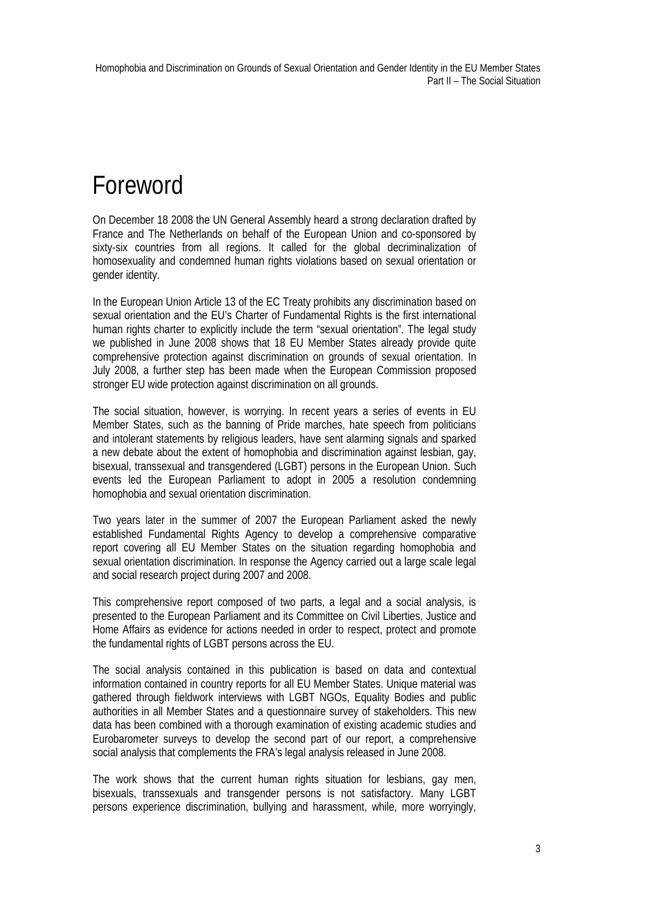# Foreword

On December 18 2008 the UN General Assembly heard a strong declaration drafted by France and The Netherlands on behalf of the European Union and co-sponsored by sixty-six countries from all regions. It called for the global decriminalization of homosexuality and condemned human rights violations based on sexual orientation or gender identity.

In the European Union Article 13 of the EC Treaty prohibits any discrimination based on sexual orientation and the EU's Charter of Fundamental Rights is the first international human rights charter to explicitly include the term "sexual orientation". The legal study we published in June 2008 shows that 18 EU Member States already provide quite comprehensive protection against discrimination on grounds of sexual orientation. In July 2008, a further step has been made when the European Commission proposed stronger EU wide protection against discrimination on all grounds.

The social situation, however, is worrying. In recent years a series of events in EU Member States, such as the banning of Pride marches, hate speech from politicians and intolerant statements by religious leaders, have sent alarming signals and sparked a new debate about the extent of homophobia and discrimination against lesbian, gay, bisexual, transsexual and transgendered (LGBT) persons in the European Union. Such events led the European Parliament to adopt in 2005 a resolution condemning homophobia and sexual orientation discrimination.

Two years later in the summer of 2007 the European Parliament asked the newly established Fundamental Rights Agency to develop a comprehensive comparative report covering all EU Member States on the situation regarding homophobia and sexual orientation discrimination. In response the Agency carried out a large scale legal and social research project during 2007 and 2008.

This comprehensive report composed of two parts, a legal and a social analysis, is presented to the European Parliament and its Committee on Civil Liberties, Justice and Home Affairs as evidence for actions needed in order to respect, protect and promote the fundamental rights of LGBT persons across the EU.

The social analysis contained in this publication is based on data and contextual information contained in country reports for all EU Member States. Unique material was gathered through fieldwork interviews with LGBT NGOs, Equality Bodies and public authorities in all Member States and a questionnaire survey of stakeholders. This new data has been combined with a thorough examination of existing academic studies and Eurobarometer surveys to develop the second part of our report, a comprehensive social analysis that complements the FRA's legal analysis released in June 2008.

The work shows that the current human rights situation for lesbians, gay men, bisexuals, transsexuals and transgender persons is not satisfactory. Many LGBT persons experience discrimination, bullying and harassment, while, more worryingly,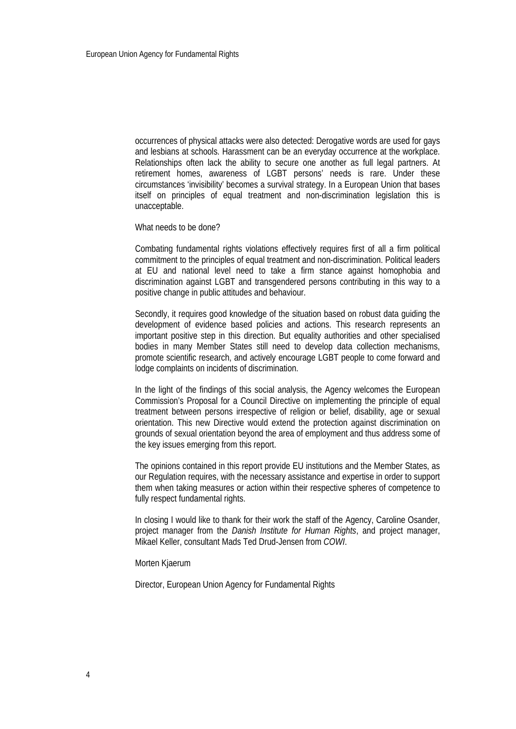occurrences of physical attacks were also detected: Derogative words are used for gays and lesbians at schools. Harassment can be an everyday occurrence at the workplace. Relationships often lack the ability to secure one another as full legal partners. At retirement homes, awareness of LGBT persons' needs is rare. Under these circumstances 'invisibility' becomes a survival strategy. In a European Union that bases itself on principles of equal treatment and non-discrimination legislation this is unacceptable.

What needs to be done?

Combating fundamental rights violations effectively requires first of all a firm political commitment to the principles of equal treatment and non-discrimination. Political leaders at EU and national level need to take a firm stance against homophobia and discrimination against LGBT and transgendered persons contributing in this way to a positive change in public attitudes and behaviour.

Secondly, it requires good knowledge of the situation based on robust data guiding the development of evidence based policies and actions. This research represents an important positive step in this direction. But equality authorities and other specialised bodies in many Member States still need to develop data collection mechanisms, promote scientific research, and actively encourage LGBT people to come forward and lodge complaints on incidents of discrimination.

In the light of the findings of this social analysis, the Agency welcomes the European Commission's Proposal for a Council Directive on implementing the principle of equal treatment between persons irrespective of religion or belief, disability, age or sexual orientation. This new Directive would extend the protection against discrimination on grounds of sexual orientation beyond the area of employment and thus address some of the key issues emerging from this report.

The opinions contained in this report provide EU institutions and the Member States, as our Regulation requires, with the necessary assistance and expertise in order to support them when taking measures or action within their respective spheres of competence to fully respect fundamental rights.

In closing I would like to thank for their work the staff of the Agency, Caroline Osander, project manager from the *Danish Institute for Human Rights*, and project manager, Mikael Keller, consultant Mads Ted Drud-Jensen from *COWI*.

Morten Kjaerum

Director, European Union Agency for Fundamental Rights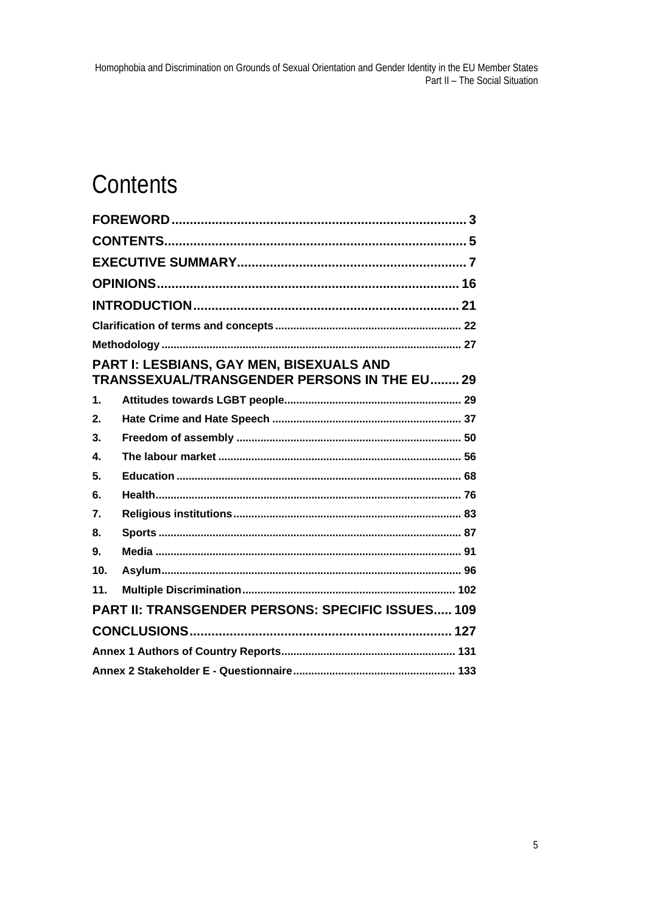# Contents

| | | |
|---|---|---|
| **FOREWORD** | | **3** |
| **CONTENTS** | | **5** |
| **EXECUTIVE SUMMARY** | | **7** |
| **OPINIONS** | | **16** |
| **INTRODUCTION** | | **21** |
| **Clarification of terms and concepts** | | **22** |
| **Methodology** | | **27** |
| **PART I: LESBIANS, GAY MEN, BISEXUALS AND TRANSSEXUAL/TRANSGENDER PERSONS IN THE EU** | | **29** |
| **1.** | **Attitudes towards LGBT people** | **29** |
| **2.** | **Hate Crime and Hate Speech** | **37** |
| **3.** | **Freedom of assembly** | **50** |
| **4.** | **The labour market** | **56** |
| **5.** | **Education** | **68** |
| **6.** | **Health** | **76** |
| **7.** | **Religious institutions** | **83** |
| **8.** | **Sports** | **87** |
| **9.** | **Media** | **91** |
| **10.** | **Asylum** | **96** |
| **11.** | **Multiple Discrimination** | **102** |
| **PART II: TRANSGENDER PERSONS: SPECIFIC ISSUES** | | **109** |
| **CONCLUSIONS** | | **127** |
| **Annex 1 Authors of Country Reports** | | **131** |
| **Annex 2 Stakeholder E - Questionnaire** | | **133** |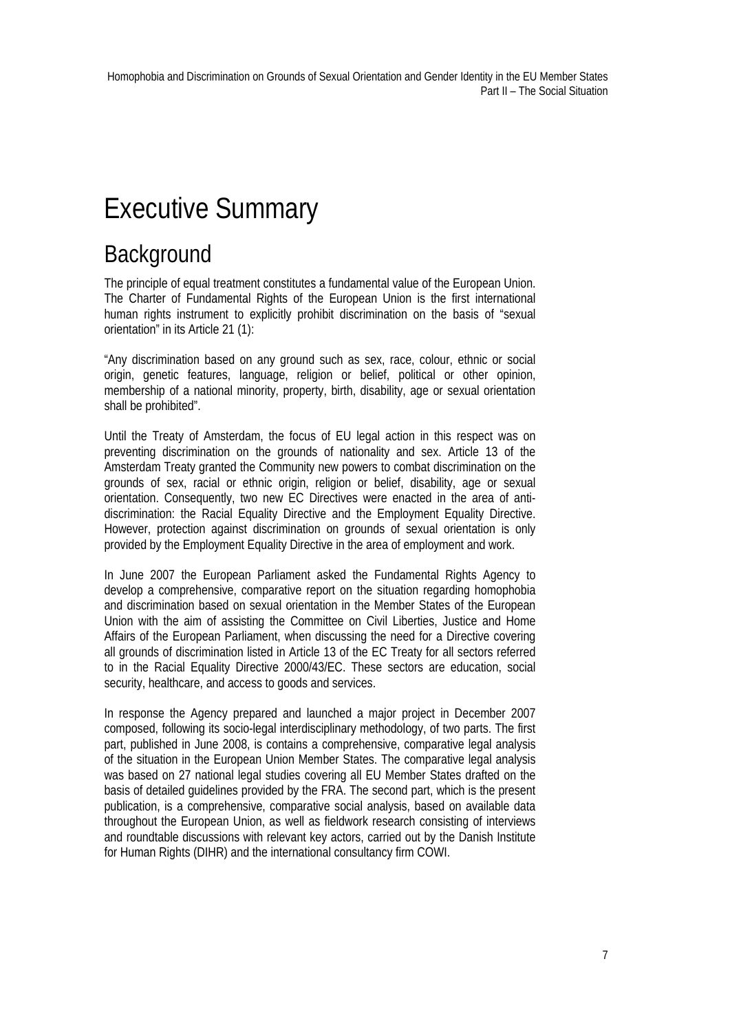# Executive Summary

## Background

The principle of equal treatment constitutes a fundamental value of the European Union. The Charter of Fundamental Rights of the European Union is the first international human rights instrument to explicitly prohibit discrimination on the basis of "sexual orientation" in its Article 21 (1):

"Any discrimination based on any ground such as sex, race, colour, ethnic or social origin, genetic features, language, religion or belief, political or other opinion, membership of a national minority, property, birth, disability, age or sexual orientation shall be prohibited".

Until the Treaty of Amsterdam, the focus of EU legal action in this respect was on preventing discrimination on the grounds of nationality and sex. Article 13 of the Amsterdam Treaty granted the Community new powers to combat discrimination on the grounds of sex, racial or ethnic origin, religion or belief, disability, age or sexual orientation. Consequently, two new EC Directives were enacted in the area of anti-discrimination: the Racial Equality Directive and the Employment Equality Directive. However, protection against discrimination on grounds of sexual orientation is only provided by the Employment Equality Directive in the area of employment and work.

In June 2007 the European Parliament asked the Fundamental Rights Agency to develop a comprehensive, comparative report on the situation regarding homophobia and discrimination based on sexual orientation in the Member States of the European Union with the aim of assisting the Committee on Civil Liberties, Justice and Home Affairs of the European Parliament, when discussing the need for a Directive covering all grounds of discrimination listed in Article 13 of the EC Treaty for all sectors referred to in the Racial Equality Directive 2000/43/EC. These sectors are education, social security, healthcare, and access to goods and services.

In response the Agency prepared and launched a major project in December 2007 composed, following its socio-legal interdisciplinary methodology, of two parts. The first part, published in June 2008, is contains a comprehensive, comparative legal analysis of the situation in the European Union Member States. The comparative legal analysis was based on 27 national legal studies covering all EU Member States drafted on the basis of detailed guidelines provided by the FRA. The second part, which is the present publication, is a comprehensive, comparative social analysis, based on available data throughout the European Union, as well as fieldwork research consisting of interviews and roundtable discussions with relevant key actors, carried out by the Danish Institute for Human Rights (DIHR) and the international consultancy firm COWI.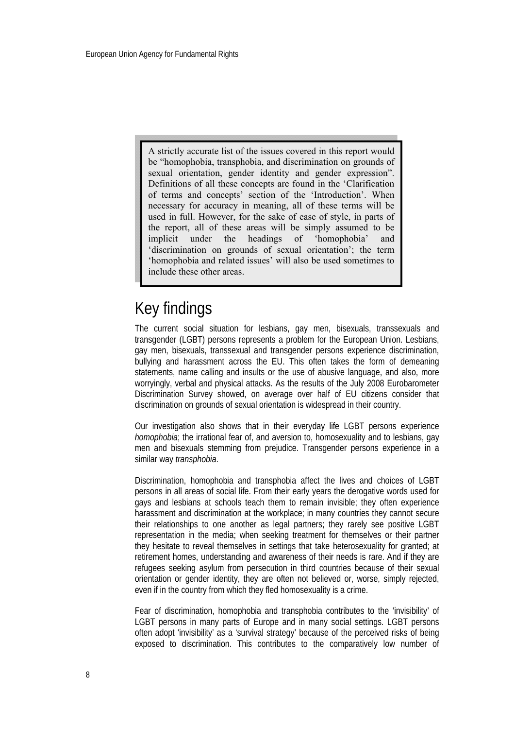> A strictly accurate list of the issues covered in this report would be "homophobia, transphobia, and discrimination on grounds of sexual orientation, gender identity and gender expression". Definitions of all these concepts are found in the 'Clarification of terms and concepts' section of the 'Introduction'. When necessary for accuracy in meaning, all of these terms will be used in full. However, for the sake of ease of style, in parts of the report, all of these areas will be simply assumed to be implicit under the headings of 'homophobia' and 'discrimination on grounds of sexual orientation'; the term 'homophobia and related issues' will also be used sometimes to include these other areas.

# Key findings

The current social situation for lesbians, gay men, bisexuals, transsexuals and transgender (LGBT) persons represents a problem for the European Union. Lesbians, gay men, bisexuals, transsexual and transgender persons experience discrimination, bullying and harassment across the EU. This often takes the form of demeaning statements, name calling and insults or the use of abusive language, and also, more worryingly, verbal and physical attacks. As the results of the July 2008 Eurobarometer Discrimination Survey showed, on average over half of EU citizens consider that discrimination on grounds of sexual orientation is widespread in their country.

Our investigation also shows that in their everyday life LGBT persons experience *homophobia*; the irrational fear of, and aversion to, homosexuality and to lesbians, gay men and bisexuals stemming from prejudice. Transgender persons experience in a similar way *transphobia*.

Discrimination, homophobia and transphobia affect the lives and choices of LGBT persons in all areas of social life. From their early years the derogative words used for gays and lesbians at schools teach them to remain invisible; they often experience harassment and discrimination at the workplace; in many countries they cannot secure their relationships to one another as legal partners; they rarely see positive LGBT representation in the media; when seeking treatment for themselves or their partner they hesitate to reveal themselves in settings that take heterosexuality for granted; at retirement homes, understanding and awareness of their needs is rare. And if they are refugees seeking asylum from persecution in third countries because of their sexual orientation or gender identity, they are often not believed or, worse, simply rejected, even if in the country from which they fled homosexuality is a crime.

Fear of discrimination, homophobia and transphobia contributes to the 'invisibility' of LGBT persons in many parts of Europe and in many social settings. LGBT persons often adopt 'invisibility' as a 'survival strategy' because of the perceived risks of being exposed to discrimination. This contributes to the comparatively low number of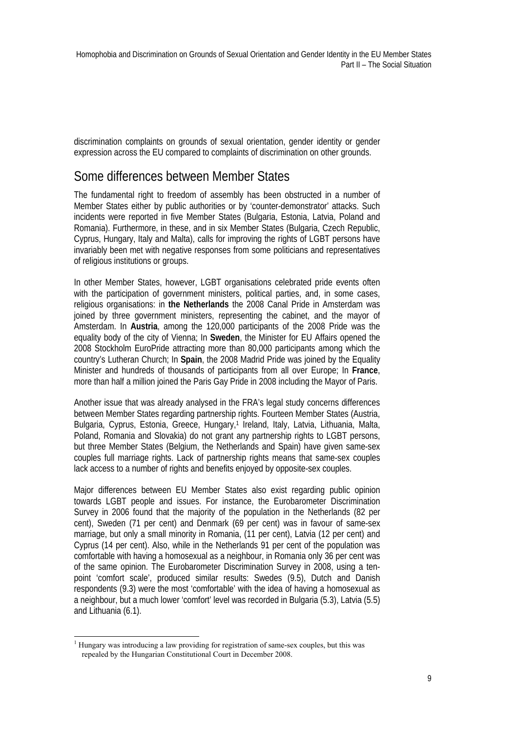discrimination complaints on grounds of sexual orientation, gender identity or gender expression across the EU compared to complaints of discrimination on other grounds.

## Some differences between Member States

The fundamental right to freedom of assembly has been obstructed in a number of Member States either by public authorities or by 'counter-demonstrator' attacks. Such incidents were reported in five Member States (Bulgaria, Estonia, Latvia, Poland and Romania). Furthermore, in these, and in six Member States (Bulgaria, Czech Republic, Cyprus, Hungary, Italy and Malta), calls for improving the rights of LGBT persons have invariably been met with negative responses from some politicians and representatives of religious institutions or groups.

In other Member States, however, LGBT organisations celebrated pride events often with the participation of government ministers, political parties, and, in some cases, religious organisations: in **the Netherlands** the 2008 Canal Pride in Amsterdam was joined by three government ministers, representing the cabinet, and the mayor of Amsterdam. In **Austria**, among the 120,000 participants of the 2008 Pride was the equality body of the city of Vienna; In **Sweden**, the Minister for EU Affairs opened the 2008 Stockholm EuroPride attracting more than 80,000 participants among which the country's Lutheran Church; In **Spain**, the 2008 Madrid Pride was joined by the Equality Minister and hundreds of thousands of participants from all over Europe; In **France**, more than half a million joined the Paris Gay Pride in 2008 including the Mayor of Paris.

Another issue that was already analysed in the FRA's legal study concerns differences between Member States regarding partnership rights. Fourteen Member States (Austria, Bulgaria, Cyprus, Estonia, Greece, Hungary,[1] Ireland, Italy, Latvia, Lithuania, Malta, Poland, Romania and Slovakia) do not grant any partnership rights to LGBT persons, but three Member States (Belgium, the Netherlands and Spain) have given same-sex couples full marriage rights. Lack of partnership rights means that same-sex couples lack access to a number of rights and benefits enjoyed by opposite-sex couples.

Major differences between EU Member States also exist regarding public opinion towards LGBT people and issues. For instance, the Eurobarometer Discrimination Survey in 2006 found that the majority of the population in the Netherlands (82 per cent), Sweden (71 per cent) and Denmark (69 per cent) was in favour of same-sex marriage, but only a small minority in Romania, (11 per cent), Latvia (12 per cent) and Cyprus (14 per cent). Also, while in the Netherlands 91 per cent of the population was comfortable with having a homosexual as a neighbour, in Romania only 36 per cent was of the same opinion. The Eurobarometer Discrimination Survey in 2008, using a ten-point 'comfort scale', produced similar results: Swedes (9.5), Dutch and Danish respondents (9.3) were the most 'comfortable' with the idea of having a homosexual as a neighbour, but a much lower 'comfort' level was recorded in Bulgaria (5.3), Latvia (5.5) and Lithuania (6.1).

---

[1] Hungary was introducing a law providing for registration of same-sex couples, but this was repealed by the Hungarian Constitutional Court in December 2008.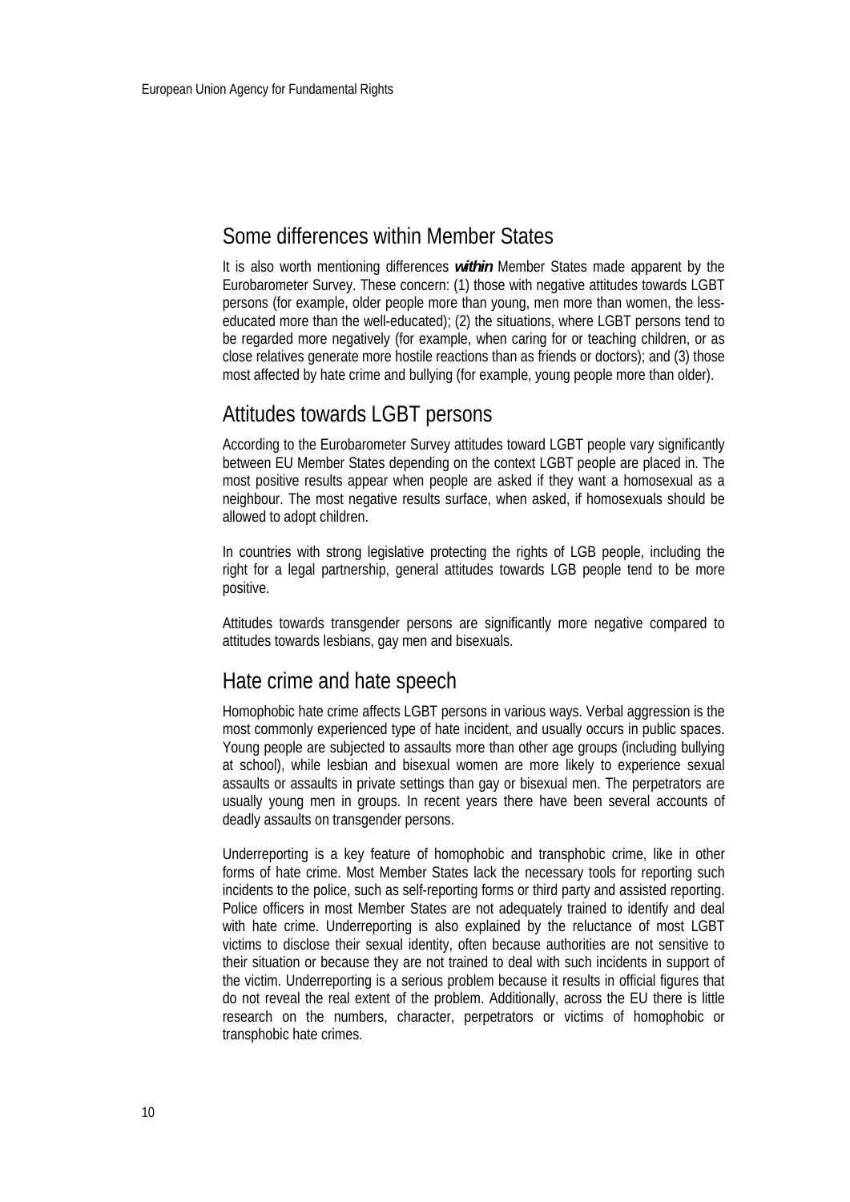## Some differences within Member States

It is also worth mentioning differences ***within*** Member States made apparent by the Eurobarometer Survey. These concern: (1) those with negative attitudes towards LGBT persons (for example, older people more than young, men more than women, the less-educated more than the well-educated); (2) the situations, where LGBT persons tend to be regarded more negatively (for example, when caring for or teaching children, or as close relatives generate more hostile reactions than as friends or doctors); and (3) those most affected by hate crime and bullying (for example, young people more than older).

## Attitudes towards LGBT persons

According to the Eurobarometer Survey attitudes toward LGBT people vary significantly between EU Member States depending on the context LGBT people are placed in. The most positive results appear when people are asked if they want a homosexual as a neighbour. The most negative results surface, when asked, if homosexuals should be allowed to adopt children.

In countries with strong legislative protecting the rights of LGB people, including the right for a legal partnership, general attitudes towards LGB people tend to be more positive.

Attitudes towards transgender persons are significantly more negative compared to attitudes towards lesbians, gay men and bisexuals.

## Hate crime and hate speech

Homophobic hate crime affects LGBT persons in various ways. Verbal aggression is the most commonly experienced type of hate incident, and usually occurs in public spaces. Young people are subjected to assaults more than other age groups (including bullying at school), while lesbian and bisexual women are more likely to experience sexual assaults or assaults in private settings than gay or bisexual men. The perpetrators are usually young men in groups. In recent years there have been several accounts of deadly assaults on transgender persons.

Underreporting is a key feature of homophobic and transphobic crime, like in other forms of hate crime. Most Member States lack the necessary tools for reporting such incidents to the police, such as self-reporting forms or third party and assisted reporting. Police officers in most Member States are not adequately trained to identify and deal with hate crime. Underreporting is also explained by the reluctance of most LGBT victims to disclose their sexual identity, often because authorities are not sensitive to their situation or because they are not trained to deal with such incidents in support of the victim. Underreporting is a serious problem because it results in official figures that do not reveal the real extent of the problem. Additionally, across the EU there is little research on the numbers, character, perpetrators or victims of homophobic or transphobic hate crimes.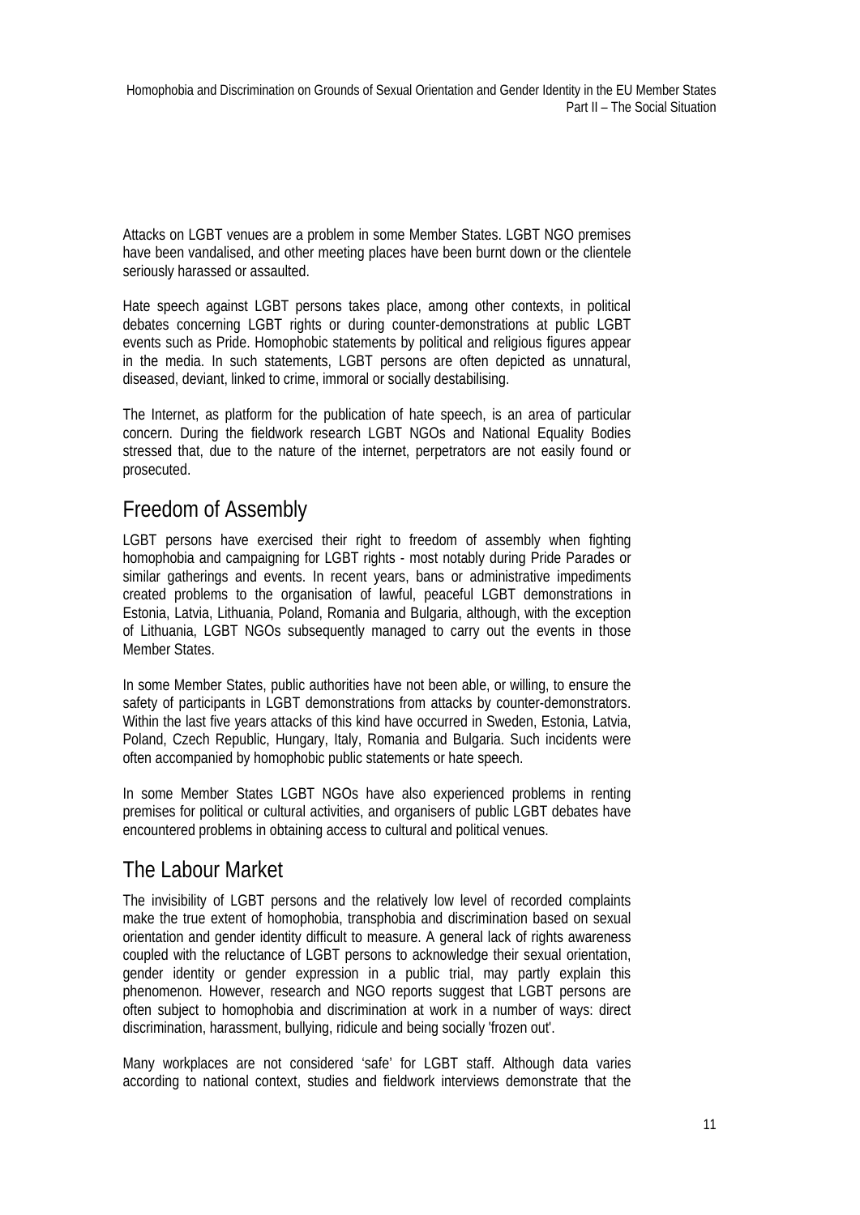Attacks on LGBT venues are a problem in some Member States. LGBT NGO premises have been vandalised, and other meeting places have been burnt down or the clientele seriously harassed or assaulted.

Hate speech against LGBT persons takes place, among other contexts, in political debates concerning LGBT rights or during counter-demonstrations at public LGBT events such as Pride. Homophobic statements by political and religious figures appear in the media. In such statements, LGBT persons are often depicted as unnatural, diseased, deviant, linked to crime, immoral or socially destabilising.

The Internet, as platform for the publication of hate speech, is an area of particular concern. During the fieldwork research LGBT NGOs and National Equality Bodies stressed that, due to the nature of the internet, perpetrators are not easily found or prosecuted.

## Freedom of Assembly

LGBT persons have exercised their right to freedom of assembly when fighting homophobia and campaigning for LGBT rights - most notably during Pride Parades or similar gatherings and events. In recent years, bans or administrative impediments created problems to the organisation of lawful, peaceful LGBT demonstrations in Estonia, Latvia, Lithuania, Poland, Romania and Bulgaria, although, with the exception of Lithuania, LGBT NGOs subsequently managed to carry out the events in those Member States.

In some Member States, public authorities have not been able, or willing, to ensure the safety of participants in LGBT demonstrations from attacks by counter-demonstrators. Within the last five years attacks of this kind have occurred in Sweden, Estonia, Latvia, Poland, Czech Republic, Hungary, Italy, Romania and Bulgaria. Such incidents were often accompanied by homophobic public statements or hate speech.

In some Member States LGBT NGOs have also experienced problems in renting premises for political or cultural activities, and organisers of public LGBT debates have encountered problems in obtaining access to cultural and political venues.

## The Labour Market

The invisibility of LGBT persons and the relatively low level of recorded complaints make the true extent of homophobia, transphobia and discrimination based on sexual orientation and gender identity difficult to measure. A general lack of rights awareness coupled with the reluctance of LGBT persons to acknowledge their sexual orientation, gender identity or gender expression in a public trial, may partly explain this phenomenon. However, research and NGO reports suggest that LGBT persons are often subject to homophobia and discrimination at work in a number of ways: direct discrimination, harassment, bullying, ridicule and being socially 'frozen out'.

Many workplaces are not considered ‘safe’ for LGBT staff. Although data varies according to national context, studies and fieldwork interviews demonstrate that the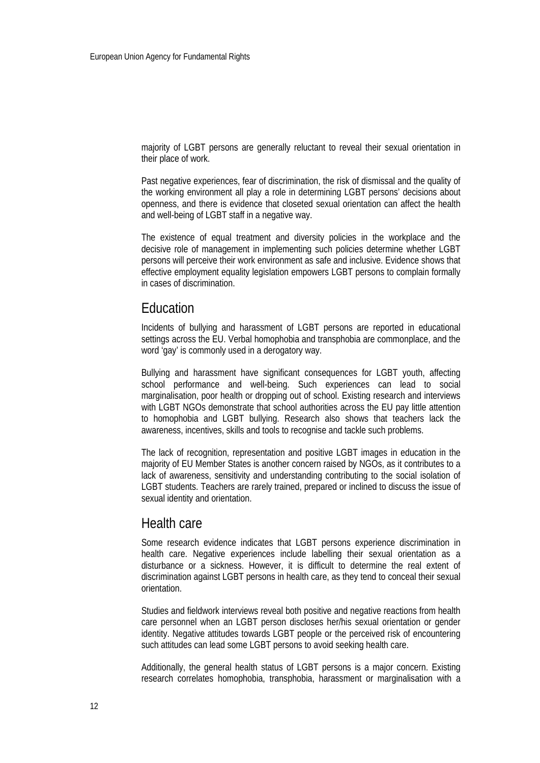majority of LGBT persons are generally reluctant to reveal their sexual orientation in their place of work.

Past negative experiences, fear of discrimination, the risk of dismissal and the quality of the working environment all play a role in determining LGBT persons' decisions about openness, and there is evidence that closeted sexual orientation can affect the health and well-being of LGBT staff in a negative way.

The existence of equal treatment and diversity policies in the workplace and the decisive role of management in implementing such policies determine whether LGBT persons will perceive their work environment as safe and inclusive. Evidence shows that effective employment equality legislation empowers LGBT persons to complain formally in cases of discrimination.

## Education

Incidents of bullying and harassment of LGBT persons are reported in educational settings across the EU. Verbal homophobia and transphobia are commonplace, and the word 'gay' is commonly used in a derogatory way.

Bullying and harassment have significant consequences for LGBT youth, affecting school performance and well-being. Such experiences can lead to social marginalisation, poor health or dropping out of school. Existing research and interviews with LGBT NGOs demonstrate that school authorities across the EU pay little attention to homophobia and LGBT bullying. Research also shows that teachers lack the awareness, incentives, skills and tools to recognise and tackle such problems.

The lack of recognition, representation and positive LGBT images in education in the majority of EU Member States is another concern raised by NGOs, as it contributes to a lack of awareness, sensitivity and understanding contributing to the social isolation of LGBT students. Teachers are rarely trained, prepared or inclined to discuss the issue of sexual identity and orientation.

## Health care

Some research evidence indicates that LGBT persons experience discrimination in health care. Negative experiences include labelling their sexual orientation as a disturbance or a sickness. However, it is difficult to determine the real extent of discrimination against LGBT persons in health care, as they tend to conceal their sexual orientation.

Studies and fieldwork interviews reveal both positive and negative reactions from health care personnel when an LGBT person discloses her/his sexual orientation or gender identity. Negative attitudes towards LGBT people or the perceived risk of encountering such attitudes can lead some LGBT persons to avoid seeking health care.

Additionally, the general health status of LGBT persons is a major concern. Existing research correlates homophobia, transphobia, harassment or marginalisation with a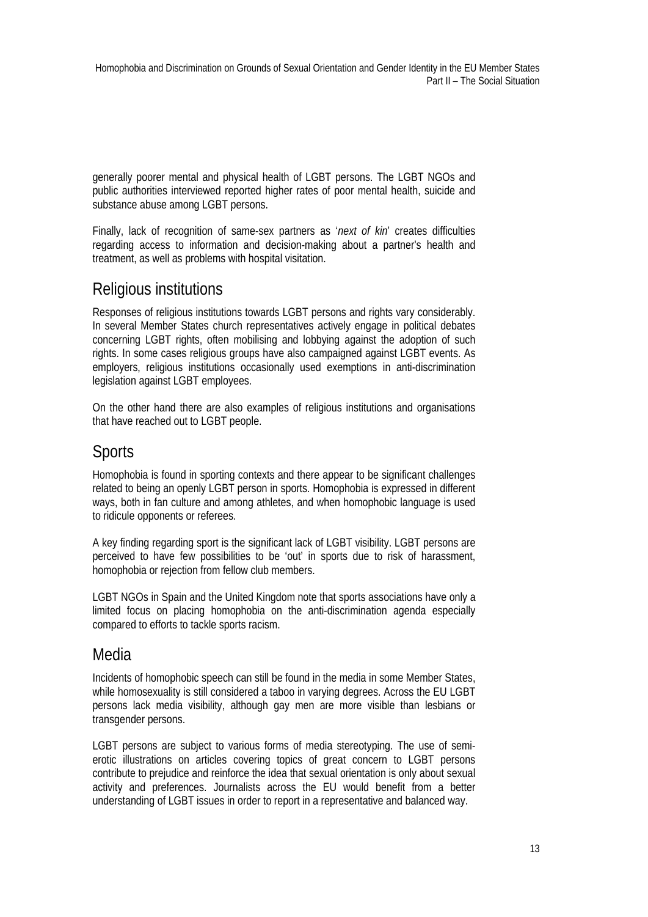generally poorer mental and physical health of LGBT persons. The LGBT NGOs and public authorities interviewed reported higher rates of poor mental health, suicide and substance abuse among LGBT persons.

Finally, lack of recognition of same-sex partners as '*next of kin*' creates difficulties regarding access to information and decision-making about a partner's health and treatment, as well as problems with hospital visitation.

## Religious institutions

Responses of religious institutions towards LGBT persons and rights vary considerably. In several Member States church representatives actively engage in political debates concerning LGBT rights, often mobilising and lobbying against the adoption of such rights. In some cases religious groups have also campaigned against LGBT events. As employers, religious institutions occasionally used exemptions in anti-discrimination legislation against LGBT employees.

On the other hand there are also examples of religious institutions and organisations that have reached out to LGBT people.

## Sports

Homophobia is found in sporting contexts and there appear to be significant challenges related to being an openly LGBT person in sports. Homophobia is expressed in different ways, both in fan culture and among athletes, and when homophobic language is used to ridicule opponents or referees.

A key finding regarding sport is the significant lack of LGBT visibility. LGBT persons are perceived to have few possibilities to be 'out' in sports due to risk of harassment, homophobia or rejection from fellow club members.

LGBT NGOs in Spain and the United Kingdom note that sports associations have only a limited focus on placing homophobia on the anti-discrimination agenda especially compared to efforts to tackle sports racism.

## Media

Incidents of homophobic speech can still be found in the media in some Member States, while homosexuality is still considered a taboo in varying degrees. Across the EU LGBT persons lack media visibility, although gay men are more visible than lesbians or transgender persons.

LGBT persons are subject to various forms of media stereotyping. The use of semi-erotic illustrations on articles covering topics of great concern to LGBT persons contribute to prejudice and reinforce the idea that sexual orientation is only about sexual activity and preferences. Journalists across the EU would benefit from a better understanding of LGBT issues in order to report in a representative and balanced way.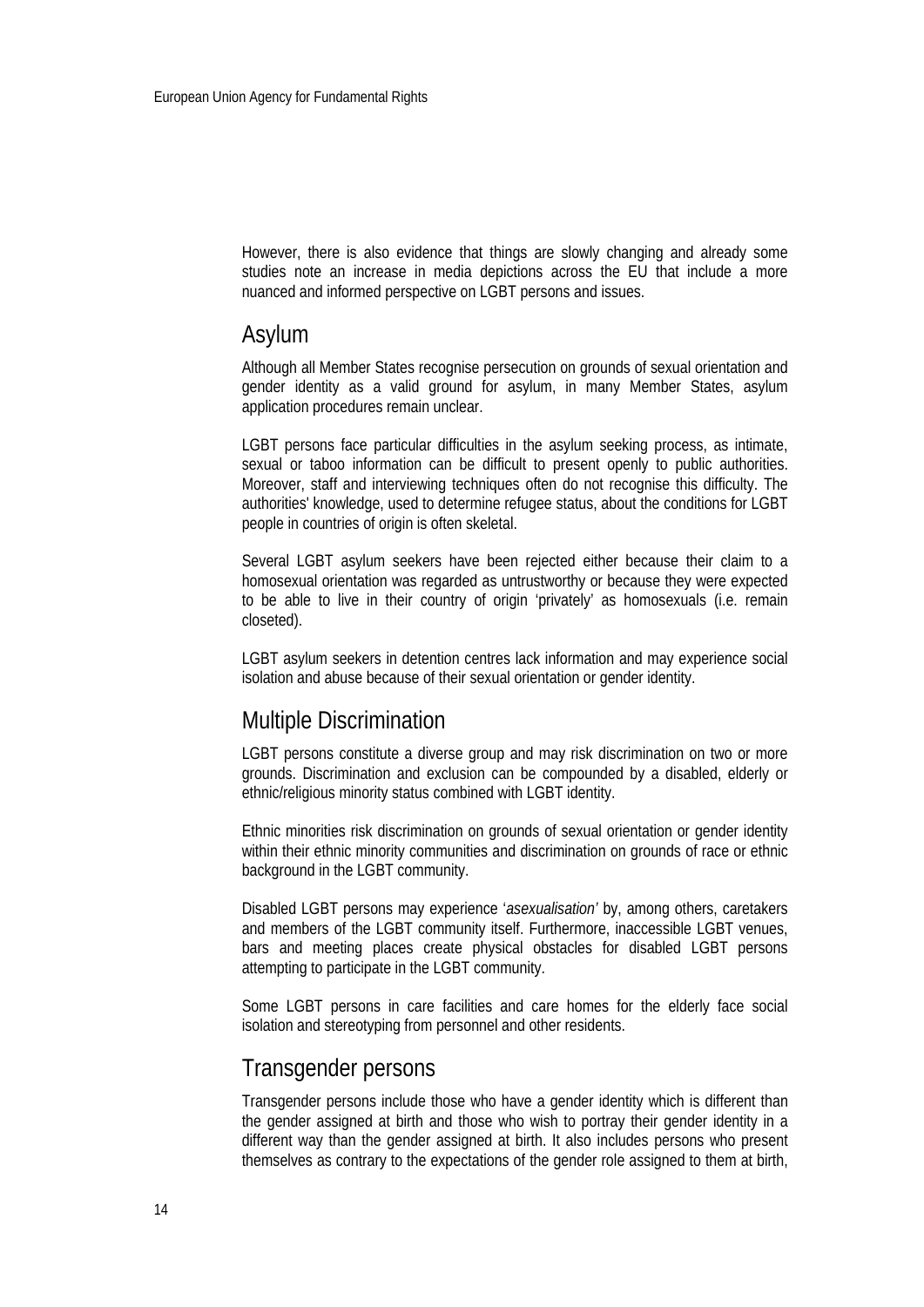However, there is also evidence that things are slowly changing and already some studies note an increase in media depictions across the EU that include a more nuanced and informed perspective on LGBT persons and issues.

## Asylum

Although all Member States recognise persecution on grounds of sexual orientation and gender identity as a valid ground for asylum, in many Member States, asylum application procedures remain unclear.

LGBT persons face particular difficulties in the asylum seeking process, as intimate, sexual or taboo information can be difficult to present openly to public authorities. Moreover, staff and interviewing techniques often do not recognise this difficulty. The authorities' knowledge, used to determine refugee status, about the conditions for LGBT people in countries of origin is often skeletal.

Several LGBT asylum seekers have been rejected either because their claim to a homosexual orientation was regarded as untrustworthy or because they were expected to be able to live in their country of origin 'privately' as homosexuals (i.e. remain closeted).

LGBT asylum seekers in detention centres lack information and may experience social isolation and abuse because of their sexual orientation or gender identity.

## Multiple Discrimination

LGBT persons constitute a diverse group and may risk discrimination on two or more grounds. Discrimination and exclusion can be compounded by a disabled, elderly or ethnic/religious minority status combined with LGBT identity.

Ethnic minorities risk discrimination on grounds of sexual orientation or gender identity within their ethnic minority communities and discrimination on grounds of race or ethnic background in the LGBT community.

Disabled LGBT persons may experience '*asexualisation'* by, among others, caretakers and members of the LGBT community itself. Furthermore, inaccessible LGBT venues, bars and meeting places create physical obstacles for disabled LGBT persons attempting to participate in the LGBT community.

Some LGBT persons in care facilities and care homes for the elderly face social isolation and stereotyping from personnel and other residents.

## Transgender persons

Transgender persons include those who have a gender identity which is different than the gender assigned at birth and those who wish to portray their gender identity in a different way than the gender assigned at birth. It also includes persons who present themselves as contrary to the expectations of the gender role assigned to them at birth,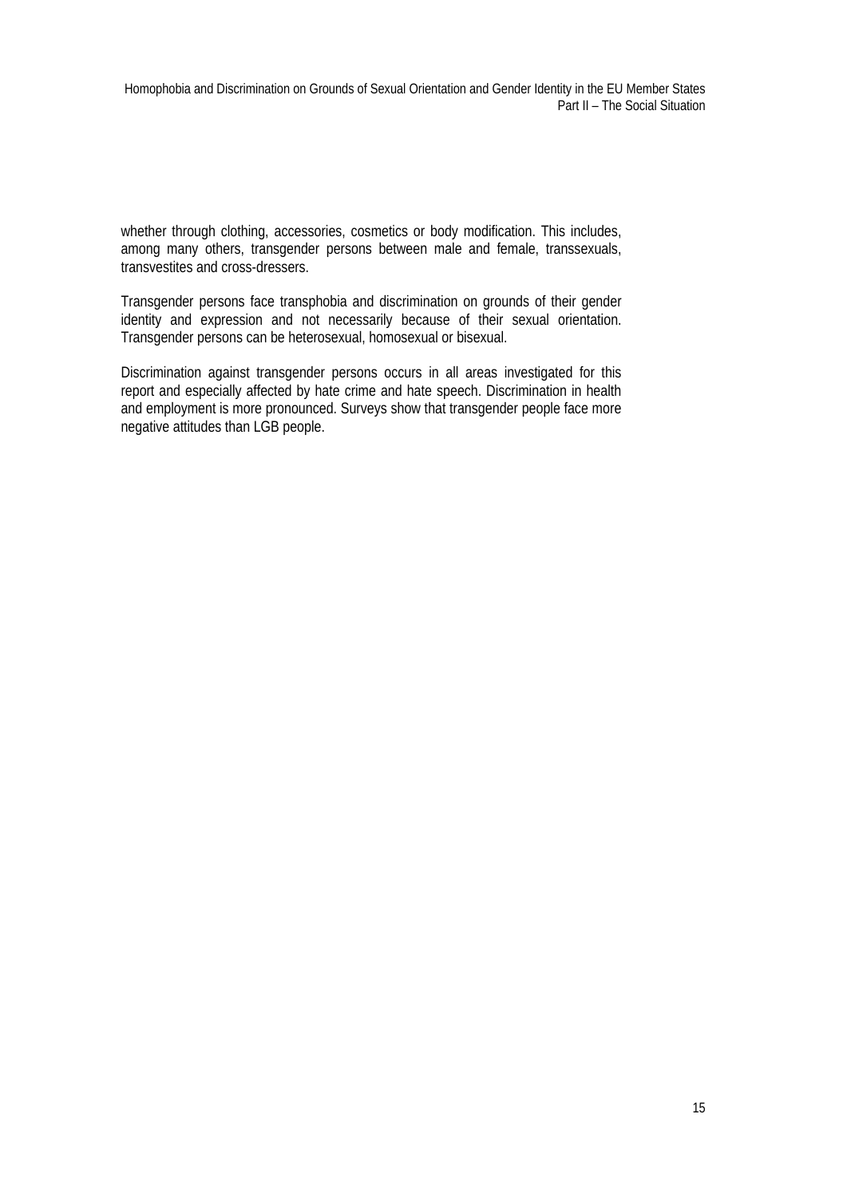whether through clothing, accessories, cosmetics or body modification. This includes, among many others, transgender persons between male and female, transsexuals, transvestites and cross-dressers.

Transgender persons face transphobia and discrimination on grounds of their gender identity and expression and not necessarily because of their sexual orientation. Transgender persons can be heterosexual, homosexual or bisexual.

Discrimination against transgender persons occurs in all areas investigated for this report and especially affected by hate crime and hate speech. Discrimination in health and employment is more pronounced. Surveys show that transgender people face more negative attitudes than LGB people.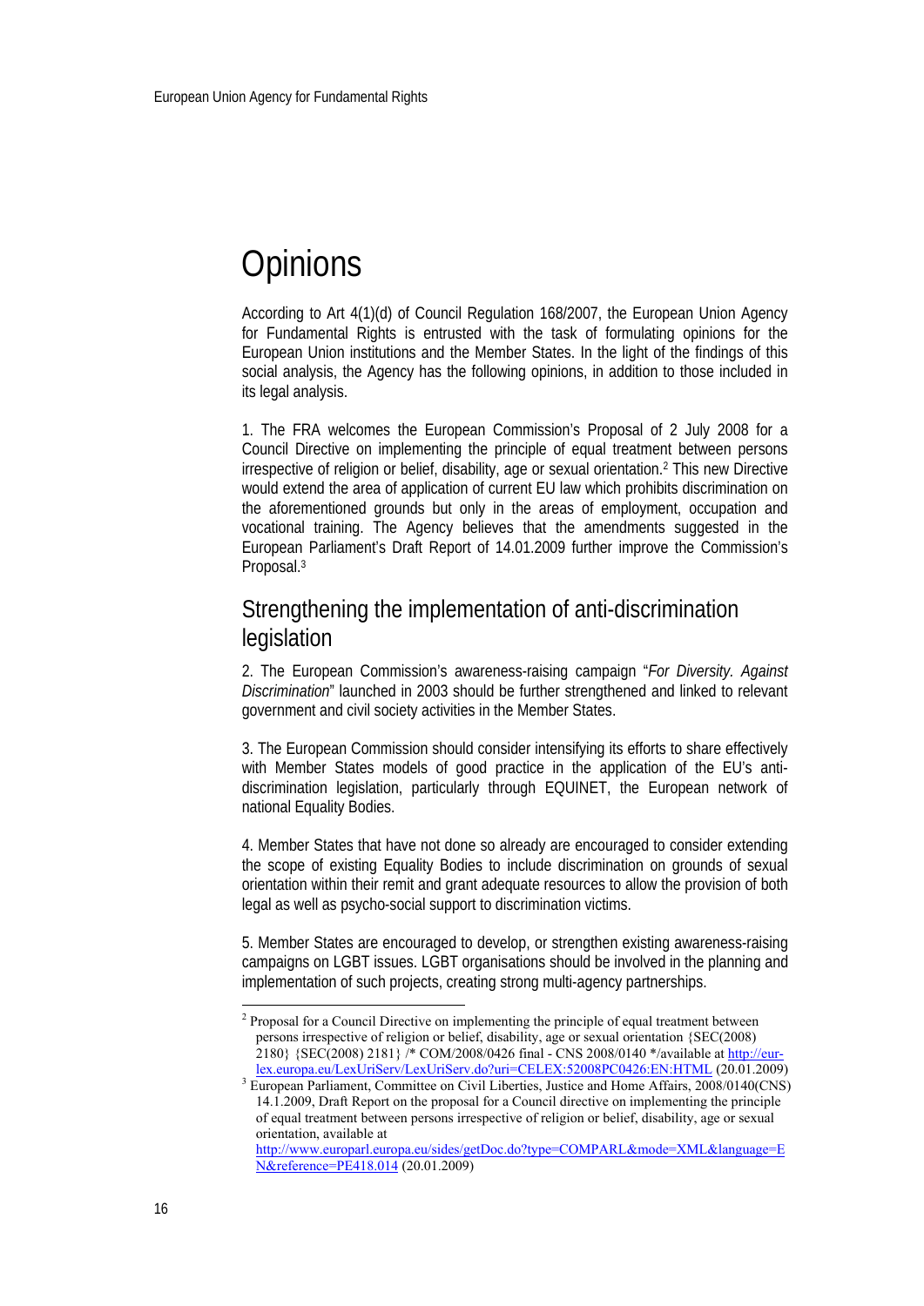# Opinions

According to Art 4(1)(d) of Council Regulation 168/2007, the European Union Agency for Fundamental Rights is entrusted with the task of formulating opinions for the European Union institutions and the Member States. In the light of the findings of this social analysis, the Agency has the following opinions, in addition to those included in its legal analysis.

1. The FRA welcomes the European Commission's Proposal of 2 July 2008 for a Council Directive on implementing the principle of equal treatment between persons irrespective of religion or belief, disability, age or sexual orientation.[2] This new Directive would extend the area of application of current EU law which prohibits discrimination on the aforementioned grounds but only in the areas of employment, occupation and vocational training. The Agency believes that the amendments suggested in the European Parliament's Draft Report of 14.01.2009 further improve the Commission's Proposal.[3]

## Strengthening the implementation of anti-discrimination legislation

2. The European Commission's awareness-raising campaign "*For Diversity. Against Discrimination*" launched in 2003 should be further strengthened and linked to relevant government and civil society activities in the Member States.

3. The European Commission should consider intensifying its efforts to share effectively with Member States models of good practice in the application of the EU's anti-discrimination legislation, particularly through EQUINET, the European network of national Equality Bodies.

4. Member States that have not done so already are encouraged to consider extending the scope of existing Equality Bodies to include discrimination on grounds of sexual orientation within their remit and grant adequate resources to allow the provision of both legal as well as psycho-social support to discrimination victims.

5. Member States are encouraged to develop, or strengthen existing awareness-raising campaigns on LGBT issues. LGBT organisations should be involved in the planning and implementation of such projects, creating strong multi-agency partnerships.

---

[2] Proposal for a Council Directive on implementing the principle of equal treatment between persons irrespective of religion or belief, disability, age or sexual orientation {SEC(2008) 2180} {SEC(2008) 2181} /* COM/2008/0426 final - CNS 2008/0140 */available at http://eur-lex.europa.eu/LexUriServ/LexUriServ.do?uri=CELEX:52008PC0426:EN:HTML (20.01.2009)

[3] European Parliament, Committee on Civil Liberties, Justice and Home Affairs, 2008/0140(CNS) 14.1.2009, Draft Report on the proposal for a Council directive on implementing the principle of equal treatment between persons irrespective of religion or belief, disability, age or sexual orientation, available at http://www.europarl.europa.eu/sides/getDoc.do?type=COMPARL&mode=XML&language=EN&reference=PE418.014 (20.01.2009)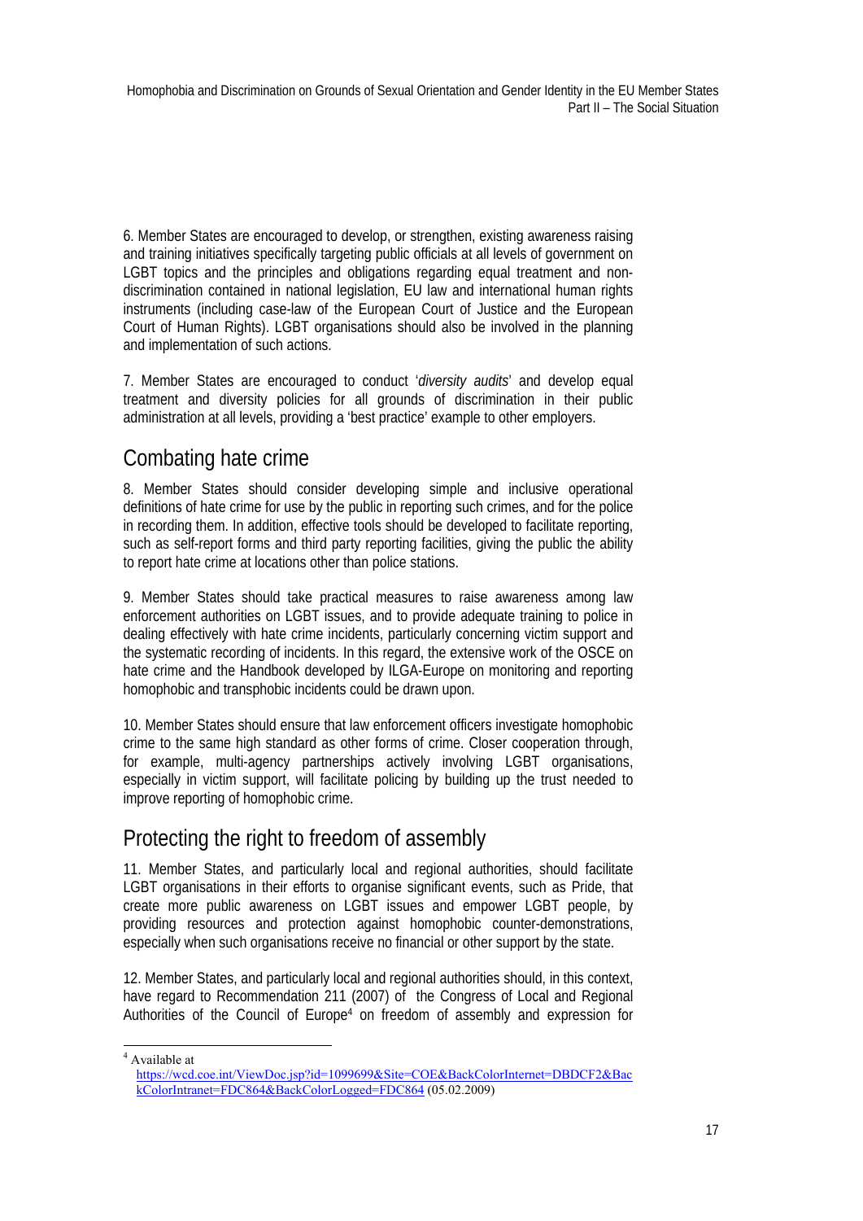6. Member States are encouraged to develop, or strengthen, existing awareness raising and training initiatives specifically targeting public officials at all levels of government on LGBT topics and the principles and obligations regarding equal treatment and non-discrimination contained in national legislation, EU law and international human rights instruments (including case-law of the European Court of Justice and the European Court of Human Rights). LGBT organisations should also be involved in the planning and implementation of such actions.

7. Member States are encouraged to conduct '*diversity audits*' and develop equal treatment and diversity policies for all grounds of discrimination in their public administration at all levels, providing a 'best practice' example to other employers.

## Combating hate crime

8. Member States should consider developing simple and inclusive operational definitions of hate crime for use by the public in reporting such crimes, and for the police in recording them. In addition, effective tools should be developed to facilitate reporting, such as self-report forms and third party reporting facilities, giving the public the ability to report hate crime at locations other than police stations.

9. Member States should take practical measures to raise awareness among law enforcement authorities on LGBT issues, and to provide adequate training to police in dealing effectively with hate crime incidents, particularly concerning victim support and the systematic recording of incidents. In this regard, the extensive work of the OSCE on hate crime and the Handbook developed by ILGA-Europe on monitoring and reporting homophobic and transphobic incidents could be drawn upon.

10. Member States should ensure that law enforcement officers investigate homophobic crime to the same high standard as other forms of crime. Closer cooperation through, for example, multi-agency partnerships actively involving LGBT organisations, especially in victim support, will facilitate policing by building up the trust needed to improve reporting of homophobic crime.

## Protecting the right to freedom of assembly

11. Member States, and particularly local and regional authorities, should facilitate LGBT organisations in their efforts to organise significant events, such as Pride, that create more public awareness on LGBT issues and empower LGBT people, by providing resources and protection against homophobic counter-demonstrations, especially when such organisations receive no financial or other support by the state.

12. Member States, and particularly local and regional authorities should, in this context, have regard to Recommendation 211 (2007) of the Congress of Local and Regional Authorities of the Council of Europe[4] on freedom of assembly and expression for

---

[4] Available at https://wcd.coe.int/ViewDoc.jsp?id=1099699&Site=COE&BackColorInternet=DBDCF2&BackColorIntranet=FDC864&BackColorLogged=FDC864 (05.02.2009)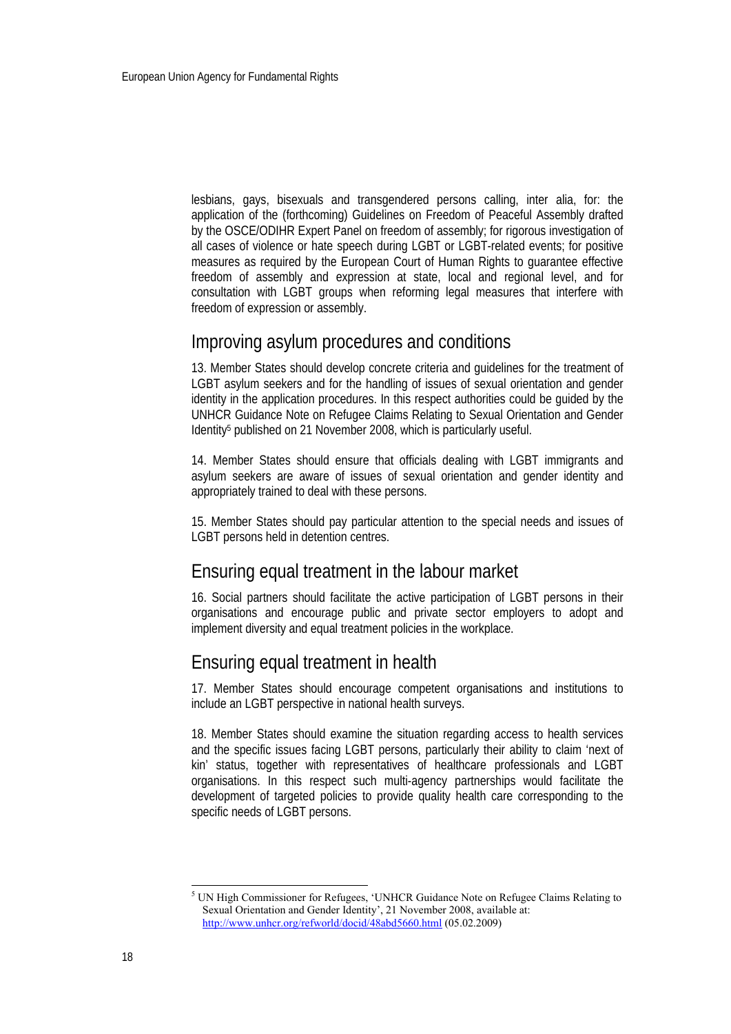lesbians, gays, bisexuals and transgendered persons calling, inter alia, for: the application of the (forthcoming) Guidelines on Freedom of Peaceful Assembly drafted by the OSCE/ODIHR Expert Panel on freedom of assembly; for rigorous investigation of all cases of violence or hate speech during LGBT or LGBT-related events; for positive measures as required by the European Court of Human Rights to guarantee effective freedom of assembly and expression at state, local and regional level, and for consultation with LGBT groups when reforming legal measures that interfere with freedom of expression or assembly.

## Improving asylum procedures and conditions

13. Member States should develop concrete criteria and guidelines for the treatment of LGBT asylum seekers and for the handling of issues of sexual orientation and gender identity in the application procedures. In this respect authorities could be guided by the UNHCR Guidance Note on Refugee Claims Relating to Sexual Orientation and Gender Identity[5] published on 21 November 2008, which is particularly useful.

14. Member States should ensure that officials dealing with LGBT immigrants and asylum seekers are aware of issues of sexual orientation and gender identity and appropriately trained to deal with these persons.

15. Member States should pay particular attention to the special needs and issues of LGBT persons held in detention centres.

## Ensuring equal treatment in the labour market

16. Social partners should facilitate the active participation of LGBT persons in their organisations and encourage public and private sector employers to adopt and implement diversity and equal treatment policies in the workplace.

## Ensuring equal treatment in health

17. Member States should encourage competent organisations and institutions to include an LGBT perspective in national health surveys.

18. Member States should examine the situation regarding access to health services and the specific issues facing LGBT persons, particularly their ability to claim 'next of kin' status, together with representatives of healthcare professionals and LGBT organisations. In this respect such multi-agency partnerships would facilitate the development of targeted policies to provide quality health care corresponding to the specific needs of LGBT persons.

---

[5] UN High Commissioner for Refugees, 'UNHCR Guidance Note on Refugee Claims Relating to Sexual Orientation and Gender Identity', 21 November 2008, available at: http://www.unhcr.org/refworld/docid/48abd5660.html (05.02.2009)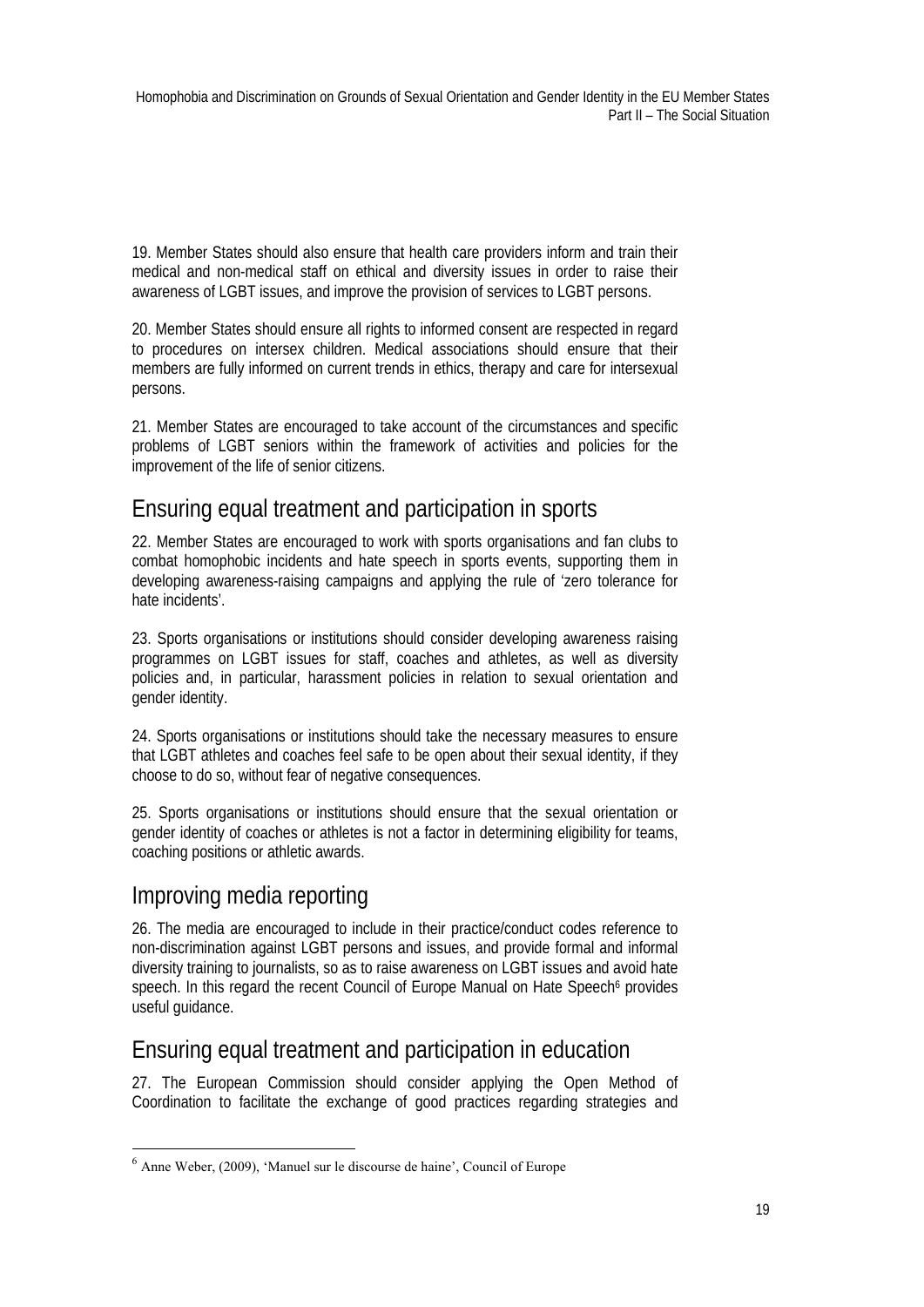19. Member States should also ensure that health care providers inform and train their medical and non-medical staff on ethical and diversity issues in order to raise their awareness of LGBT issues, and improve the provision of services to LGBT persons.

20. Member States should ensure all rights to informed consent are respected in regard to procedures on intersex children. Medical associations should ensure that their members are fully informed on current trends in ethics, therapy and care for intersexual persons.

21. Member States are encouraged to take account of the circumstances and specific problems of LGBT seniors within the framework of activities and policies for the improvement of the life of senior citizens.

## Ensuring equal treatment and participation in sports

22. Member States are encouraged to work with sports organisations and fan clubs to combat homophobic incidents and hate speech in sports events, supporting them in developing awareness-raising campaigns and applying the rule of 'zero tolerance for hate incidents'.

23. Sports organisations or institutions should consider developing awareness raising programmes on LGBT issues for staff, coaches and athletes, as well as diversity policies and, in particular, harassment policies in relation to sexual orientation and gender identity.

24. Sports organisations or institutions should take the necessary measures to ensure that LGBT athletes and coaches feel safe to be open about their sexual identity, if they choose to do so, without fear of negative consequences.

25. Sports organisations or institutions should ensure that the sexual orientation or gender identity of coaches or athletes is not a factor in determining eligibility for teams, coaching positions or athletic awards.

## Improving media reporting

26. The media are encouraged to include in their practice/conduct codes reference to non-discrimination against LGBT persons and issues, and provide formal and informal diversity training to journalists, so as to raise awareness on LGBT issues and avoid hate speech. In this regard the recent Council of Europe Manual on Hate Speech[6] provides useful guidance.

## Ensuring equal treatment and participation in education

27. The European Commission should consider applying the Open Method of Coordination to facilitate the exchange of good practices regarding strategies and

[6] Anne Weber, (2009), 'Manuel sur le discourse de haine', Council of Europe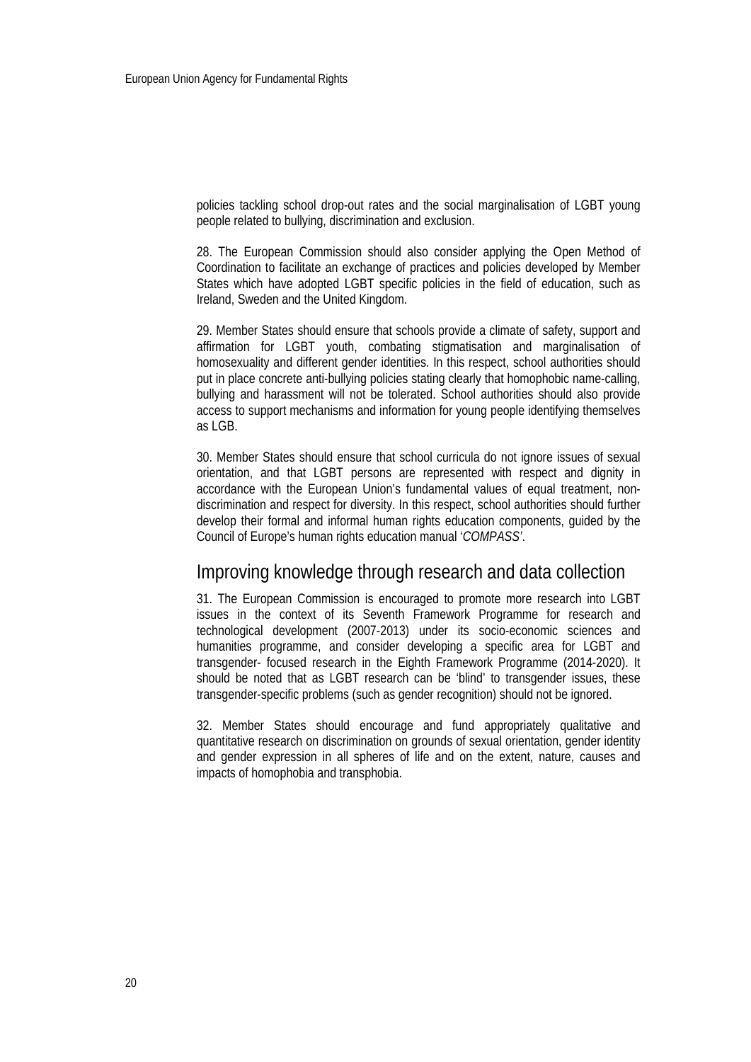policies tackling school drop-out rates and the social marginalisation of LGBT young people related to bullying, discrimination and exclusion.

28. The European Commission should also consider applying the Open Method of Coordination to facilitate an exchange of practices and policies developed by Member States which have adopted LGBT specific policies in the field of education, such as Ireland, Sweden and the United Kingdom.

29. Member States should ensure that schools provide a climate of safety, support and affirmation for LGBT youth, combating stigmatisation and marginalisation of homosexuality and different gender identities. In this respect, school authorities should put in place concrete anti-bullying policies stating clearly that homophobic name-calling, bullying and harassment will not be tolerated. School authorities should also provide access to support mechanisms and information for young people identifying themselves as LGB.

30. Member States should ensure that school curricula do not ignore issues of sexual orientation, and that LGBT persons are represented with respect and dignity in accordance with the European Union's fundamental values of equal treatment, non-discrimination and respect for diversity. In this respect, school authorities should further develop their formal and informal human rights education components, guided by the Council of Europe's human rights education manual '*COMPASS*'.

## Improving knowledge through research and data collection

31. The European Commission is encouraged to promote more research into LGBT issues in the context of its Seventh Framework Programme for research and technological development (2007-2013) under its socio-economic sciences and humanities programme, and consider developing a specific area for LGBT and transgender- focused research in the Eighth Framework Programme (2014-2020). It should be noted that as LGBT research can be 'blind' to transgender issues, these transgender-specific problems (such as gender recognition) should not be ignored.

32. Member States should encourage and fund appropriately qualitative and quantitative research on discrimination on grounds of sexual orientation, gender identity and gender expression in all spheres of life and on the extent, nature, causes and impacts of homophobia and transphobia.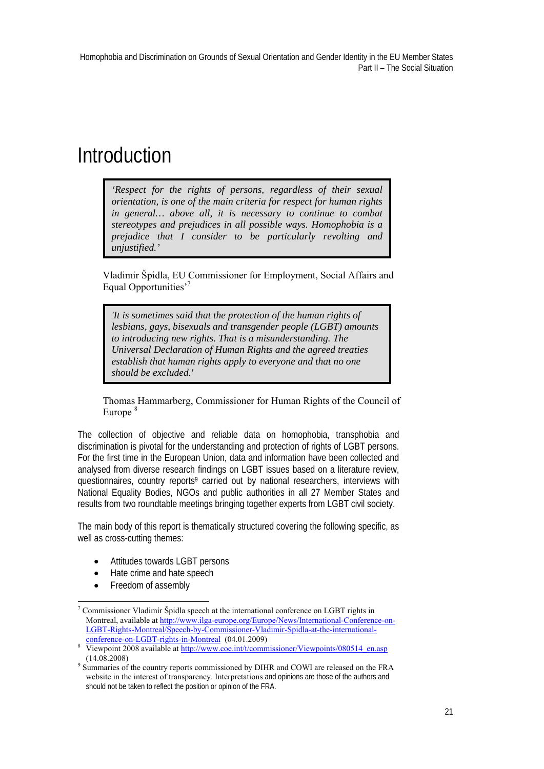# Introduction

> *'Respect for the rights of persons, regardless of their sexual orientation, is one of the main criteria for respect for human rights in general… above all, it is necessary to continue to combat stereotypes and prejudices in all possible ways. Homophobia is a prejudice that I consider to be particularly revolting and unjustified.'*

Vladimír Špidla, EU Commissioner for Employment, Social Affairs and Equal Opportunities'[7]

> *'It is sometimes said that the protection of the human rights of lesbians, gays, bisexuals and transgender people (LGBT) amounts to introducing new rights. That is a misunderstanding. The Universal Declaration of Human Rights and the agreed treaties establish that human rights apply to everyone and that no one should be excluded.'*

Thomas Hammarberg, Commissioner for Human Rights of the Council of Europe [8]

The collection of objective and reliable data on homophobia, transphobia and discrimination is pivotal for the understanding and protection of rights of LGBT persons. For the first time in the European Union, data and information have been collected and analysed from diverse research findings on LGBT issues based on a literature review, questionnaires, country reports[9] carried out by national researchers, interviews with National Equality Bodies, NGOs and public authorities in all 27 Member States and results from two roundtable meetings bringing together experts from LGBT civil society.

The main body of this report is thematically structured covering the following specific, as well as cross-cutting themes:

- Attitudes towards LGBT persons
- Hate crime and hate speech
- Freedom of assembly

---

[7] Commissioner Vladimír Špidla speech at the international conference on LGBT rights in Montreal, available at http://www.ilga-europe.org/Europe/News/International-Conference-on-LGBT-Rights-Montreal/Speech-by-Commissioner-Vladimir-Spidla-at-the-international-conference-on-LGBT-rights-in-Montreal (04.01.2009)

[8] Viewpoint 2008 available at http://www.coe.int/t/commissioner/Viewpoints/080514_en.asp (14.08.2008)

[9] Summaries of the country reports commissioned by DIHR and COWI are released on the FRA website in the interest of transparency. Interpretations and opinions are those of the authors and should not be taken to reflect the position or opinion of the FRA.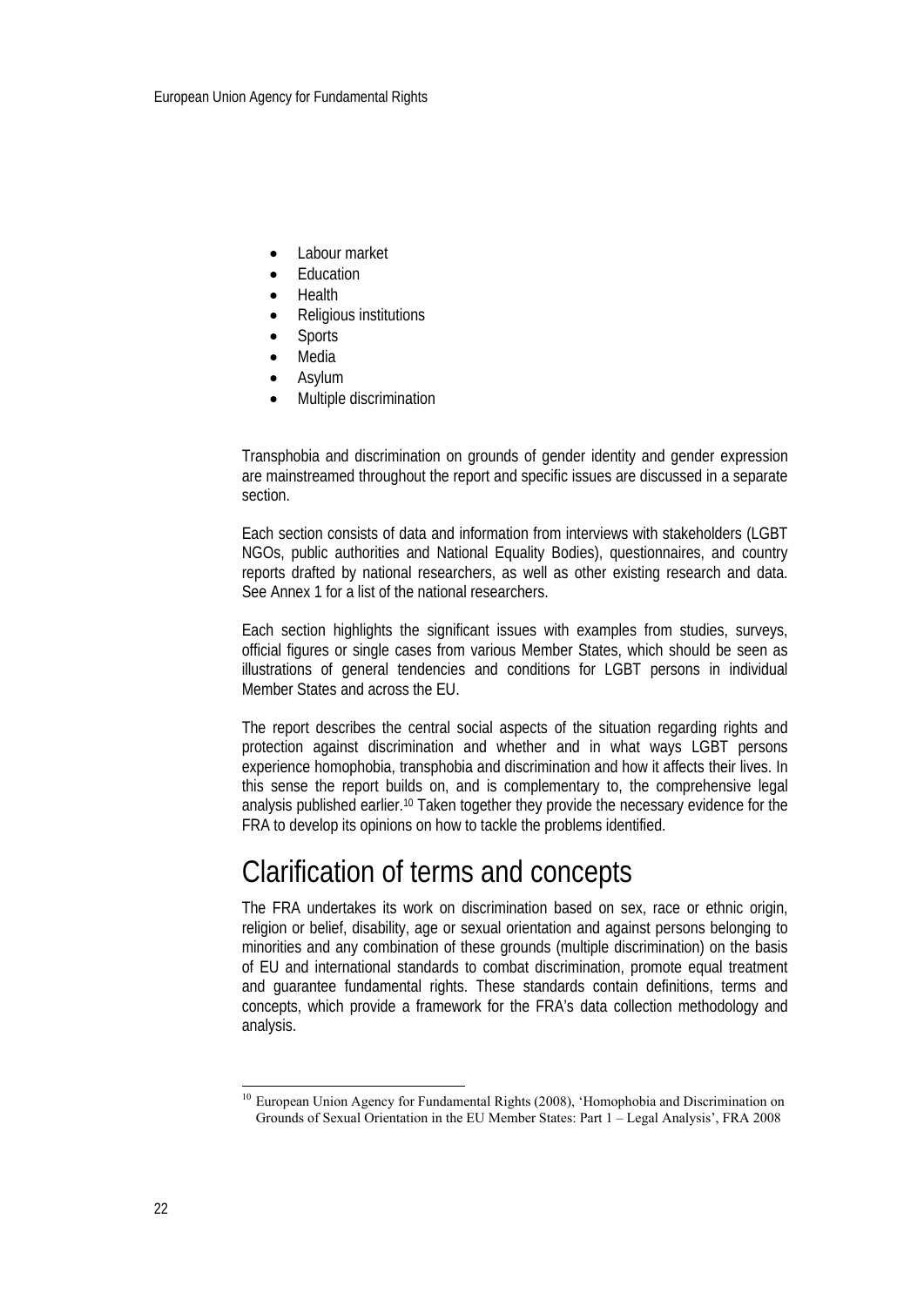- Labour market
- Education
- Health
- Religious institutions
- Sports
- Media
- Asylum
- Multiple discrimination

Transphobia and discrimination on grounds of gender identity and gender expression are mainstreamed throughout the report and specific issues are discussed in a separate section.

Each section consists of data and information from interviews with stakeholders (LGBT NGOs, public authorities and National Equality Bodies), questionnaires, and country reports drafted by national researchers, as well as other existing research and data. See Annex 1 for a list of the national researchers.

Each section highlights the significant issues with examples from studies, surveys, official figures or single cases from various Member States, which should be seen as illustrations of general tendencies and conditions for LGBT persons in individual Member States and across the EU.

The report describes the central social aspects of the situation regarding rights and protection against discrimination and whether and in what ways LGBT persons experience homophobia, transphobia and discrimination and how it affects their lives. In this sense the report builds on, and is complementary to, the comprehensive legal analysis published earlier.[10] Taken together they provide the necessary evidence for the FRA to develop its opinions on how to tackle the problems identified.

# Clarification of terms and concepts

The FRA undertakes its work on discrimination based on sex, race or ethnic origin, religion or belief, disability, age or sexual orientation and against persons belonging to minorities and any combination of these grounds (multiple discrimination) on the basis of EU and international standards to combat discrimination, promote equal treatment and guarantee fundamental rights. These standards contain definitions, terms and concepts, which provide a framework for the FRA's data collection methodology and analysis.

[10] European Union Agency for Fundamental Rights (2008), 'Homophobia and Discrimination on Grounds of Sexual Orientation in the EU Member States: Part 1 – Legal Analysis', FRA 2008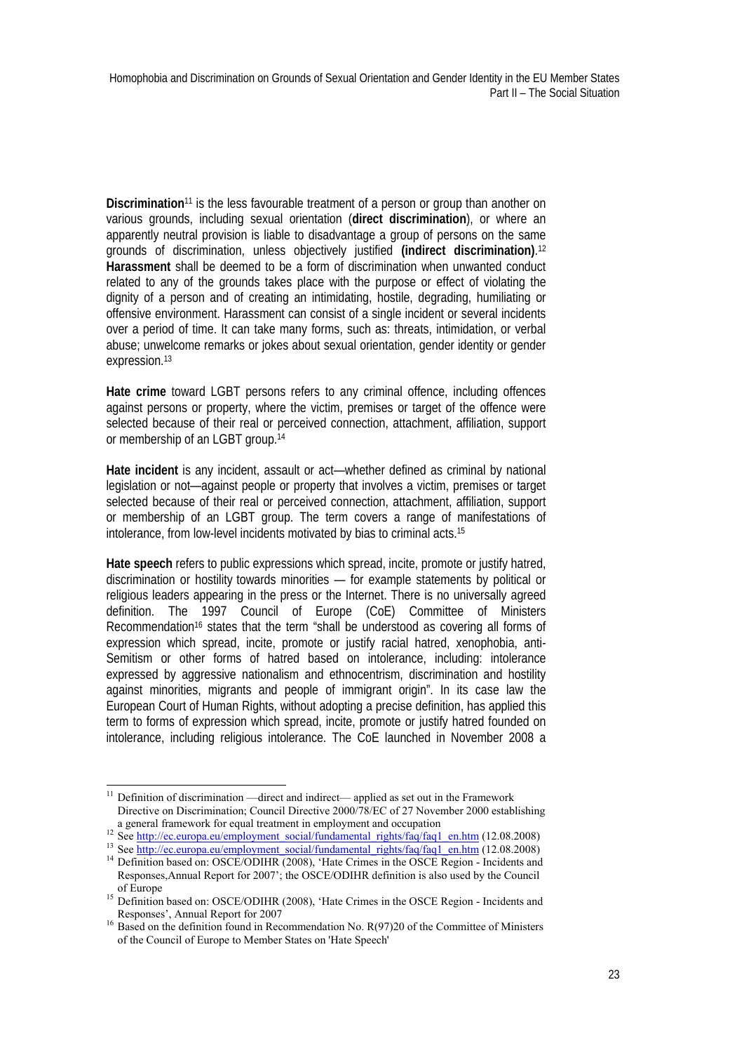**Discrimination**[11] is the less favourable treatment of a person or group than another on various grounds, including sexual orientation (**direct discrimination**), or where an apparently neutral provision is liable to disadvantage a group of persons on the same grounds of discrimination, unless objectively justified **(indirect discrimination)**.[12] **Harassment** shall be deemed to be a form of discrimination when unwanted conduct related to any of the grounds takes place with the purpose or effect of violating the dignity of a person and of creating an intimidating, hostile, degrading, humiliating or offensive environment. Harassment can consist of a single incident or several incidents over a period of time. It can take many forms, such as: threats, intimidation, or verbal abuse; unwelcome remarks or jokes about sexual orientation, gender identity or gender expression.[13]

**Hate crime** toward LGBT persons refers to any criminal offence, including offences against persons or property, where the victim, premises or target of the offence were selected because of their real or perceived connection, attachment, affiliation, support or membership of an LGBT group.[14]

**Hate incident** is any incident, assault or act—whether defined as criminal by national legislation or not—against people or property that involves a victim, premises or target selected because of their real or perceived connection, attachment, affiliation, support or membership of an LGBT group. The term covers a range of manifestations of intolerance, from low-level incidents motivated by bias to criminal acts.[15]

**Hate speech** refers to public expressions which spread, incite, promote or justify hatred, discrimination or hostility towards minorities — for example statements by political or religious leaders appearing in the press or the Internet. There is no universally agreed definition. The 1997 Council of Europe (CoE) Committee of Ministers Recommendation[16] states that the term "shall be understood as covering all forms of expression which spread, incite, promote or justify racial hatred, xenophobia, anti-Semitism or other forms of hatred based on intolerance, including: intolerance expressed by aggressive nationalism and ethnocentrism, discrimination and hostility against minorities, migrants and people of immigrant origin". In its case law the European Court of Human Rights, without adopting a precise definition, has applied this term to forms of expression which spread, incite, promote or justify hatred founded on intolerance, including religious intolerance. The CoE launched in November 2008 a

---

[11] Definition of discrimination —direct and indirect— applied as set out in the Framework Directive on Discrimination; Council Directive 2000/78/EC of 27 November 2000 establishing a general framework for equal treatment in employment and occupation

[12] See http://ec.europa.eu/employment_social/fundamental_rights/faq/faq1_en.htm (12.08.2008)

[13] See http://ec.europa.eu/employment_social/fundamental_rights/faq/faq1_en.htm (12.08.2008)

[14] Definition based on: OSCE/ODIHR (2008), 'Hate Crimes in the OSCE Region - Incidents and Responses,Annual Report for 2007'; the OSCE/ODIHR definition is also used by the Council of Europe

[15] Definition based on: OSCE/ODIHR (2008), 'Hate Crimes in the OSCE Region - Incidents and Responses', Annual Report for 2007

[16] Based on the definition found in Recommendation No. R(97)20 of the Committee of Ministers of the Council of Europe to Member States on 'Hate Speech'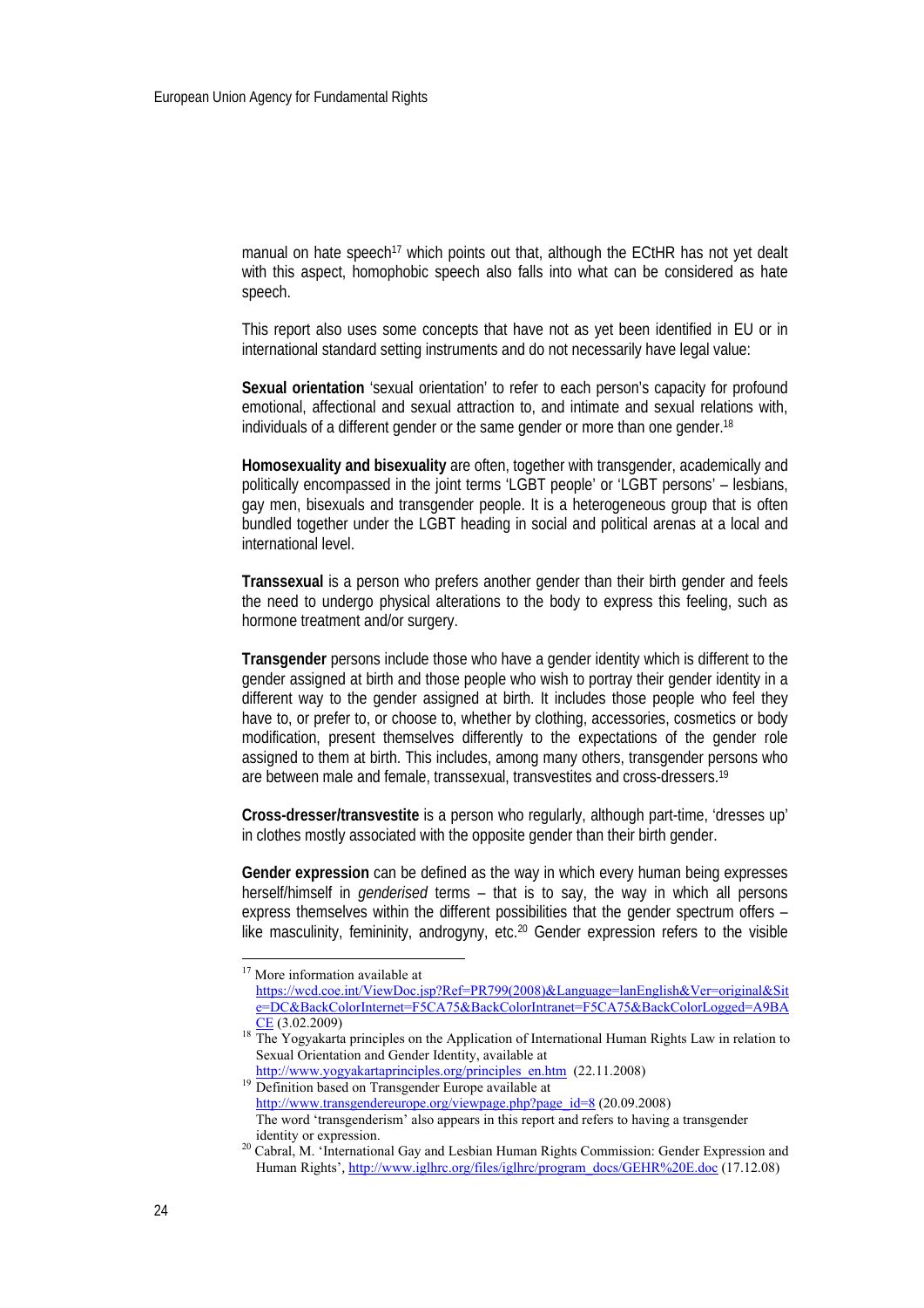manual on hate speech[17] which points out that, although the ECtHR has not yet dealt with this aspect, homophobic speech also falls into what can be considered as hate speech.

This report also uses some concepts that have not as yet been identified in EU or in international standard setting instruments and do not necessarily have legal value:

**Sexual orientation** 'sexual orientation' to refer to each person's capacity for profound emotional, affectional and sexual attraction to, and intimate and sexual relations with, individuals of a different gender or the same gender or more than one gender.[18]

**Homosexuality and bisexuality** are often, together with transgender, academically and politically encompassed in the joint terms 'LGBT people' or 'LGBT persons' – lesbians, gay men, bisexuals and transgender people. It is a heterogeneous group that is often bundled together under the LGBT heading in social and political arenas at a local and international level.

**Transsexual** is a person who prefers another gender than their birth gender and feels the need to undergo physical alterations to the body to express this feeling, such as hormone treatment and/or surgery.

**Transgender** persons include those who have a gender identity which is different to the gender assigned at birth and those people who wish to portray their gender identity in a different way to the gender assigned at birth. It includes those people who feel they have to, or prefer to, or choose to, whether by clothing, accessories, cosmetics or body modification, present themselves differently to the expectations of the gender role assigned to them at birth. This includes, among many others, transgender persons who are between male and female, transsexual, transvestites and cross-dressers.[19]

**Cross-dresser/transvestite** is a person who regularly, although part-time, 'dresses up' in clothes mostly associated with the opposite gender than their birth gender.

**Gender expression** can be defined as the way in which every human being expresses herself/himself in *genderised* terms – that is to say, the way in which all persons express themselves within the different possibilities that the gender spectrum offers – like masculinity, femininity, androgyny, etc.[20] Gender expression refers to the visible

---

[17] More information available at https://wcd.coe.int/ViewDoc.jsp?Ref=PR799(2008)&Language=lanEnglish&Ver=original&Site=DC&BackColorInternet=F5CA75&BackColorIntranet=F5CA75&BackColorLogged=A9BACE (3.02.2009)

[18] The Yogyakarta principles on the Application of International Human Rights Law in relation to Sexual Orientation and Gender Identity, available at http://www.yogyakartaprinciples.org/principles_en.htm (22.11.2008)

[19] Definition based on Transgender Europe available at http://www.transgendereurope.org/viewpage.php?page_id=8 (20.09.2008) The word 'transgenderism' also appears in this report and refers to having a transgender identity or expression.

[20] Cabral, M. 'International Gay and Lesbian Human Rights Commission: Gender Expression and Human Rights', http://www.iglhrc.org/files/iglhrc/program_docs/GEHR%20E.doc (17.12.08)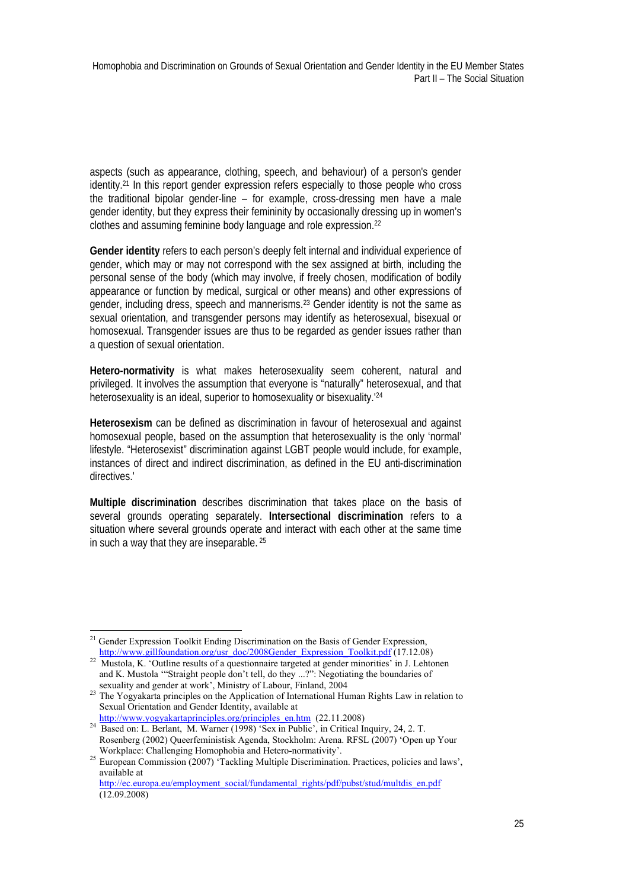aspects (such as appearance, clothing, speech, and behaviour) of a person's gender identity.[21] In this report gender expression refers especially to those people who cross the traditional bipolar gender-line – for example, cross-dressing men have a male gender identity, but they express their femininity by occasionally dressing up in women's clothes and assuming feminine body language and role expression.[22]

**Gender identity** refers to each person's deeply felt internal and individual experience of gender, which may or may not correspond with the sex assigned at birth, including the personal sense of the body (which may involve, if freely chosen, modification of bodily appearance or function by medical, surgical or other means) and other expressions of gender, including dress, speech and mannerisms.[23] Gender identity is not the same as sexual orientation, and transgender persons may identify as heterosexual, bisexual or homosexual. Transgender issues are thus to be regarded as gender issues rather than a question of sexual orientation.

**Hetero-normativity** is what makes heterosexuality seem coherent, natural and privileged. It involves the assumption that everyone is "naturally" heterosexual, and that heterosexuality is an ideal, superior to homosexuality or bisexuality.'[24]

**Heterosexism** can be defined as discrimination in favour of heterosexual and against homosexual people, based on the assumption that heterosexuality is the only 'normal' lifestyle. "Heterosexist" discrimination against LGBT people would include, for example, instances of direct and indirect discrimination, as defined in the EU anti-discrimination directives.'

**Multiple discrimination** describes discrimination that takes place on the basis of several grounds operating separately. **Intersectional discrimination** refers to a situation where several grounds operate and interact with each other at the same time in such a way that they are inseparable.[25]

---

[21] Gender Expression Toolkit Ending Discrimination on the Basis of Gender Expression, http://www.gillfoundation.org/usr_doc/2008Gender_Expression_Toolkit.pdf (17.12.08)

[22] Mustola, K. 'Outline results of a questionnaire targeted at gender minorities' in J. Lehtonen and K. Mustola '"Straight people don't tell, do they ...?": Negotiating the boundaries of sexuality and gender at work', Ministry of Labour, Finland, 2004

[23] The Yogyakarta principles on the Application of International Human Rights Law in relation to Sexual Orientation and Gender Identity, available at http://www.yogyakartaprinciples.org/principles_en.htm (22.11.2008)

[24] Based on: L. Berlant, M. Warner (1998) 'Sex in Public', in Critical Inquiry, 24, 2. T. Rosenberg (2002) Queerfeministisk Agenda, Stockholm: Arena. RFSL (2007) 'Open up Your Workplace: Challenging Homophobia and Hetero-normativity'.

[25] European Commission (2007) 'Tackling Multiple Discrimination. Practices, policies and laws', available at http://ec.europa.eu/employment_social/fundamental_rights/pdf/pubst/stud/multdis_en.pdf (12.09.2008)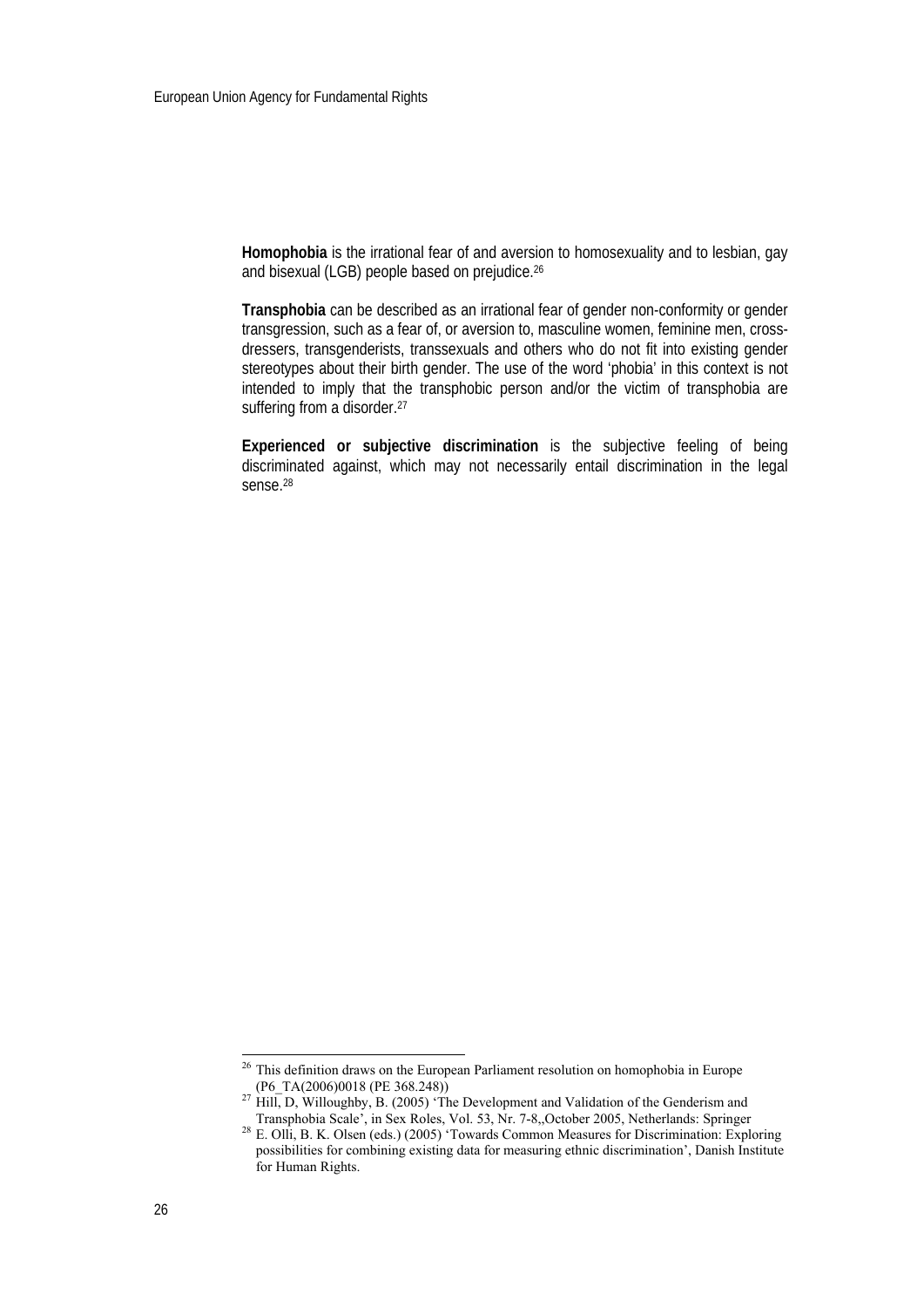**Homophobia** is the irrational fear of and aversion to homosexuality and to lesbian, gay and bisexual (LGB) people based on prejudice.[26]

**Transphobia** can be described as an irrational fear of gender non-conformity or gender transgression, such as a fear of, or aversion to, masculine women, feminine men, cross-dressers, transgenderists, transsexuals and others who do not fit into existing gender stereotypes about their birth gender. The use of the word 'phobia' in this context is not intended to imply that the transphobic person and/or the victim of transphobia are suffering from a disorder.[27]

**Experienced or subjective discrimination** is the subjective feeling of being discriminated against, which may not necessarily entail discrimination in the legal sense.[28]

---

[26] This definition draws on the European Parliament resolution on homophobia in Europe (P6_TA(2006)0018 (PE 368.248))

[27] Hill, D, Willoughby, B. (2005) 'The Development and Validation of the Genderism and Transphobia Scale', in Sex Roles, Vol. 53, Nr. 7-8,,October 2005, Netherlands: Springer

[28] E. Olli, B. K. Olsen (eds.) (2005) 'Towards Common Measures for Discrimination: Exploring possibilities for combining existing data for measuring ethnic discrimination', Danish Institute for Human Rights.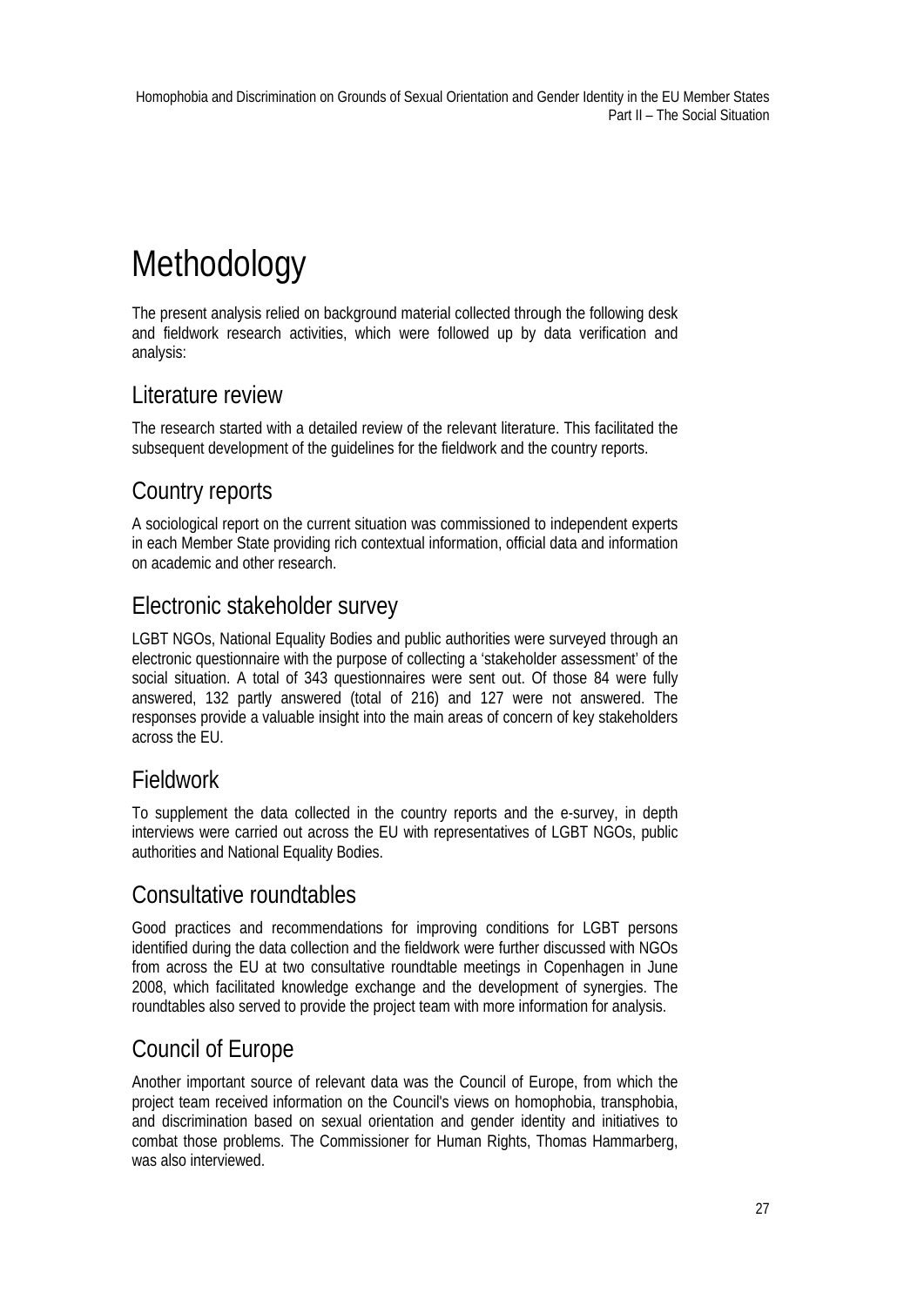# Methodology

The present analysis relied on background material collected through the following desk and fieldwork research activities, which were followed up by data verification and analysis:

## Literature review

The research started with a detailed review of the relevant literature. This facilitated the subsequent development of the guidelines for the fieldwork and the country reports.

## Country reports

A sociological report on the current situation was commissioned to independent experts in each Member State providing rich contextual information, official data and information on academic and other research.

## Electronic stakeholder survey

LGBT NGOs, National Equality Bodies and public authorities were surveyed through an electronic questionnaire with the purpose of collecting a 'stakeholder assessment' of the social situation. A total of 343 questionnaires were sent out. Of those 84 were fully answered, 132 partly answered (total of 216) and 127 were not answered. The responses provide a valuable insight into the main areas of concern of key stakeholders across the EU.

## Fieldwork

To supplement the data collected in the country reports and the e-survey, in depth interviews were carried out across the EU with representatives of LGBT NGOs, public authorities and National Equality Bodies.

## Consultative roundtables

Good practices and recommendations for improving conditions for LGBT persons identified during the data collection and the fieldwork were further discussed with NGOs from across the EU at two consultative roundtable meetings in Copenhagen in June 2008, which facilitated knowledge exchange and the development of synergies. The roundtables also served to provide the project team with more information for analysis.

## Council of Europe

Another important source of relevant data was the Council of Europe, from which the project team received information on the Council's views on homophobia, transphobia, and discrimination based on sexual orientation and gender identity and initiatives to combat those problems. The Commissioner for Human Rights, Thomas Hammarberg, was also interviewed.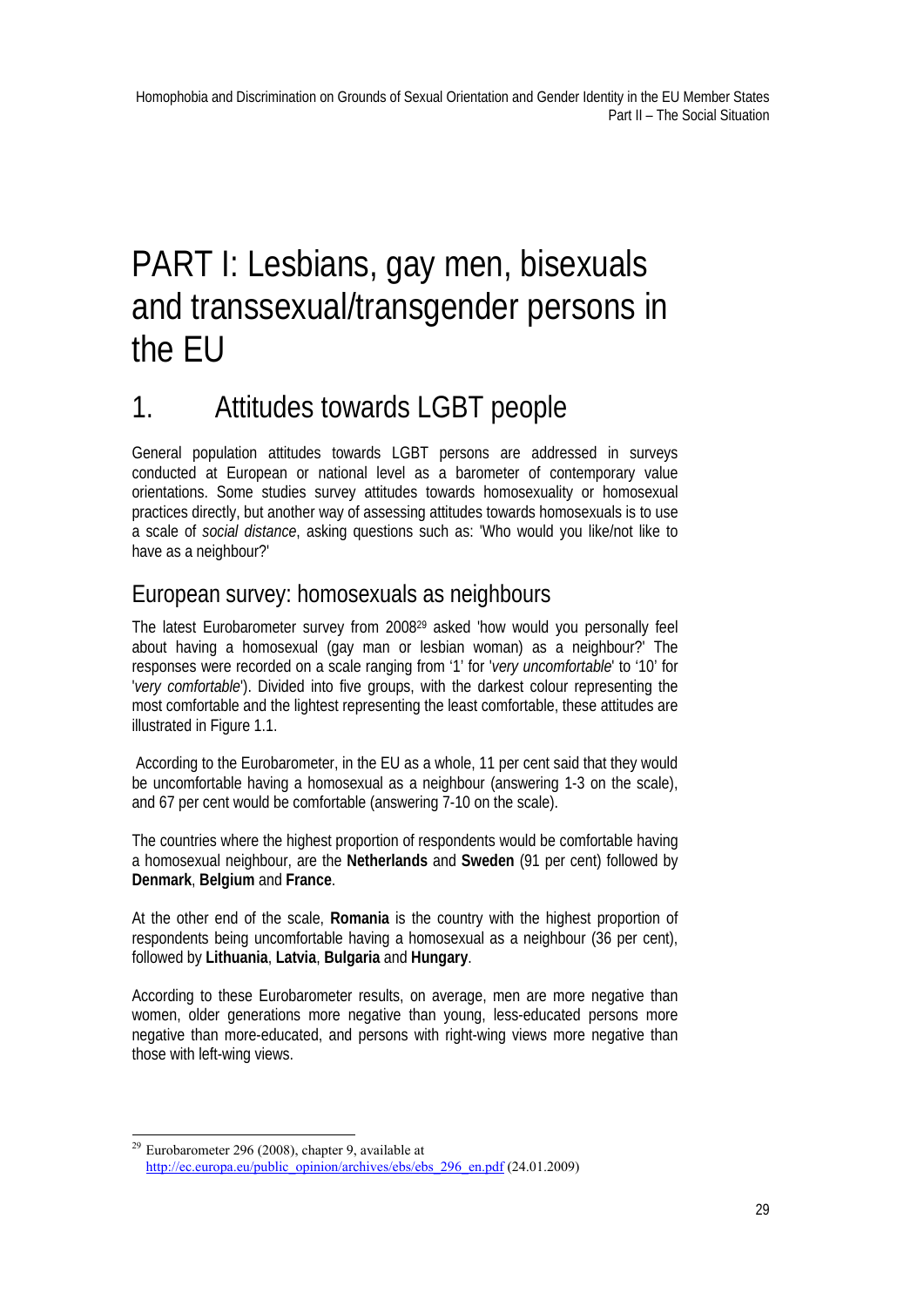# PART I: Lesbians, gay men, bisexuals and transsexual/transgender persons in the EU

## 1. Attitudes towards LGBT people

General population attitudes towards LGBT persons are addressed in surveys conducted at European or national level as a barometer of contemporary value orientations. Some studies survey attitudes towards homosexuality or homosexual practices directly, but another way of assessing attitudes towards homosexuals is to use a scale of *social distance*, asking questions such as: 'Who would you like/not like to have as a neighbour?'

### European survey: homosexuals as neighbours

The latest Eurobarometer survey from 2008[29] asked 'how would you personally feel about having a homosexual (gay man or lesbian woman) as a neighbour?' The responses were recorded on a scale ranging from '1' for '*very uncomfortable*' to '10' for '*very comfortable*'). Divided into five groups, with the darkest colour representing the most comfortable and the lightest representing the least comfortable, these attitudes are illustrated in Figure 1.1.

According to the Eurobarometer, in the EU as a whole, 11 per cent said that they would be uncomfortable having a homosexual as a neighbour (answering 1-3 on the scale), and 67 per cent would be comfortable (answering 7-10 on the scale).

The countries where the highest proportion of respondents would be comfortable having a homosexual neighbour, are the **Netherlands** and **Sweden** (91 per cent) followed by **Denmark**, **Belgium** and **France**.

At the other end of the scale, **Romania** is the country with the highest proportion of respondents being uncomfortable having a homosexual as a neighbour (36 per cent), followed by **Lithuania**, **Latvia**, **Bulgaria** and **Hungary**.

According to these Eurobarometer results, on average, men are more negative than women, older generations more negative than young, less-educated persons more negative than more-educated, and persons with right-wing views more negative than those with left-wing views.

---

[29] Eurobarometer 296 (2008), chapter 9, available at http://ec.europa.eu/public_opinion/archives/ebs/ebs_296_en.pdf (24.01.2009)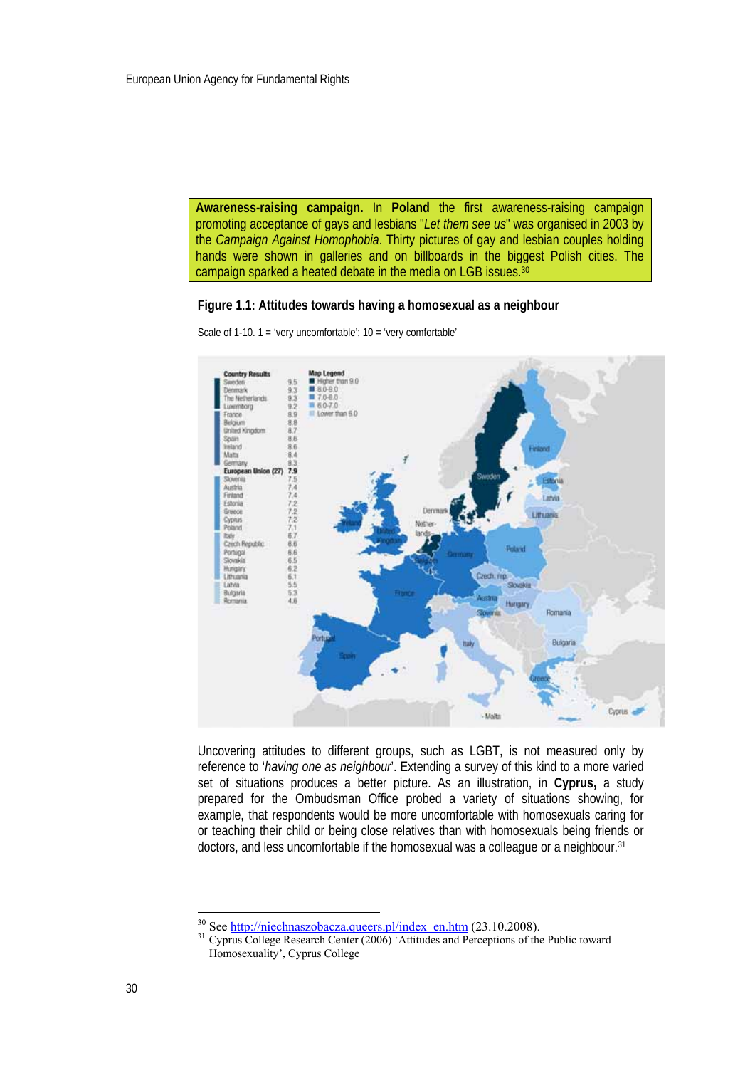**Awareness-raising campaign.** In **Poland** the first awareness-raising campaign promoting acceptance of gays and lesbians "*Let them see us*" was organised in 2003 by the *Campaign Against Homophobia*. Thirty pictures of gay and lesbian couples holding hands were shown in galleries and on billboards in the biggest Polish cities. The campaign sparked a heated debate in the media on LGB issues.[30]

**Figure 1.1: Attitudes towards having a homosexual as a neighbour**

Scale of 1-10. 1 = 'very uncomfortable'; 10 = 'very comfortable'

| Country Results | |
|---|---|
| Sweden | 9.5 |
| Denmark | 9.3 |
| The Netherlands | 9.3 |
| Luxemborg | 9.2 |
| France | 8.9 |
| Belgium | 8.8 |
| United Kingdom | 8.7 |
| Spain | 8.6 |
| Ireland | 8.6 |
| Malta | 8.4 |
| Germany | 8.3 |
| **European Union (27)** | **7.9** |
| Slovenia | 7.5 |
| Austria | 7.4 |
| Finland | 7.4 |
| Estonia | 7.2 |
| Greece | 7.2 |
| Cyprus | 7.2 |
| Poland | 7.1 |
| Italy | 6.7 |
| Czech Republic | 6.6 |
| Portugal | 6.6 |
| Slovakia | 6.5 |
| Hungary | 6.2 |
| Lithuania | 6.1 |
| Latvia | 5.5 |
| Bulgaria | 5.3 |
| Romania | 4.8 |

Map Legend: Higher than 9.0; 8.0-9.0; 7.0-8.0; 6.0-7.0; Lower than 6.0

Uncovering attitudes to different groups, such as LGBT, is not measured only by reference to '*having one as neighbour*'. Extending a survey of this kind to a more varied set of situations produces a better picture. As an illustration, in **Cyprus,** a study prepared for the Ombudsman Office probed a variety of situations showing, for example, that respondents would be more uncomfortable with homosexuals caring for or teaching their child or being close relatives than with homosexuals being friends or doctors, and less uncomfortable if the homosexual was a colleague or a neighbour.[31]

---

[30] See http://niechnaszobacza.queers.pl/index_en.htm (23.10.2008).

[31] Cyprus College Research Center (2006) 'Attitudes and Perceptions of the Public toward Homosexuality', Cyprus College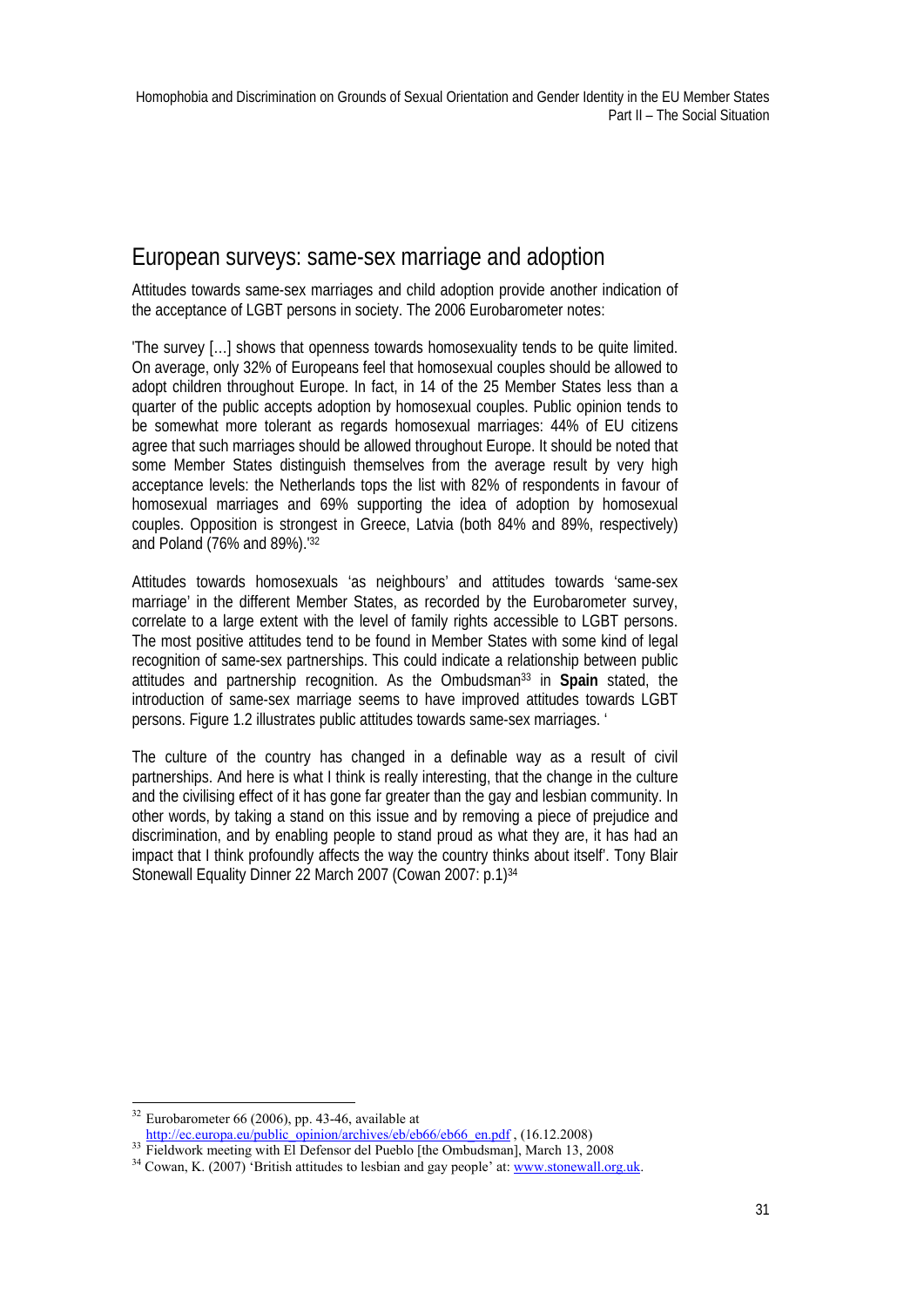## European surveys: same-sex marriage and adoption

Attitudes towards same-sex marriages and child adoption provide another indication of the acceptance of LGBT persons in society. The 2006 Eurobarometer notes:

'The survey […] shows that openness towards homosexuality tends to be quite limited. On average, only 32% of Europeans feel that homosexual couples should be allowed to adopt children throughout Europe. In fact, in 14 of the 25 Member States less than a quarter of the public accepts adoption by homosexual couples. Public opinion tends to be somewhat more tolerant as regards homosexual marriages: 44% of EU citizens agree that such marriages should be allowed throughout Europe. It should be noted that some Member States distinguish themselves from the average result by very high acceptance levels: the Netherlands tops the list with 82% of respondents in favour of homosexual marriages and 69% supporting the idea of adoption by homosexual couples. Opposition is strongest in Greece, Latvia (both 84% and 89%, respectively) and Poland (76% and 89%).'[32]

Attitudes towards homosexuals 'as neighbours' and attitudes towards 'same-sex marriage' in the different Member States, as recorded by the Eurobarometer survey, correlate to a large extent with the level of family rights accessible to LGBT persons. The most positive attitudes tend to be found in Member States with some kind of legal recognition of same-sex partnerships. This could indicate a relationship between public attitudes and partnership recognition. As the Ombudsman[33] in **Spain** stated, the introduction of same-sex marriage seems to have improved attitudes towards LGBT persons. Figure 1.2 illustrates public attitudes towards same-sex marriages. '

The culture of the country has changed in a definable way as a result of civil partnerships. And here is what I think is really interesting, that the change in the culture and the civilising effect of it has gone far greater than the gay and lesbian community. In other words, by taking a stand on this issue and by removing a piece of prejudice and discrimination, and by enabling people to stand proud as what they are, it has had an impact that I think profoundly affects the way the country thinks about itself'. Tony Blair Stonewall Equality Dinner 22 March 2007 (Cowan 2007: p.1)[34]

---

[32] Eurobarometer 66 (2006), pp. 43-46, available at http://ec.europa.eu/public_opinion/archives/eb/eb66/eb66_en.pdf , (16.12.2008)

[33] Fieldwork meeting with El Defensor del Pueblo [the Ombudsman], March 13, 2008

[34] Cowan, K. (2007) 'British attitudes to lesbian and gay people' at: www.stonewall.org.uk.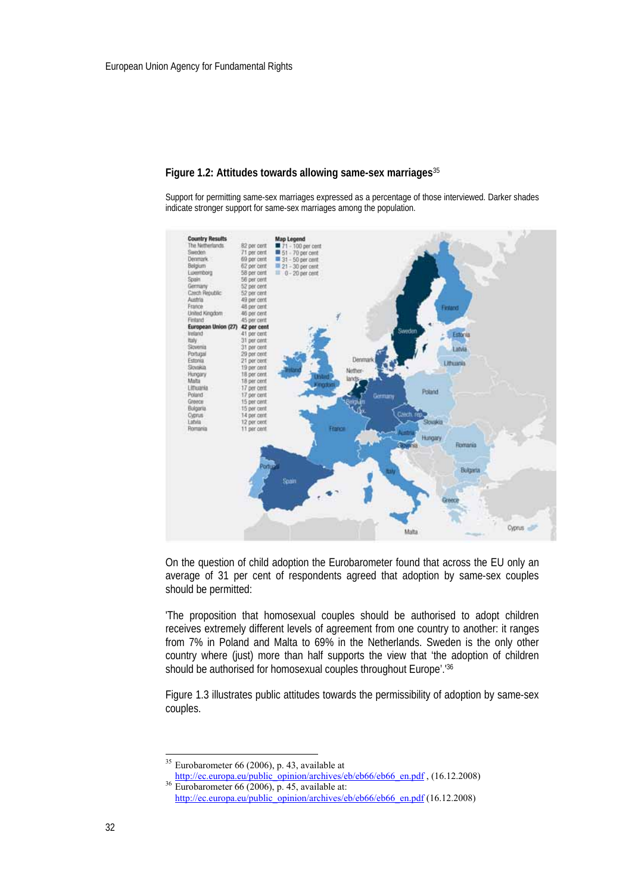**Figure 1.2: Attitudes towards allowing same-sex marriages**[35]

Support for permitting same-sex marriages expressed as a percentage of those interviewed. Darker shades indicate stronger support for same-sex marriages among the population.

| Country Results | |
|---|---|
| The Netherlands | 82 per cent |
| Sweden | 71 per cent |
| Denmark | 69 per cent |
| Belgium | 62 per cent |
| Luxembourg | 58 per cent |
| Spain | 56 per cent |
| Germany | 52 per cent |
| Czech Republic | 52 per cent |
| Austria | 49 per cent |
| France | 48 per cent |
| United Kingdom | 46 per cent |
| Finland | 45 per cent |
| **European Union (27)** | **42 per cent** |
| Ireland | 41 per cent |
| Italy | 31 per cent |
| Slovenia | 31 per cent |
| Portugal | 29 per cent |
| Estonia | 21 per cent |
| Slovakia | 19 per cent |
| Hungary | 18 per cent |
| Malta | 18 per cent |
| Lithuania | 17 per cent |
| Poland | 17 per cent |
| Greece | 15 per cent |
| Bulgaria | 15 per cent |
| Cyprus | 14 per cent |
| Latvia | 12 per cent |
| Romania | 11 per cent |

Map Legend
- 71 - 100 per cent
- 51 - 70 per cent
- 31 - 50 per cent
- 21 - 30 per cent
- 0 - 20 per cent

On the question of child adoption the Eurobarometer found that across the EU only an average of 31 per cent of respondents agreed that adoption by same-sex couples should be permitted:

'The proposition that homosexual couples should be authorised to adopt children receives extremely different levels of agreement from one country to another: it ranges from 7% in Poland and Malta to 69% in the Netherlands. Sweden is the only other country where (just) more than half supports the view that 'the adoption of children should be authorised for homosexual couples throughout Europe'.'[36]

Figure 1.3 illustrates public attitudes towards the permissibility of adoption by same-sex couples.

---

[35] Eurobarometer 66 (2006), p. 43, available at http://ec.europa.eu/public_opinion/archives/eb/eb66/eb66_en.pdf , (16.12.2008)

[36] Eurobarometer 66 (2006), p. 45, available at: http://ec.europa.eu/public_opinion/archives/eb/eb66/eb66_en.pdf (16.12.2008)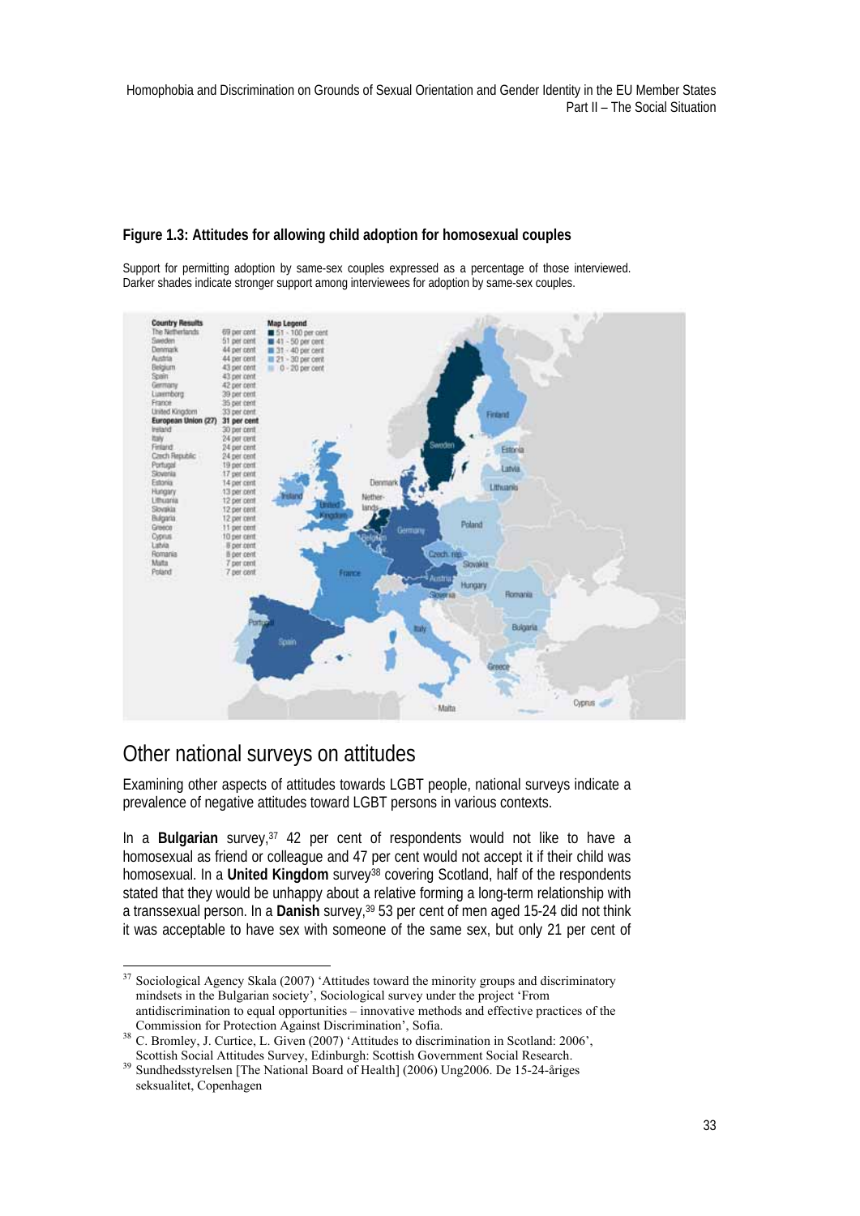**Figure 1.3: Attitudes for allowing child adoption for homosexual couples**

Support for permitting adoption by same-sex couples expressed as a percentage of those interviewed. Darker shades indicate stronger support among interviewees for adoption by same-sex couples.

| Country Results | |
|---|---|
| The Netherlands | 69 per cent |
| Sweden | 51 per cent |
| Denmark | 44 per cent |
| Austria | 44 per cent |
| Belgium | 43 per cent |
| Spain | 43 per cent |
| Germany | 42 per cent |
| Luxembourg | 39 per cent |
| France | 35 per cent |
| United Kingdom | 33 per cent |
| **European Union (27)** | **31 per cent** |
| Ireland | 30 per cent |
| Italy | 24 per cent |
| Finland | 24 per cent |
| Czech Republic | 24 per cent |
| Portugal | 19 per cent |
| Slovenia | 17 per cent |
| Estonia | 14 per cent |
| Hungary | 13 per cent |
| Lithuania | 12 per cent |
| Slovakia | 12 per cent |
| Bulgaria | 12 per cent |
| Greece | 11 per cent |
| Cyprus | 10 per cent |
| Latvia | 8 per cent |
| Romania | 8 per cent |
| Malta | 7 per cent |
| Poland | 7 per cent |

Map Legend:
- 51 - 100 per cent
- 41 - 50 per cent
- 31 - 40 per cent
- 21 - 30 per cent
- 0 - 20 per cent

## Other national surveys on attitudes

Examining other aspects of attitudes towards LGBT people, national surveys indicate a prevalence of negative attitudes toward LGBT persons in various contexts.

In a **Bulgarian** survey,[37] 42 per cent of respondents would not like to have a homosexual as friend or colleague and 47 per cent would not accept it if their child was homosexual. In a **United Kingdom** survey[38] covering Scotland, half of the respondents stated that they would be unhappy about a relative forming a long-term relationship with a transsexual person. In a **Danish** survey,[39] 53 per cent of men aged 15-24 did not think it was acceptable to have sex with someone of the same sex, but only 21 per cent of

---

[37] Sociological Agency Skala (2007) 'Attitudes toward the minority groups and discriminatory mindsets in the Bulgarian society', Sociological survey under the project 'From antidiscrimination to equal opportunities – innovative methods and effective practices of the Commission for Protection Against Discrimination', Sofia.

[38] C. Bromley, J. Curtice, L. Given (2007) 'Attitudes to discrimination in Scotland: 2006', Scottish Social Attitudes Survey, Edinburgh: Scottish Government Social Research.

[39] Sundhedsstyrelsen [The National Board of Health] (2006) Ung2006. De 15-24-åriges seksualitet, Copenhagen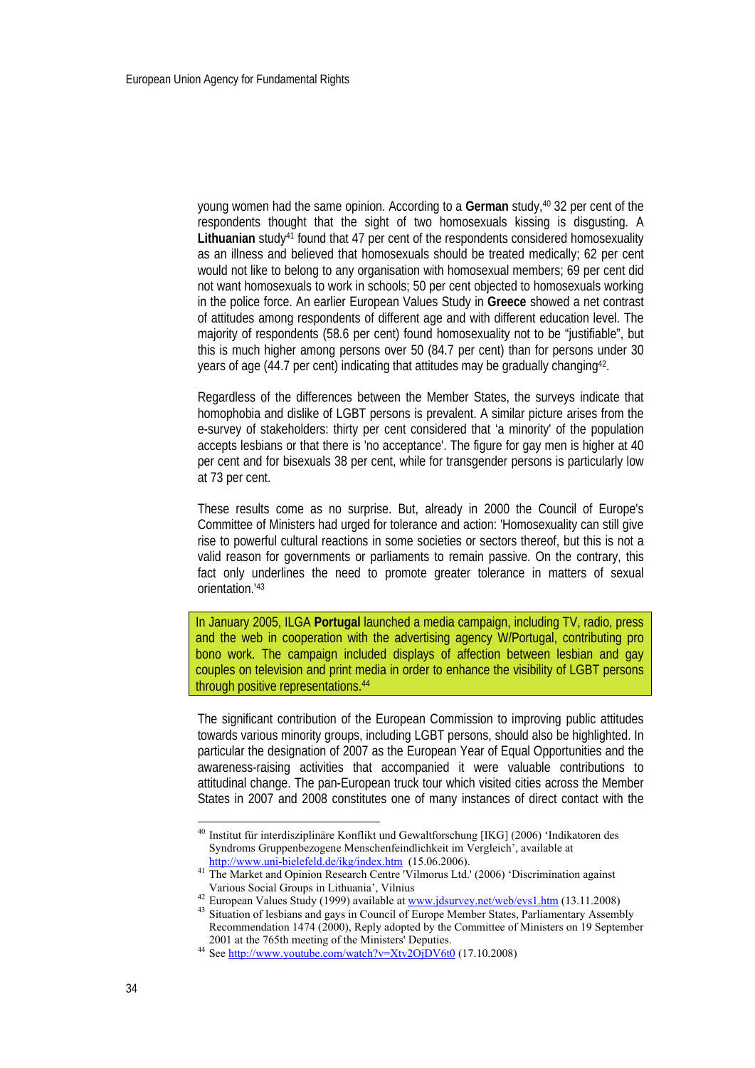young women had the same opinion. According to a **German** study,[40] 32 per cent of the respondents thought that the sight of two homosexuals kissing is disgusting. A **Lithuanian** study[41] found that 47 per cent of the respondents considered homosexuality as an illness and believed that homosexuals should be treated medically; 62 per cent would not like to belong to any organisation with homosexual members; 69 per cent did not want homosexuals to work in schools; 50 per cent objected to homosexuals working in the police force. An earlier European Values Study in **Greece** showed a net contrast of attitudes among respondents of different age and with different education level. The majority of respondents (58.6 per cent) found homosexuality not to be "justifiable", but this is much higher among persons over 50 (84.7 per cent) than for persons under 30 years of age (44.7 per cent) indicating that attitudes may be gradually changing[42].

Regardless of the differences between the Member States, the surveys indicate that homophobia and dislike of LGBT persons is prevalent. A similar picture arises from the e-survey of stakeholders: thirty per cent considered that 'a minority' of the population accepts lesbians or that there is 'no acceptance'. The figure for gay men is higher at 40 per cent and for bisexuals 38 per cent, while for transgender persons is particularly low at 73 per cent.

These results come as no surprise. But, already in 2000 the Council of Europe's Committee of Ministers had urged for tolerance and action: 'Homosexuality can still give rise to powerful cultural reactions in some societies or sectors thereof, but this is not a valid reason for governments or parliaments to remain passive. On the contrary, this fact only underlines the need to promote greater tolerance in matters of sexual orientation.'[43]

> In January 2005, ILGA **Portugal** launched a media campaign, including TV, radio, press and the web in cooperation with the advertising agency W/Portugal, contributing pro bono work. The campaign included displays of affection between lesbian and gay couples on television and print media in order to enhance the visibility of LGBT persons through positive representations.[44]

The significant contribution of the European Commission to improving public attitudes towards various minority groups, including LGBT persons, should also be highlighted. In particular the designation of 2007 as the European Year of Equal Opportunities and the awareness-raising activities that accompanied it were valuable contributions to attitudinal change. The pan-European truck tour which visited cities across the Member States in 2007 and 2008 constitutes one of many instances of direct contact with the

---

[40] Institut für interdisziplinäre Konflikt und Gewaltforschung [IKG] (2006) 'Indikatoren des Syndroms Gruppenbezogene Menschenfeindlichkeit im Vergleich', available at http://www.uni-bielefeld.de/ikg/index.htm (15.06.2006).

[41] The Market and Opinion Research Centre 'Vilmorus Ltd.' (2006) 'Discrimination against Various Social Groups in Lithuania', Vilnius

[42] European Values Study (1999) available at www.jdsurvey.net/web/evs1.htm (13.11.2008)

[43] Situation of lesbians and gays in Council of Europe Member States, Parliamentary Assembly Recommendation 1474 (2000), Reply adopted by the Committee of Ministers on 19 September 2001 at the 765th meeting of the Ministers' Deputies.

[44] See http://www.youtube.com/watch?v=Xtv2OjDV6t0 (17.10.2008)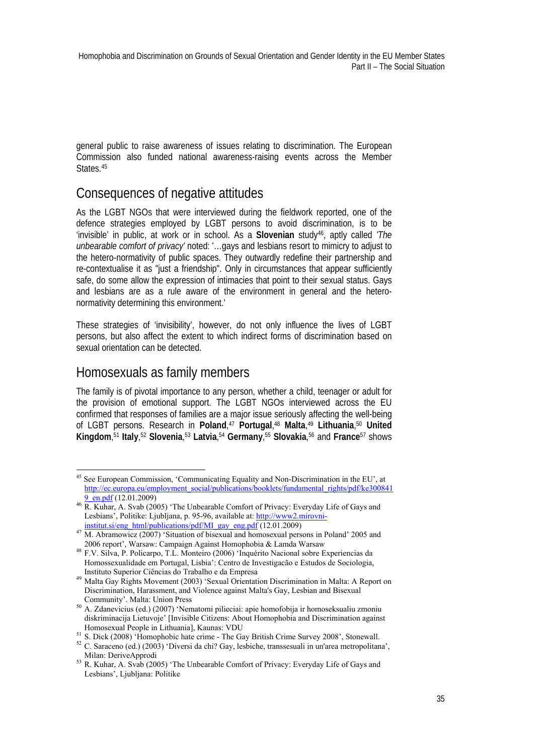general public to raise awareness of issues relating to discrimination. The European Commission also funded national awareness-raising events across the Member States.[45]

## Consequences of negative attitudes

As the LGBT NGOs that were interviewed during the fieldwork reported, one of the defence strategies employed by LGBT persons to avoid discrimination, is to be 'invisible' in public, at work or in school. As a **Slovenian** study[46], aptly called *'The unbearable comfort of privacy'* noted: '…gays and lesbians resort to mimicry to adjust to the hetero-normativity of public spaces. They outwardly redefine their partnership and re-contextualise it as "just a friendship". Only in circumstances that appear sufficiently safe, do some allow the expression of intimacies that point to their sexual status. Gays and lesbians are as a rule aware of the environment in general and the hetero-normativity determining this environment.'

These strategies of 'invisibility', however, do not only influence the lives of LGBT persons, but also affect the extent to which indirect forms of discrimination based on sexual orientation can be detected.

## Homosexuals as family members

The family is of pivotal importance to any person, whether a child, teenager or adult for the provision of emotional support. The LGBT NGOs interviewed across the EU confirmed that responses of families are a major issue seriously affecting the well-being of LGBT persons. Research in **Poland**,[47] **Portugal**,[48] **Malta**,[49] **Lithuania**,[50] **United Kingdom**,[51] **Italy**,[52] **Slovenia**,[53] **Latvia**,[54] **Germany**,[55] **Slovakia**,[56] and **France**[57] shows

---

[45] See European Commission, 'Communicating Equality and Non-Discrimination in the EU', at http://ec.europa.eu/employment_social/publications/booklets/fundamental_rights/pdf/ke3008419_en.pdf (12.01.2009)

[46] R. Kuhar, A. Svab (2005) 'The Unbearable Comfort of Privacy: Everyday Life of Gays and Lesbians', Politike: Ljubljana, p. 95-96, available at: http://www2.mirovni-institut.si/eng_html/publications/pdf/MI_gay_eng.pdf (12.01.2009)

[47] M. Abramowicz (2007) 'Situation of bisexual and homosexual persons in Poland' 2005 and 2006 report', Warsaw: Campaign Against Homophobia & Lamda Warsaw

[48] F.V. Silva, P. Policarpo, T.L. Monteiro (2006) 'Inquérito Nacional sobre Experiencias da Homossexualidade em Portugal, Lisbia': Centro de Investigacão e Estudos de Sociologia, Instituto Superior Ciências do Trabalho e da Empresa

[49] Malta Gay Rights Movement (2003) 'Sexual Orientation Discrimination in Malta: A Report on Discrimination, Harassment, and Violence against Malta's Gay, Lesbian and Bisexual Community'. Malta: Union Press

[50] A. Zdanevicius (ed.) (2007) 'Nematomi pilieciai: apie homofobija ir homoseksualiu zmoniu diskriminacija Lietuvoje' [Invisible Citizens: About Homophobia and Discrimination against Homosexual People in Lithuania], Kaunas: VDU

[51] S. Dick (2008) 'Homophobic hate crime - The Gay British Crime Survey 2008', Stonewall.

[52] C. Saraceno (ed.) (2003) 'Diversi da chi? Gay, lesbiche, transsesuali in un'area metropolitana', Milan: DeriveApprodi

[53] R. Kuhar, A. Svab (2005) 'The Unbearable Comfort of Privacy: Everyday Life of Gays and Lesbians', Ljubljana: Politike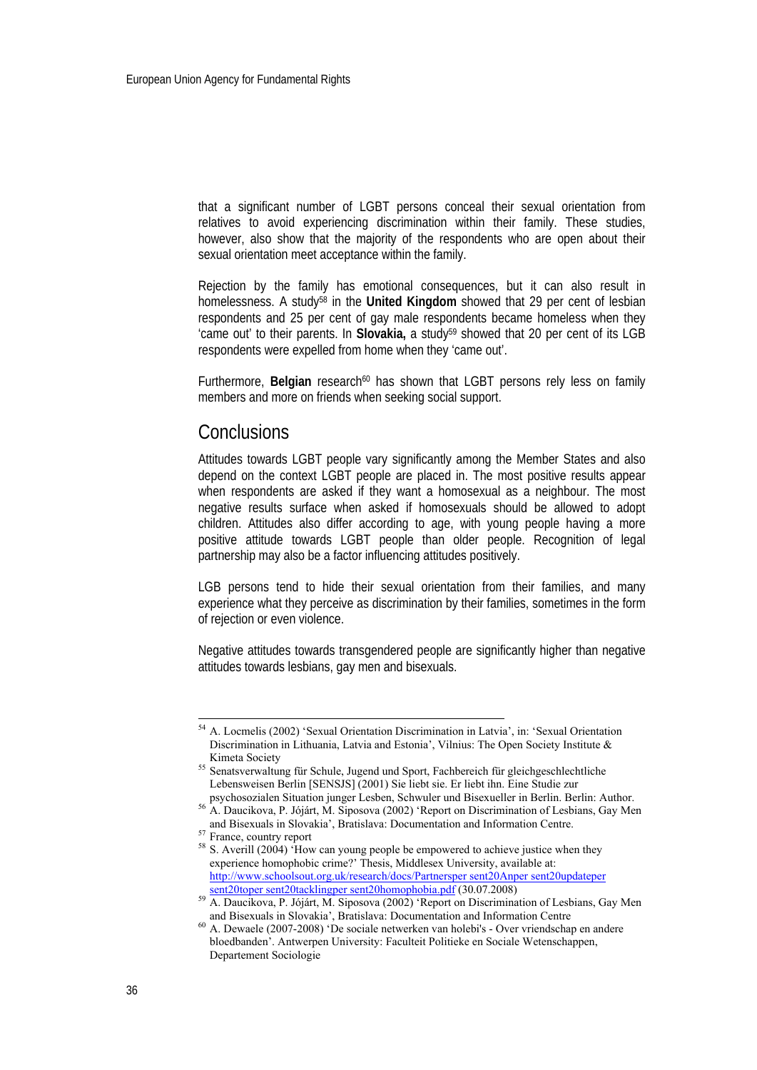that a significant number of LGBT persons conceal their sexual orientation from relatives to avoid experiencing discrimination within their family. These studies, however, also show that the majority of the respondents who are open about their sexual orientation meet acceptance within the family.

Rejection by the family has emotional consequences, but it can also result in homelessness. A study[58] in the **United Kingdom** showed that 29 per cent of lesbian respondents and 25 per cent of gay male respondents became homeless when they 'came out' to their parents. In **Slovakia,** a study[59] showed that 20 per cent of its LGB respondents were expelled from home when they 'came out'.

Furthermore, **Belgian** research[60] has shown that LGBT persons rely less on family members and more on friends when seeking social support.

## Conclusions

Attitudes towards LGBT people vary significantly among the Member States and also depend on the context LGBT people are placed in. The most positive results appear when respondents are asked if they want a homosexual as a neighbour. The most negative results surface when asked if homosexuals should be allowed to adopt children. Attitudes also differ according to age, with young people having a more positive attitude towards LGBT people than older people. Recognition of legal partnership may also be a factor influencing attitudes positively.

LGB persons tend to hide their sexual orientation from their families, and many experience what they perceive as discrimination by their families, sometimes in the form of rejection or even violence.

Negative attitudes towards transgendered people are significantly higher than negative attitudes towards lesbians, gay men and bisexuals.

---

[54] A. Locmelis (2002) 'Sexual Orientation Discrimination in Latvia', in: 'Sexual Orientation Discrimination in Lithuania, Latvia and Estonia', Vilnius: The Open Society Institute & Kimeta Society

[55] Senatsverwaltung für Schule, Jugend und Sport, Fachbereich für gleichgeschlechtliche Lebensweisen Berlin [SENSJS] (2001) Sie liebt sie. Er liebt ihn. Eine Studie zur psychosozialen Situation junger Lesben, Schwuler und Bisexueller in Berlin. Berlin: Author.

[56] A. Daucikova, P. Jójárt, M. Siposova (2002) 'Report on Discrimination of Lesbians, Gay Men and Bisexuals in Slovakia', Bratislava: Documentation and Information Centre.

[57] France, country report

[58] S. Averill (2004) 'How can young people be empowered to achieve justice when they experience homophobic crime?' Thesis, Middlesex University, available at: http://www.schoolsout.org.uk/research/docs/Partnersper sent20Anper sent20updateper sent20toper sent20tacklingper sent20homophobia.pdf (30.07.2008)

[59] A. Daucikova, P. Jójárt, M. Siposova (2002) 'Report on Discrimination of Lesbians, Gay Men and Bisexuals in Slovakia', Bratislava: Documentation and Information Centre

[60] A. Dewaele (2007-2008) 'De sociale netwerken van holebi's - Over vriendschap en andere bloedbanden'. Antwerpen University: Faculteit Politieke en Sociale Wetenschappen, Departement Sociologie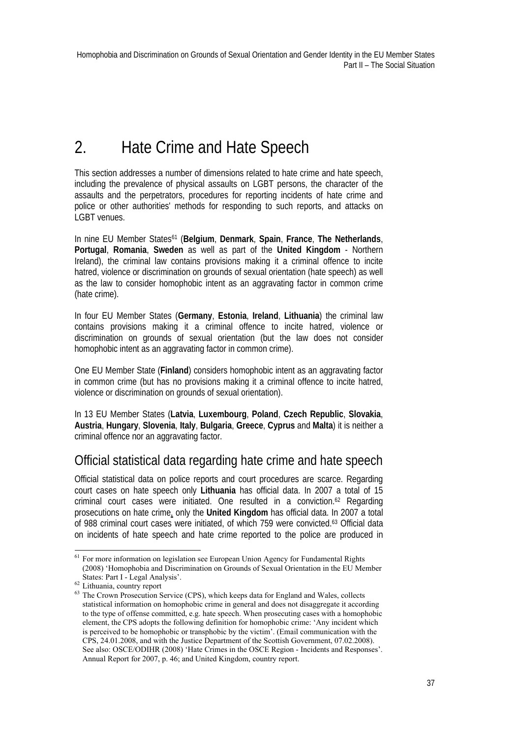# 2. Hate Crime and Hate Speech

This section addresses a number of dimensions related to hate crime and hate speech, including the prevalence of physical assaults on LGBT persons, the character of the assaults and the perpetrators, procedures for reporting incidents of hate crime and police or other authorities' methods for responding to such reports, and attacks on LGBT venues.

In nine EU Member States[61] (**Belgium**, **Denmark**, **Spain**, **France**, **The Netherlands**, **Portugal**, **Romania**, **Sweden** as well as part of the **United Kingdom** - Northern Ireland), the criminal law contains provisions making it a criminal offence to incite hatred, violence or discrimination on grounds of sexual orientation (hate speech) as well as the law to consider homophobic intent as an aggravating factor in common crime (hate crime).

In four EU Member States (**Germany**, **Estonia**, **Ireland**, **Lithuania**) the criminal law contains provisions making it a criminal offence to incite hatred, violence or discrimination on grounds of sexual orientation (but the law does not consider homophobic intent as an aggravating factor in common crime).

One EU Member State (**Finland**) considers homophobic intent as an aggravating factor in common crime (but has no provisions making it a criminal offence to incite hatred, violence or discrimination on grounds of sexual orientation).

In 13 EU Member States (**Latvia**, **Luxembourg**, **Poland**, **Czech Republic**, **Slovakia**, **Austria**, **Hungary**, **Slovenia**, **Italy**, **Bulgaria**, **Greece**, **Cyprus** and **Malta**) it is neither a criminal offence nor an aggravating factor.

## Official statistical data regarding hate crime and hate speech

Official statistical data on police reports and court procedures are scarce. Regarding court cases on hate speech only **Lithuania** has official data. In 2007 a total of 15 criminal court cases were initiated. One resulted in a conviction.[62] Regarding prosecutions on hate crime, only the **United Kingdom** has official data. In 2007 a total of 988 criminal court cases were initiated, of which 759 were convicted.[63] Official data on incidents of hate speech and hate crime reported to the police are produced in

---

[61] For more information on legislation see European Union Agency for Fundamental Rights (2008) 'Homophobia and Discrimination on Grounds of Sexual Orientation in the EU Member States: Part I - Legal Analysis'.

[62] Lithuania, country report

[63] The Crown Prosecution Service (CPS), which keeps data for England and Wales, collects statistical information on homophobic crime in general and does not disaggregate it according to the type of offense committed, e.g. hate speech. When prosecuting cases with a homophobic element, the CPS adopts the following definition for homophobic crime: 'Any incident which is perceived to be homophobic or transphobic by the victim'. (Email communication with the CPS, 24.01.2008, and with the Justice Department of the Scottish Government, 07.02.2008). See also: OSCE/ODIHR (2008) 'Hate Crimes in the OSCE Region - Incidents and Responses'. Annual Report for 2007, p. 46; and United Kingdom, country report.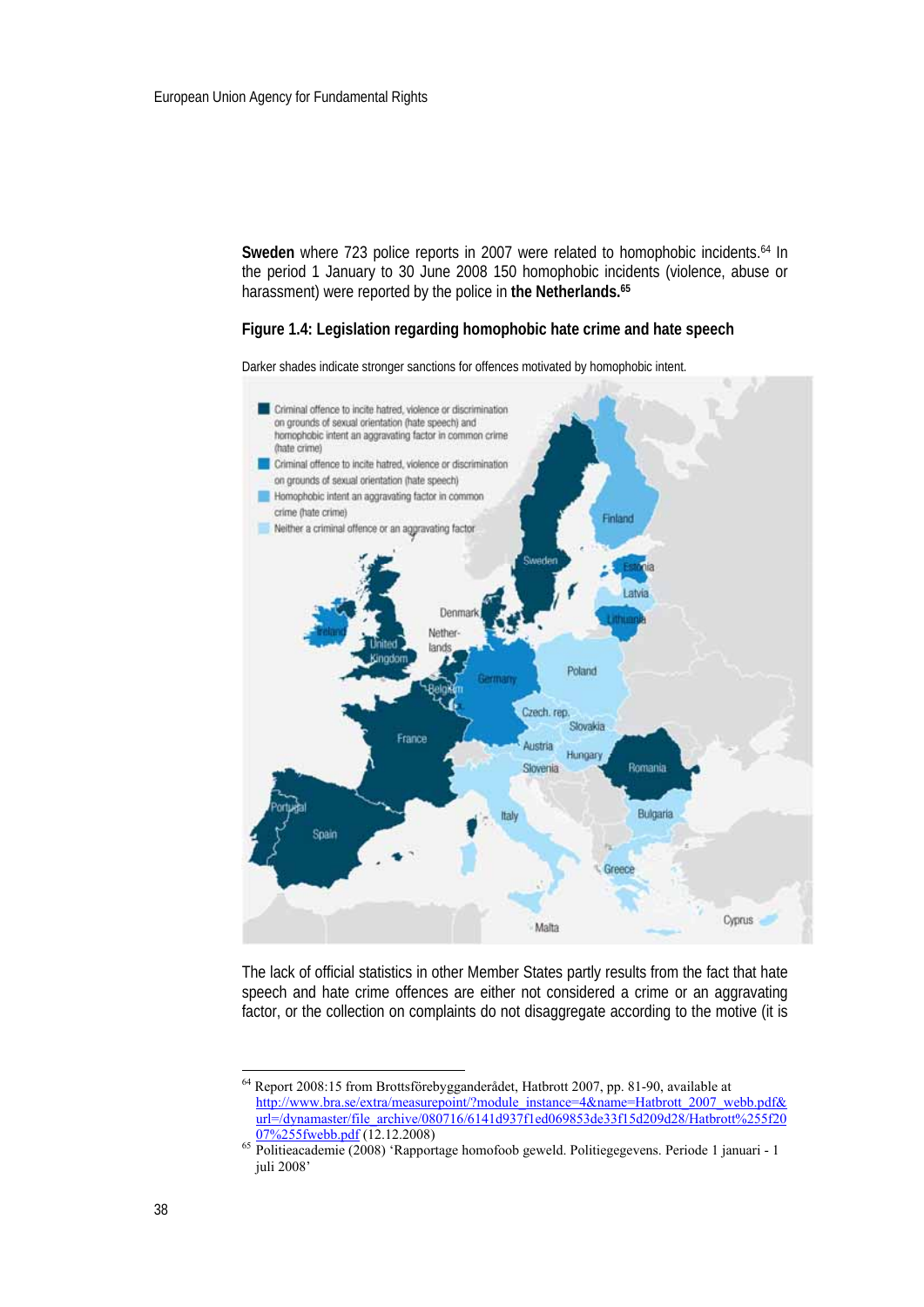**Sweden** where 723 police reports in 2007 were related to homophobic incidents.[64] In the period 1 January to 30 June 2008 150 homophobic incidents (violence, abuse or harassment) were reported by the police in **the Netherlands.**[65]

**Figure 1.4: Legislation regarding homophobic hate crime and hate speech**

Darker shades indicate stronger sanctions for offences motivated by homophobic intent.

The lack of official statistics in other Member States partly results from the fact that hate speech and hate crime offences are either not considered a crime or an aggravating factor, or the collection on complaints do not disaggregate according to the motive (it is

---

[64] Report 2008:15 from Brottsförebygganderådet, Hatbrott 2007, pp. 81-90, available at http://www.bra.se/extra/measurepoint/?module_instance=4&name=Hatbrott_2007_webb.pdf&url=/dynamaster/file_archive/080716/6141d937f1ed069853de33f15d209d28/Hatbrott%255f2007%255fwebb.pdf (12.12.2008)

[65] Politieacademie (2008) 'Rapportage homofoob geweld. Politiegegevens. Periode 1 januari - 1 juli 2008'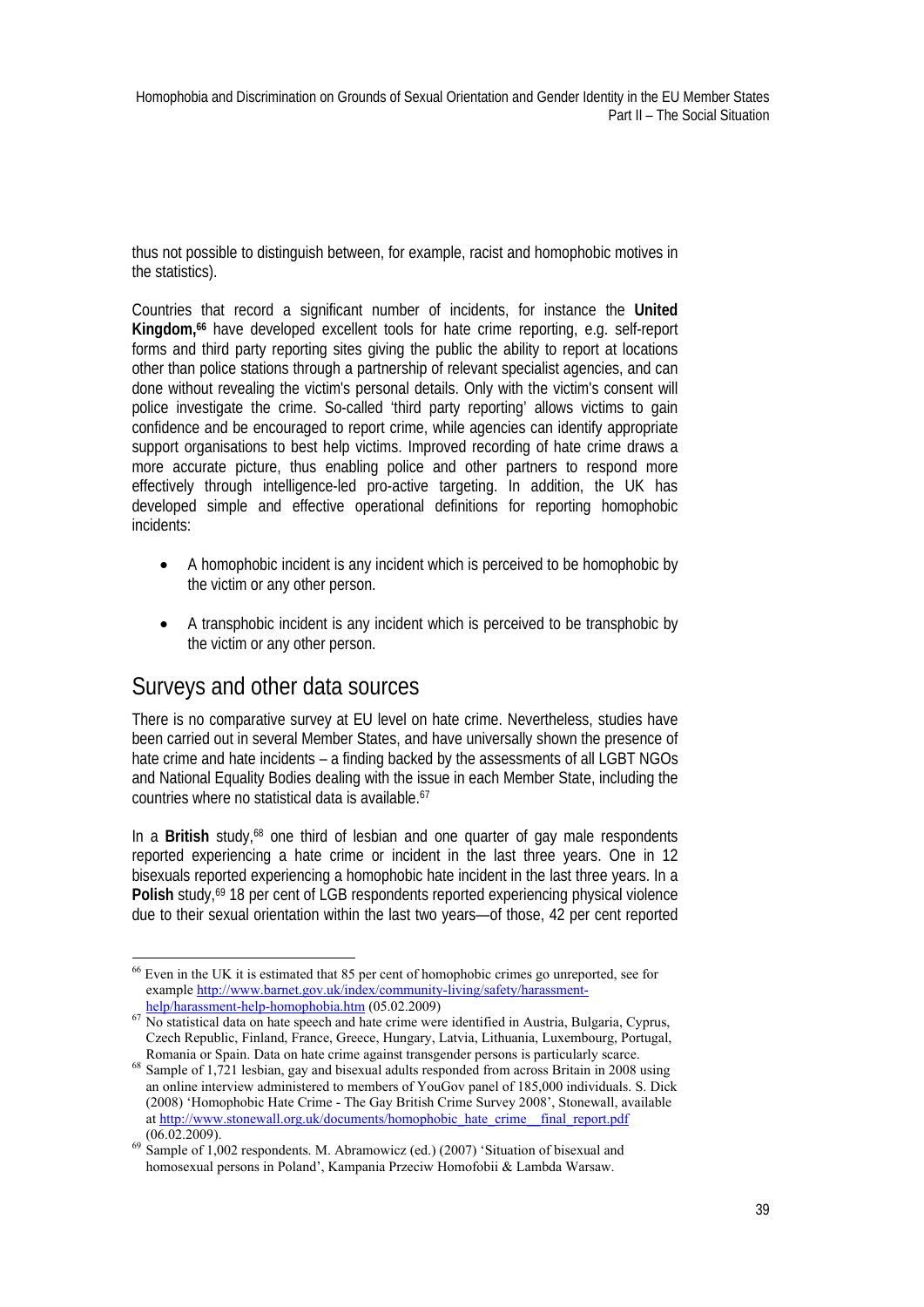thus not possible to distinguish between, for example, racist and homophobic motives in the statistics).

Countries that record a significant number of incidents, for instance the **United Kingdom,**[66] have developed excellent tools for hate crime reporting, e.g. self-report forms and third party reporting sites giving the public the ability to report at locations other than police stations through a partnership of relevant specialist agencies, and can done without revealing the victim's personal details. Only with the victim's consent will police investigate the crime. So-called 'third party reporting' allows victims to gain confidence and be encouraged to report crime, while agencies can identify appropriate support organisations to best help victims. Improved recording of hate crime draws a more accurate picture, thus enabling police and other partners to respond more effectively through intelligence-led pro-active targeting. In addition, the UK has developed simple and effective operational definitions for reporting homophobic incidents:

- A homophobic incident is any incident which is perceived to be homophobic by the victim or any other person.
- A transphobic incident is any incident which is perceived to be transphobic by the victim or any other person.

## Surveys and other data sources

There is no comparative survey at EU level on hate crime. Nevertheless, studies have been carried out in several Member States, and have universally shown the presence of hate crime and hate incidents – a finding backed by the assessments of all LGBT NGOs and National Equality Bodies dealing with the issue in each Member State, including the countries where no statistical data is available.[67]

In a **British** study,[68] one third of lesbian and one quarter of gay male respondents reported experiencing a hate crime or incident in the last three years. One in 12 bisexuals reported experiencing a homophobic hate incident in the last three years. In a **Polish** study,[69] 18 per cent of LGB respondents reported experiencing physical violence due to their sexual orientation within the last two years—of those, 42 per cent reported

---

[66] Even in the UK it is estimated that 85 per cent of homophobic crimes go unreported, see for example http://www.barnet.gov.uk/index/community-living/safety/harassment-help/harassment-help-homophobia.htm (05.02.2009)

[67] No statistical data on hate speech and hate crime were identified in Austria, Bulgaria, Cyprus, Czech Republic, Finland, France, Greece, Hungary, Latvia, Lithuania, Luxembourg, Portugal, Romania or Spain. Data on hate crime against transgender persons is particularly scarce.

[68] Sample of 1,721 lesbian, gay and bisexual adults responded from across Britain in 2008 using an online interview administered to members of YouGov panel of 185,000 individuals. S. Dick (2008) 'Homophobic Hate Crime - The Gay British Crime Survey 2008', Stonewall, available at http://www.stonewall.org.uk/documents/homophobic_hate_crime__final_report.pdf (06.02.2009).

[69] Sample of 1,002 respondents. M. Abramowicz (ed.) (2007) 'Situation of bisexual and homosexual persons in Poland', Kampania Przeciw Homofobii & Lambda Warsaw.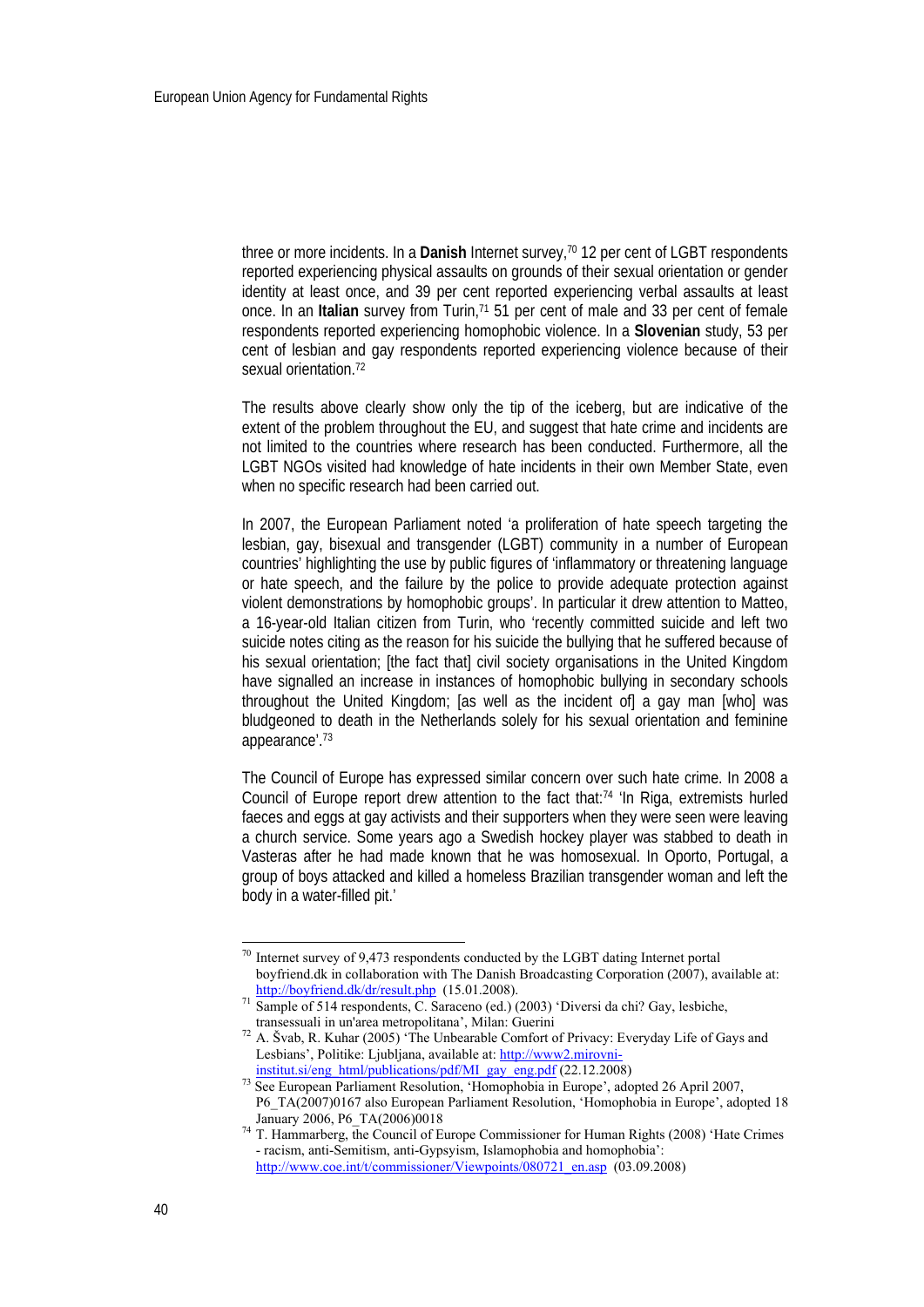three or more incidents. In a **Danish** Internet survey,[70] 12 per cent of LGBT respondents reported experiencing physical assaults on grounds of their sexual orientation or gender identity at least once, and 39 per cent reported experiencing verbal assaults at least once. In an **Italian** survey from Turin,[71] 51 per cent of male and 33 per cent of female respondents reported experiencing homophobic violence. In a **Slovenian** study, 53 per cent of lesbian and gay respondents reported experiencing violence because of their sexual orientation.[72]

The results above clearly show only the tip of the iceberg, but are indicative of the extent of the problem throughout the EU, and suggest that hate crime and incidents are not limited to the countries where research has been conducted. Furthermore, all the LGBT NGOs visited had knowledge of hate incidents in their own Member State, even when no specific research had been carried out.

In 2007, the European Parliament noted 'a proliferation of hate speech targeting the lesbian, gay, bisexual and transgender (LGBT) community in a number of European countries' highlighting the use by public figures of 'inflammatory or threatening language or hate speech, and the failure by the police to provide adequate protection against violent demonstrations by homophobic groups'. In particular it drew attention to Matteo, a 16-year-old Italian citizen from Turin, who 'recently committed suicide and left two suicide notes citing as the reason for his suicide the bullying that he suffered because of his sexual orientation; [the fact that] civil society organisations in the United Kingdom have signalled an increase in instances of homophobic bullying in secondary schools throughout the United Kingdom; [as well as the incident of] a gay man [who] was bludgeoned to death in the Netherlands solely for his sexual orientation and feminine appearance'.[73]

The Council of Europe has expressed similar concern over such hate crime. In 2008 a Council of Europe report drew attention to the fact that:[74] 'In Riga, extremists hurled faeces and eggs at gay activists and their supporters when they were seen were leaving a church service. Some years ago a Swedish hockey player was stabbed to death in Vasteras after he had made known that he was homosexual. In Oporto, Portugal, a group of boys attacked and killed a homeless Brazilian transgender woman and left the body in a water-filled pit.'

---

[70] Internet survey of 9,473 respondents conducted by the LGBT dating Internet portal boyfriend.dk in collaboration with The Danish Broadcasting Corporation (2007), available at: http://boyfriend.dk/dr/result.php (15.01.2008).

[71] Sample of 514 respondents, C. Saraceno (ed.) (2003) 'Diversi da chi? Gay, lesbiche, transessuali in un'area metropolitana', Milan: Guerini

[72] A. Švab, R. Kuhar (2005) 'The Unbearable Comfort of Privacy: Everyday Life of Gays and Lesbians', Politike: Ljubljana, available at: http://www2.mirovni-institut.si/eng_html/publications/pdf/MI_gay_eng.pdf (22.12.2008)

[73] See European Parliament Resolution, 'Homophobia in Europe', adopted 26 April 2007, P6_TA(2007)0167 also European Parliament Resolution, 'Homophobia in Europe', adopted 18 January 2006, P6_TA(2006)0018

[74] T. Hammarberg, the Council of Europe Commissioner for Human Rights (2008) 'Hate Crimes - racism, anti-Semitism, anti-Gypsyism, Islamophobia and homophobia': http://www.coe.int/t/commissioner/Viewpoints/080721_en.asp (03.09.2008)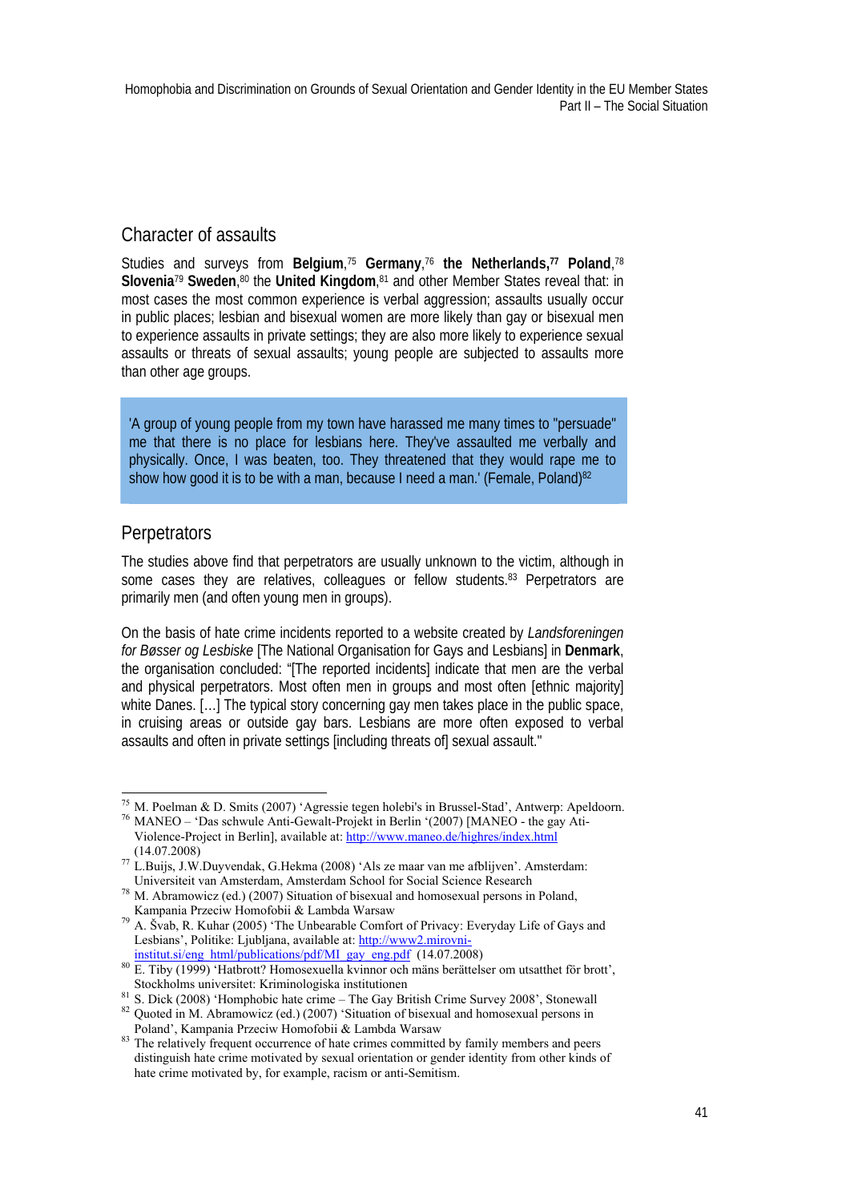## Character of assaults

Studies and surveys from **Belgium**,[75] **Germany**,[76] **the Netherlands**,[77] **Poland**,[78] **Slovenia**[79] **Sweden**,[80] the **United Kingdom**,[81] and other Member States reveal that: in most cases the most common experience is verbal aggression; assaults usually occur in public places; lesbian and bisexual women are more likely than gay or bisexual men to experience assaults in private settings; they are also more likely to experience sexual assaults or threats of sexual assaults; young people are subjected to assaults more than other age groups.

> 'A group of young people from my town have harassed me many times to "persuade" me that there is no place for lesbians here. They've assaulted me verbally and physically. Once, I was beaten, too. They threatened that they would rape me to show how good it is to be with a man, because I need a man.' (Female, Poland)[82]

## Perpetrators

The studies above find that perpetrators are usually unknown to the victim, although in some cases they are relatives, colleagues or fellow students.[83] Perpetrators are primarily men (and often young men in groups).

On the basis of hate crime incidents reported to a website created by *Landsforeningen for Bøsser og Lesbiske* [The National Organisation for Gays and Lesbians] in **Denmark**, the organisation concluded: "[The reported incidents] indicate that men are the verbal and physical perpetrators. Most often men in groups and most often [ethnic majority] white Danes. […] The typical story concerning gay men takes place in the public space, in cruising areas or outside gay bars. Lesbians are more often exposed to verbal assaults and often in private settings [including threats of] sexual assault."

---

[75] M. Poelman & D. Smits (2007) 'Agressie tegen holebi's in Brussel-Stad', Antwerp: Apeldoorn.

[76] MANEO – 'Das schwule Anti-Gewalt-Projekt in Berlin '(2007) [MANEO - the gay Ati-Violence-Project in Berlin], available at: http://www.maneo.de/highres/index.html (14.07.2008)

[77] L.Buijs, J.W.Duyvendak, G.Hekma (2008) 'Als ze maar van me afblijven'. Amsterdam: Universiteit van Amsterdam, Amsterdam School for Social Science Research

[78] M. Abramowicz (ed.) (2007) Situation of bisexual and homosexual persons in Poland, Kampania Przeciw Homofobii & Lambda Warsaw

[79] A. Švab, R. Kuhar (2005) 'The Unbearable Comfort of Privacy: Everyday Life of Gays and Lesbians', Politike: Ljubljana, available at: http://www2.mirovni-institut.si/eng_html/publications/pdf/MI_gay_eng.pdf (14.07.2008)

[80] E. Tiby (1999) 'Hatbrott? Homosexuella kvinnor och mäns berättelser om utsatthet för brott', Stockholms universitet: Kriminologiska institutionen

[81] S. Dick (2008) 'Homphobic hate crime – The Gay British Crime Survey 2008', Stonewall

[82] Quoted in M. Abramowicz (ed.) (2007) 'Situation of bisexual and homosexual persons in Poland', Kampania Przeciw Homofobii & Lambda Warsaw

[83] The relatively frequent occurrence of hate crimes committed by family members and peers distinguish hate crime motivated by sexual orientation or gender identity from other kinds of hate crime motivated by, for example, racism or anti-Semitism.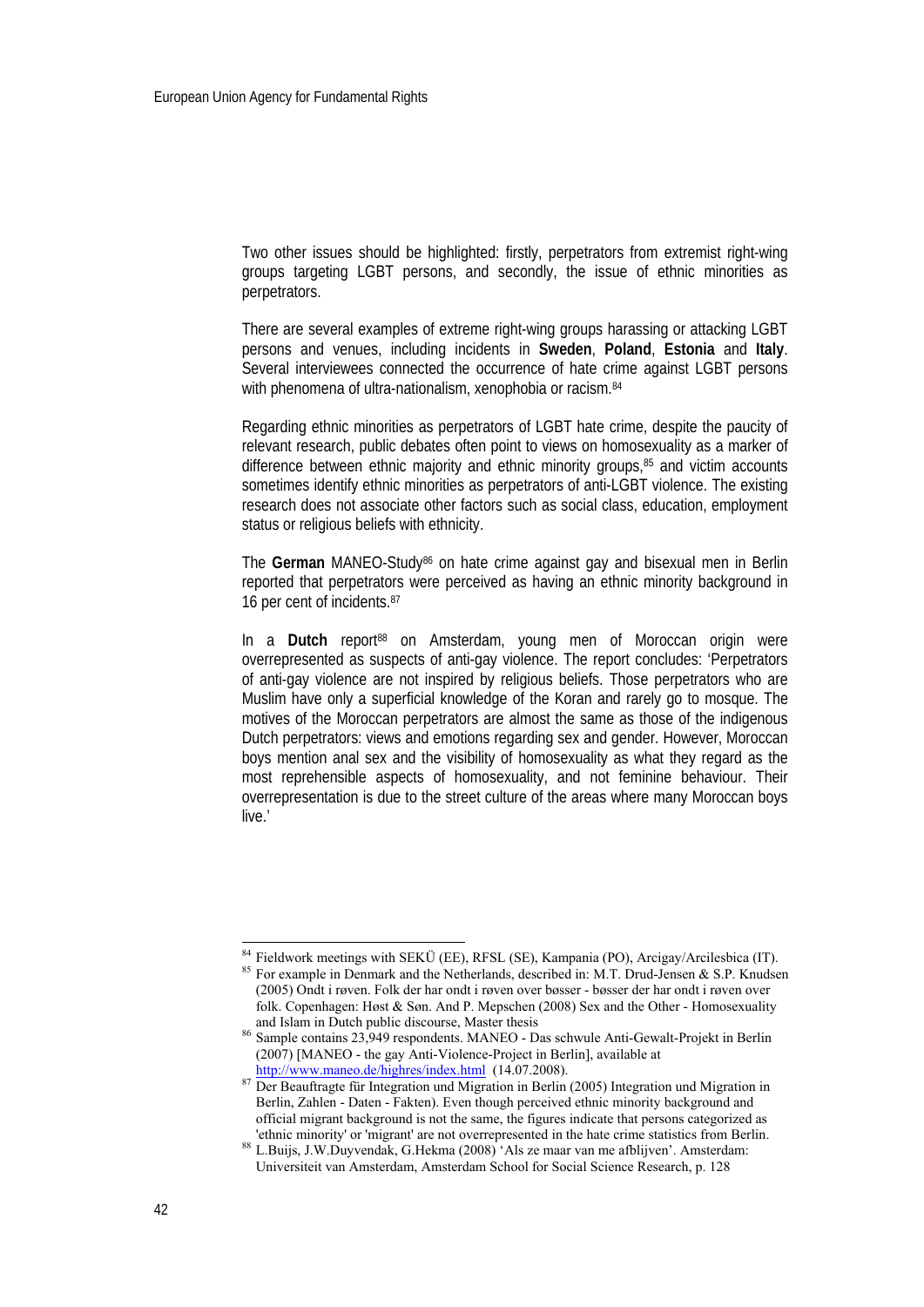Two other issues should be highlighted: firstly, perpetrators from extremist right-wing groups targeting LGBT persons, and secondly, the issue of ethnic minorities as perpetrators.

There are several examples of extreme right-wing groups harassing or attacking LGBT persons and venues, including incidents in **Sweden**, **Poland**, **Estonia** and **Italy**. Several interviewees connected the occurrence of hate crime against LGBT persons with phenomena of ultra-nationalism, xenophobia or racism.[84]

Regarding ethnic minorities as perpetrators of LGBT hate crime, despite the paucity of relevant research, public debates often point to views on homosexuality as a marker of difference between ethnic majority and ethnic minority groups,[85] and victim accounts sometimes identify ethnic minorities as perpetrators of anti-LGBT violence. The existing research does not associate other factors such as social class, education, employment status or religious beliefs with ethnicity.

The **German** MANEO-Study[86] on hate crime against gay and bisexual men in Berlin reported that perpetrators were perceived as having an ethnic minority background in 16 per cent of incidents.[87]

In a **Dutch** report[88] on Amsterdam, young men of Moroccan origin were overrepresented as suspects of anti-gay violence. The report concludes: 'Perpetrators of anti-gay violence are not inspired by religious beliefs. Those perpetrators who are Muslim have only a superficial knowledge of the Koran and rarely go to mosque. The motives of the Moroccan perpetrators are almost the same as those of the indigenous Dutch perpetrators: views and emotions regarding sex and gender. However, Moroccan boys mention anal sex and the visibility of homosexuality as what they regard as the most reprehensible aspects of homosexuality, and not feminine behaviour. Their overrepresentation is due to the street culture of the areas where many Moroccan boys live.'

---

[84] Fieldwork meetings with SEKÜ (EE), RFSL (SE), Kampania (PO), Arcigay/Arcilesbica (IT).

[85] For example in Denmark and the Netherlands, described in: M.T. Drud-Jensen & S.P. Knudsen (2005) Ondt i røven. Folk der har ondt i røven over bøsser - bøsser der har ondt i røven over folk. Copenhagen: Høst & Søn. And P. Mepschen (2008) Sex and the Other - Homosexuality and Islam in Dutch public discourse, Master thesis

[86] Sample contains 23,949 respondents. MANEO - Das schwule Anti-Gewalt-Projekt in Berlin (2007) [MANEO - the gay Anti-Violence-Project in Berlin], available at http://www.maneo.de/highres/index.html (14.07.2008).

[87] Der Beauftragte für Integration und Migration in Berlin (2005) Integration und Migration in Berlin, Zahlen - Daten - Fakten). Even though perceived ethnic minority background and official migrant background is not the same, the figures indicate that persons categorized as 'ethnic minority' or 'migrant' are not overrepresented in the hate crime statistics from Berlin.

[88] L.Buijs, J.W.Duyvendak, G.Hekma (2008) 'Als ze maar van me afblijven'. Amsterdam: Universiteit van Amsterdam, Amsterdam School for Social Science Research, p. 128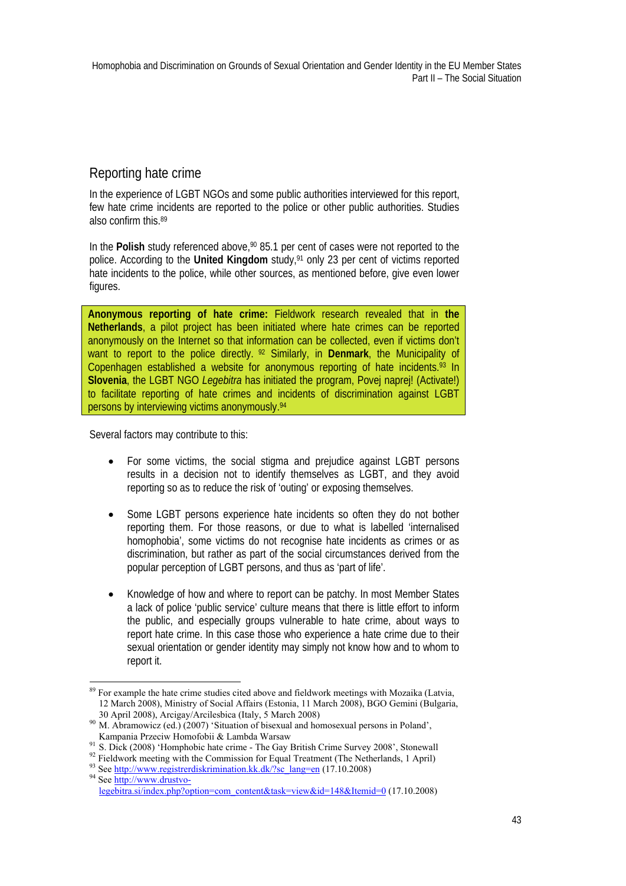## Reporting hate crime

In the experience of LGBT NGOs and some public authorities interviewed for this report, few hate crime incidents are reported to the police or other public authorities. Studies also confirm this.[89]

In the **Polish** study referenced above,[90] 85.1 per cent of cases were not reported to the police. According to the **United Kingdom** study,[91] only 23 per cent of victims reported hate incidents to the police, while other sources, as mentioned before, give even lower figures.

> **Anonymous reporting of hate crime:** Fieldwork research revealed that in **the Netherlands**, a pilot project has been initiated where hate crimes can be reported anonymously on the Internet so that information can be collected, even if victims don't want to report to the police directly.[92] Similarly, in **Denmark**, the Municipality of Copenhagen established a website for anonymous reporting of hate incidents.[93] In **Slovenia**, the LGBT NGO *Legebitra* has initiated the program, Povej naprej! (Activate!) to facilitate reporting of hate crimes and incidents of discrimination against LGBT persons by interviewing victims anonymously.[94]

Several factors may contribute to this:

- For some victims, the social stigma and prejudice against LGBT persons results in a decision not to identify themselves as LGBT, and they avoid reporting so as to reduce the risk of 'outing' or exposing themselves.
- Some LGBT persons experience hate incidents so often they do not bother reporting them. For those reasons, or due to what is labelled 'internalised homophobia', some victims do not recognise hate incidents as crimes or as discrimination, but rather as part of the social circumstances derived from the popular perception of LGBT persons, and thus as 'part of life'.
- Knowledge of how and where to report can be patchy. In most Member States a lack of police 'public service' culture means that there is little effort to inform the public, and especially groups vulnerable to hate crime, about ways to report hate crime. In this case those who experience a hate crime due to their sexual orientation or gender identity may simply not know how and to whom to report it.

---

[89] For example the hate crime studies cited above and fieldwork meetings with Mozaika (Latvia, 12 March 2008), Ministry of Social Affairs (Estonia, 11 March 2008), BGO Gemini (Bulgaria, 30 April 2008), Arcigay/Arcilesbica (Italy, 5 March 2008)

[90] M. Abramowicz (ed.) (2007) 'Situation of bisexual and homosexual persons in Poland', Kampania Przeciw Homofobii & Lambda Warsaw

[91] S. Dick (2008) 'Homphobic hate crime - The Gay British Crime Survey 2008', Stonewall

[92] Fieldwork meeting with the Commission for Equal Treatment (The Netherlands, 1 April)

[93] See http://www.registrerdiskrimination.kk.dk/?sc_lang=en (17.10.2008)

[94] See http://www.drustvo-legebitra.si/index.php?option=com_content&task=view&id=148&Itemid=0 (17.10.2008)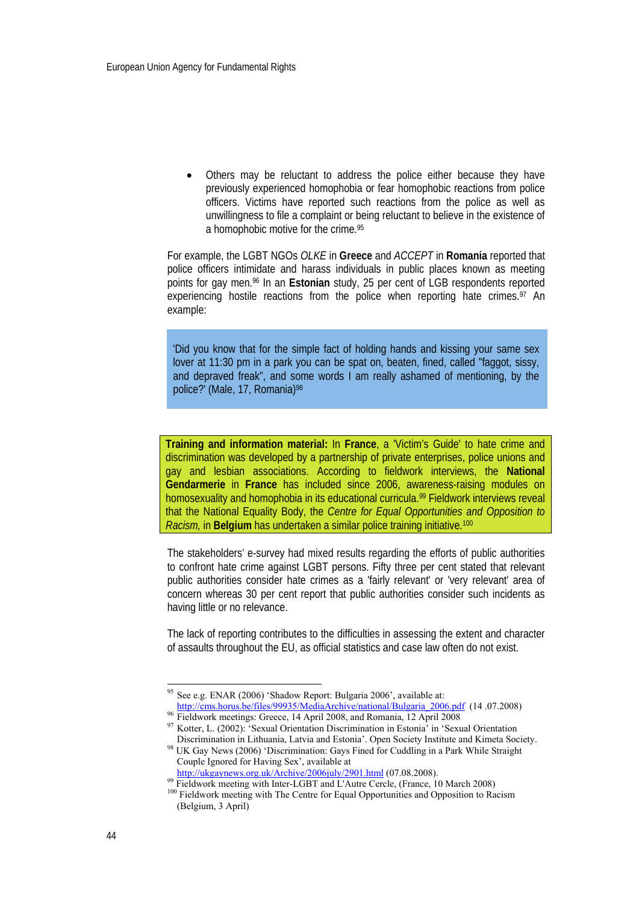- Others may be reluctant to address the police either because they have previously experienced homophobia or fear homophobic reactions from police officers. Victims have reported such reactions from the police as well as unwillingness to file a complaint or being reluctant to believe in the existence of a homophobic motive for the crime.[95]

For example, the LGBT NGOs *OLKE* in **Greece** and *ACCEPT* in **Romania** reported that police officers intimidate and harass individuals in public places known as meeting points for gay men.[96] In an **Estonian** study, 25 per cent of LGB respondents reported experiencing hostile reactions from the police when reporting hate crimes.[97] An example:

> 'Did you know that for the simple fact of holding hands and kissing your same sex lover at 11:30 pm in a park you can be spat on, beaten, fined, called "faggot, sissy, and depraved freak", and some words I am really ashamed of mentioning, by the police?' (Male, 17, Romania)[98]

**Training and information material:** In **France**, a 'Victim's Guide' to hate crime and discrimination was developed by a partnership of private enterprises, police unions and gay and lesbian associations. According to fieldwork interviews, the **National Gendarmerie** in **France** has included since 2006, awareness-raising modules on homosexuality and homophobia in its educational curricula.[99] Fieldwork interviews reveal that the National Equality Body, the *Centre for Equal Opportunities and Opposition to Racism,* in **Belgium** has undertaken a similar police training initiative.[100]

The stakeholders' e-survey had mixed results regarding the efforts of public authorities to confront hate crime against LGBT persons. Fifty three per cent stated that relevant public authorities consider hate crimes as a 'fairly relevant' or 'very relevant' area of concern whereas 30 per cent report that public authorities consider such incidents as having little or no relevance.

The lack of reporting contributes to the difficulties in assessing the extent and character of assaults throughout the EU, as official statistics and case law often do not exist.

---

[95] See e.g. ENAR (2006) 'Shadow Report: Bulgaria 2006', available at: http://cms.horus.be/files/99935/MediaArchive/national/Bulgaria_2006.pdf (14 .07.2008)

[96] Fieldwork meetings: Greece, 14 April 2008, and Romania, 12 April 2008

[97] Kotter, L. (2002): 'Sexual Orientation Discrimination in Estonia' in 'Sexual Orientation Discrimination in Lithuania, Latvia and Estonia'. Open Society Institute and Kimeta Society.

[98] UK Gay News (2006) 'Discrimination: Gays Fined for Cuddling in a Park While Straight Couple Ignored for Having Sex', available at http://ukgaynews.org.uk/Archive/2006july/2901.html (07.08.2008).

[99] Fieldwork meeting with Inter-LGBT and L'Autre Cercle, (France, 10 March 2008)

[100] Fieldwork meeting with The Centre for Equal Opportunities and Opposition to Racism (Belgium, 3 April)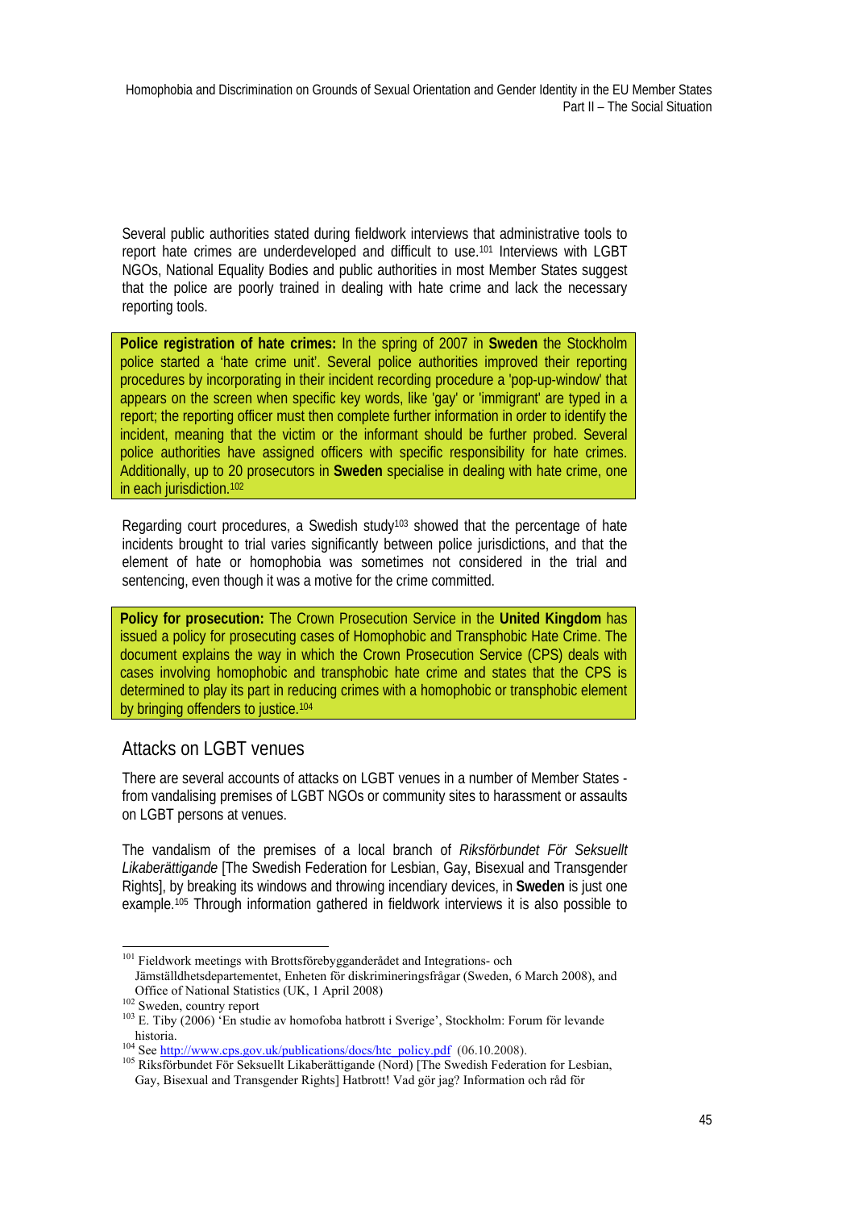Several public authorities stated during fieldwork interviews that administrative tools to report hate crimes are underdeveloped and difficult to use.[101] Interviews with LGBT NGOs, National Equality Bodies and public authorities in most Member States suggest that the police are poorly trained in dealing with hate crime and lack the necessary reporting tools.

**Police registration of hate crimes:** In the spring of 2007 in **Sweden** the Stockholm police started a 'hate crime unit'. Several police authorities improved their reporting procedures by incorporating in their incident recording procedure a 'pop-up-window' that appears on the screen when specific key words, like 'gay' or 'immigrant' are typed in a report; the reporting officer must then complete further information in order to identify the incident, meaning that the victim or the informant should be further probed. Several police authorities have assigned officers with specific responsibility for hate crimes. Additionally, up to 20 prosecutors in **Sweden** specialise in dealing with hate crime, one in each jurisdiction.[102]

Regarding court procedures, a Swedish study[103] showed that the percentage of hate incidents brought to trial varies significantly between police jurisdictions, and that the element of hate or homophobia was sometimes not considered in the trial and sentencing, even though it was a motive for the crime committed.

**Policy for prosecution:** The Crown Prosecution Service in the **United Kingdom** has issued a policy for prosecuting cases of Homophobic and Transphobic Hate Crime. The document explains the way in which the Crown Prosecution Service (CPS) deals with cases involving homophobic and transphobic hate crime and states that the CPS is determined to play its part in reducing crimes with a homophobic or transphobic element by bringing offenders to justice.[104]

## Attacks on LGBT venues

There are several accounts of attacks on LGBT venues in a number of Member States - from vandalising premises of LGBT NGOs or community sites to harassment or assaults on LGBT persons at venues.

The vandalism of the premises of a local branch of *Riksförbundet För Seksuellt Likaberättigande* [The Swedish Federation for Lesbian, Gay, Bisexual and Transgender Rights], by breaking its windows and throwing incendiary devices, in **Sweden** is just one example.[105] Through information gathered in fieldwork interviews it is also possible to

---

[101] Fieldwork meetings with Brottsförebygganderådet and Integrations- och Jämställdhetsdepartementet, Enheten för diskrimineringsfrågar (Sweden, 6 March 2008), and Office of National Statistics (UK, 1 April 2008)

[102] Sweden, country report

[103] E. Tiby (2006) 'En studie av homofoba hatbrott i Sverige', Stockholm: Forum för levande historia.

[104] See http://www.cps.gov.uk/publications/docs/htc_policy.pdf (06.10.2008).

[105] Riksförbundet För Seksuellt Likaberättigande (Nord) [The Swedish Federation for Lesbian, Gay, Bisexual and Transgender Rights] Hatbrott! Vad gör jag? Information och råd för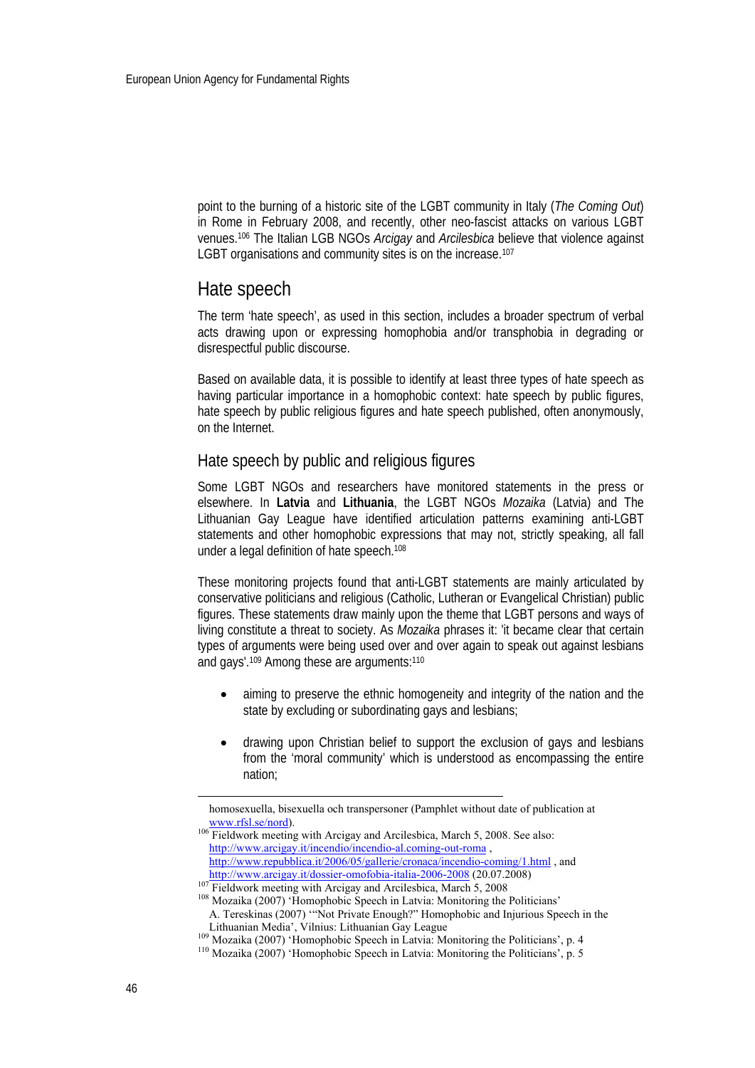point to the burning of a historic site of the LGBT community in Italy (*The Coming Out*) in Rome in February 2008, and recently, other neo-fascist attacks on various LGBT venues.[106] The Italian LGB NGOs *Arcigay* and *Arcilesbica* believe that violence against LGBT organisations and community sites is on the increase.[107]

## Hate speech

The term 'hate speech', as used in this section, includes a broader spectrum of verbal acts drawing upon or expressing homophobia and/or transphobia in degrading or disrespectful public discourse.

Based on available data, it is possible to identify at least three types of hate speech as having particular importance in a homophobic context: hate speech by public figures, hate speech by public religious figures and hate speech published, often anonymously, on the Internet.

### Hate speech by public and religious figures

Some LGBT NGOs and researchers have monitored statements in the press or elsewhere. In **Latvia** and **Lithuania**, the LGBT NGOs *Mozaika* (Latvia) and The Lithuanian Gay League have identified articulation patterns examining anti-LGBT statements and other homophobic expressions that may not, strictly speaking, all fall under a legal definition of hate speech.[108]

These monitoring projects found that anti-LGBT statements are mainly articulated by conservative politicians and religious (Catholic, Lutheran or Evangelical Christian) public figures. These statements draw mainly upon the theme that LGBT persons and ways of living constitute a threat to society. As *Mozaika* phrases it: 'it became clear that certain types of arguments were being used over and over again to speak out against lesbians and gays'.[109] Among these are arguments:[110]

- aiming to preserve the ethnic homogeneity and integrity of the nation and the state by excluding or subordinating gays and lesbians;
- drawing upon Christian belief to support the exclusion of gays and lesbians from the 'moral community' which is understood as encompassing the entire nation;

---

homosexuella, bisexuella och transpersoner (Pamphlet without date of publication at www.rfsl.se/nord).

[106] Fieldwork meeting with Arcigay and Arcilesbica, March 5, 2008. See also: http://www.arcigay.it/incendio/incendio-al.coming-out-roma , http://www.repubblica.it/2006/05/gallerie/cronaca/incendio-coming/1.html , and http://www.arcigay.it/dossier-omofobia-italia-2006-2008 (20.07.2008)

[107] Fieldwork meeting with Arcigay and Arcilesbica, March 5, 2008

[108] Mozaika (2007) 'Homophobic Speech in Latvia: Monitoring the Politicians' A. Tereskinas (2007) '"Not Private Enough?" Homophobic and Injurious Speech in the Lithuanian Media', Vilnius: Lithuanian Gay League

[109] Mozaika (2007) 'Homophobic Speech in Latvia: Monitoring the Politicians', p. 4

[110] Mozaika (2007) 'Homophobic Speech in Latvia: Monitoring the Politicians', p. 5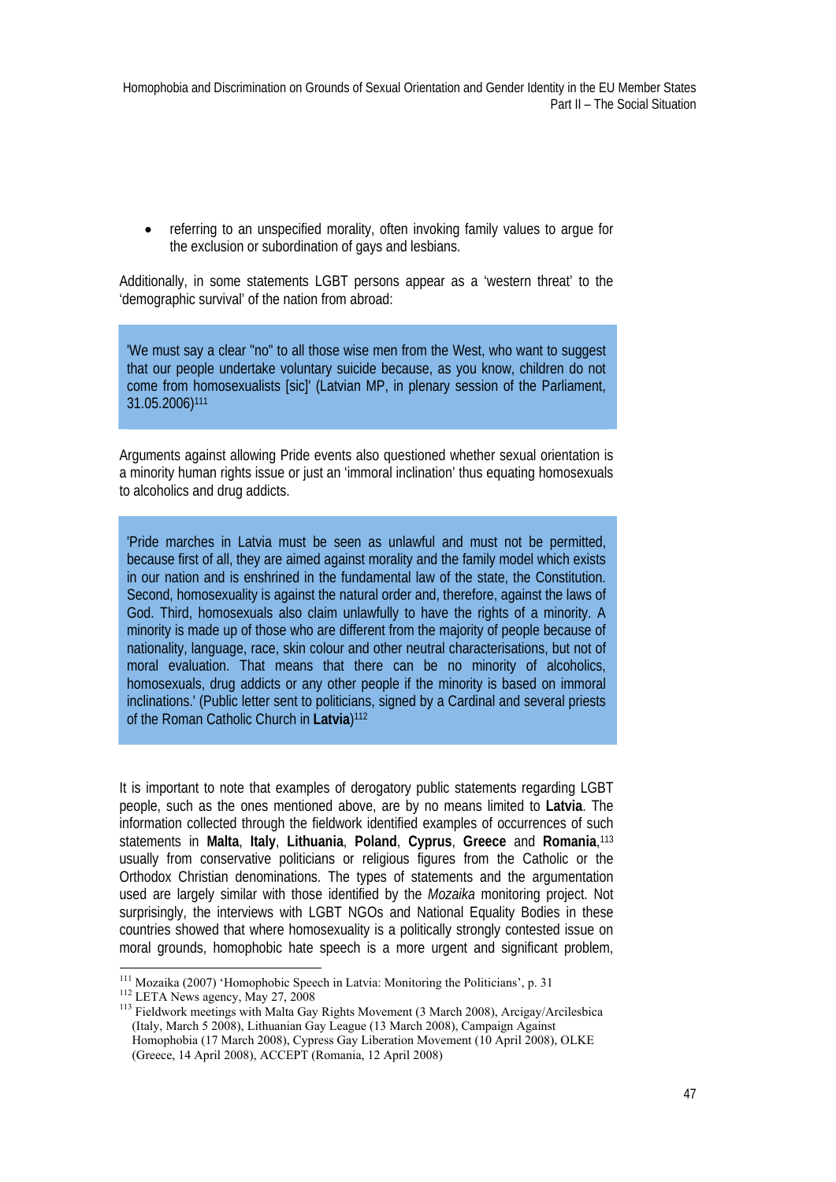- referring to an unspecified morality, often invoking family values to argue for the exclusion or subordination of gays and lesbians.

Additionally, in some statements LGBT persons appear as a 'western threat' to the 'demographic survival' of the nation from abroad:

> 'We must say a clear "no" to all those wise men from the West, who want to suggest that our people undertake voluntary suicide because, as you know, children do not come from homosexualists [sic]' (Latvian MP, in plenary session of the Parliament, 31.05.2006)[111]

Arguments against allowing Pride events also questioned whether sexual orientation is a minority human rights issue or just an 'immoral inclination' thus equating homosexuals to alcoholics and drug addicts.

> 'Pride marches in Latvia must be seen as unlawful and must not be permitted, because first of all, they are aimed against morality and the family model which exists in our nation and is enshrined in the fundamental law of the state, the Constitution. Second, homosexuality is against the natural order and, therefore, against the laws of God. Third, homosexuals also claim unlawfully to have the rights of a minority. A minority is made up of those who are different from the majority of people because of nationality, language, race, skin colour and other neutral characterisations, but not of moral evaluation. That means that there can be no minority of alcoholics, homosexuals, drug addicts or any other people if the minority is based on immoral inclinations.' (Public letter sent to politicians, signed by a Cardinal and several priests of the Roman Catholic Church in **Latvia**)[112]

It is important to note that examples of derogatory public statements regarding LGBT people, such as the ones mentioned above, are by no means limited to **Latvia**. The information collected through the fieldwork identified examples of occurrences of such statements in **Malta**, **Italy**, **Lithuania**, **Poland**, **Cyprus**, **Greece** and **Romania**,[113] usually from conservative politicians or religious figures from the Catholic or the Orthodox Christian denominations. The types of statements and the argumentation used are largely similar with those identified by the *Mozaika* monitoring project. Not surprisingly, the interviews with LGBT NGOs and National Equality Bodies in these countries showed that where homosexuality is a politically strongly contested issue on moral grounds, homophobic hate speech is a more urgent and significant problem,

---

[111] Mozaika (2007) 'Homophobic Speech in Latvia: Monitoring the Politicians', p. 31

[112] LETA News agency, May 27, 2008

[113] Fieldwork meetings with Malta Gay Rights Movement (3 March 2008), Arcigay/Arcilesbica (Italy, March 5 2008), Lithuanian Gay League (13 March 2008), Campaign Against Homophobia (17 March 2008), Cypress Gay Liberation Movement (10 April 2008), OLKE (Greece, 14 April 2008), ACCEPT (Romania, 12 April 2008)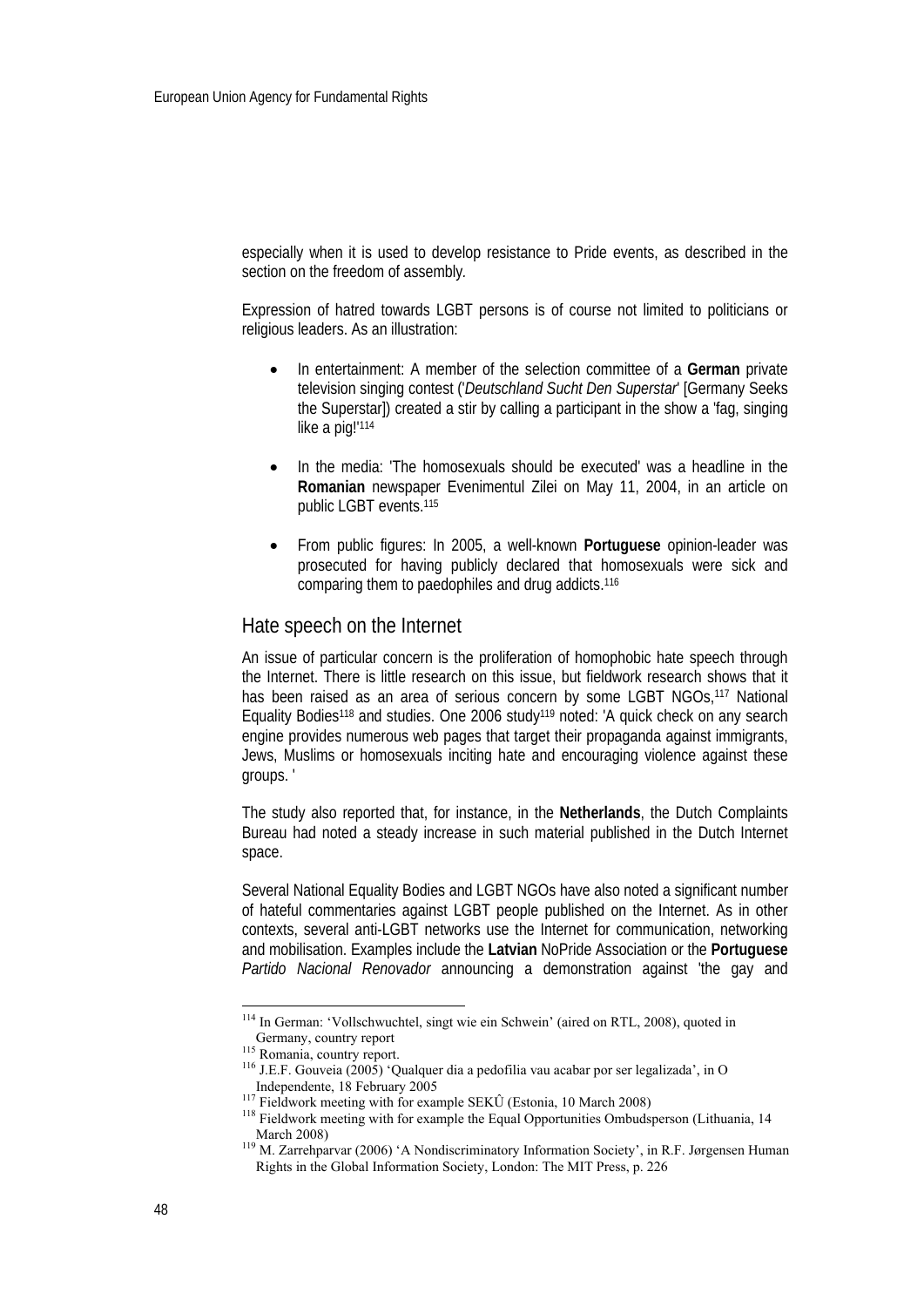especially when it is used to develop resistance to Pride events, as described in the section on the freedom of assembly.

Expression of hatred towards LGBT persons is of course not limited to politicians or religious leaders. As an illustration:

- In entertainment: A member of the selection committee of a **German** private television singing contest ('*Deutschland Sucht Den Superstar*' [Germany Seeks the Superstar]) created a stir by calling a participant in the show a 'fag, singing like a pig!'[114]

- In the media: 'The homosexuals should be executed' was a headline in the **Romanian** newspaper Evenimentul Zilei on May 11, 2004, in an article on public LGBT events.[115]

- From public figures: In 2005, a well-known **Portuguese** opinion-leader was prosecuted for having publicly declared that homosexuals were sick and comparing them to paedophiles and drug addicts.[116]

## Hate speech on the Internet

An issue of particular concern is the proliferation of homophobic hate speech through the Internet. There is little research on this issue, but fieldwork research shows that it has been raised as an area of serious concern by some LGBT NGOs,[117] National Equality Bodies[118] and studies. One 2006 study[119] noted: 'A quick check on any search engine provides numerous web pages that target their propaganda against immigrants, Jews, Muslims or homosexuals inciting hate and encouraging violence against these groups. '

The study also reported that, for instance, in the **Netherlands**, the Dutch Complaints Bureau had noted a steady increase in such material published in the Dutch Internet space.

Several National Equality Bodies and LGBT NGOs have also noted a significant number of hateful commentaries against LGBT people published on the Internet. As in other contexts, several anti-LGBT networks use the Internet for communication, networking and mobilisation. Examples include the **Latvian** NoPride Association or the **Portuguese** *Partido Nacional Renovador* announcing a demonstration against 'the gay and

---

[114] In German: 'Vollschwuchtel, singt wie ein Schwein' (aired on RTL, 2008), quoted in Germany, country report

[115] Romania, country report.

[116] J.E.F. Gouveia (2005) 'Qualquer dia a pedofilia vau acabar por ser legalizada', in O Independente, 18 February 2005

[117] Fieldwork meeting with for example SEKÛ (Estonia, 10 March 2008)

[118] Fieldwork meeting with for example the Equal Opportunities Ombudsperson (Lithuania, 14 March 2008)

[119] M. Zarrehparvar (2006) 'A Nondiscriminatory Information Society', in R.F. Jørgensen Human Rights in the Global Information Society, London: The MIT Press, p. 226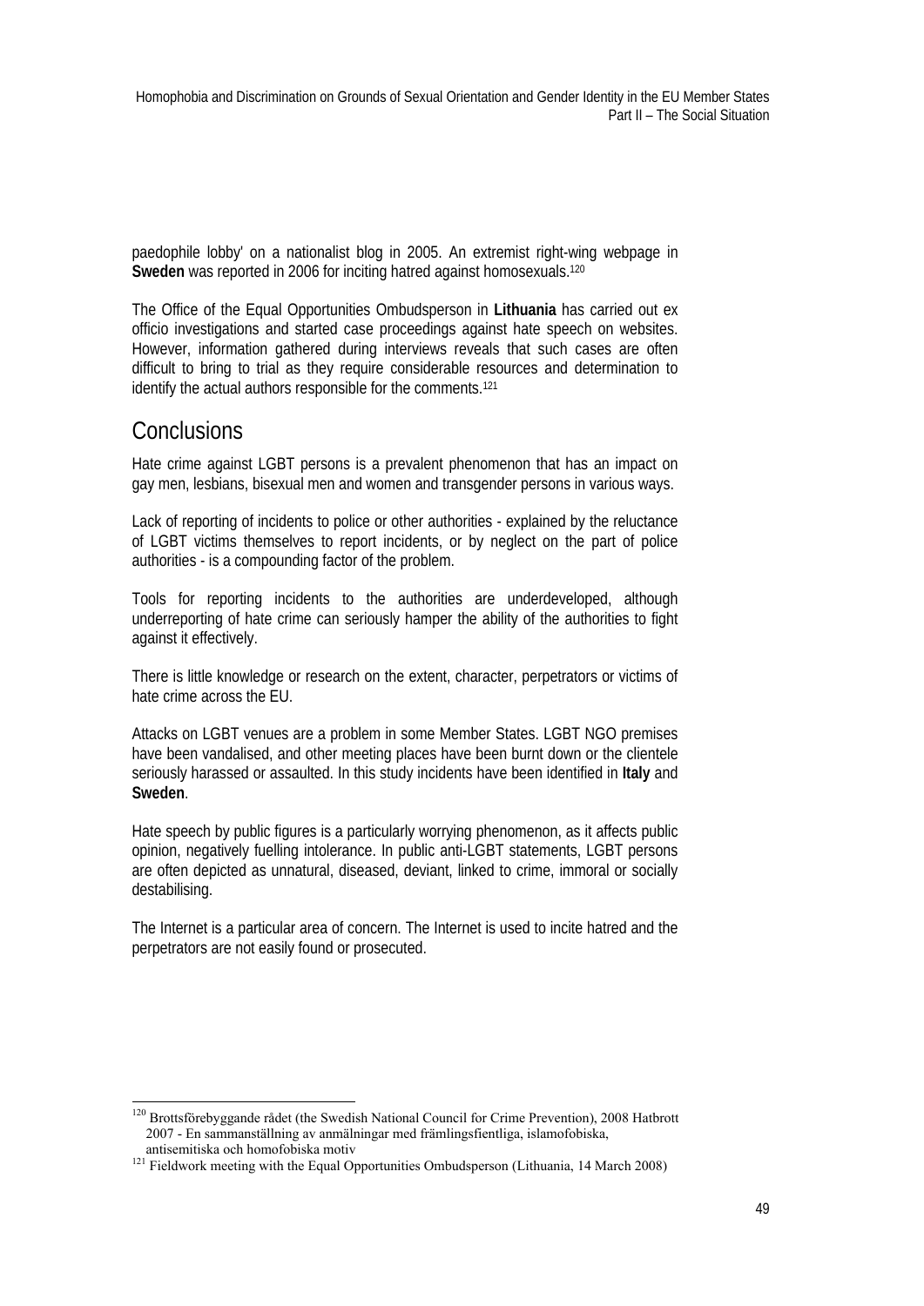paedophile lobby' on a nationalist blog in 2005. An extremist right-wing webpage in **Sweden** was reported in 2006 for inciting hatred against homosexuals.[120]

The Office of the Equal Opportunities Ombudsperson in **Lithuania** has carried out ex officio investigations and started case proceedings against hate speech on websites. However, information gathered during interviews reveals that such cases are often difficult to bring to trial as they require considerable resources and determination to identify the actual authors responsible for the comments.[121]

## Conclusions

Hate crime against LGBT persons is a prevalent phenomenon that has an impact on gay men, lesbians, bisexual men and women and transgender persons in various ways.

Lack of reporting of incidents to police or other authorities - explained by the reluctance of LGBT victims themselves to report incidents, or by neglect on the part of police authorities - is a compounding factor of the problem.

Tools for reporting incidents to the authorities are underdeveloped, although underreporting of hate crime can seriously hamper the ability of the authorities to fight against it effectively.

There is little knowledge or research on the extent, character, perpetrators or victims of hate crime across the EU.

Attacks on LGBT venues are a problem in some Member States. LGBT NGO premises have been vandalised, and other meeting places have been burnt down or the clientele seriously harassed or assaulted. In this study incidents have been identified in **Italy** and **Sweden**.

Hate speech by public figures is a particularly worrying phenomenon, as it affects public opinion, negatively fuelling intolerance. In public anti-LGBT statements, LGBT persons are often depicted as unnatural, diseased, deviant, linked to crime, immoral or socially destabilising.

The Internet is a particular area of concern. The Internet is used to incite hatred and the perpetrators are not easily found or prosecuted.

---

[120] Brottsförebyggande rådet (the Swedish National Council for Crime Prevention), 2008 Hatbrott 2007 - En sammanställning av anmälningar med främlingsfientliga, islamofobiska, antisemitiska och homofobiska motiv

[121] Fieldwork meeting with the Equal Opportunities Ombudsperson (Lithuania, 14 March 2008)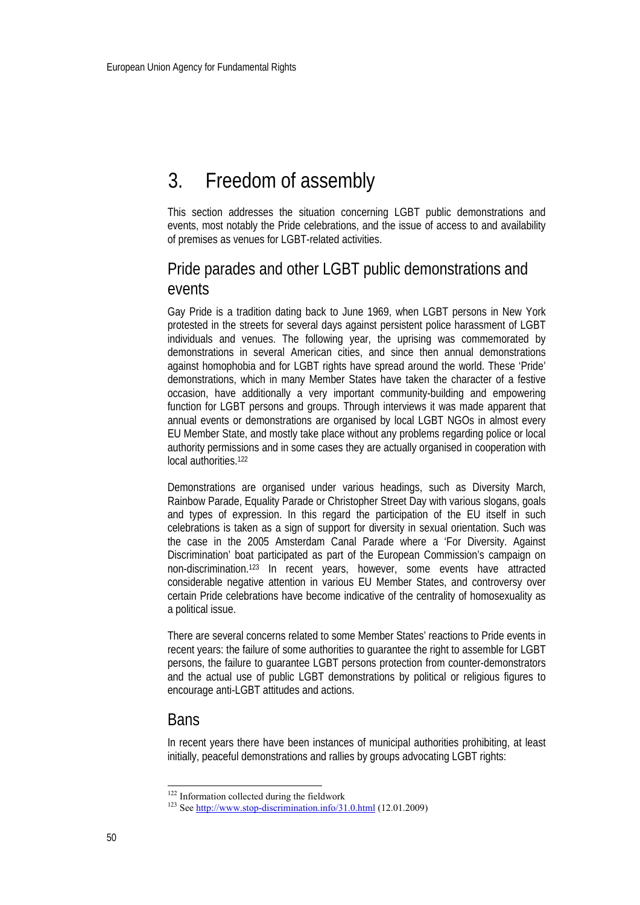# 3. Freedom of assembly

This section addresses the situation concerning LGBT public demonstrations and events, most notably the Pride celebrations, and the issue of access to and availability of premises as venues for LGBT-related activities.

## Pride parades and other LGBT public demonstrations and events

Gay Pride is a tradition dating back to June 1969, when LGBT persons in New York protested in the streets for several days against persistent police harassment of LGBT individuals and venues. The following year, the uprising was commemorated by demonstrations in several American cities, and since then annual demonstrations against homophobia and for LGBT rights have spread around the world. These 'Pride' demonstrations, which in many Member States have taken the character of a festive occasion, have additionally a very important community-building and empowering function for LGBT persons and groups. Through interviews it was made apparent that annual events or demonstrations are organised by local LGBT NGOs in almost every EU Member State, and mostly take place without any problems regarding police or local authority permissions and in some cases they are actually organised in cooperation with local authorities.[122]

Demonstrations are organised under various headings, such as Diversity March, Rainbow Parade, Equality Parade or Christopher Street Day with various slogans, goals and types of expression. In this regard the participation of the EU itself in such celebrations is taken as a sign of support for diversity in sexual orientation. Such was the case in the 2005 Amsterdam Canal Parade where a 'For Diversity. Against Discrimination' boat participated as part of the European Commission's campaign on non-discrimination.[123] In recent years, however, some events have attracted considerable negative attention in various EU Member States, and controversy over certain Pride celebrations have become indicative of the centrality of homosexuality as a political issue.

There are several concerns related to some Member States' reactions to Pride events in recent years: the failure of some authorities to guarantee the right to assemble for LGBT persons, the failure to guarantee LGBT persons protection from counter-demonstrators and the actual use of public LGBT demonstrations by political or religious figures to encourage anti-LGBT attitudes and actions.

## Bans

In recent years there have been instances of municipal authorities prohibiting, at least initially, peaceful demonstrations and rallies by groups advocating LGBT rights:

---

[122] Information collected during the fieldwork

[123] See http://www.stop-discrimination.info/31.0.html (12.01.2009)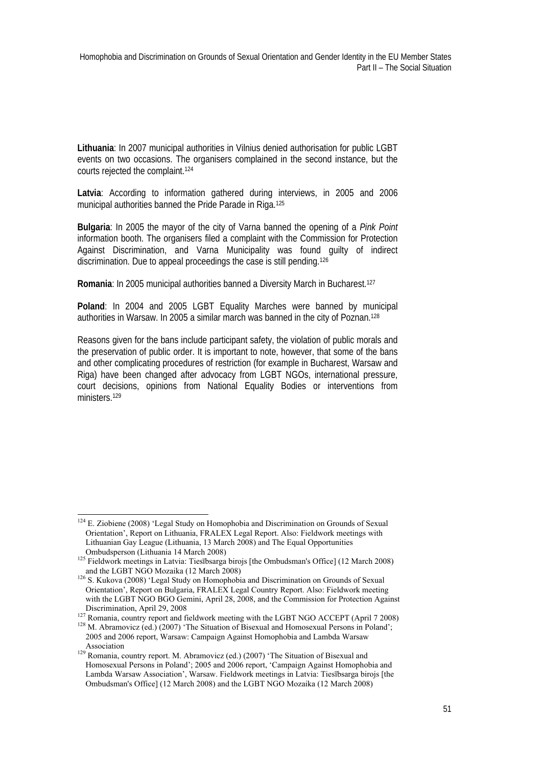**Lithuania**: In 2007 municipal authorities in Vilnius denied authorisation for public LGBT events on two occasions. The organisers complained in the second instance, but the courts rejected the complaint.[124]

**Latvia**: According to information gathered during interviews, in 2005 and 2006 municipal authorities banned the Pride Parade in Riga.[125]

**Bulgaria**: In 2005 the mayor of the city of Varna banned the opening of a *Pink Point* information booth. The organisers filed a complaint with the Commission for Protection Against Discrimination, and Varna Municipality was found guilty of indirect discrimination. Due to appeal proceedings the case is still pending.[126]

**Romania**: In 2005 municipal authorities banned a Diversity March in Bucharest.[127]

**Poland**: In 2004 and 2005 LGBT Equality Marches were banned by municipal authorities in Warsaw. In 2005 a similar march was banned in the city of Poznan.[128]

Reasons given for the bans include participant safety, the violation of public morals and the preservation of public order. It is important to note, however, that some of the bans and other complicating procedures of restriction (for example in Bucharest, Warsaw and Riga) have been changed after advocacy from LGBT NGOs, international pressure, court decisions, opinions from National Equality Bodies or interventions from ministers.[129]

---

[124] E. Ziobiene (2008) 'Legal Study on Homophobia and Discrimination on Grounds of Sexual Orientation', Report on Lithuania, FRALEX Legal Report. Also: Fieldwork meetings with Lithuanian Gay League (Lithuania, 13 March 2008) and The Equal Opportunities Ombudsperson (Lithuania 14 March 2008)

[125] Fieldwork meetings in Latvia: Tiesībsarga birojs [the Ombudsman's Office] (12 March 2008) and the LGBT NGO Mozaika (12 March 2008)

[126] S. Kukova (2008) 'Legal Study on Homophobia and Discrimination on Grounds of Sexual Orientation', Report on Bulgaria, FRALEX Legal Country Report. Also: Fieldwork meeting with the LGBT NGO BGO Gemini, April 28, 2008, and the Commission for Protection Against Discrimination, April 29, 2008

[127] Romania, country report and fieldwork meeting with the LGBT NGO ACCEPT (April 7 2008)

[128] M. Abramovicz (ed.) (2007) 'The Situation of Bisexual and Homosexual Persons in Poland'; 2005 and 2006 report, Warsaw: Campaign Against Homophobia and Lambda Warsaw Association

[129] Romania, country report. M. Abramovicz (ed.) (2007) 'The Situation of Bisexual and Homosexual Persons in Poland'; 2005 and 2006 report, 'Campaign Against Homophobia and Lambda Warsaw Association', Warsaw. Fieldwork meetings in Latvia: Tiesībsarga birojs [the Ombudsman's Office] (12 March 2008) and the LGBT NGO Mozaika (12 March 2008)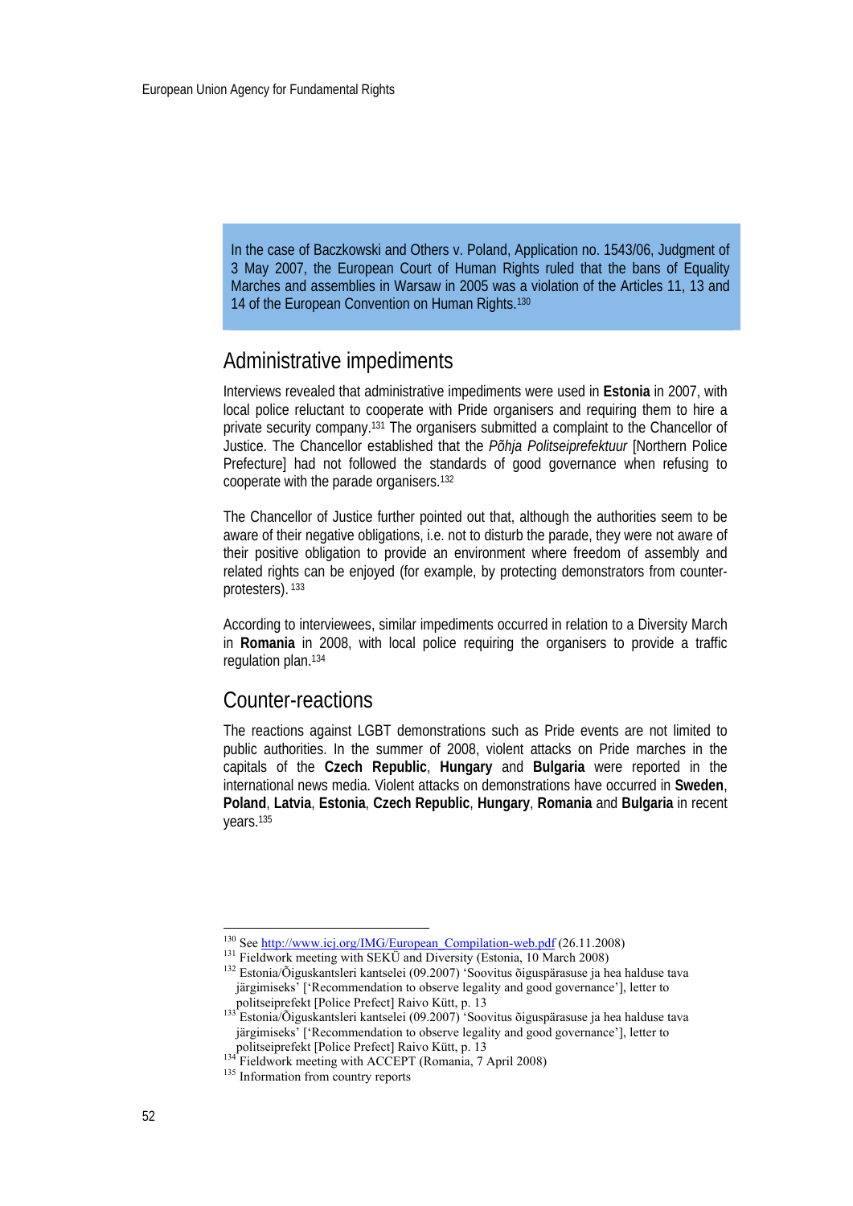> In the case of Baczkowski and Others v. Poland, Application no. 1543/06, Judgment of 3 May 2007, the European Court of Human Rights ruled that the bans of Equality Marches and assemblies in Warsaw in 2005 was a violation of the Articles 11, 13 and 14 of the European Convention on Human Rights.[130]

## Administrative impediments

Interviews revealed that administrative impediments were used in **Estonia** in 2007, with local police reluctant to cooperate with Pride organisers and requiring them to hire a private security company.[131] The organisers submitted a complaint to the Chancellor of Justice. The Chancellor established that the *Põhja Politseiprefektuur* [Northern Police Prefecture] had not followed the standards of good governance when refusing to cooperate with the parade organisers.[132]

The Chancellor of Justice further pointed out that, although the authorities seem to be aware of their negative obligations, i.e. not to disturb the parade, they were not aware of their positive obligation to provide an environment where freedom of assembly and related rights can be enjoyed (for example, by protecting demonstrators from counter-protesters).[133]

According to interviewees, similar impediments occurred in relation to a Diversity March in **Romania** in 2008, with local police requiring the organisers to provide a traffic regulation plan.[134]

## Counter-reactions

The reactions against LGBT demonstrations such as Pride events are not limited to public authorities. In the summer of 2008, violent attacks on Pride marches in the capitals of the **Czech Republic**, **Hungary** and **Bulgaria** were reported in the international news media. Violent attacks on demonstrations have occurred in **Sweden**, **Poland**, **Latvia**, **Estonia**, **Czech Republic**, **Hungary**, **Romania** and **Bulgaria** in recent years.[135]

---

[130] See http://www.icj.org/IMG/European_Compilation-web.pdf (26.11.2008)

[131] Fieldwork meeting with SEKÜ and Diversity (Estonia, 10 March 2008)

[132] Estonia/Õiguskantsleri kantselei (09.2007) 'Soovitus õiguspärasuse ja hea halduse tava järgimiseks' ['Recommendation to observe legality and good governance'], letter to politseiprefekt [Police Prefect] Raivo Kütt, p. 13

[133] Estonia/Õiguskantsleri kantselei (09.2007) 'Soovitus õiguspärasuse ja hea halduse tava järgimiseks' ['Recommendation to observe legality and good governance'], letter to politseiprefekt [Police Prefect] Raivo Kütt, p. 13

[134] Fieldwork meeting with ACCEPT (Romania, 7 April 2008)

[135] Information from country reports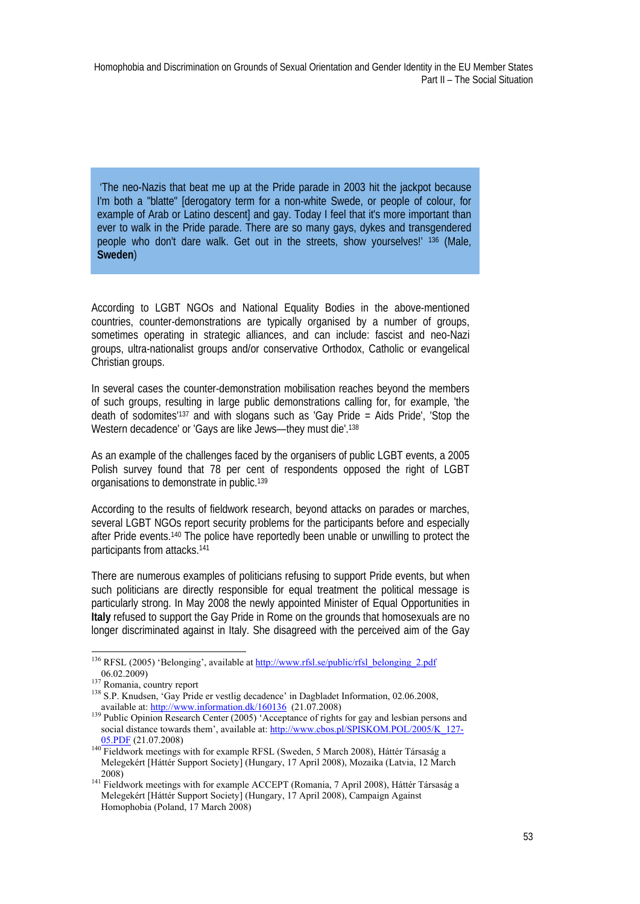> 'The neo-Nazis that beat me up at the Pride parade in 2003 hit the jackpot because I'm both a "blatte" [derogatory term for a non-white Swede, or people of colour, for example of Arab or Latino descent] and gay. Today I feel that it's more important than ever to walk in the Pride parade. There are so many gays, dykes and transgendered people who don't dare walk. Get out in the streets, show yourselves!' [136] (Male, **Sweden**)

According to LGBT NGOs and National Equality Bodies in the above-mentioned countries, counter-demonstrations are typically organised by a number of groups, sometimes operating in strategic alliances, and can include: fascist and neo-Nazi groups, ultra-nationalist groups and/or conservative Orthodox, Catholic or evangelical Christian groups.

In several cases the counter-demonstration mobilisation reaches beyond the members of such groups, resulting in large public demonstrations calling for, for example, 'the death of sodomites'[137] and with slogans such as 'Gay Pride = Aids Pride', 'Stop the Western decadence' or 'Gays are like Jews—they must die'.[138]

As an example of the challenges faced by the organisers of public LGBT events, a 2005 Polish survey found that 78 per cent of respondents opposed the right of LGBT organisations to demonstrate in public.[139]

According to the results of fieldwork research, beyond attacks on parades or marches, several LGBT NGOs report security problems for the participants before and especially after Pride events.[140] The police have reportedly been unable or unwilling to protect the participants from attacks.[141]

There are numerous examples of politicians refusing to support Pride events, but when such politicians are directly responsible for equal treatment the political message is particularly strong. In May 2008 the newly appointed Minister of Equal Opportunities in **Italy** refused to support the Gay Pride in Rome on the grounds that homosexuals are no longer discriminated against in Italy. She disagreed with the perceived aim of the Gay

---

[136] RFSL (2005) 'Belonging', available at http://www.rfsl.se/public/rfsl_belonging_2.pdf 06.02.2009)

[137] Romania, country report

[138] S.P. Knudsen, 'Gay Pride er vestlig decadence' in Dagbladet Information, 02.06.2008, available at: http://www.information.dk/160136 (21.07.2008)

[139] Public Opinion Research Center (2005) 'Acceptance of rights for gay and lesbian persons and social distance towards them', available at: http://www.cbos.pl/SPISKOM.POL/2005/K_127-05.PDF (21.07.2008)

[140] Fieldwork meetings with for example RFSL (Sweden, 5 March 2008), Háttér Társaság a Melegekért [Háttér Support Society] (Hungary, 17 April 2008), Mozaika (Latvia, 12 March 2008)

[141] Fieldwork meetings with for example ACCEPT (Romania, 7 April 2008), Háttér Társaság a Melegekért [Háttér Support Society] (Hungary, 17 April 2008), Campaign Against Homophobia (Poland, 17 March 2008)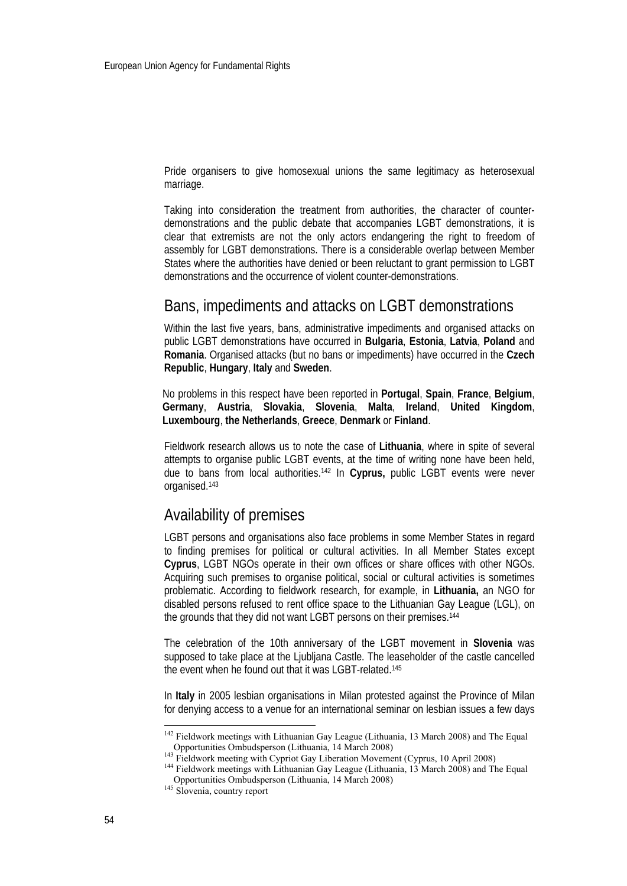Pride organisers to give homosexual unions the same legitimacy as heterosexual marriage.

Taking into consideration the treatment from authorities, the character of counter-demonstrations and the public debate that accompanies LGBT demonstrations, it is clear that extremists are not the only actors endangering the right to freedom of assembly for LGBT demonstrations. There is a considerable overlap between Member States where the authorities have denied or been reluctant to grant permission to LGBT demonstrations and the occurrence of violent counter-demonstrations.

## Bans, impediments and attacks on LGBT demonstrations

Within the last five years, bans, administrative impediments and organised attacks on public LGBT demonstrations have occurred in **Bulgaria**, **Estonia**, **Latvia**, **Poland** and **Romania**. Organised attacks (but no bans or impediments) have occurred in the **Czech Republic**, **Hungary**, **Italy** and **Sweden**.

No problems in this respect have been reported in **Portugal**, **Spain**, **France**, **Belgium**, **Germany**, **Austria**, **Slovakia**, **Slovenia**, **Malta**, **Ireland**, **United Kingdom**, **Luxembourg**, **the Netherlands**, **Greece**, **Denmark** or **Finland**.

Fieldwork research allows us to note the case of **Lithuania**, where in spite of several attempts to organise public LGBT events, at the time of writing none have been held, due to bans from local authorities.[142] In **Cyprus,** public LGBT events were never organised.[143]

## Availability of premises

LGBT persons and organisations also face problems in some Member States in regard to finding premises for political or cultural activities. In all Member States except **Cyprus**, LGBT NGOs operate in their own offices or share offices with other NGOs. Acquiring such premises to organise political, social or cultural activities is sometimes problematic. According to fieldwork research, for example, in **Lithuania,** an NGO for disabled persons refused to rent office space to the Lithuanian Gay League (LGL), on the grounds that they did not want LGBT persons on their premises.[144]

The celebration of the 10th anniversary of the LGBT movement in **Slovenia** was supposed to take place at the Ljubljana Castle. The leaseholder of the castle cancelled the event when he found out that it was LGBT-related.[145]

In **Italy** in 2005 lesbian organisations in Milan protested against the Province of Milan for denying access to a venue for an international seminar on lesbian issues a few days

---

[142] Fieldwork meetings with Lithuanian Gay League (Lithuania, 13 March 2008) and The Equal Opportunities Ombudsperson (Lithuania, 14 March 2008)

[143] Fieldwork meeting with Cypriot Gay Liberation Movement (Cyprus, 10 April 2008)

[144] Fieldwork meetings with Lithuanian Gay League (Lithuania, 13 March 2008) and The Equal Opportunities Ombudsperson (Lithuania, 14 March 2008)

[145] Slovenia, country report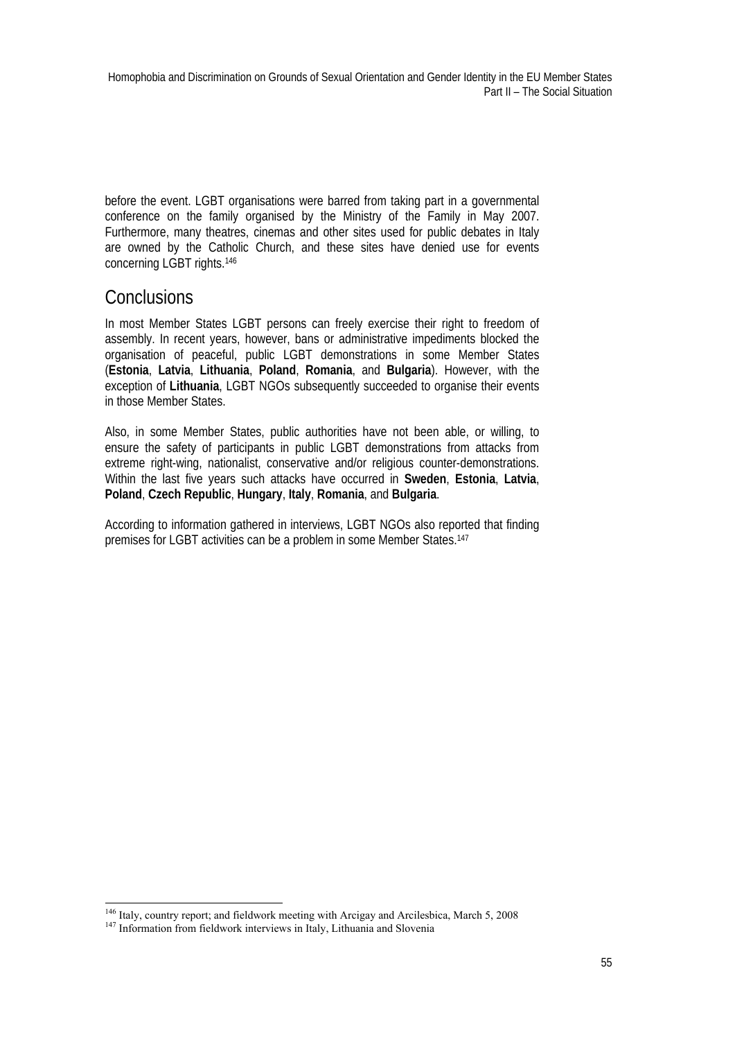before the event. LGBT organisations were barred from taking part in a governmental conference on the family organised by the Ministry of the Family in May 2007. Furthermore, many theatres, cinemas and other sites used for public debates in Italy are owned by the Catholic Church, and these sites have denied use for events concerning LGBT rights.[146]

## Conclusions

In most Member States LGBT persons can freely exercise their right to freedom of assembly. In recent years, however, bans or administrative impediments blocked the organisation of peaceful, public LGBT demonstrations in some Member States (**Estonia**, **Latvia**, **Lithuania**, **Poland**, **Romania**, and **Bulgaria**). However, with the exception of **Lithuania**, LGBT NGOs subsequently succeeded to organise their events in those Member States.

Also, in some Member States, public authorities have not been able, or willing, to ensure the safety of participants in public LGBT demonstrations from attacks from extreme right-wing, nationalist, conservative and/or religious counter-demonstrations. Within the last five years such attacks have occurred in **Sweden**, **Estonia**, **Latvia**, **Poland**, **Czech Republic**, **Hungary**, **Italy**, **Romania**, and **Bulgaria**.

According to information gathered in interviews, LGBT NGOs also reported that finding premises for LGBT activities can be a problem in some Member States.[147]

---

[146] Italy, country report; and fieldwork meeting with Arcigay and Arcilesbica, March 5, 2008

[147] Information from fieldwork interviews in Italy, Lithuania and Slovenia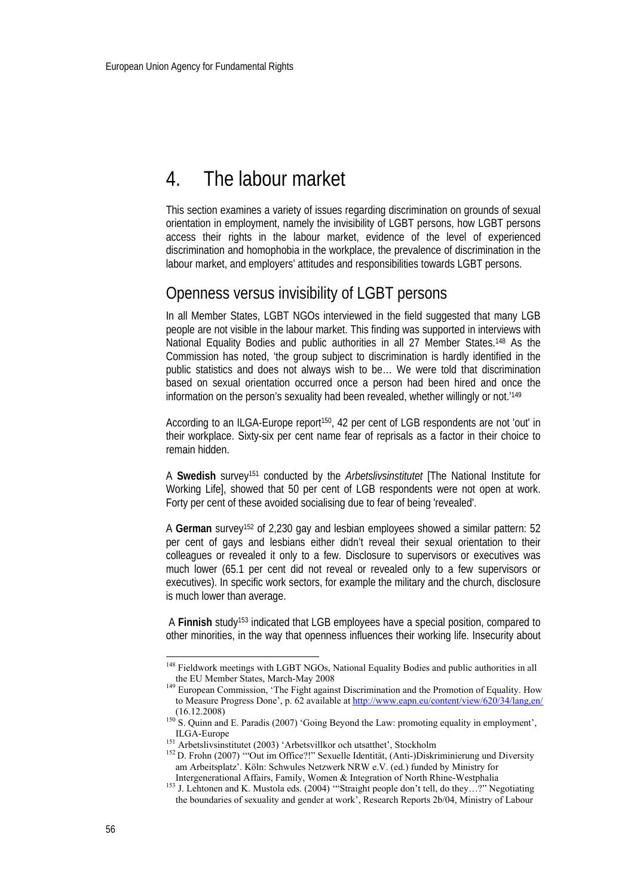# 4. The labour market

This section examines a variety of issues regarding discrimination on grounds of sexual orientation in employment, namely the invisibility of LGBT persons, how LGBT persons access their rights in the labour market, evidence of the level of experienced discrimination and homophobia in the workplace, the prevalence of discrimination in the labour market, and employers' attitudes and responsibilities towards LGBT persons.

## Openness versus invisibility of LGBT persons

In all Member States, LGBT NGOs interviewed in the field suggested that many LGB people are not visible in the labour market. This finding was supported in interviews with National Equality Bodies and public authorities in all 27 Member States.[148] As the Commission has noted, 'the group subject to discrimination is hardly identified in the public statistics and does not always wish to be… We were told that discrimination based on sexual orientation occurred once a person had been hired and once the information on the person's sexuality had been revealed, whether willingly or not.'[149]

According to an ILGA-Europe report[150], 42 per cent of LGB respondents are not 'out' in their workplace. Sixty-six per cent name fear of reprisals as a factor in their choice to remain hidden.

A **Swedish** survey[151] conducted by the *Arbetslivsinstitutet* [The National Institute for Working Life], showed that 50 per cent of LGB respondents were not open at work. Forty per cent of these avoided socialising due to fear of being 'revealed'.

A **German** survey[152] of 2,230 gay and lesbian employees showed a similar pattern: 52 per cent of gays and lesbians either didn't reveal their sexual orientation to their colleagues or revealed it only to a few. Disclosure to supervisors or executives was much lower (65.1 per cent did not reveal or revealed only to a few supervisors or executives). In specific work sectors, for example the military and the church, disclosure is much lower than average.

A **Finnish** study[153] indicated that LGB employees have a special position, compared to other minorities, in the way that openness influences their working life. Insecurity about

---

[148] Fieldwork meetings with LGBT NGOs, National Equality Bodies and public authorities in all the EU Member States, March-May 2008

[149] European Commission, 'The Fight against Discrimination and the Promotion of Equality. How to Measure Progress Done', p. 62 available at http://www.eapn.eu/content/view/620/34/lang,en/ (16.12.2008)

[150] S. Quinn and E. Paradis (2007) 'Going Beyond the Law: promoting equality in employment', ILGA-Europe

[151] Arbetslivsinstitutet (2003) 'Arbetsvillkor och utsatthet', Stockholm

[152] D. Frohn (2007) '"Out im Office?!" Sexuelle Identität, (Anti-)Diskriminierung und Diversity am Arbeitsplatz'. Köln: Schwules Netzwerk NRW e.V. (ed.) funded by Ministry for Intergenerational Affairs, Family, Women & Integration of North Rhine-Westphalia

[153] J. Lehtonen and K. Mustola eds. (2004) '"Straight people don't tell, do they…?" Negotiating the boundaries of sexuality and gender at work', Research Reports 2b/04, Ministry of Labour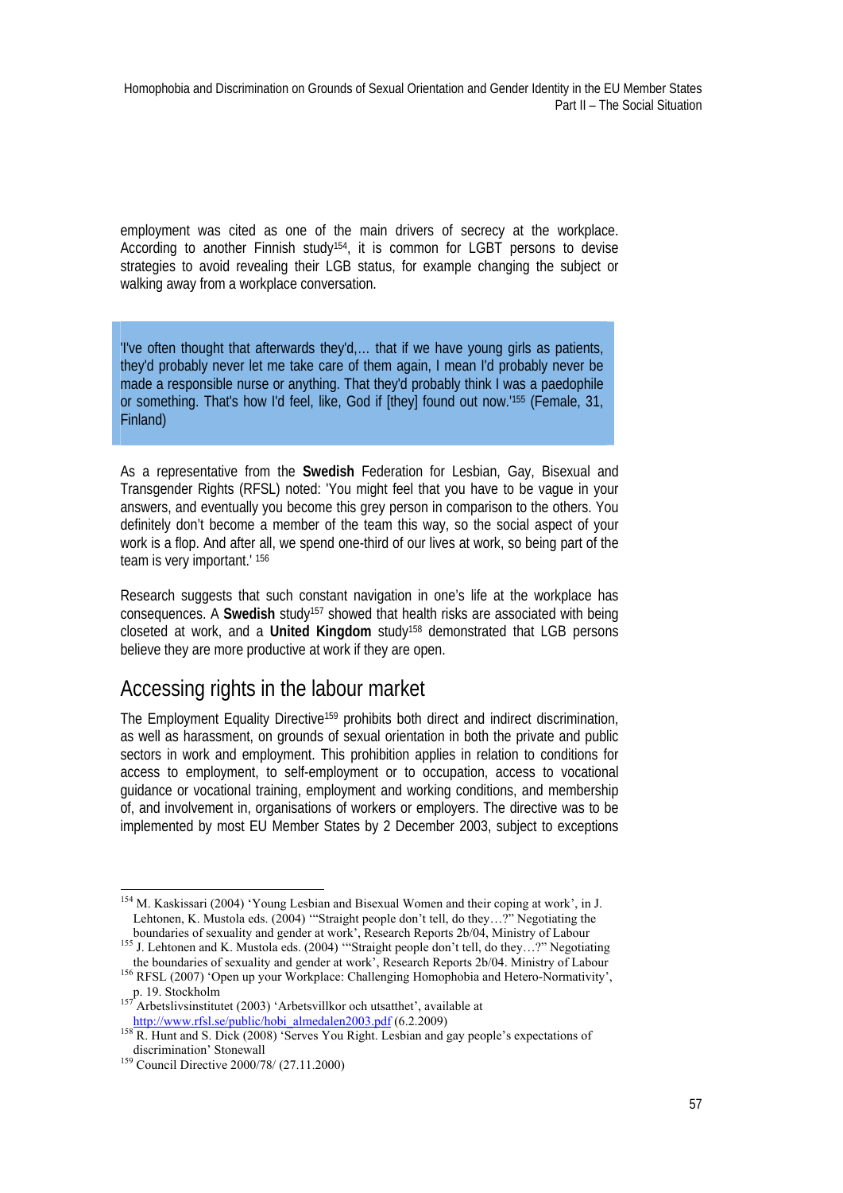employment was cited as one of the main drivers of secrecy at the workplace. According to another Finnish study[154], it is common for LGBT persons to devise strategies to avoid revealing their LGB status, for example changing the subject or walking away from a workplace conversation.

> 'I've often thought that afterwards they'd,… that if we have young girls as patients, they'd probably never let me take care of them again, I mean I'd probably never be made a responsible nurse or anything. That they'd probably think I was a paedophile or something. That's how I'd feel, like, God if [they] found out now.'[155] (Female, 31, Finland)

As a representative from the **Swedish** Federation for Lesbian, Gay, Bisexual and Transgender Rights (RFSL) noted: 'You might feel that you have to be vague in your answers, and eventually you become this grey person in comparison to the others. You definitely don't become a member of the team this way, so the social aspect of your work is a flop. And after all, we spend one-third of our lives at work, so being part of the team is very important.' [156]

Research suggests that such constant navigation in one's life at the workplace has consequences. A **Swedish** study[157] showed that health risks are associated with being closeted at work, and a **United Kingdom** study[158] demonstrated that LGB persons believe they are more productive at work if they are open.

## Accessing rights in the labour market

The Employment Equality Directive[159] prohibits both direct and indirect discrimination, as well as harassment, on grounds of sexual orientation in both the private and public sectors in work and employment. This prohibition applies in relation to conditions for access to employment, to self-employment or to occupation, access to vocational guidance or vocational training, employment and working conditions, and membership of, and involvement in, organisations of workers or employers. The directive was to be implemented by most EU Member States by 2 December 2003, subject to exceptions

---

[154] M. Kaskissari (2004) 'Young Lesbian and Bisexual Women and their coping at work', in J. Lehtonen, K. Mustola eds. (2004) '"Straight people don't tell, do they…?" Negotiating the boundaries of sexuality and gender at work', Research Reports 2b/04, Ministry of Labour

[155] J. Lehtonen and K. Mustola eds. (2004) '"Straight people don't tell, do they…?" Negotiating the boundaries of sexuality and gender at work', Research Reports 2b/04. Ministry of Labour

[156] RFSL (2007) 'Open up your Workplace: Challenging Homophobia and Hetero-Normativity', p. 19. Stockholm

[157] Arbetslivsinstitutet (2003) 'Arbetsvillkor och utsatthet', available at http://www.rfsl.se/public/hobi_almedalen2003.pdf (6.2.2009)

[158] R. Hunt and S. Dick (2008) 'Serves You Right. Lesbian and gay people's expectations of discrimination' Stonewall

[159] Council Directive 2000/78/ (27.11.2000)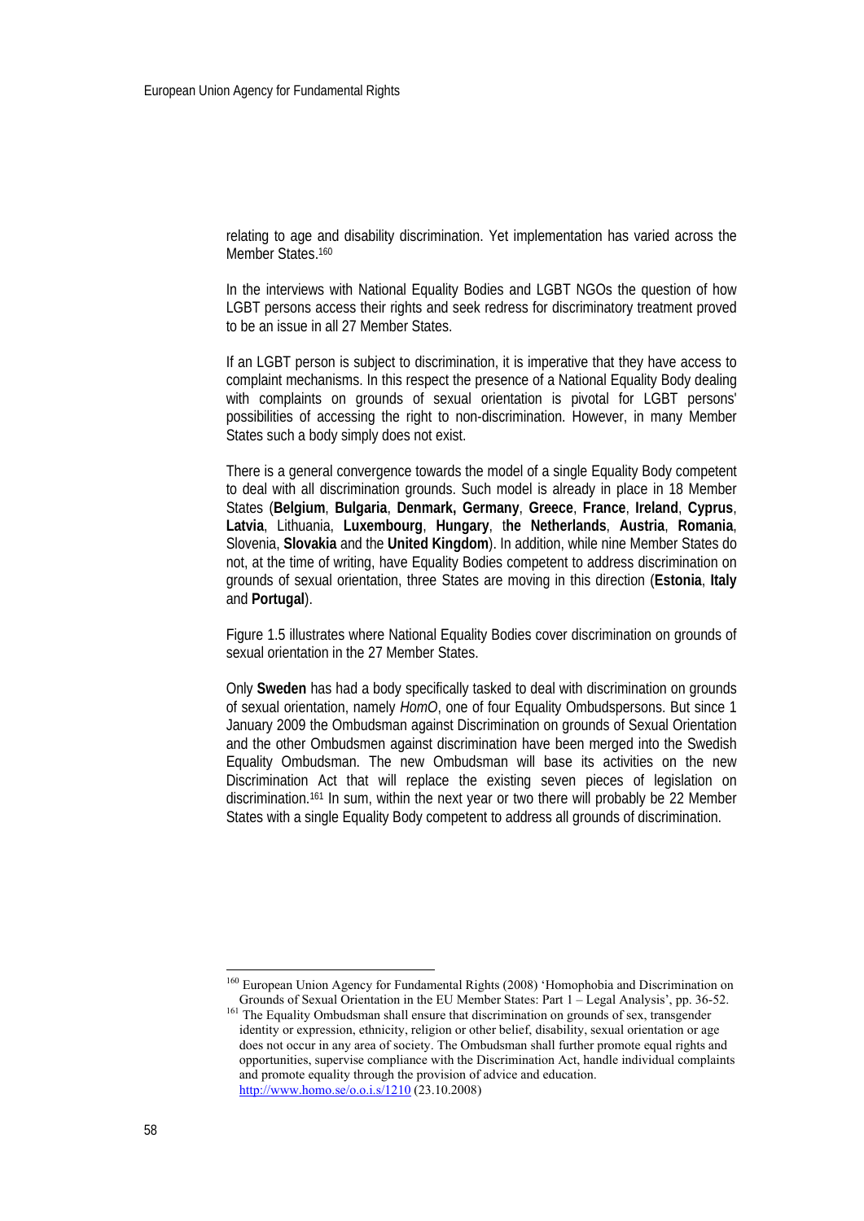relating to age and disability discrimination. Yet implementation has varied across the Member States.[160]

In the interviews with National Equality Bodies and LGBT NGOs the question of how LGBT persons access their rights and seek redress for discriminatory treatment proved to be an issue in all 27 Member States.

If an LGBT person is subject to discrimination, it is imperative that they have access to complaint mechanisms. In this respect the presence of a National Equality Body dealing with complaints on grounds of sexual orientation is pivotal for LGBT persons' possibilities of accessing the right to non-discrimination. However, in many Member States such a body simply does not exist.

There is a general convergence towards the model of a single Equality Body competent to deal with all discrimination grounds. Such model is already in place in 18 Member States (**Belgium**, **Bulgaria**, **Denmark, Germany**, **Greece**, **France**, **Ireland**, **Cyprus**, **Latvia**, Lithuania, **Luxembourg**, **Hungary**, t**he Netherlands**, **Austria**, **Romania**, Slovenia, **Slovakia** and the **United Kingdom**). In addition, while nine Member States do not, at the time of writing, have Equality Bodies competent to address discrimination on grounds of sexual orientation, three States are moving in this direction (**Estonia**, **Italy** and **Portugal**).

Figure 1.5 illustrates where National Equality Bodies cover discrimination on grounds of sexual orientation in the 27 Member States.

Only **Sweden** has had a body specifically tasked to deal with discrimination on grounds of sexual orientation, namely *HomO*, one of four Equality Ombudspersons. But since 1 January 2009 the Ombudsman against Discrimination on grounds of Sexual Orientation and the other Ombudsmen against discrimination have been merged into the Swedish Equality Ombudsman. The new Ombudsman will base its activities on the new Discrimination Act that will replace the existing seven pieces of legislation on discrimination.[161] In sum, within the next year or two there will probably be 22 Member States with a single Equality Body competent to address all grounds of discrimination.

---

[160] European Union Agency for Fundamental Rights (2008) 'Homophobia and Discrimination on Grounds of Sexual Orientation in the EU Member States: Part 1 – Legal Analysis', pp. 36-52.

[161] The Equality Ombudsman shall ensure that discrimination on grounds of sex, transgender identity or expression, ethnicity, religion or other belief, disability, sexual orientation or age does not occur in any area of society. The Ombudsman shall further promote equal rights and opportunities, supervise compliance with the Discrimination Act, handle individual complaints and promote equality through the provision of advice and education. http://www.homo.se/o.o.i.s/1210 (23.10.2008)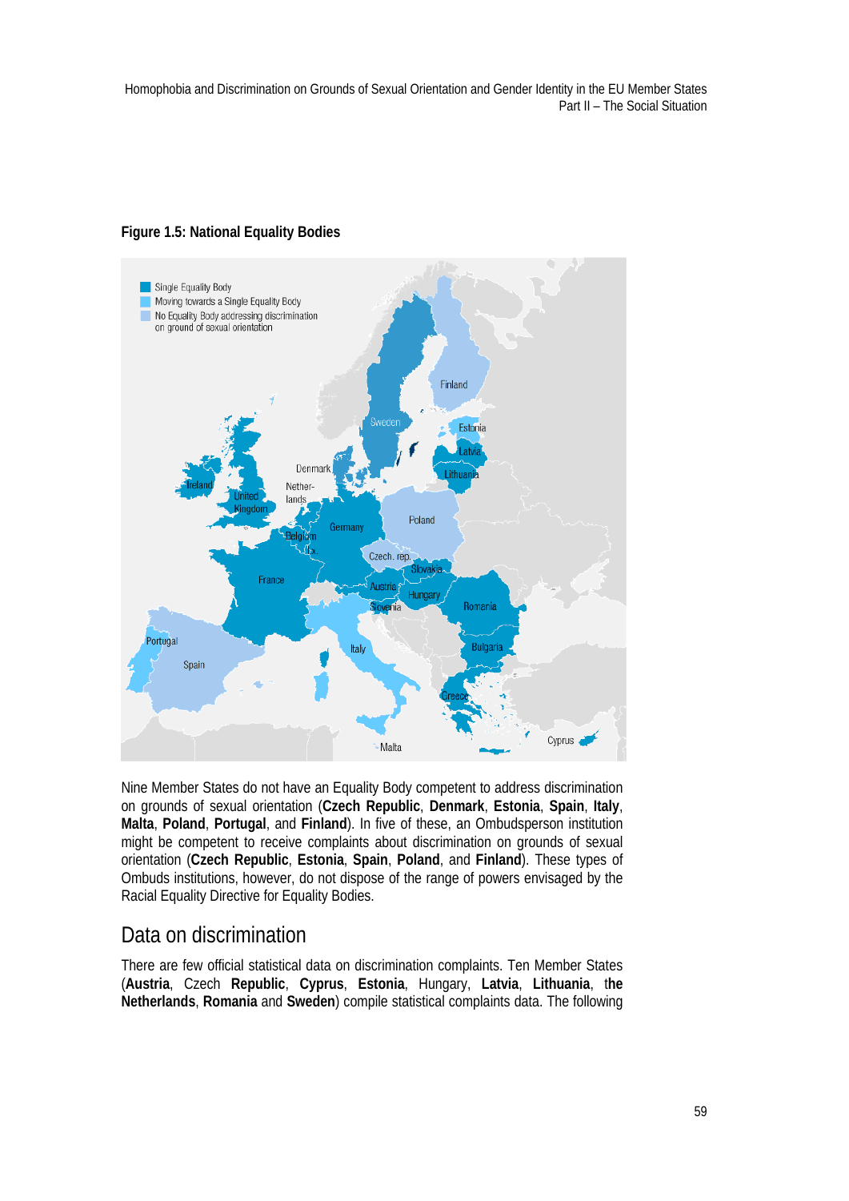**Figure 1.5: National Equality Bodies**

Nine Member States do not have an Equality Body competent to address discrimination on grounds of sexual orientation (**Czech Republic**, **Denmark**, **Estonia**, **Spain**, **Italy**, **Malta**, **Poland**, **Portugal**, and **Finland**). In five of these, an Ombudsperson institution might be competent to receive complaints about discrimination on grounds of sexual orientation (**Czech Republic**, **Estonia**, **Spain**, **Poland**, and **Finland**). These types of Ombuds institutions, however, do not dispose of the range of powers envisaged by the Racial Equality Directive for Equality Bodies.

## Data on discrimination

There are few official statistical data on discrimination complaints. Ten Member States (**Austria**, Czech **Republic**, **Cyprus**, **Estonia**, Hungary, **Latvia**, **Lithuania**, t**he Netherlands**, **Romania** and **Sweden**) compile statistical complaints data. The following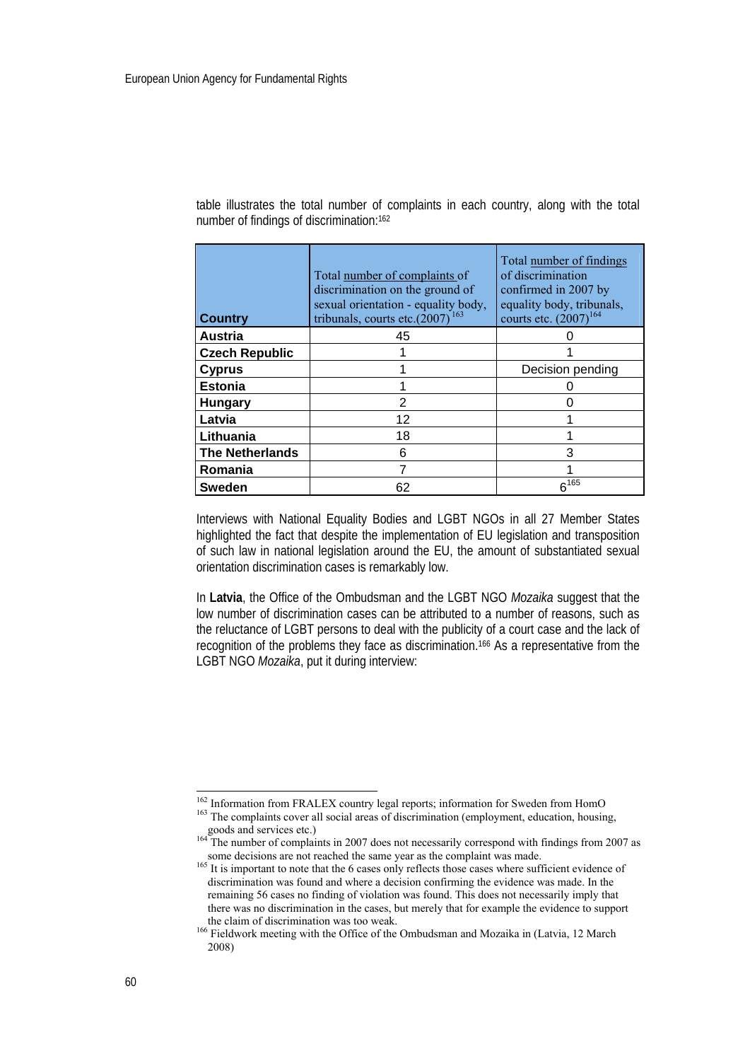table illustrates the total number of complaints in each country, along with the total number of findings of discrimination:[162]

| Country | Total number of complaints of discrimination on the ground of sexual orientation - equality body, tribunals, courts etc.(2007)[163] | Total number of findings of discrimination confirmed in 2007 by equality body, tribunals, courts etc. (2007)[164] |
|---|---|---|
| **Austria** | 45 | 0 |
| **Czech Republic** | 1 | 1 |
| **Cyprus** | 1 | Decision pending |
| **Estonia** | 1 | 0 |
| **Hungary** | 2 | 0 |
| **Latvia** | 12 | 1 |
| **Lithuania** | 18 | 1 |
| **The Netherlands** | 6 | 3 |
| **Romania** | 7 | 1 |
| **Sweden** | 62 | 6[165] |

Interviews with National Equality Bodies and LGBT NGOs in all 27 Member States highlighted the fact that despite the implementation of EU legislation and transposition of such law in national legislation around the EU, the amount of substantiated sexual orientation discrimination cases is remarkably low.

In **Latvia**, the Office of the Ombudsman and the LGBT NGO *Mozaika* suggest that the low number of discrimination cases can be attributed to a number of reasons, such as the reluctance of LGBT persons to deal with the publicity of a court case and the lack of recognition of the problems they face as discrimination.[166] As a representative from the LGBT NGO *Mozaika*, put it during interview:

---

[162] Information from FRALEX country legal reports; information for Sweden from HomO

[163] The complaints cover all social areas of discrimination (employment, education, housing, goods and services etc.)

[164] The number of complaints in 2007 does not necessarily correspond with findings from 2007 as some decisions are not reached the same year as the complaint was made.

[165] It is important to note that the 6 cases only reflects those cases where sufficient evidence of discrimination was found and where a decision confirming the evidence was made. In the remaining 56 cases no finding of violation was found. This does not necessarily imply that there was no discrimination in the cases, but merely that for example the evidence to support the claim of discrimination was too weak.

[166] Fieldwork meeting with the Office of the Ombudsman and Mozaika in (Latvia, 12 March 2008)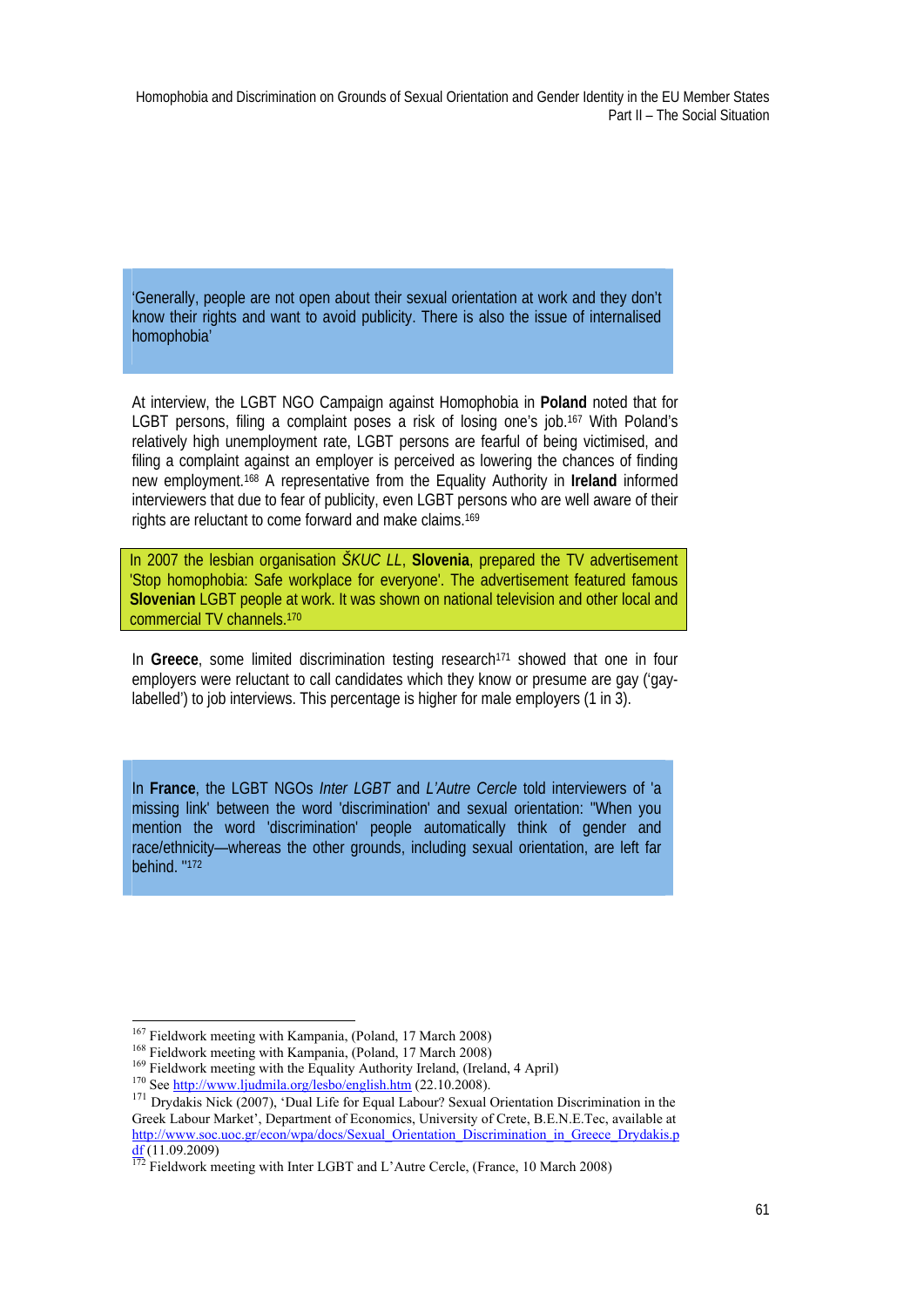> 'Generally, people are not open about their sexual orientation at work and they don't know their rights and want to avoid publicity. There is also the issue of internalised homophobia'

At interview, the LGBT NGO Campaign against Homophobia in **Poland** noted that for LGBT persons, filing a complaint poses a risk of losing one's job.[167] With Poland's relatively high unemployment rate, LGBT persons are fearful of being victimised, and filing a complaint against an employer is perceived as lowering the chances of finding new employment.[168] A representative from the Equality Authority in **Ireland** informed interviewers that due to fear of publicity, even LGBT persons who are well aware of their rights are reluctant to come forward and make claims.[169]

> In 2007 the lesbian organisation *ŠKUC LL*, **Slovenia**, prepared the TV advertisement 'Stop homophobia: Safe workplace for everyone'. The advertisement featured famous **Slovenian** LGBT people at work. It was shown on national television and other local and commercial TV channels.[170]

In **Greece**, some limited discrimination testing research[171] showed that one in four employers were reluctant to call candidates which they know or presume are gay ('gay-labelled') to job interviews. This percentage is higher for male employers (1 in 3).

> In **France**, the LGBT NGOs *Inter LGBT* and *L'Autre Cercle* told interviewers of 'a missing link' between the word 'discrimination' and sexual orientation: "When you mention the word 'discrimination' people automatically think of gender and race/ethnicity—whereas the other grounds, including sexual orientation, are left far behind. "[172]

---

[167] Fieldwork meeting with Kampania, (Poland, 17 March 2008)
[168] Fieldwork meeting with Kampania, (Poland, 17 March 2008)
[169] Fieldwork meeting with the Equality Authority Ireland, (Ireland, 4 April)
[170] See http://www.ljudmila.org/lesbo/english.htm (22.10.2008).
[171] Drydakis Nick (2007), 'Dual Life for Equal Labour? Sexual Orientation Discrimination in the Greek Labour Market', Department of Economics, University of Crete, B.E.N.E.Tec, available at http://www.soc.uoc.gr/econ/wpa/docs/Sexual_Orientation_Discrimination_in_Greece_Drydakis.pdf (11.09.2009)
[172] Fieldwork meeting with Inter LGBT and L'Autre Cercle, (France, 10 March 2008)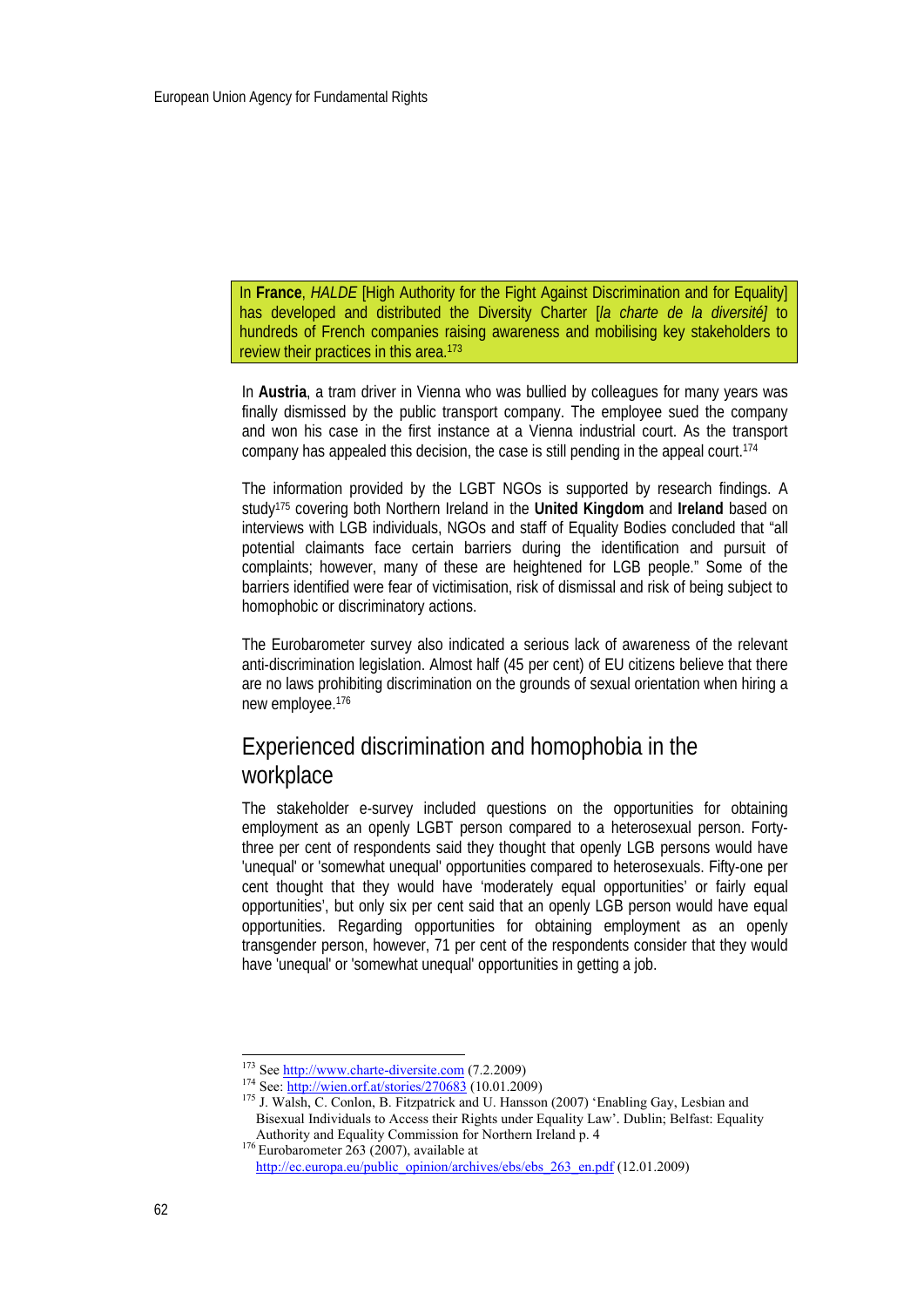In **France**, *HALDE* [High Authority for the Fight Against Discrimination and for Equality] has developed and distributed the Diversity Charter [*la charte de la diversité]* to hundreds of French companies raising awareness and mobilising key stakeholders to review their practices in this area.[173]

In **Austria**, a tram driver in Vienna who was bullied by colleagues for many years was finally dismissed by the public transport company. The employee sued the company and won his case in the first instance at a Vienna industrial court. As the transport company has appealed this decision, the case is still pending in the appeal court.[174]

The information provided by the LGBT NGOs is supported by research findings. A study[175] covering both Northern Ireland in the **United Kingdom** and **Ireland** based on interviews with LGB individuals, NGOs and staff of Equality Bodies concluded that "all potential claimants face certain barriers during the identification and pursuit of complaints; however, many of these are heightened for LGB people." Some of the barriers identified were fear of victimisation, risk of dismissal and risk of being subject to homophobic or discriminatory actions.

The Eurobarometer survey also indicated a serious lack of awareness of the relevant anti-discrimination legislation. Almost half (45 per cent) of EU citizens believe that there are no laws prohibiting discrimination on the grounds of sexual orientation when hiring a new employee.[176]

## Experienced discrimination and homophobia in the workplace

The stakeholder e-survey included questions on the opportunities for obtaining employment as an openly LGBT person compared to a heterosexual person. Forty-three per cent of respondents said they thought that openly LGB persons would have 'unequal' or 'somewhat unequal' opportunities compared to heterosexuals. Fifty-one per cent thought that they would have 'moderately equal opportunities' or fairly equal opportunities', but only six per cent said that an openly LGB person would have equal opportunities. Regarding opportunities for obtaining employment as an openly transgender person, however, 71 per cent of the respondents consider that they would have 'unequal' or 'somewhat unequal' opportunities in getting a job.

---

[173] See http://www.charte-diversite.com (7.2.2009)

[174] See: http://wien.orf.at/stories/270683 (10.01.2009)

[175] J. Walsh, C. Conlon, B. Fitzpatrick and U. Hansson (2007) 'Enabling Gay, Lesbian and Bisexual Individuals to Access their Rights under Equality Law'. Dublin; Belfast: Equality Authority and Equality Commission for Northern Ireland p. 4

[176] Eurobarometer 263 (2007), available at http://ec.europa.eu/public_opinion/archives/ebs/ebs_263_en.pdf (12.01.2009)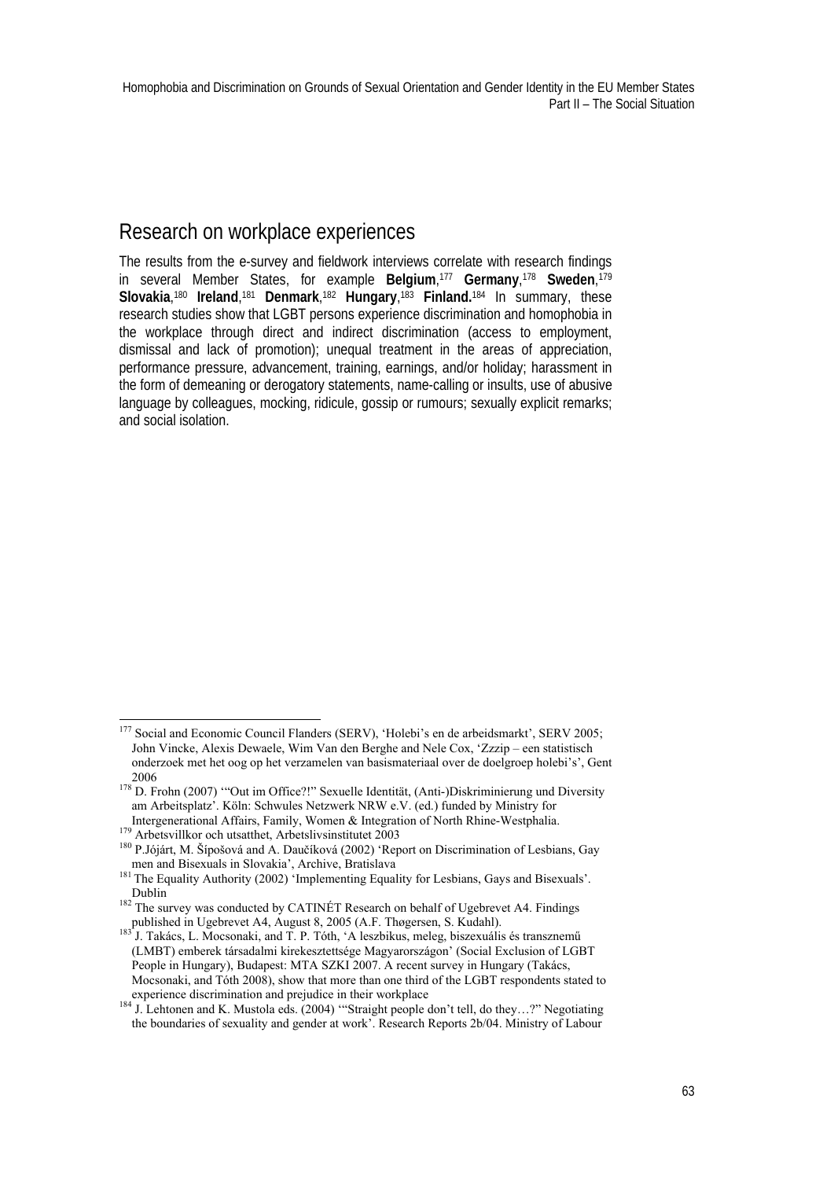## Research on workplace experiences

The results from the e-survey and fieldwork interviews correlate with research findings in several Member States, for example **Belgium**,[177] **Germany**,[178] **Sweden**,[179] **Slovakia**,[180] **Ireland**,[181] **Denmark**,[182] **Hungary**,[183] **Finland.**[184] In summary, these research studies show that LGBT persons experience discrimination and homophobia in the workplace through direct and indirect discrimination (access to employment, dismissal and lack of promotion); unequal treatment in the areas of appreciation, performance pressure, advancement, training, earnings, and/or holiday; harassment in the form of demeaning or derogatory statements, name-calling or insults, use of abusive language by colleagues, mocking, ridicule, gossip or rumours; sexually explicit remarks; and social isolation.

---

[177] Social and Economic Council Flanders (SERV), 'Holebi's en de arbeidsmarkt', SERV 2005; John Vincke, Alexis Dewaele, Wim Van den Berghe and Nele Cox, 'Zzzip – een statistisch onderzoek met het oog op het verzamelen van basismateriaal over de doelgroep holebi's', Gent 2006

[178] D. Frohn (2007) '"Out im Office?!" Sexuelle Identität, (Anti-)Diskriminierung und Diversity am Arbeitsplatz'. Köln: Schwules Netzwerk NRW e.V. (ed.) funded by Ministry for Intergenerational Affairs, Family, Women & Integration of North Rhine-Westphalia.

[179] Arbetsvillkor och utsatthet, Arbetslivsinstitutet 2003

[180] P.Jójárt, M. Šípošová and A. Daučíková (2002) 'Report on Discrimination of Lesbians, Gay men and Bisexuals in Slovakia', Archive, Bratislava

[181] The Equality Authority (2002) 'Implementing Equality for Lesbians, Gays and Bisexuals'. Dublin

[182] The survey was conducted by CATINÉT Research on behalf of Ugebrevet A4. Findings published in Ugebrevet A4, August 8, 2005 (A.F. Thøgersen, S. Kudahl).

[183] J. Takács, L. Mocsonaki, and T. P. Tóth, 'A leszbikus, meleg, biszexuális és transznemű (LMBT) emberek társadalmi kirekesztettsége Magyarországon' (Social Exclusion of LGBT People in Hungary), Budapest: MTA SZKI 2007. A recent survey in Hungary (Takács, Mocsonaki, and Tóth 2008), show that more than one third of the LGBT respondents stated to experience discrimination and prejudice in their workplace

[184] J. Lehtonen and K. Mustola eds. (2004) '"Straight people don't tell, do they…?" Negotiating the boundaries of sexuality and gender at work'. Research Reports 2b/04. Ministry of Labour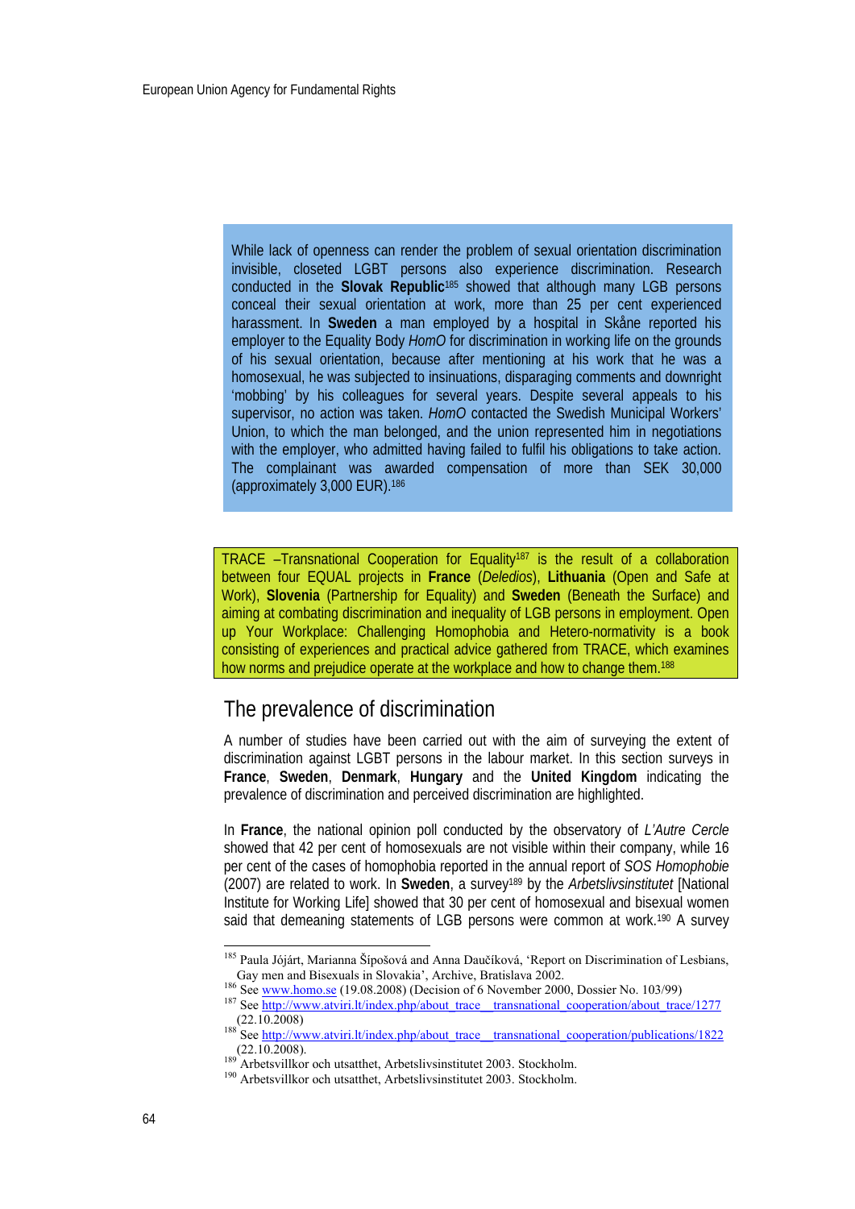While lack of openness can render the problem of sexual orientation discrimination invisible, closeted LGBT persons also experience discrimination. Research conducted in the **Slovak Republic**[185] showed that although many LGB persons conceal their sexual orientation at work, more than 25 per cent experienced harassment. In **Sweden** a man employed by a hospital in Skåne reported his employer to the Equality Body *HomO* for discrimination in working life on the grounds of his sexual orientation, because after mentioning at his work that he was a homosexual, he was subjected to insinuations, disparaging comments and downright 'mobbing' by his colleagues for several years. Despite several appeals to his supervisor, no action was taken. *HomO* contacted the Swedish Municipal Workers' Union, to which the man belonged, and the union represented him in negotiations with the employer, who admitted having failed to fulfil his obligations to take action. The complainant was awarded compensation of more than SEK 30,000 (approximately 3,000 EUR).[186]

TRACE –Transnational Cooperation for Equality[187] is the result of a collaboration between four EQUAL projects in **France** (*Deledios*), **Lithuania** (Open and Safe at Work), **Slovenia** (Partnership for Equality) and **Sweden** (Beneath the Surface) and aiming at combating discrimination and inequality of LGB persons in employment. Open up Your Workplace: Challenging Homophobia and Hetero-normativity is a book consisting of experiences and practical advice gathered from TRACE, which examines how norms and prejudice operate at the workplace and how to change them.[188]

## The prevalence of discrimination

A number of studies have been carried out with the aim of surveying the extent of discrimination against LGBT persons in the labour market. In this section surveys in **France**, **Sweden**, **Denmark**, **Hungary** and the **United Kingdom** indicating the prevalence of discrimination and perceived discrimination are highlighted.

In **France**, the national opinion poll conducted by the observatory of *L'Autre Cercle* showed that 42 per cent of homosexuals are not visible within their company, while 16 per cent of the cases of homophobia reported in the annual report of *SOS Homophobie* (2007) are related to work. In **Sweden**, a survey[189] by the *Arbetslivsinstitutet* [National Institute for Working Life] showed that 30 per cent of homosexual and bisexual women said that demeaning statements of LGB persons were common at work.[190] A survey

---

[185] Paula Jójárt, Marianna Šípošová and Anna Daučíková, 'Report on Discrimination of Lesbians, Gay men and Bisexuals in Slovakia', Archive, Bratislava 2002.

[186] See www.homo.se (19.08.2008) (Decision of 6 November 2000, Dossier No. 103/99)

[187] See http://www.atviri.lt/index.php/about_trace__transnational_cooperation/about_trace/1277 (22.10.2008)

[188] See http://www.atviri.lt/index.php/about_trace__transnational_cooperation/publications/1822 (22.10.2008).

[189] Arbetsvillkor och utsatthet, Arbetslivsinstitutet 2003. Stockholm.

[190] Arbetsvillkor och utsatthet, Arbetslivsinstitutet 2003. Stockholm.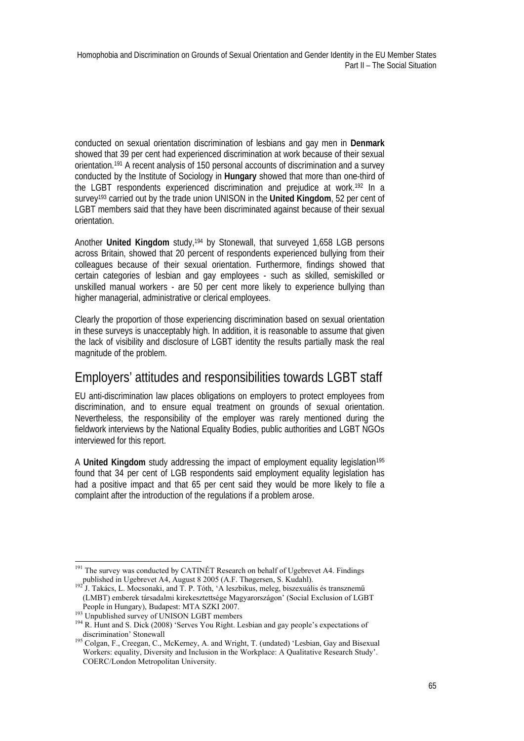conducted on sexual orientation discrimination of lesbians and gay men in **Denmark** showed that 39 per cent had experienced discrimination at work because of their sexual orientation.[191] A recent analysis of 150 personal accounts of discrimination and a survey conducted by the Institute of Sociology in **Hungary** showed that more than one-third of the LGBT respondents experienced discrimination and prejudice at work.[192] In a survey[193] carried out by the trade union UNISON in the **United Kingdom**, 52 per cent of LGBT members said that they have been discriminated against because of their sexual orientation.

Another **United Kingdom** study,[194] by Stonewall, that surveyed 1,658 LGB persons across Britain, showed that 20 percent of respondents experienced bullying from their colleagues because of their sexual orientation. Furthermore, findings showed that certain categories of lesbian and gay employees - such as skilled, semiskilled or unskilled manual workers - are 50 per cent more likely to experience bullying than higher managerial, administrative or clerical employees.

Clearly the proportion of those experiencing discrimination based on sexual orientation in these surveys is unacceptably high. In addition, it is reasonable to assume that given the lack of visibility and disclosure of LGBT identity the results partially mask the real magnitude of the problem.

## Employers' attitudes and responsibilities towards LGBT staff

EU anti-discrimination law places obligations on employers to protect employees from discrimination, and to ensure equal treatment on grounds of sexual orientation. Nevertheless, the responsibility of the employer was rarely mentioned during the fieldwork interviews by the National Equality Bodies, public authorities and LGBT NGOs interviewed for this report.

A **United Kingdom** study addressing the impact of employment equality legislation[195] found that 34 per cent of LGB respondents said employment equality legislation has had a positive impact and that 65 per cent said they would be more likely to file a complaint after the introduction of the regulations if a problem arose.

---

[191] The survey was conducted by CATINÉT Research on behalf of Ugebrevet A4. Findings published in Ugebrevet A4, August 8 2005 (A.F. Thøgersen, S. Kudahl).

[192] J. Takács, L. Mocsonaki, and T. P. Tóth, 'A leszbikus, meleg, biszexuális és transznemű (LMBT) emberek társadalmi kirekesztettsége Magyarországon' (Social Exclusion of LGBT People in Hungary), Budapest: MTA SZKI 2007.

[193] Unpublished survey of UNISON LGBT members

[194] R. Hunt and S. Dick (2008) 'Serves You Right. Lesbian and gay people's expectations of discrimination' Stonewall

[195] Colgan, F., Creegan, C., McKerney, A. and Wright, T. (undated) 'Lesbian, Gay and Bisexual Workers: equality, Diversity and Inclusion in the Workplace: A Qualitative Research Study'. COERC/London Metropolitan University.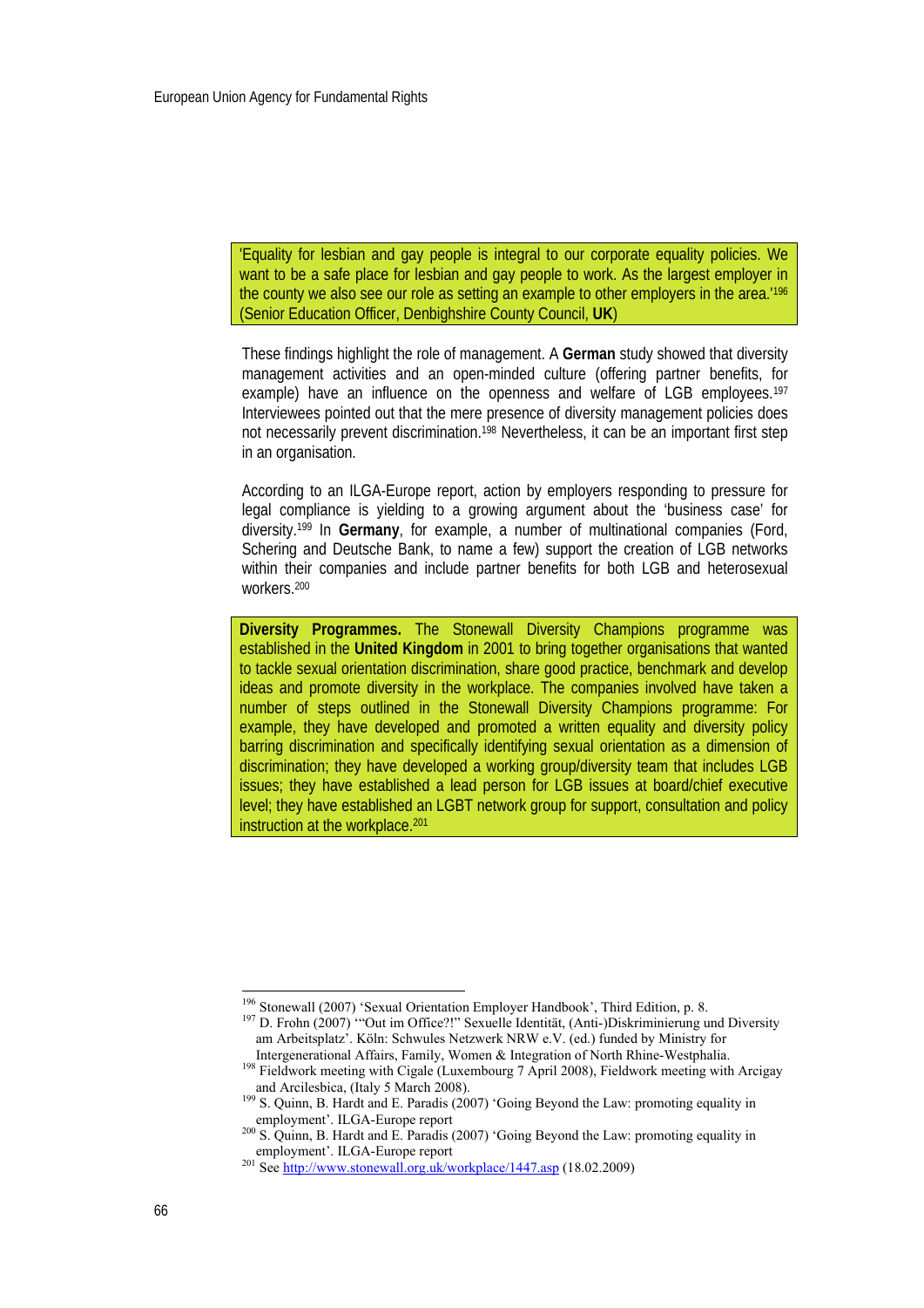'Equality for lesbian and gay people is integral to our corporate equality policies. We want to be a safe place for lesbian and gay people to work. As the largest employer in the county we also see our role as setting an example to other employers in the area.'[196] (Senior Education Officer, Denbighshire County Council, **UK**)

These findings highlight the role of management. A **German** study showed that diversity management activities and an open-minded culture (offering partner benefits, for example) have an influence on the openness and welfare of LGB employees.[197] Interviewees pointed out that the mere presence of diversity management policies does not necessarily prevent discrimination.[198] Nevertheless, it can be an important first step in an organisation.

According to an ILGA-Europe report, action by employers responding to pressure for legal compliance is yielding to a growing argument about the 'business case' for diversity.[199] In **Germany**, for example, a number of multinational companies (Ford, Schering and Deutsche Bank, to name a few) support the creation of LGB networks within their companies and include partner benefits for both LGB and heterosexual workers.[200]

**Diversity Programmes.** The Stonewall Diversity Champions programme was established in the **United Kingdom** in 2001 to bring together organisations that wanted to tackle sexual orientation discrimination, share good practice, benchmark and develop ideas and promote diversity in the workplace. The companies involved have taken a number of steps outlined in the Stonewall Diversity Champions programme: For example, they have developed and promoted a written equality and diversity policy barring discrimination and specifically identifying sexual orientation as a dimension of discrimination; they have developed a working group/diversity team that includes LGB issues; they have established a lead person for LGB issues at board/chief executive level; they have established an LGBT network group for support, consultation and policy instruction at the workplace.[201]

---

[196] Stonewall (2007) 'Sexual Orientation Employer Handbook', Third Edition, p. 8.

[197] D. Frohn (2007) '"Out im Office?!" Sexuelle Identität, (Anti-)Diskriminierung und Diversity am Arbeitsplatz'. Köln: Schwules Netzwerk NRW e.V. (ed.) funded by Ministry for Intergenerational Affairs, Family, Women & Integration of North Rhine-Westphalia.

[198] Fieldwork meeting with Cigale (Luxembourg 7 April 2008), Fieldwork meeting with Arcigay and Arcilesbica, (Italy 5 March 2008).

[199] S. Quinn, B. Hardt and E. Paradis (2007) 'Going Beyond the Law: promoting equality in employment'. ILGA-Europe report

[200] S. Quinn, B. Hardt and E. Paradis (2007) 'Going Beyond the Law: promoting equality in employment'. ILGA-Europe report

[201] See http://www.stonewall.org.uk/workplace/1447.asp (18.02.2009)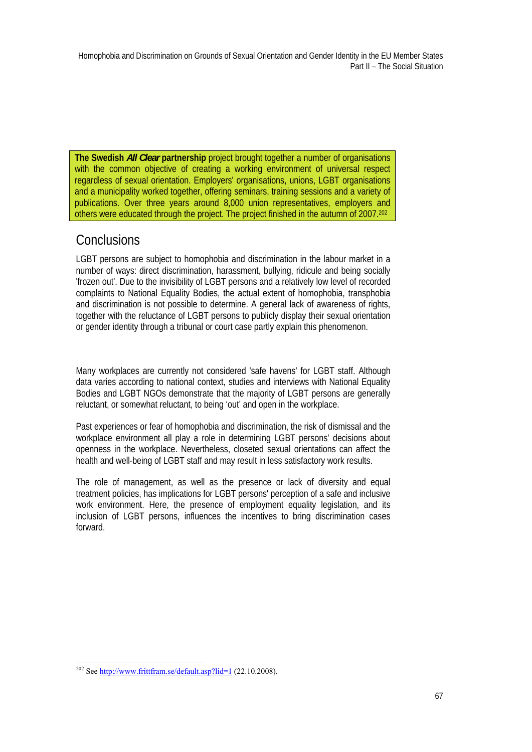> **The Swedish *All Clear* partnership** project brought together a number of organisations with the common objective of creating a working environment of universal respect regardless of sexual orientation. Employers' organisations, unions, LGBT organisations and a municipality worked together, offering seminars, training sessions and a variety of publications. Over three years around 8,000 union representatives, employers and others were educated through the project. The project finished in the autumn of 2007.[202]

## Conclusions

LGBT persons are subject to homophobia and discrimination in the labour market in a number of ways: direct discrimination, harassment, bullying, ridicule and being socially 'frozen out'. Due to the invisibility of LGBT persons and a relatively low level of recorded complaints to National Equality Bodies, the actual extent of homophobia, transphobia and discrimination is not possible to determine. A general lack of awareness of rights, together with the reluctance of LGBT persons to publicly display their sexual orientation or gender identity through a tribunal or court case partly explain this phenomenon.

Many workplaces are currently not considered 'safe havens' for LGBT staff. Although data varies according to national context, studies and interviews with National Equality Bodies and LGBT NGOs demonstrate that the majority of LGBT persons are generally reluctant, or somewhat reluctant, to being 'out' and open in the workplace.

Past experiences or fear of homophobia and discrimination, the risk of dismissal and the workplace environment all play a role in determining LGBT persons' decisions about openness in the workplace. Nevertheless, closeted sexual orientations can affect the health and well-being of LGBT staff and may result in less satisfactory work results.

The role of management, as well as the presence or lack of diversity and equal treatment policies, has implications for LGBT persons' perception of a safe and inclusive work environment. Here, the presence of employment equality legislation, and its inclusion of LGBT persons, influences the incentives to bring discrimination cases forward.

---

[202] See http://www.frittfram.se/default.asp?lid=1 (22.10.2008).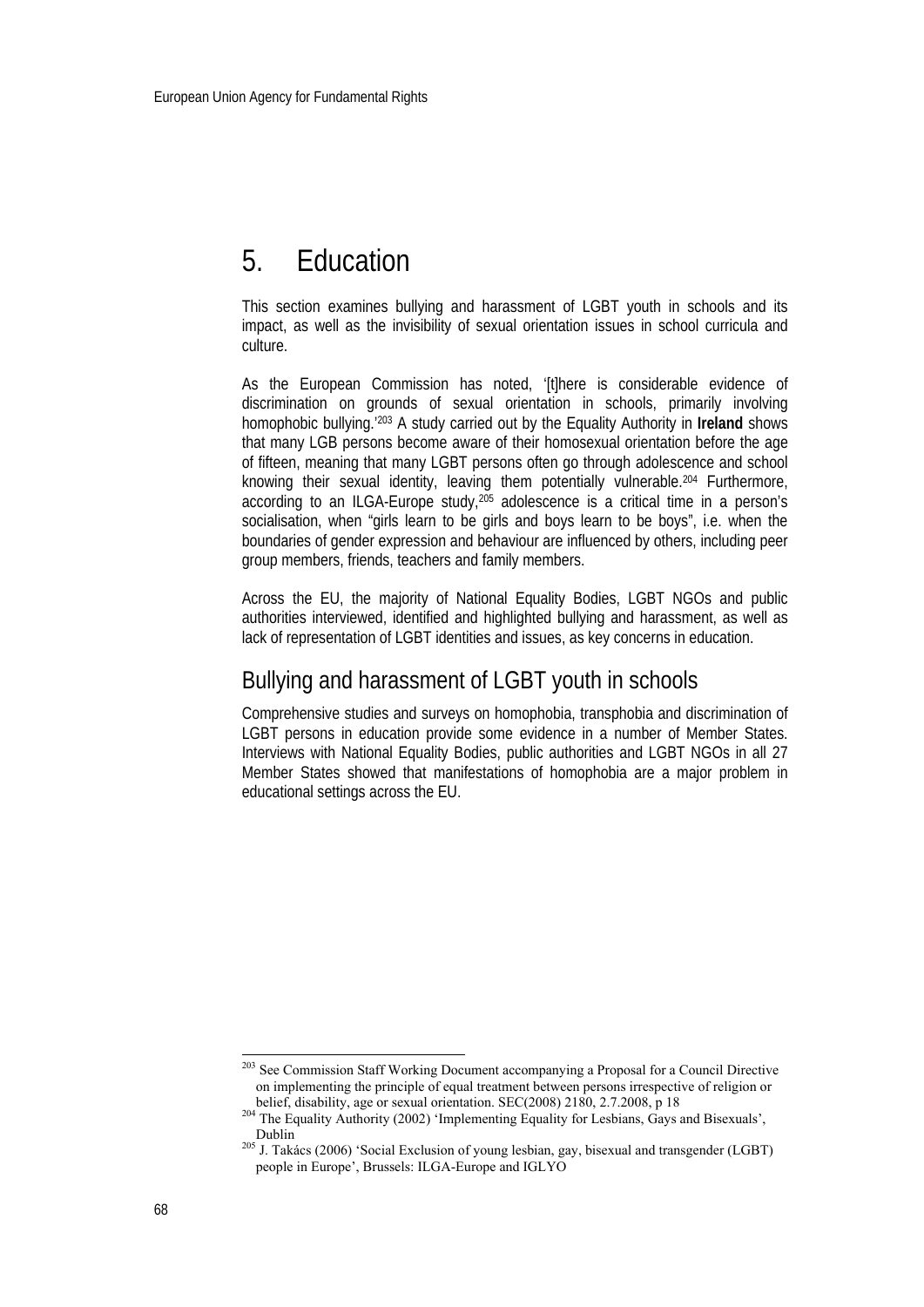# 5. Education

This section examines bullying and harassment of LGBT youth in schools and its impact, as well as the invisibility of sexual orientation issues in school curricula and culture.

As the European Commission has noted, '[t]here is considerable evidence of discrimination on grounds of sexual orientation in schools, primarily involving homophobic bullying.'[203] A study carried out by the Equality Authority in **Ireland** shows that many LGB persons become aware of their homosexual orientation before the age of fifteen, meaning that many LGBT persons often go through adolescence and school knowing their sexual identity, leaving them potentially vulnerable.[204] Furthermore, according to an ILGA-Europe study,[205] adolescence is a critical time in a person's socialisation, when "girls learn to be girls and boys learn to be boys", i.e. when the boundaries of gender expression and behaviour are influenced by others, including peer group members, friends, teachers and family members.

Across the EU, the majority of National Equality Bodies, LGBT NGOs and public authorities interviewed, identified and highlighted bullying and harassment, as well as lack of representation of LGBT identities and issues, as key concerns in education.

## Bullying and harassment of LGBT youth in schools

Comprehensive studies and surveys on homophobia, transphobia and discrimination of LGBT persons in education provide some evidence in a number of Member States. Interviews with National Equality Bodies, public authorities and LGBT NGOs in all 27 Member States showed that manifestations of homophobia are a major problem in educational settings across the EU.

---

[203] See Commission Staff Working Document accompanying a Proposal for a Council Directive on implementing the principle of equal treatment between persons irrespective of religion or belief, disability, age or sexual orientation. SEC(2008) 2180, 2.7.2008, p 18

[204] The Equality Authority (2002) 'Implementing Equality for Lesbians, Gays and Bisexuals', Dublin

[205] J. Takács (2006) 'Social Exclusion of young lesbian, gay, bisexual and transgender (LGBT) people in Europe', Brussels: ILGA-Europe and IGLYO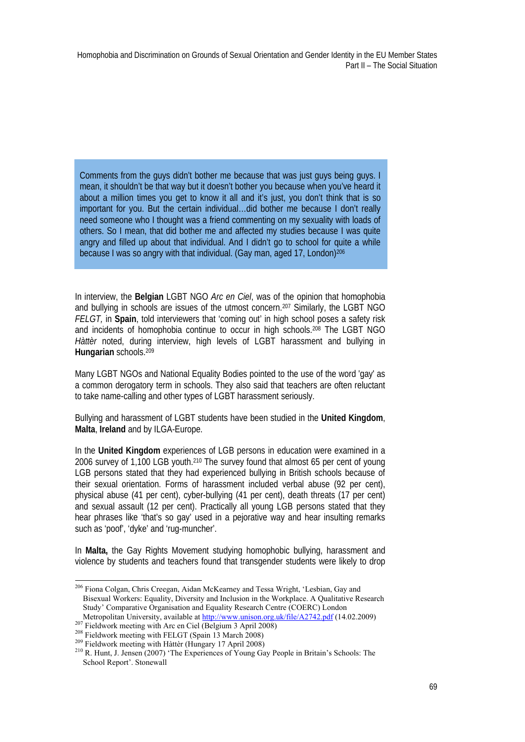> Comments from the guys didn't bother me because that was just guys being guys. I mean, it shouldn't be that way but it doesn't bother you because when you've heard it about a million times you get to know it all and it's just, you don't think that is so important for you. But the certain individual…did bother me because I don't really need someone who I thought was a friend commenting on my sexuality with loads of others. So I mean, that did bother me and affected my studies because I was quite angry and filled up about that individual. And I didn't go to school for quite a while because I was so angry with that individual. (Gay man, aged 17, London)[206]

In interview, the **Belgian** LGBT NGO *Arc en Ciel*, was of the opinion that homophobia and bullying in schools are issues of the utmost concern.[207] Similarly, the LGBT NGO *FELGT,* in **Spain**, told interviewers that 'coming out' in high school poses a safety risk and incidents of homophobia continue to occur in high schools.[208] The LGBT NGO *Hàttèr* noted, during interview, high levels of LGBT harassment and bullying in **Hungarian** schools.[209]

Many LGBT NGOs and National Equality Bodies pointed to the use of the word 'gay' as a common derogatory term in schools. They also said that teachers are often reluctant to take name-calling and other types of LGBT harassment seriously.

Bullying and harassment of LGBT students have been studied in the **United Kingdom**, **Malta**, **Ireland** and by ILGA-Europe.

In the **United Kingdom** experiences of LGB persons in education were examined in a 2006 survey of 1,100 LGB youth.[210] The survey found that almost 65 per cent of young LGB persons stated that they had experienced bullying in British schools because of their sexual orientation. Forms of harassment included verbal abuse (92 per cent), physical abuse (41 per cent), cyber-bullying (41 per cent), death threats (17 per cent) and sexual assault (12 per cent). Practically all young LGB persons stated that they hear phrases like 'that's so gay' used in a pejorative way and hear insulting remarks such as 'poof', 'dyke' and 'rug-muncher'.

In **Malta,** the Gay Rights Movement studying homophobic bullying, harassment and violence by students and teachers found that transgender students were likely to drop

---

[206] Fiona Colgan, Chris Creegan, Aidan McKearney and Tessa Wright, 'Lesbian, Gay and Bisexual Workers: Equality, Diversity and Inclusion in the Workplace. A Qualitative Research Study' Comparative Organisation and Equality Research Centre (COERC) London Metropolitan University, available at http://www.unison.org.uk/file/A2742.pdf (14.02.2009)

[207] Fieldwork meeting with Arc en Ciel (Belgium 3 April 2008)

[208] Fieldwork meeting with FELGT (Spain 13 March 2008)

[209] Fieldwork meeting with Hàttèr (Hungary 17 April 2008)

[210] R. Hunt, J. Jensen (2007) 'The Experiences of Young Gay People in Britain's Schools: The School Report'. Stonewall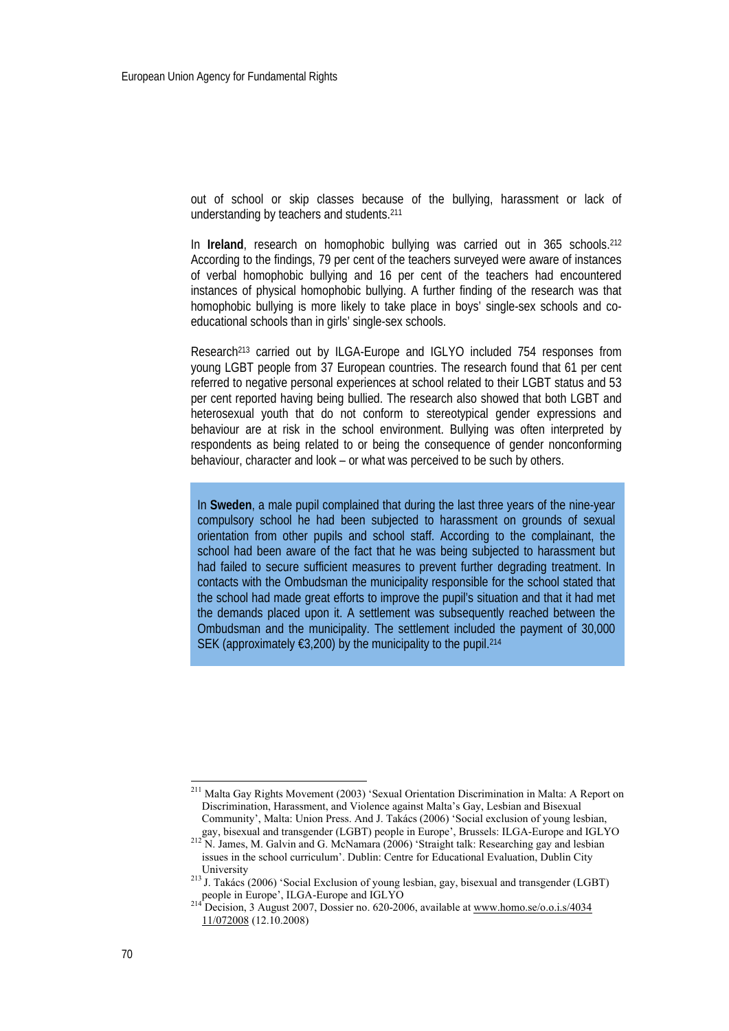out of school or skip classes because of the bullying, harassment or lack of understanding by teachers and students.[211]

In **Ireland**, research on homophobic bullying was carried out in 365 schools.[212] According to the findings, 79 per cent of the teachers surveyed were aware of instances of verbal homophobic bullying and 16 per cent of the teachers had encountered instances of physical homophobic bullying. A further finding of the research was that homophobic bullying is more likely to take place in boys' single-sex schools and co-educational schools than in girls' single-sex schools.

Research[213] carried out by ILGA-Europe and IGLYO included 754 responses from young LGBT people from 37 European countries. The research found that 61 per cent referred to negative personal experiences at school related to their LGBT status and 53 per cent reported having being bullied. The research also showed that both LGBT and heterosexual youth that do not conform to stereotypical gender expressions and behaviour are at risk in the school environment. Bullying was often interpreted by respondents as being related to or being the consequence of gender nonconforming behaviour, character and look – or what was perceived to be such by others.

> In **Sweden**, a male pupil complained that during the last three years of the nine-year compulsory school he had been subjected to harassment on grounds of sexual orientation from other pupils and school staff. According to the complainant, the school had been aware of the fact that he was being subjected to harassment but had failed to secure sufficient measures to prevent further degrading treatment. In contacts with the Ombudsman the municipality responsible for the school stated that the school had made great efforts to improve the pupil's situation and that it had met the demands placed upon it. A settlement was subsequently reached between the Ombudsman and the municipality. The settlement included the payment of 30,000 SEK (approximately €3,200) by the municipality to the pupil.[214]

---

[211] Malta Gay Rights Movement (2003) 'Sexual Orientation Discrimination in Malta: A Report on Discrimination, Harassment, and Violence against Malta's Gay, Lesbian and Bisexual Community', Malta: Union Press. And J. Takács (2006) 'Social exclusion of young lesbian, gay, bisexual and transgender (LGBT) people in Europe', Brussels: ILGA-Europe and IGLYO

[212] N. James, M. Galvin and G. McNamara (2006) 'Straight talk: Researching gay and lesbian issues in the school curriculum'. Dublin: Centre for Educational Evaluation, Dublin City University

[213] J. Takács (2006) 'Social Exclusion of young lesbian, gay, bisexual and transgender (LGBT) people in Europe', ILGA-Europe and IGLYO

[214] Decision, 3 August 2007, Dossier no. 620-2006, available at www.homo.se/o.o.i.s/4034 11/072008 (12.10.2008)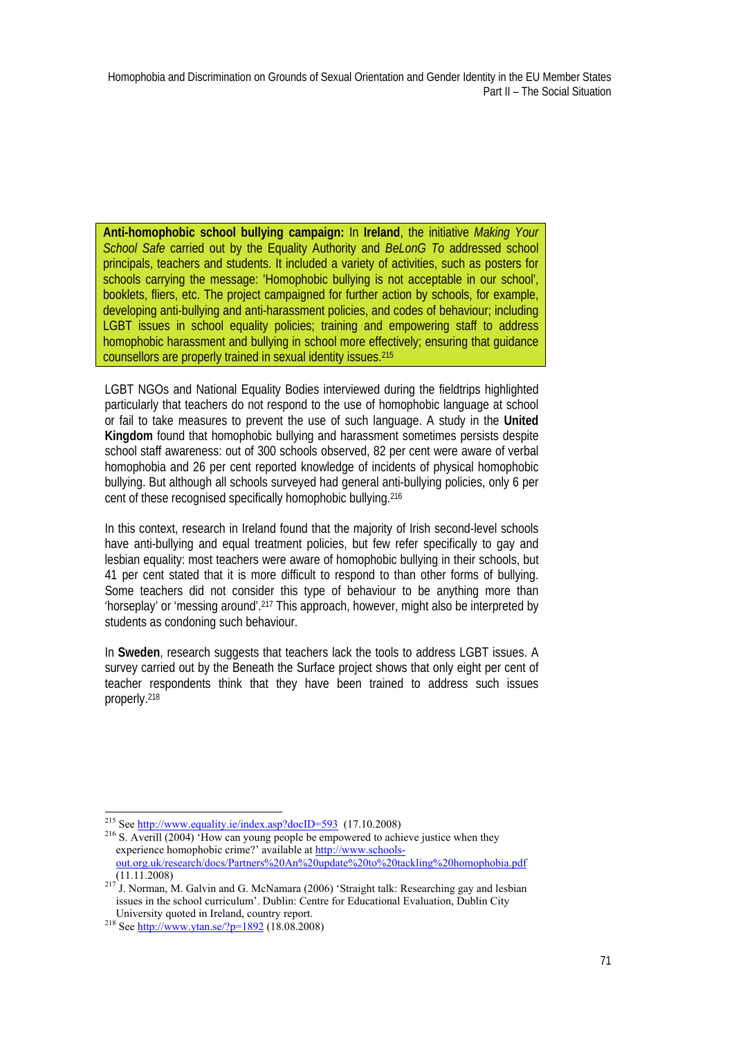**Anti-homophobic school bullying campaign:** In **Ireland**, the initiative *Making Your School Safe* carried out by the Equality Authority and *BeLonG To* addressed school principals, teachers and students. It included a variety of activities, such as posters for schools carrying the message: 'Homophobic bullying is not acceptable in our school', booklets, fliers, etc. The project campaigned for further action by schools, for example, developing anti-bullying and anti-harassment policies, and codes of behaviour; including LGBT issues in school equality policies; training and empowering staff to address homophobic harassment and bullying in school more effectively; ensuring that guidance counsellors are properly trained in sexual identity issues.[215]

LGBT NGOs and National Equality Bodies interviewed during the fieldtrips highlighted particularly that teachers do not respond to the use of homophobic language at school or fail to take measures to prevent the use of such language. A study in the **United Kingdom** found that homophobic bullying and harassment sometimes persists despite school staff awareness: out of 300 schools observed, 82 per cent were aware of verbal homophobia and 26 per cent reported knowledge of incidents of physical homophobic bullying. But although all schools surveyed had general anti-bullying policies, only 6 per cent of these recognised specifically homophobic bullying.[216]

In this context, research in Ireland found that the majority of Irish second-level schools have anti-bullying and equal treatment policies, but few refer specifically to gay and lesbian equality: most teachers were aware of homophobic bullying in their schools, but 41 per cent stated that it is more difficult to respond to than other forms of bullying. Some teachers did not consider this type of behaviour to be anything more than 'horseplay' or 'messing around'.[217] This approach, however, might also be interpreted by students as condoning such behaviour.

In **Sweden**, research suggests that teachers lack the tools to address LGBT issues. A survey carried out by the Beneath the Surface project shows that only eight per cent of teacher respondents think that they have been trained to address such issues properly.[218]

---

[215] See http://www.equality.ie/index.asp?docID=593 (17.10.2008)

[216] S. Averill (2004) 'How can young people be empowered to achieve justice when they experience homophobic crime?' available at http://www.schools-out.org.uk/research/docs/Partners%20An%20update%20to%20tackling%20homophobia.pdf (11.11.2008)

[217] J. Norman, M. Galvin and G. McNamara (2006) 'Straight talk: Researching gay and lesbian issues in the school curriculum'. Dublin: Centre for Educational Evaluation, Dublin City University quoted in Ireland, country report.

[218] See http://www.ytan.se/?p=1892 (18.08.2008)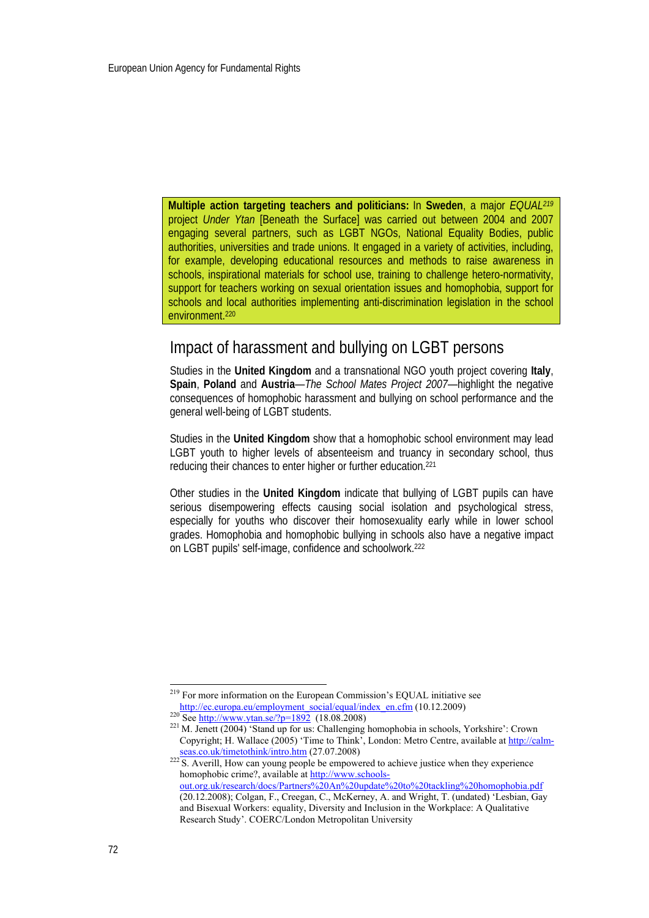**Multiple action targeting teachers and politicians:** In **Sweden**, a major *EQUAL*[219] project *Under Ytan* [Beneath the Surface] was carried out between 2004 and 2007 engaging several partners, such as LGBT NGOs, National Equality Bodies, public authorities, universities and trade unions. It engaged in a variety of activities, including, for example, developing educational resources and methods to raise awareness in schools, inspirational materials for school use, training to challenge hetero-normativity, support for teachers working on sexual orientation issues and homophobia, support for schools and local authorities implementing anti-discrimination legislation in the school environment.[220]

## Impact of harassment and bullying on LGBT persons

Studies in the **United Kingdom** and a transnational NGO youth project covering **Italy**, **Spain**, **Poland** and **Austria**—*The School Mates Project 2007*—highlight the negative consequences of homophobic harassment and bullying on school performance and the general well-being of LGBT students.

Studies in the **United Kingdom** show that a homophobic school environment may lead LGBT youth to higher levels of absenteeism and truancy in secondary school, thus reducing their chances to enter higher or further education.[221]

Other studies in the **United Kingdom** indicate that bullying of LGBT pupils can have serious disempowering effects causing social isolation and psychological stress, especially for youths who discover their homosexuality early while in lower school grades. Homophobia and homophobic bullying in schools also have a negative impact on LGBT pupils' self-image, confidence and schoolwork.[222]

---

[219] For more information on the European Commission's EQUAL initiative see http://ec.europa.eu/employment_social/equal/index_en.cfm (10.12.2009)

[220] See http://www.ytan.se/?p=1892 (18.08.2008)

[221] M. Jenett (2004) 'Stand up for us: Challenging homophobia in schools, Yorkshire': Crown Copyright; H. Wallace (2005) 'Time to Think', London: Metro Centre, available at http://calm-seas.co.uk/timetothink/intro.htm (27.07.2008)

[222] S. Averill, How can young people be empowered to achieve justice when they experience homophobic crime?, available at http://www.schools-out.org.uk/research/docs/Partners%20An%20update%20to%20tackling%20homophobia.pdf (20.12.2008); Colgan, F., Creegan, C., McKerney, A. and Wright, T. (undated) 'Lesbian, Gay and Bisexual Workers: equality, Diversity and Inclusion in the Workplace: A Qualitative Research Study'. COERC/London Metropolitan University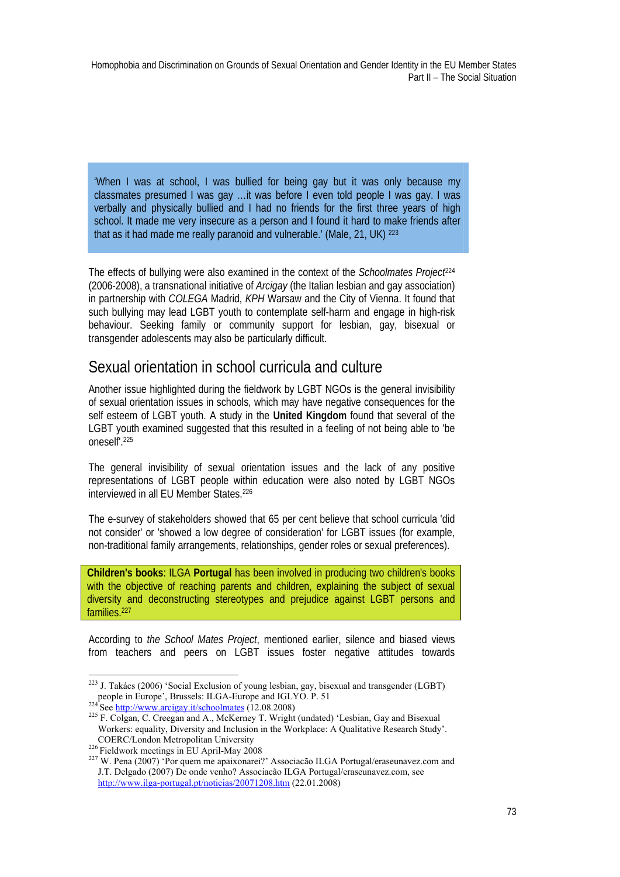'When I was at school, I was bullied for being gay but it was only because my classmates presumed I was gay …it was before I even told people I was gay. I was verbally and physically bullied and I had no friends for the first three years of high school. It made me very insecure as a person and I found it hard to make friends after that as it had made me really paranoid and vulnerable.' (Male, 21, UK) [223]

The effects of bullying were also examined in the context of the *Schoolmates Project*[224] (2006-2008), a transnational initiative of *Arcigay* (the Italian lesbian and gay association) in partnership with *COLEGA* Madrid, *KPH* Warsaw and the City of Vienna. It found that such bullying may lead LGBT youth to contemplate self-harm and engage in high-risk behaviour. Seeking family or community support for lesbian, gay, bisexual or transgender adolescents may also be particularly difficult.

## Sexual orientation in school curricula and culture

Another issue highlighted during the fieldwork by LGBT NGOs is the general invisibility of sexual orientation issues in schools, which may have negative consequences for the self esteem of LGBT youth. A study in the **United Kingdom** found that several of the LGBT youth examined suggested that this resulted in a feeling of not being able to 'be oneself'.[225]

The general invisibility of sexual orientation issues and the lack of any positive representations of LGBT people within education were also noted by LGBT NGOs interviewed in all EU Member States.[226]

The e-survey of stakeholders showed that 65 per cent believe that school curricula 'did not consider' or 'showed a low degree of consideration' for LGBT issues (for example, non-traditional family arrangements, relationships, gender roles or sexual preferences).

**Children's books**: ILGA **Portugal** has been involved in producing two children's books with the objective of reaching parents and children, explaining the subject of sexual diversity and deconstructing stereotypes and prejudice against LGBT persons and families.[227]

According to *the School Mates Project*, mentioned earlier, silence and biased views from teachers and peers on LGBT issues foster negative attitudes towards

---

[223] J. Takács (2006) 'Social Exclusion of young lesbian, gay, bisexual and transgender (LGBT) people in Europe', Brussels: ILGA-Europe and IGLYO. P. 51

[224] See http://www.arcigay.it/schoolmates (12.08.2008)

[225] F. Colgan, C. Creegan and A., McKerney T. Wright (undated) 'Lesbian, Gay and Bisexual Workers: equality, Diversity and Inclusion in the Workplace: A Qualitative Research Study'. COERC/London Metropolitan University

[226] Fieldwork meetings in EU April-May 2008

[227] W. Pena (2007) 'Por quem me apaixonarei?' Associacão ILGA Portugal/eraseunavez.com and J.T. Delgado (2007) De onde venho? Associacão ILGA Portugal/eraseunavez.com, see http://www.ilga-portugal.pt/noticias/20071208.htm (22.01.2008)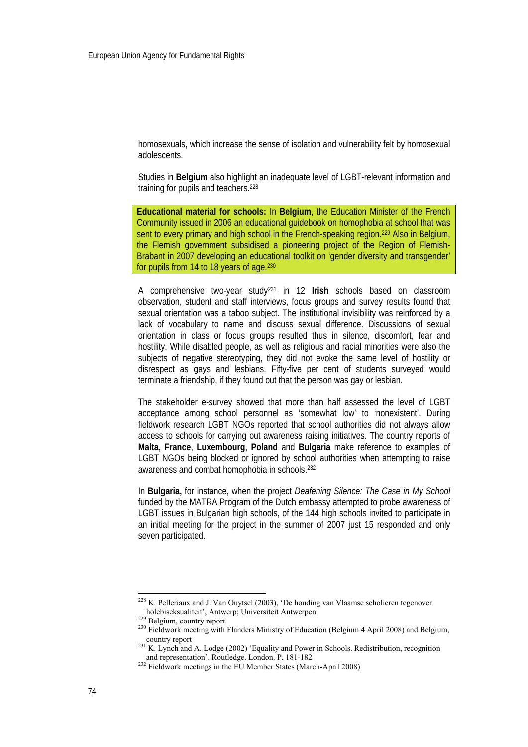homosexuals, which increase the sense of isolation and vulnerability felt by homosexual adolescents.

Studies in **Belgium** also highlight an inadequate level of LGBT-relevant information and training for pupils and teachers.[228]

**Educational material for schools:** In **Belgium**, the Education Minister of the French Community issued in 2006 an educational guidebook on homophobia at school that was sent to every primary and high school in the French-speaking region.[229] Also in Belgium, the Flemish government subsidised a pioneering project of the Region of Flemish-Brabant in 2007 developing an educational toolkit on 'gender diversity and transgender' for pupils from 14 to 18 years of age.[230]

A comprehensive two-year study[231] in 12 **Irish** schools based on classroom observation, student and staff interviews, focus groups and survey results found that sexual orientation was a taboo subject. The institutional invisibility was reinforced by a lack of vocabulary to name and discuss sexual difference. Discussions of sexual orientation in class or focus groups resulted thus in silence, discomfort, fear and hostility. While disabled people, as well as religious and racial minorities were also the subjects of negative stereotyping, they did not evoke the same level of hostility or disrespect as gays and lesbians. Fifty-five per cent of students surveyed would terminate a friendship, if they found out that the person was gay or lesbian.

The stakeholder e-survey showed that more than half assessed the level of LGBT acceptance among school personnel as 'somewhat low' to 'nonexistent'. During fieldwork research LGBT NGOs reported that school authorities did not always allow access to schools for carrying out awareness raising initiatives. The country reports of **Malta**, **France**, **Luxembourg**, **Poland** and **Bulgaria** make reference to examples of LGBT NGOs being blocked or ignored by school authorities when attempting to raise awareness and combat homophobia in schools.[232]

In **Bulgaria,** for instance, when the project *Deafening Silence: The Case in My School* funded by the MATRA Program of the Dutch embassy attempted to probe awareness of LGBT issues in Bulgarian high schools, of the 144 high schools invited to participate in an initial meeting for the project in the summer of 2007 just 15 responded and only seven participated.

---

[228] K. Pelleriaux and J. Van Ouytsel (2003), 'De houding van Vlaamse scholieren tegenover holebiseksualiteit', Antwerp; Universiteit Antwerpen

[229] Belgium, country report

[230] Fieldwork meeting with Flanders Ministry of Education (Belgium 4 April 2008) and Belgium, country report

[231] K. Lynch and A. Lodge (2002) 'Equality and Power in Schools. Redistribution, recognition and representation'. Routledge. London. P. 181-182

[232] Fieldwork meetings in the EU Member States (March-April 2008)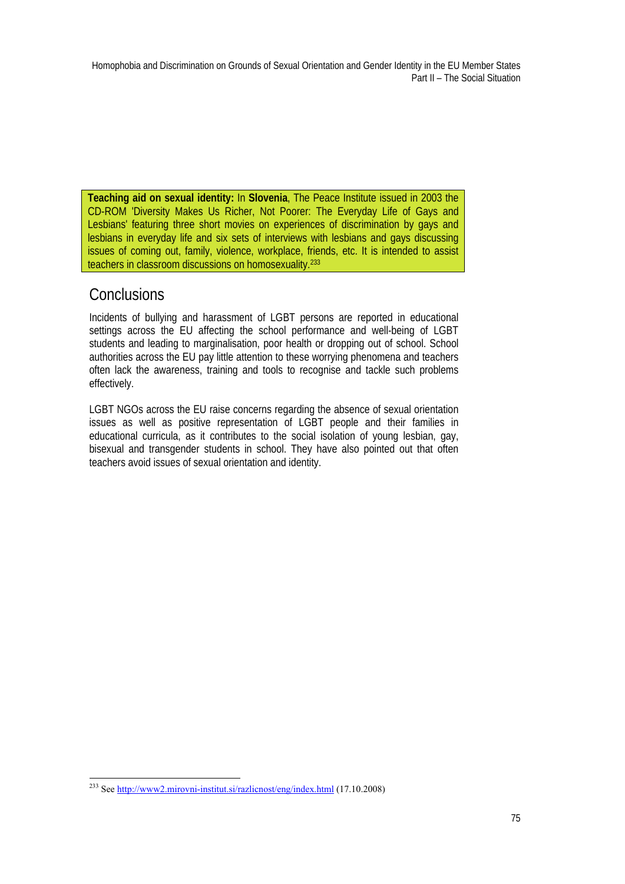**Teaching aid on sexual identity:** In **Slovenia**, The Peace Institute issued in 2003 the CD-ROM 'Diversity Makes Us Richer, Not Poorer: The Everyday Life of Gays and Lesbians' featuring three short movies on experiences of discrimination by gays and lesbians in everyday life and six sets of interviews with lesbians and gays discussing issues of coming out, family, violence, workplace, friends, etc. It is intended to assist teachers in classroom discussions on homosexuality.[233]

## Conclusions

Incidents of bullying and harassment of LGBT persons are reported in educational settings across the EU affecting the school performance and well-being of LGBT students and leading to marginalisation, poor health or dropping out of school. School authorities across the EU pay little attention to these worrying phenomena and teachers often lack the awareness, training and tools to recognise and tackle such problems effectively.

LGBT NGOs across the EU raise concerns regarding the absence of sexual orientation issues as well as positive representation of LGBT people and their families in educational curricula, as it contributes to the social isolation of young lesbian, gay, bisexual and transgender students in school. They have also pointed out that often teachers avoid issues of sexual orientation and identity.

---

[233] See http://www2.mirovni-institut.si/razlicnost/eng/index.html (17.10.2008)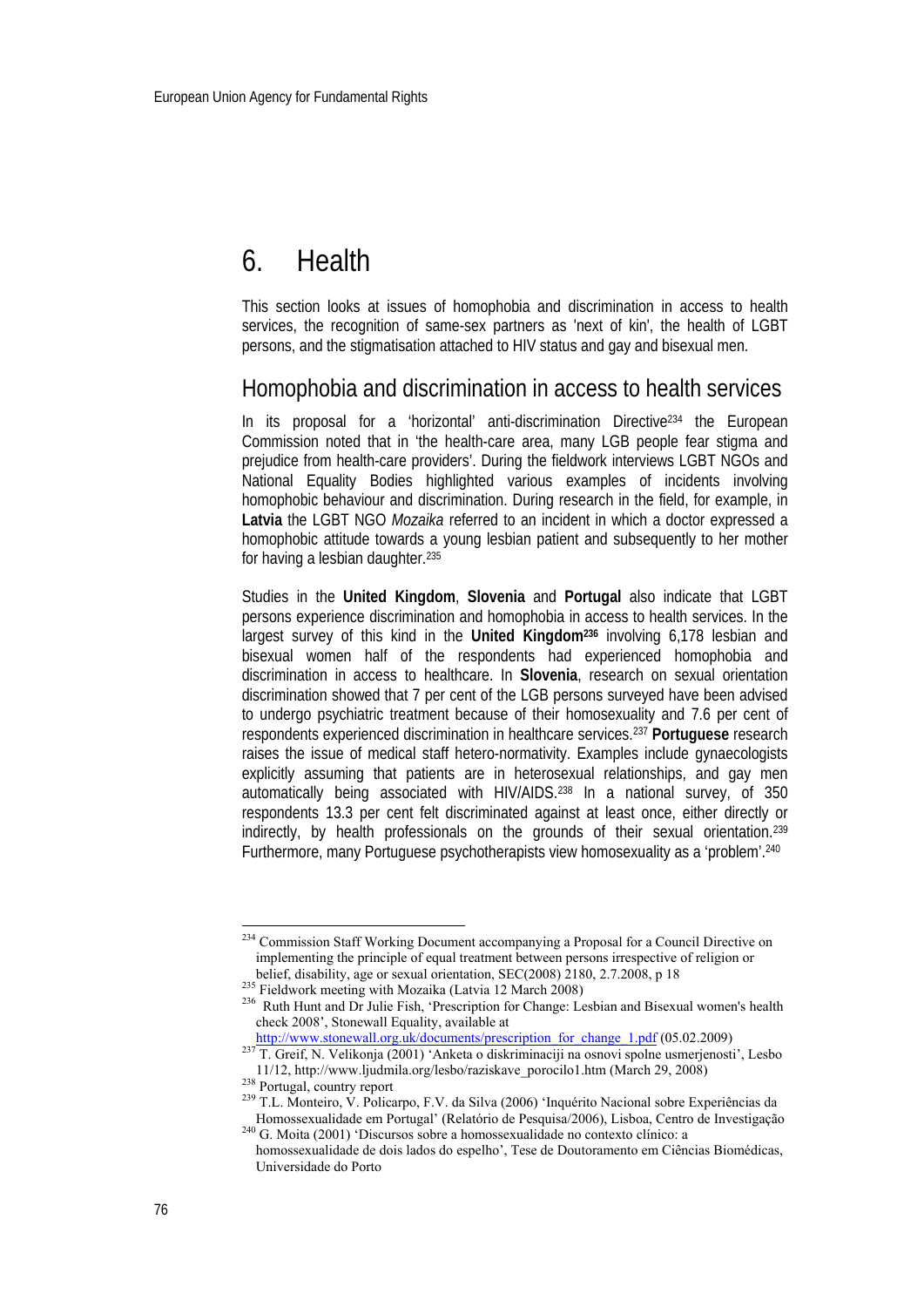# 6. Health

This section looks at issues of homophobia and discrimination in access to health services, the recognition of same-sex partners as 'next of kin', the health of LGBT persons, and the stigmatisation attached to HIV status and gay and bisexual men.

## Homophobia and discrimination in access to health services

In its proposal for a 'horizontal' anti-discrimination Directive[234] the European Commission noted that in 'the health-care area, many LGB people fear stigma and prejudice from health-care providers'. During the fieldwork interviews LGBT NGOs and National Equality Bodies highlighted various examples of incidents involving homophobic behaviour and discrimination. During research in the field, for example, in **Latvia** the LGBT NGO *Mozaika* referred to an incident in which a doctor expressed a homophobic attitude towards a young lesbian patient and subsequently to her mother for having a lesbian daughter.[235]

Studies in the **United Kingdom**, **Slovenia** and **Portugal** also indicate that LGBT persons experience discrimination and homophobia in access to health services. In the largest survey of this kind in the **United Kingdom**[236] involving 6,178 lesbian and bisexual women half of the respondents had experienced homophobia and discrimination in access to healthcare. In **Slovenia**, research on sexual orientation discrimination showed that 7 per cent of the LGB persons surveyed have been advised to undergo psychiatric treatment because of their homosexuality and 7.6 per cent of respondents experienced discrimination in healthcare services.[237] **Portuguese** research raises the issue of medical staff hetero-normativity. Examples include gynaecologists explicitly assuming that patients are in heterosexual relationships, and gay men automatically being associated with HIV/AIDS.[238] In a national survey, of 350 respondents 13.3 per cent felt discriminated against at least once, either directly or indirectly, by health professionals on the grounds of their sexual orientation.[239] Furthermore, many Portuguese psychotherapists view homosexuality as a 'problem'.[240]

---

[234] Commission Staff Working Document accompanying a Proposal for a Council Directive on implementing the principle of equal treatment between persons irrespective of religion or belief, disability, age or sexual orientation, SEC(2008) 2180, 2.7.2008, p 18

[235] Fieldwork meeting with Mozaika (Latvia 12 March 2008)

[236] Ruth Hunt and Dr Julie Fish, 'Prescription for Change: Lesbian and Bisexual women's health check 2008', Stonewall Equality, available at http://www.stonewall.org.uk/documents/prescription_for_change_1.pdf (05.02.2009)

[237] T. Greif, N. Velikonja (2001) 'Anketa o diskriminaciji na osnovi spolne usmerjenosti', Lesbo 11/12, http://www.ljudmila.org/lesbo/raziskave_porocilo1.htm (March 29, 2008)

[238] Portugal, country report

[239] T.L. Monteiro, V. Policarpo, F.V. da Silva (2006) 'Inquérito Nacional sobre Experiências da Homossexualidade em Portugal' (Relatório de Pesquisa/2006), Lisboa, Centro de Investigação

[240] G. Moita (2001) 'Discursos sobre a homossexualidade no contexto clínico: a homossexualidade de dois lados do espelho', Tese de Doutoramento em Ciências Biomédicas, Universidade do Porto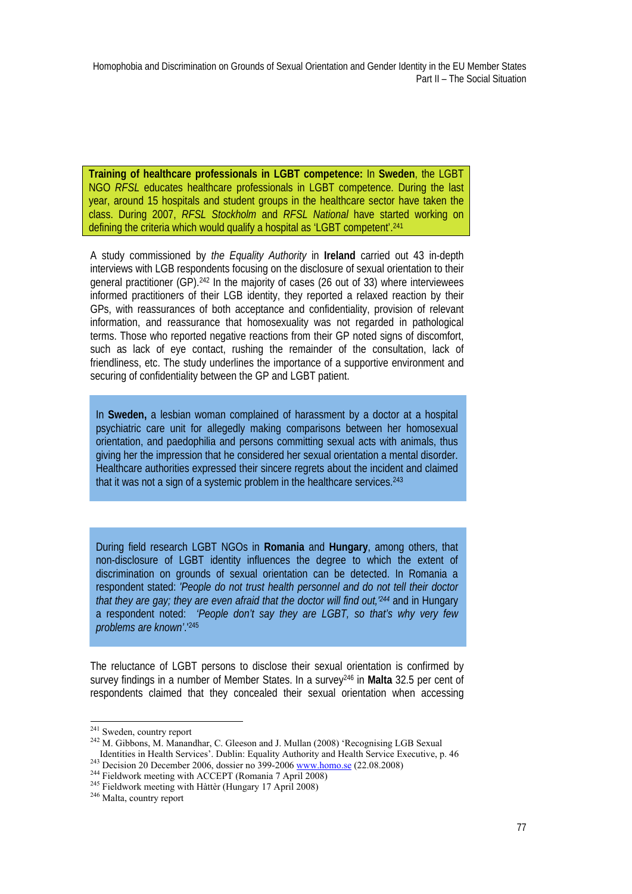**Training of healthcare professionals in LGBT competence:** In **Sweden**, the LGBT NGO *RFSL* educates healthcare professionals in LGBT competence. During the last year, around 15 hospitals and student groups in the healthcare sector have taken the class. During 2007, *RFSL Stockholm* and *RFSL National* have started working on defining the criteria which would qualify a hospital as 'LGBT competent'.[241]

A study commissioned by *the Equality Authority* in **Ireland** carried out 43 in-depth interviews with LGB respondents focusing on the disclosure of sexual orientation to their general practitioner (GP).[242] In the majority of cases (26 out of 33) where interviewees informed practitioners of their LGB identity, they reported a relaxed reaction by their GPs, with reassurances of both acceptance and confidentiality, provision of relevant information, and reassurance that homosexuality was not regarded in pathological terms. Those who reported negative reactions from their GP noted signs of discomfort, such as lack of eye contact, rushing the remainder of the consultation, lack of friendliness, etc. The study underlines the importance of a supportive environment and securing of confidentiality between the GP and LGBT patient.

In **Sweden,** a lesbian woman complained of harassment by a doctor at a hospital psychiatric care unit for allegedly making comparisons between her homosexual orientation, and paedophilia and persons committing sexual acts with animals, thus giving her the impression that he considered her sexual orientation a mental disorder. Healthcare authorities expressed their sincere regrets about the incident and claimed that it was not a sign of a systemic problem in the healthcare services.[243]

During field research LGBT NGOs in **Romania** and **Hungary**, among others, that non-disclosure of LGBT identity influences the degree to which the extent of discrimination on grounds of sexual orientation can be detected. In Romania a respondent stated: *'People do not trust health personnel and do not tell their doctor that they are gay; they are even afraid that the doctor will find out,'*[244] and in Hungary a respondent noted: *'People don't say they are LGBT, so that's why very few problems are known'*.'[245]

The reluctance of LGBT persons to disclose their sexual orientation is confirmed by survey findings in a number of Member States. In a survey[246] in **Malta** 32.5 per cent of respondents claimed that they concealed their sexual orientation when accessing

---

[241] Sweden, country report

[242] M. Gibbons, M. Manandhar, C. Gleeson and J. Mullan (2008) 'Recognising LGB Sexual Identities in Health Services'. Dublin: Equality Authority and Health Service Executive, p. 46

[243] Decision 20 December 2006, dossier no 399-2006 www.homo.se (22.08.2008)

[244] Fieldwork meeting with ACCEPT (Romania 7 April 2008)

[245] Fieldwork meeting with Háttér (Hungary 17 April 2008)

[246] Malta, country report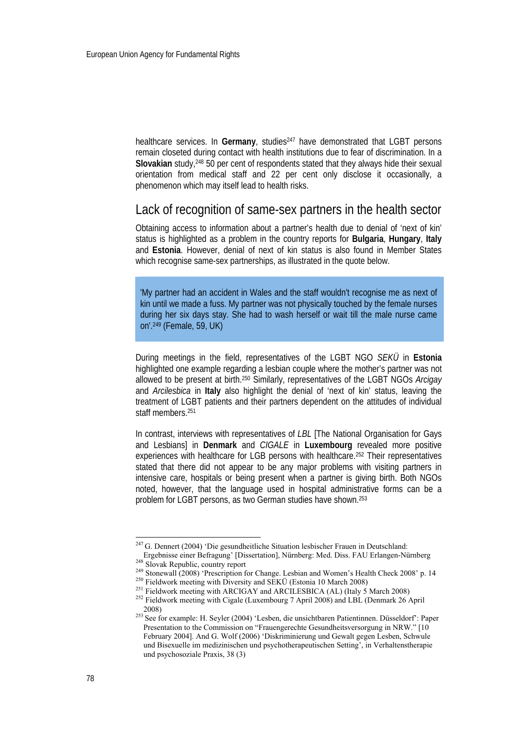healthcare services. In **Germany**, studies[247] have demonstrated that LGBT persons remain closeted during contact with health institutions due to fear of discrimination. In a **Slovakian** study,[248] 50 per cent of respondents stated that they always hide their sexual orientation from medical staff and 22 per cent only disclose it occasionally, a phenomenon which may itself lead to health risks.

## Lack of recognition of same-sex partners in the health sector

Obtaining access to information about a partner's health due to denial of 'next of kin' status is highlighted as a problem in the country reports for **Bulgaria**, **Hungary**, **Italy** and **Estonia**. However, denial of next of kin status is also found in Member States which recognise same-sex partnerships, as illustrated in the quote below.

> 'My partner had an accident in Wales and the staff wouldn't recognise me as next of kin until we made a fuss. My partner was not physically touched by the female nurses during her six days stay. She had to wash herself or wait till the male nurse came on'.[249] (Female, 59, UK)

During meetings in the field, representatives of the LGBT NGO *SEKÜ* in **Estonia** highlighted one example regarding a lesbian couple where the mother's partner was not allowed to be present at birth.[250] Similarly, representatives of the LGBT NGOs *Arcigay* and *Arcilesbica* in **Italy** also highlight the denial of 'next of kin' status, leaving the treatment of LGBT patients and their partners dependent on the attitudes of individual staff members.[251]

In contrast, interviews with representatives of *LBL* [The National Organisation for Gays and Lesbians] in **Denmark** and *CIGALE* in **Luxembourg** revealed more positive experiences with healthcare for LGB persons with healthcare.[252] Their representatives stated that there did not appear to be any major problems with visiting partners in intensive care, hospitals or being present when a partner is giving birth. Both NGOs noted, however, that the language used in hospital administrative forms can be a problem for LGBT persons, as two German studies have shown.[253]

---

[247] G. Dennert (2004) 'Die gesundheitliche Situation lesbischer Frauen in Deutschland: Ergebnisse einer Befragung' [Dissertation], Nürnberg: Med. Diss. FAU Erlangen-Nürnberg

[248] Slovak Republic, country report

[249] Stonewall (2008) 'Prescription for Change. Lesbian and Women's Health Check 2008' p. 14

[250] Fieldwork meeting with Diversity and SEKÜ (Estonia 10 March 2008)

[251] Fieldwork meeting with ARCIGAY and ARCILESBICA (AL) (Italy 5 March 2008)

[252] Fieldwork meeting with Cigale (Luxembourg 7 April 2008) and LBL (Denmark 26 April 2008)

[253] See for example: H. Seyler (2004) 'Lesben, die unsichtbaren Patientinnen. Düsseldorf': Paper Presentation to the Commission on "Frauengerechte Gesundheitsversorgung in NRW." [10 February 2004]. And G. Wolf (2006) 'Diskriminierung und Gewalt gegen Lesben, Schwule und Bisexuelle im medizinischen und psychotherapeutischen Setting', in Verhaltenstherapie und psychosoziale Praxis, 38 (3)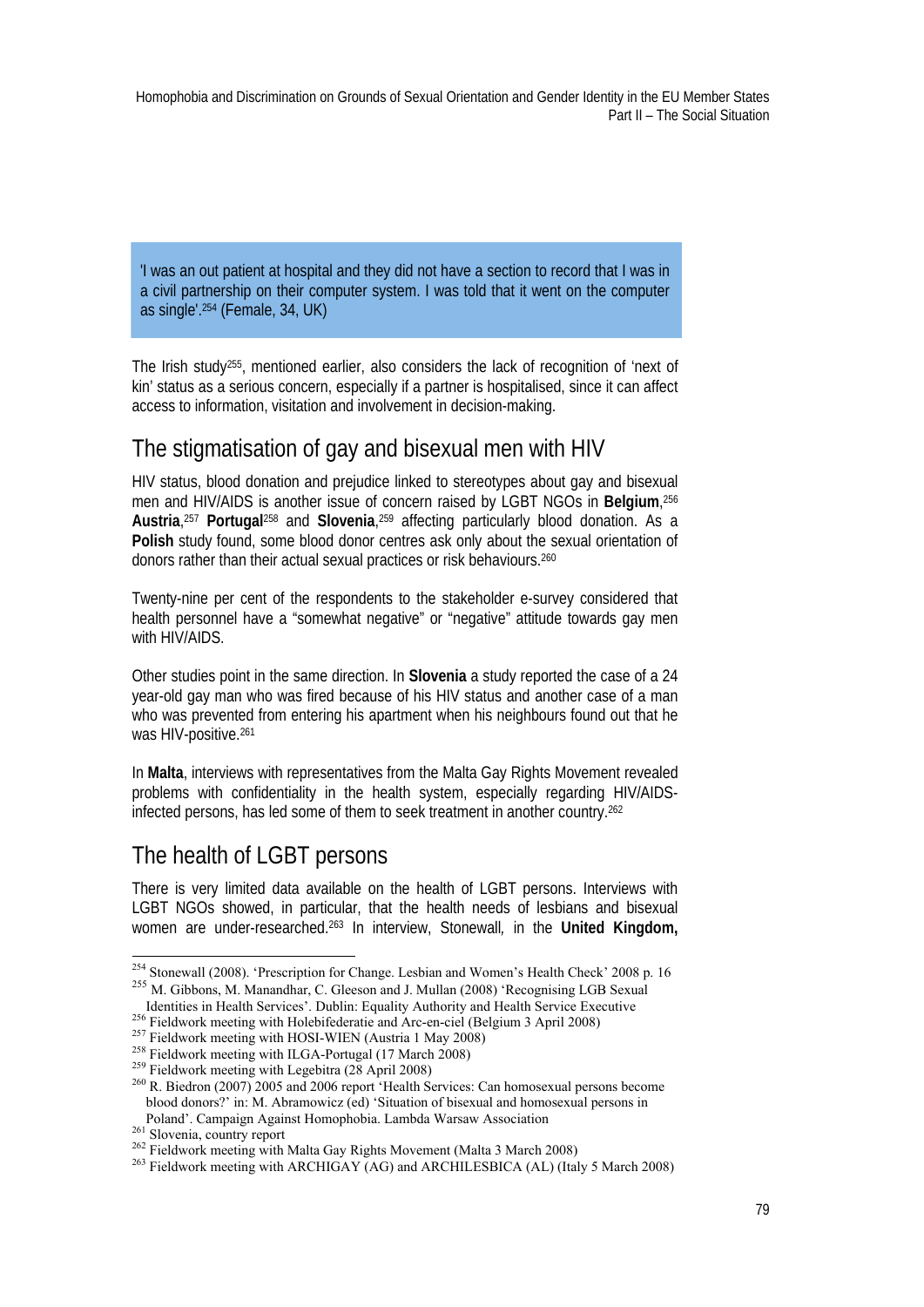> 'I was an out patient at hospital and they did not have a section to record that I was in a civil partnership on their computer system. I was told that it went on the computer as single'.[254] (Female, 34, UK)

The Irish study[255], mentioned earlier, also considers the lack of recognition of 'next of kin' status as a serious concern, especially if a partner is hospitalised, since it can affect access to information, visitation and involvement in decision-making.

## The stigmatisation of gay and bisexual men with HIV

HIV status, blood donation and prejudice linked to stereotypes about gay and bisexual men and HIV/AIDS is another issue of concern raised by LGBT NGOs in **Belgium**,[256] **Austria**,[257] **Portugal**[258] and **Slovenia**,[259] affecting particularly blood donation. As a **Polish** study found, some blood donor centres ask only about the sexual orientation of donors rather than their actual sexual practices or risk behaviours.[260]

Twenty-nine per cent of the respondents to the stakeholder e-survey considered that health personnel have a "somewhat negative" or "negative" attitude towards gay men with HIV/AIDS.

Other studies point in the same direction. In **Slovenia** a study reported the case of a 24 year-old gay man who was fired because of his HIV status and another case of a man who was prevented from entering his apartment when his neighbours found out that he was HIV-positive.[261]

In **Malta**, interviews with representatives from the Malta Gay Rights Movement revealed problems with confidentiality in the health system, especially regarding HIV/AIDS-infected persons, has led some of them to seek treatment in another country.[262]

## The health of LGBT persons

There is very limited data available on the health of LGBT persons. Interviews with LGBT NGOs showed, in particular, that the health needs of lesbians and bisexual women are under-researched.[263] In interview, Stonewall, in the **United Kingdom,**

---

[254] Stonewall (2008). 'Prescription for Change. Lesbian and Women's Health Check' 2008 p. 16

[255] M. Gibbons, M. Manandhar, C. Gleeson and J. Mullan (2008) 'Recognising LGB Sexual Identities in Health Services'. Dublin: Equality Authority and Health Service Executive

[256] Fieldwork meeting with Holebifederatie and Arc-en-ciel (Belgium 3 April 2008)

[257] Fieldwork meeting with HOSI-WIEN (Austria 1 May 2008)

[258] Fieldwork meeting with ILGA-Portugal (17 March 2008)

[259] Fieldwork meeting with Legebitra (28 April 2008)

[260] R. Biedron (2007) 2005 and 2006 report 'Health Services: Can homosexual persons become blood donors?' in: M. Abramowicz (ed) 'Situation of bisexual and homosexual persons in Poland'. Campaign Against Homophobia. Lambda Warsaw Association

[261] Slovenia, country report

[262] Fieldwork meeting with Malta Gay Rights Movement (Malta 3 March 2008)

[263] Fieldwork meeting with ARCHIGAY (AG) and ARCHILESBICA (AL) (Italy 5 March 2008)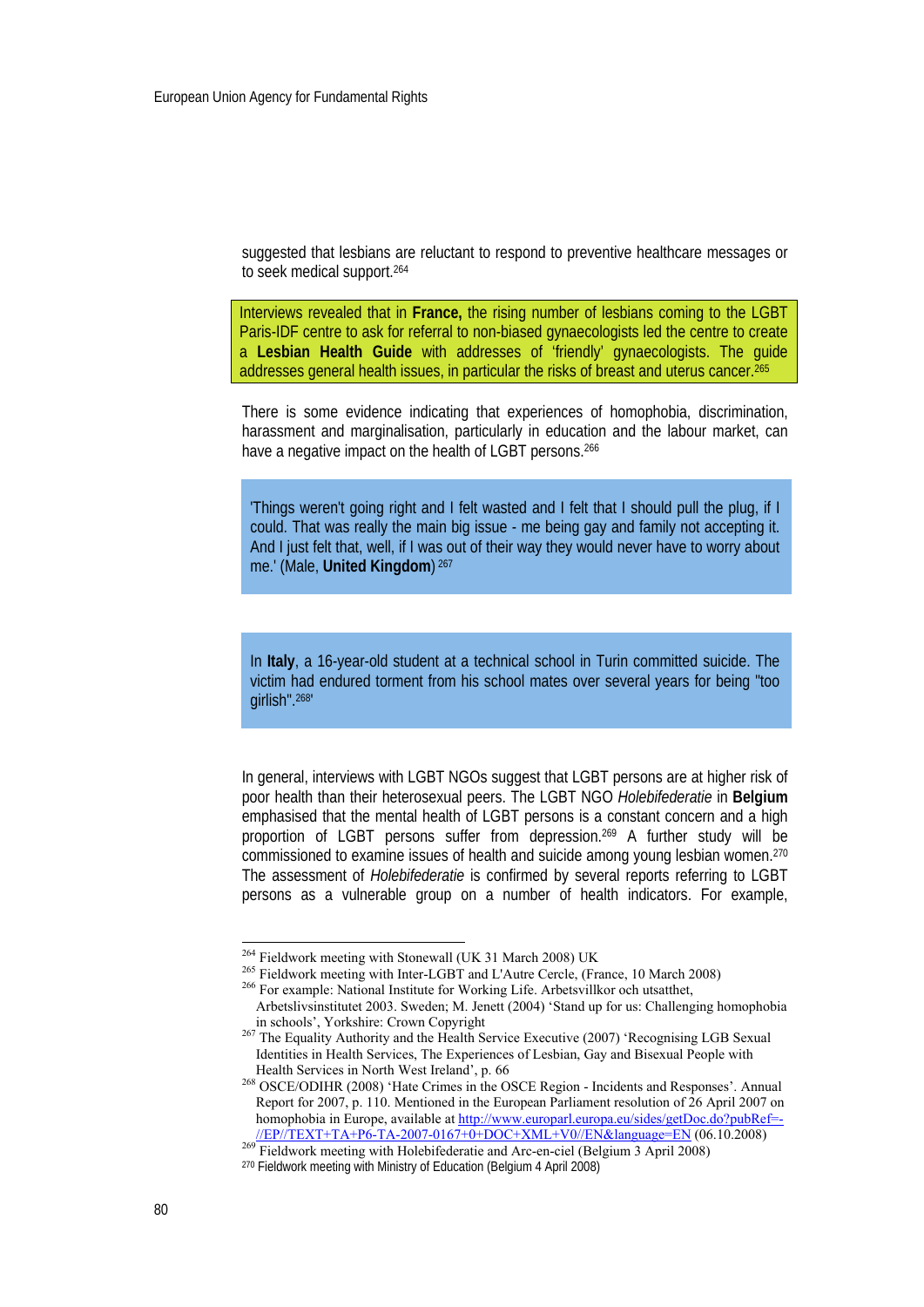suggested that lesbians are reluctant to respond to preventive healthcare messages or to seek medical support.[264]

> Interviews revealed that in **France,** the rising number of lesbians coming to the LGBT Paris-IDF centre to ask for referral to non-biased gynaecologists led the centre to create a **Lesbian Health Guide** with addresses of 'friendly' gynaecologists. The guide addresses general health issues, in particular the risks of breast and uterus cancer.[265]

There is some evidence indicating that experiences of homophobia, discrimination, harassment and marginalisation, particularly in education and the labour market, can have a negative impact on the health of LGBT persons.[266]

> 'Things weren't going right and I felt wasted and I felt that I should pull the plug, if I could. That was really the main big issue - me being gay and family not accepting it. And I just felt that, well, if I was out of their way they would never have to worry about me.' (Male, **United Kingdom**) [267]

> In **Italy**, a 16-year-old student at a technical school in Turin committed suicide. The victim had endured torment from his school mates over several years for being "too girlish".[268]'

In general, interviews with LGBT NGOs suggest that LGBT persons are at higher risk of poor health than their heterosexual peers. The LGBT NGO *Holebifederatie* in **Belgium** emphasised that the mental health of LGBT persons is a constant concern and a high proportion of LGBT persons suffer from depression.[269] A further study will be commissioned to examine issues of health and suicide among young lesbian women.[270] The assessment of *Holebifederatie* is confirmed by several reports referring to LGBT persons as a vulnerable group on a number of health indicators. For example,

---

[264] Fieldwork meeting with Stonewall (UK 31 March 2008) UK

[265] Fieldwork meeting with Inter-LGBT and L'Autre Cercle, (France, 10 March 2008)

[266] For example: National Institute for Working Life. Arbetsvillkor och utsatthet, Arbetslivsinstitutet 2003. Sweden; M. Jenett (2004) 'Stand up for us: Challenging homophobia in schools', Yorkshire: Crown Copyright

[267] The Equality Authority and the Health Service Executive (2007) 'Recognising LGB Sexual Identities in Health Services, The Experiences of Lesbian, Gay and Bisexual People with Health Services in North West Ireland', p. 66

[268] OSCE/ODIHR (2008) 'Hate Crimes in the OSCE Region - Incidents and Responses'. Annual Report for 2007, p. 110. Mentioned in the European Parliament resolution of 26 April 2007 on homophobia in Europe, available at http://www.europarl.europa.eu/sides/getDoc.do?pubRef=-//EP//TEXT+TA+P6-TA-2007-0167+0+DOC+XML+V0//EN&language=EN (06.10.2008)

[269] Fieldwork meeting with Holebifederatie and Arc-en-ciel (Belgium 3 April 2008)

[270] Fieldwork meeting with Ministry of Education (Belgium 4 April 2008)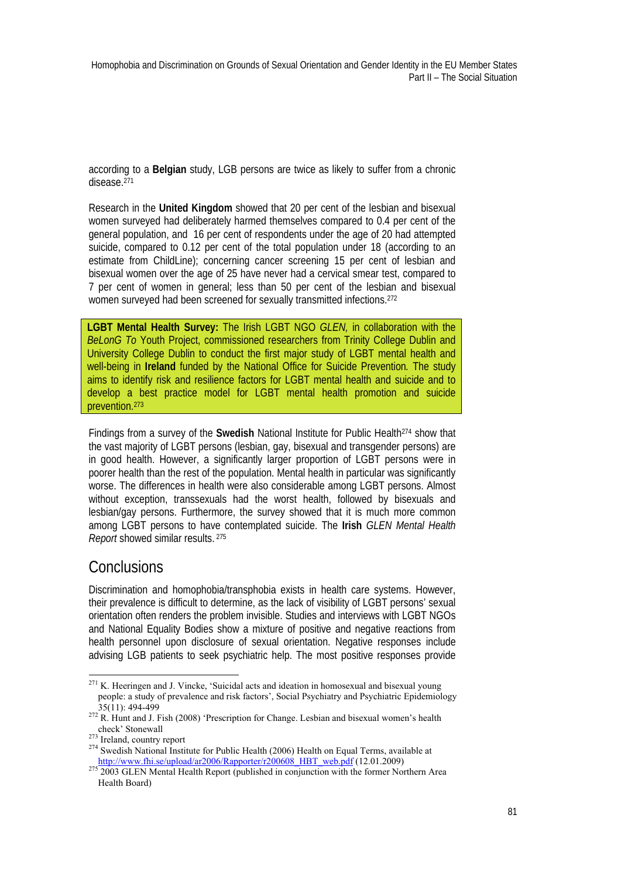according to a **Belgian** study, LGB persons are twice as likely to suffer from a chronic disease.[271]

Research in the **United Kingdom** showed that 20 per cent of the lesbian and bisexual women surveyed had deliberately harmed themselves compared to 0.4 per cent of the general population, and 16 per cent of respondents under the age of 20 had attempted suicide, compared to 0.12 per cent of the total population under 18 (according to an estimate from ChildLine); concerning cancer screening 15 per cent of lesbian and bisexual women over the age of 25 have never had a cervical smear test, compared to 7 per cent of women in general; less than 50 per cent of the lesbian and bisexual women surveyed had been screened for sexually transmitted infections.[272]

**LGBT Mental Health Survey:** The Irish LGBT NGO *GLEN,* in collaboration with the *BeLonG To* Youth Project, commissioned researchers from Trinity College Dublin and University College Dublin to conduct the first major study of LGBT mental health and well-being in **Ireland** funded by the National Office for Suicide Prevention. The study aims to identify risk and resilience factors for LGBT mental health and suicide and to develop a best practice model for LGBT mental health promotion and suicide prevention.[273]

Findings from a survey of the **Swedish** National Institute for Public Health[274] show that the vast majority of LGBT persons (lesbian, gay, bisexual and transgender persons) are in good health. However, a significantly larger proportion of LGBT persons were in poorer health than the rest of the population. Mental health in particular was significantly worse. The differences in health were also considerable among LGBT persons. Almost without exception, transsexuals had the worst health, followed by bisexuals and lesbian/gay persons. Furthermore, the survey showed that it is much more common among LGBT persons to have contemplated suicide. The **Irish** *GLEN Mental Health Report* showed similar results.[275]

## Conclusions

Discrimination and homophobia/transphobia exists in health care systems. However, their prevalence is difficult to determine, as the lack of visibility of LGBT persons' sexual orientation often renders the problem invisible. Studies and interviews with LGBT NGOs and National Equality Bodies show a mixture of positive and negative reactions from health personnel upon disclosure of sexual orientation. Negative responses include advising LGB patients to seek psychiatric help. The most positive responses provide

---

[271] K. Heeringen and J. Vincke, 'Suicidal acts and ideation in homosexual and bisexual young people: a study of prevalence and risk factors', Social Psychiatry and Psychiatric Epidemiology 35(11): 494-499

[272] R. Hunt and J. Fish (2008) 'Prescription for Change. Lesbian and bisexual women's health check' Stonewall

[273] Ireland, country report

[274] Swedish National Institute for Public Health (2006) Health on Equal Terms, available at http://www.fhi.se/upload/ar2006/Rapporter/r200608_HBT_web.pdf (12.01.2009)

[275] 2003 GLEN Mental Health Report (published in conjunction with the former Northern Area Health Board)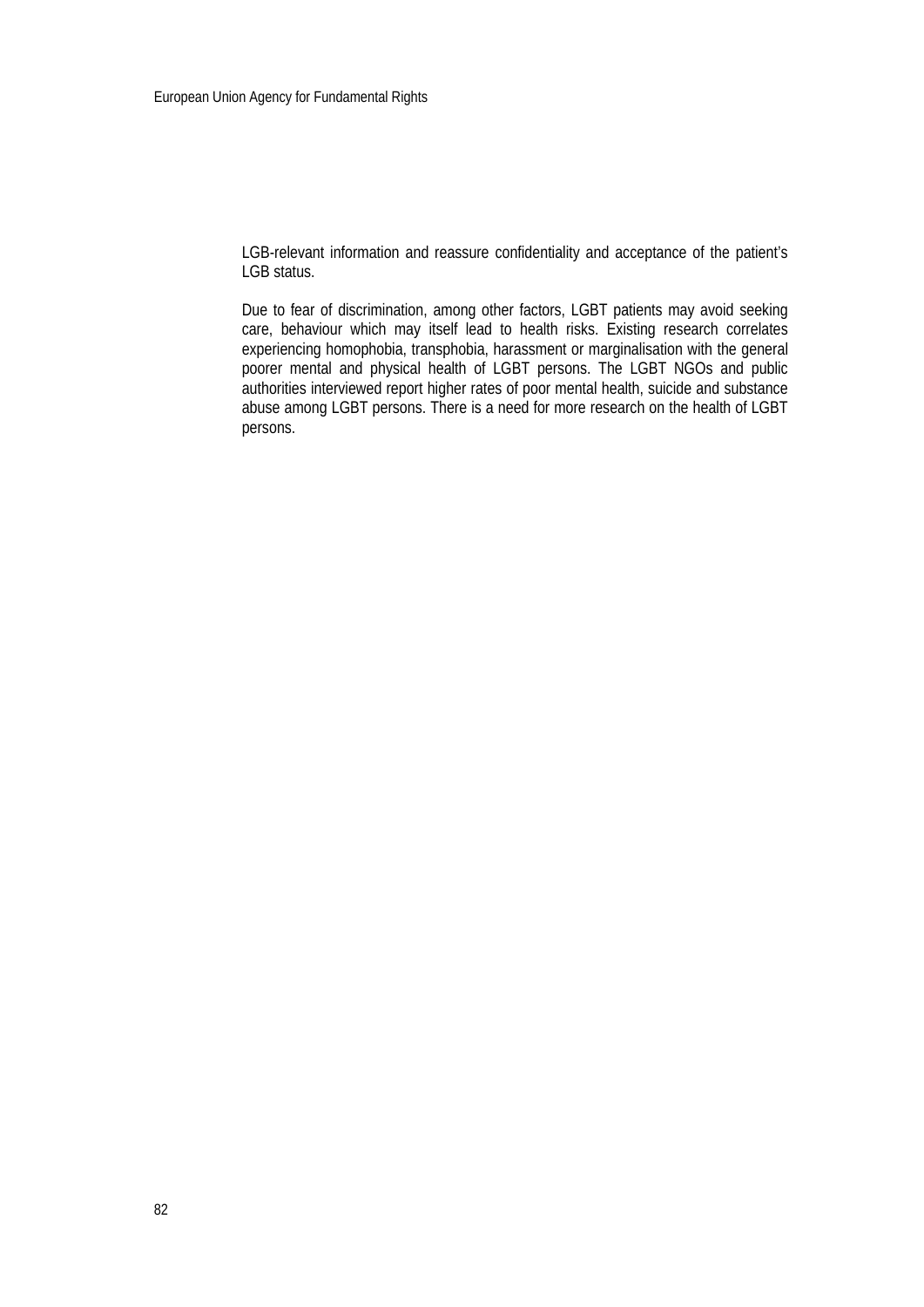LGB-relevant information and reassure confidentiality and acceptance of the patient's LGB status.

Due to fear of discrimination, among other factors, LGBT patients may avoid seeking care, behaviour which may itself lead to health risks. Existing research correlates experiencing homophobia, transphobia, harassment or marginalisation with the general poorer mental and physical health of LGBT persons. The LGBT NGOs and public authorities interviewed report higher rates of poor mental health, suicide and substance abuse among LGBT persons. There is a need for more research on the health of LGBT persons.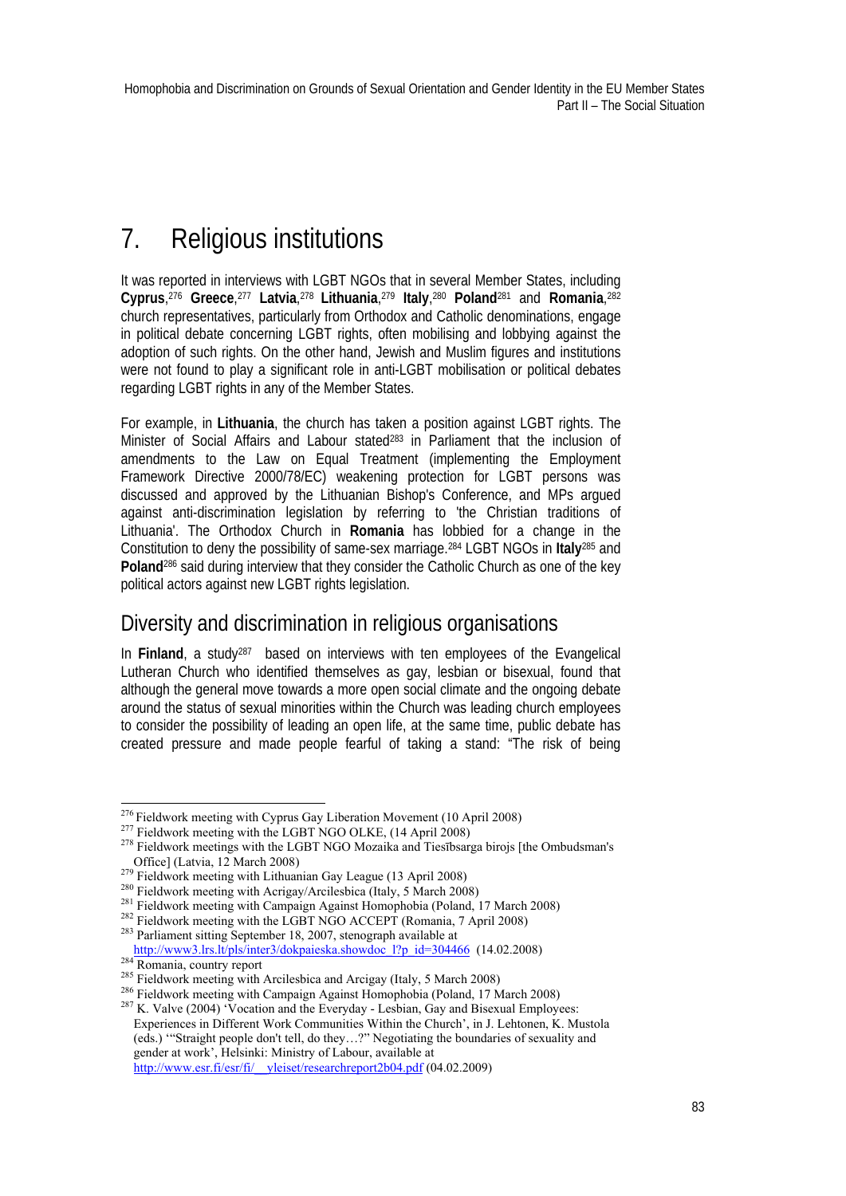# 7. Religious institutions

It was reported in interviews with LGBT NGOs that in several Member States, including **Cyprus**,[276] **Greece**,[277] **Latvia**,[278] **Lithuania**,[279] **Italy**,[280] **Poland**[281] and **Romania**,[282] church representatives, particularly from Orthodox and Catholic denominations, engage in political debate concerning LGBT rights, often mobilising and lobbying against the adoption of such rights. On the other hand, Jewish and Muslim figures and institutions were not found to play a significant role in anti-LGBT mobilisation or political debates regarding LGBT rights in any of the Member States.

For example, in **Lithuania**, the church has taken a position against LGBT rights. The Minister of Social Affairs and Labour stated[283] in Parliament that the inclusion of amendments to the Law on Equal Treatment (implementing the Employment Framework Directive 2000/78/EC) weakening protection for LGBT persons was discussed and approved by the Lithuanian Bishop's Conference, and MPs argued against anti-discrimination legislation by referring to 'the Christian traditions of Lithuania'. The Orthodox Church in **Romania** has lobbied for a change in the Constitution to deny the possibility of same-sex marriage.[284] LGBT NGOs in **Italy**[285] and **Poland**[286] said during interview that they consider the Catholic Church as one of the key political actors against new LGBT rights legislation.

## Diversity and discrimination in religious organisations

In **Finland**, a study[287] based on interviews with ten employees of the Evangelical Lutheran Church who identified themselves as gay, lesbian or bisexual, found that although the general move towards a more open social climate and the ongoing debate around the status of sexual minorities within the Church was leading church employees to consider the possibility of leading an open life, at the same time, public debate has created pressure and made people fearful of taking a stand: "The risk of being

---

[276] Fieldwork meeting with Cyprus Gay Liberation Movement (10 April 2008)

[277] Fieldwork meeting with the LGBT NGO OLKE, (14 April 2008)

[278] Fieldwork meetings with the LGBT NGO Mozaika and Tiesībsarga birojs [the Ombudsman's Office] (Latvia, 12 March 2008)

[279] Fieldwork meeting with Lithuanian Gay League (13 April 2008)

[280] Fieldwork meeting with Acrigay/Arcilesbica (Italy, 5 March 2008)

[281] Fieldwork meeting with Campaign Against Homophobia (Poland, 17 March 2008)

[282] Fieldwork meeting with the LGBT NGO ACCEPT (Romania, 7 April 2008)

[283] Parliament sitting September 18, 2007, stenograph available at http://www3.lrs.lt/pls/inter3/dokpaieska.showdoc_l?p_id=304466 (14.02.2008)

[284] Romania, country report

[285] Fieldwork meeting with Arcilesbica and Arcigay (Italy, 5 March 2008)

[286] Fieldwork meeting with Campaign Against Homophobia (Poland, 17 March 2008)

[287] K. Valve (2004) 'Vocation and the Everyday - Lesbian, Gay and Bisexual Employees: Experiences in Different Work Communities Within the Church', in J. Lehtonen, K. Mustola (eds.) '"Straight people don't tell, do they…?" Negotiating the boundaries of sexuality and gender at work', Helsinki: Ministry of Labour, available at http://www.esr.fi/esr/fi/__yleiset/researchreport2b04.pdf (04.02.2009)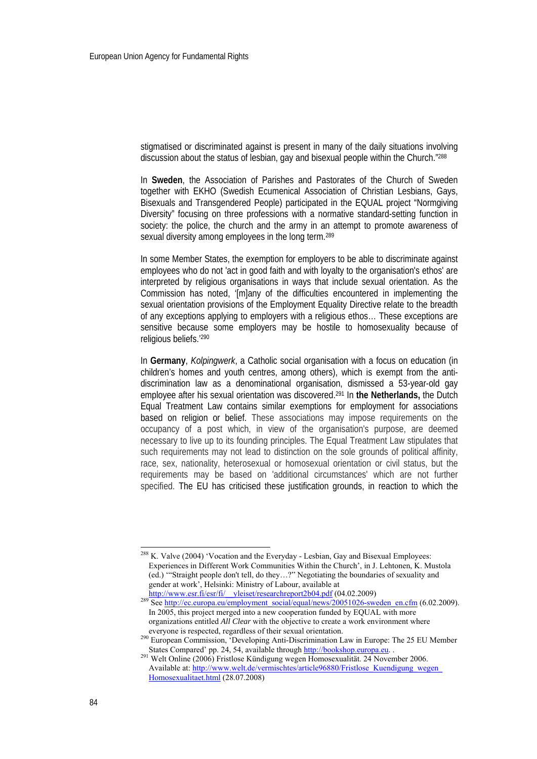stigmatised or discriminated against is present in many of the daily situations involving discussion about the status of lesbian, gay and bisexual people within the Church."[288]

In **Sweden**, the Association of Parishes and Pastorates of the Church of Sweden together with EKHO (Swedish Ecumenical Association of Christian Lesbians, Gays, Bisexuals and Transgendered People) participated in the EQUAL project "Normgiving Diversity" focusing on three professions with a normative standard-setting function in society: the police, the church and the army in an attempt to promote awareness of sexual diversity among employees in the long term.[289]

In some Member States, the exemption for employers to be able to discriminate against employees who do not 'act in good faith and with loyalty to the organisation's ethos' are interpreted by religious organisations in ways that include sexual orientation. As the Commission has noted, '[m]any of the difficulties encountered in implementing the sexual orientation provisions of the Employment Equality Directive relate to the breadth of any exceptions applying to employers with a religious ethos… These exceptions are sensitive because some employers may be hostile to homosexuality because of religious beliefs.'[290]

In **Germany**, *Kolpingwerk*, a Catholic social organisation with a focus on education (in children's homes and youth centres, among others), which is exempt from the anti-discrimination law as a denominational organisation, dismissed a 53-year-old gay employee after his sexual orientation was discovered.[291] In **the Netherlands,** the Dutch Equal Treatment Law contains similar exemptions for employment for associations based on religion or belief. These associations may impose requirements on the occupancy of a post which, in view of the organisation's purpose, are deemed necessary to live up to its founding principles. The Equal Treatment Law stipulates that such requirements may not lead to distinction on the sole grounds of political affinity, race, sex, nationality, heterosexual or homosexual orientation or civil status, but the requirements may be based on 'additional circumstances' which are not further specified. The EU has criticised these justification grounds, in reaction to which the

---

[288] K. Valve (2004) 'Vocation and the Everyday - Lesbian, Gay and Bisexual Employees: Experiences in Different Work Communities Within the Church', in J. Lehtonen, K. Mustola (ed.) '"Straight people don't tell, do they…?" Negotiating the boundaries of sexuality and gender at work', Helsinki: Ministry of Labour, available at http://www.esr.fi/esr/fi/__yleiset/researchreport2b04.pdf (04.02.2009)

[289] See http://ec.europa.eu/employment_social/equal/news/20051026-sweden_en.cfm (6.02.2009). In 2005, this project merged into a new cooperation funded by EQUAL with more organizations entitled *All Clear* with the objective to create a work environment where everyone is respected, regardless of their sexual orientation.

[290] European Commission, 'Developing Anti-Discrimination Law in Europe: The 25 EU Member States Compared' pp. 24, 54, available through http://bookshop.europa.eu. .

[291] Welt Online (2006) Fristlose Kündigung wegen Homosexualität. 24 November 2006. Available at: http://www.welt.de/vermischtes/article96880/Fristlose_Kuendigung_wegen_Homosexualitaet.html (28.07.2008)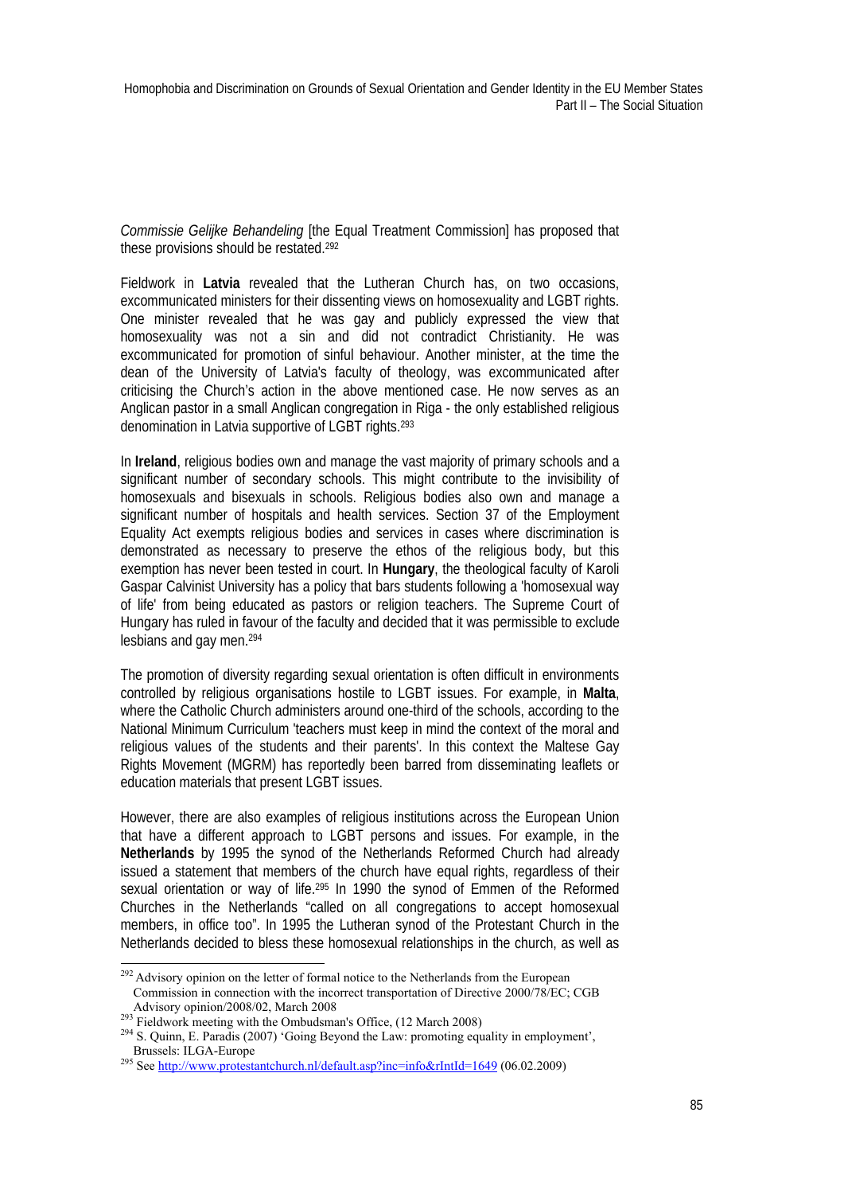*Commissie Gelijke Behandeling* [the Equal Treatment Commission] has proposed that these provisions should be restated.[292]

Fieldwork in **Latvia** revealed that the Lutheran Church has, on two occasions, excommunicated ministers for their dissenting views on homosexuality and LGBT rights. One minister revealed that he was gay and publicly expressed the view that homosexuality was not a sin and did not contradict Christianity. He was excommunicated for promotion of sinful behaviour. Another minister, at the time the dean of the University of Latvia's faculty of theology, was excommunicated after criticising the Church's action in the above mentioned case. He now serves as an Anglican pastor in a small Anglican congregation in Riga - the only established religious denomination in Latvia supportive of LGBT rights.[293]

In **Ireland**, religious bodies own and manage the vast majority of primary schools and a significant number of secondary schools. This might contribute to the invisibility of homosexuals and bisexuals in schools. Religious bodies also own and manage a significant number of hospitals and health services. Section 37 of the Employment Equality Act exempts religious bodies and services in cases where discrimination is demonstrated as necessary to preserve the ethos of the religious body, but this exemption has never been tested in court. In **Hungary**, the theological faculty of Karoli Gaspar Calvinist University has a policy that bars students following a 'homosexual way of life' from being educated as pastors or religion teachers. The Supreme Court of Hungary has ruled in favour of the faculty and decided that it was permissible to exclude lesbians and gay men.[294]

The promotion of diversity regarding sexual orientation is often difficult in environments controlled by religious organisations hostile to LGBT issues. For example, in **Malta**, where the Catholic Church administers around one-third of the schools, according to the National Minimum Curriculum 'teachers must keep in mind the context of the moral and religious values of the students and their parents'. In this context the Maltese Gay Rights Movement (MGRM) has reportedly been barred from disseminating leaflets or education materials that present LGBT issues.

However, there are also examples of religious institutions across the European Union that have a different approach to LGBT persons and issues. For example, in the **Netherlands** by 1995 the synod of the Netherlands Reformed Church had already issued a statement that members of the church have equal rights, regardless of their sexual orientation or way of life.[295] In 1990 the synod of Emmen of the Reformed Churches in the Netherlands "called on all congregations to accept homosexual members, in office too". In 1995 the Lutheran synod of the Protestant Church in the Netherlands decided to bless these homosexual relationships in the church, as well as

---

[292] Advisory opinion on the letter of formal notice to the Netherlands from the European Commission in connection with the incorrect transportation of Directive 2000/78/EC; CGB Advisory opinion/2008/02, March 2008

[293] Fieldwork meeting with the Ombudsman's Office, (12 March 2008)

[294] S. Quinn, E. Paradis (2007) 'Going Beyond the Law: promoting equality in employment', Brussels: ILGA-Europe

[295] See http://www.protestantchurch.nl/default.asp?inc=info&rIntId=1649 (06.02.2009)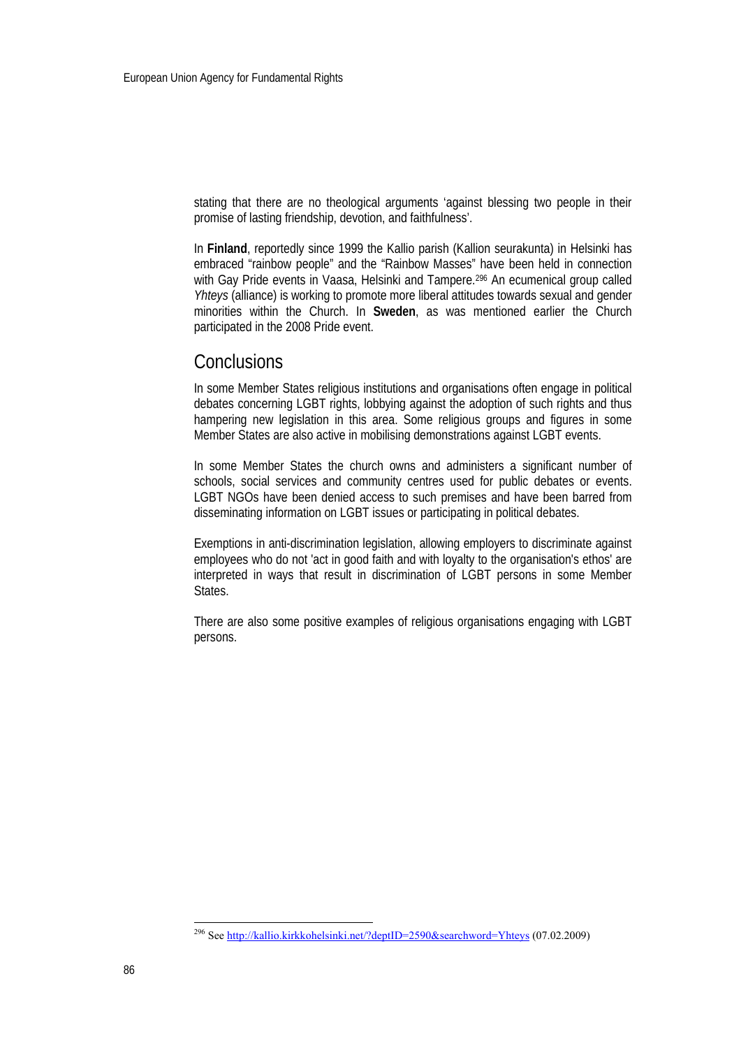stating that there are no theological arguments 'against blessing two people in their promise of lasting friendship, devotion, and faithfulness'.

In **Finland**, reportedly since 1999 the Kallio parish (Kallion seurakunta) in Helsinki has embraced "rainbow people" and the "Rainbow Masses" have been held in connection with Gay Pride events in Vaasa, Helsinki and Tampere.[296] An ecumenical group called *Yhteys* (alliance) is working to promote more liberal attitudes towards sexual and gender minorities within the Church. In **Sweden**, as was mentioned earlier the Church participated in the 2008 Pride event.

## Conclusions

In some Member States religious institutions and organisations often engage in political debates concerning LGBT rights, lobbying against the adoption of such rights and thus hampering new legislation in this area. Some religious groups and figures in some Member States are also active in mobilising demonstrations against LGBT events.

In some Member States the church owns and administers a significant number of schools, social services and community centres used for public debates or events. LGBT NGOs have been denied access to such premises and have been barred from disseminating information on LGBT issues or participating in political debates.

Exemptions in anti-discrimination legislation, allowing employers to discriminate against employees who do not 'act in good faith and with loyalty to the organisation's ethos' are interpreted in ways that result in discrimination of LGBT persons in some Member States.

There are also some positive examples of religious organisations engaging with LGBT persons.

[296] See http://kallio.kirkkohelsinki.net/?deptID=2590&searchword=Yhteys (07.02.2009)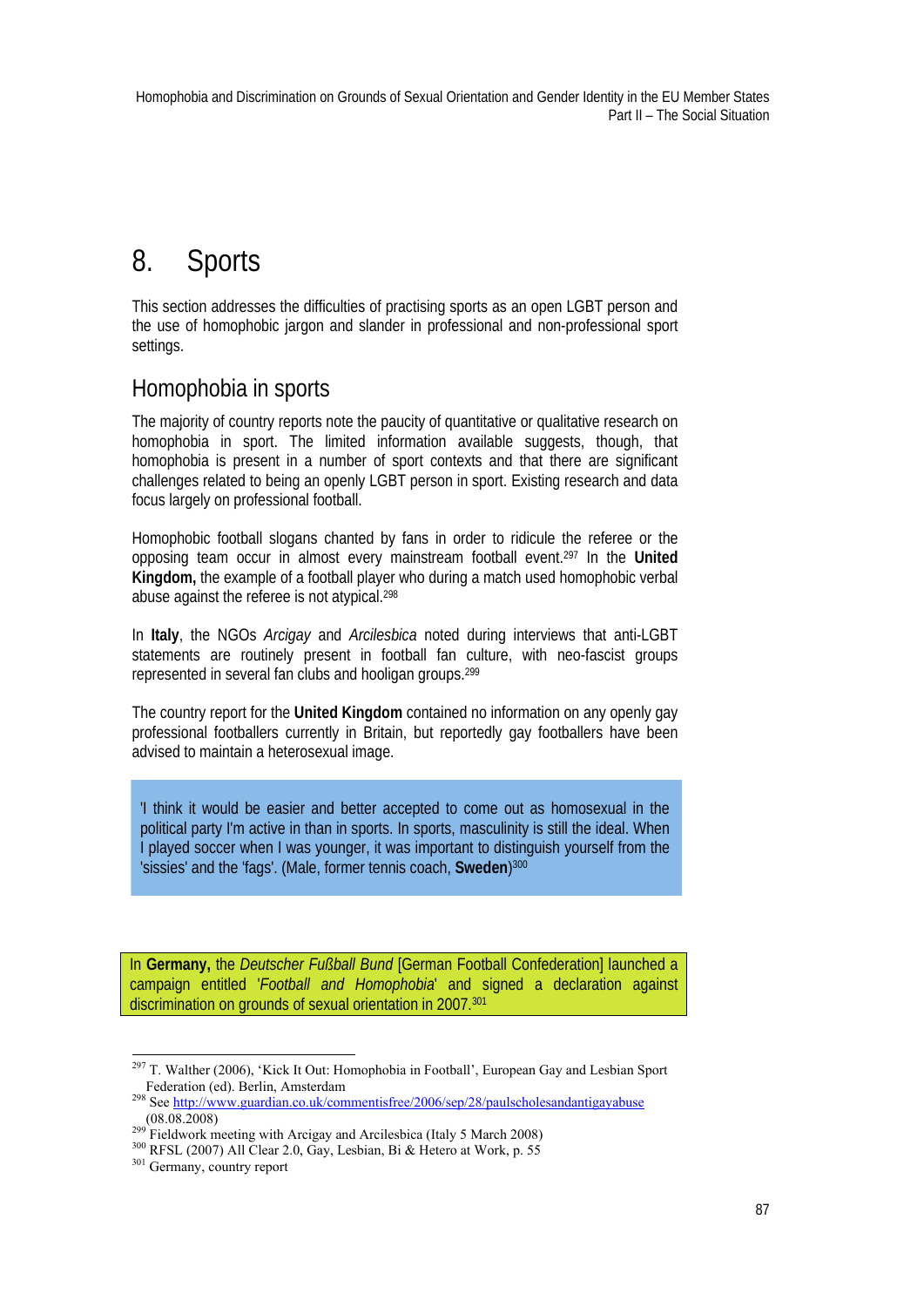# 8. Sports

This section addresses the difficulties of practising sports as an open LGBT person and the use of homophobic jargon and slander in professional and non-professional sport settings.

## Homophobia in sports

The majority of country reports note the paucity of quantitative or qualitative research on homophobia in sport. The limited information available suggests, though, that homophobia is present in a number of sport contexts and that there are significant challenges related to being an openly LGBT person in sport. Existing research and data focus largely on professional football.

Homophobic football slogans chanted by fans in order to ridicule the referee or the opposing team occur in almost every mainstream football event.[297] In the **United Kingdom,** the example of a football player who during a match used homophobic verbal abuse against the referee is not atypical.[298]

In **Italy**, the NGOs *Arcigay* and *Arcilesbica* noted during interviews that anti-LGBT statements are routinely present in football fan culture, with neo-fascist groups represented in several fan clubs and hooligan groups.[299]

The country report for the **United Kingdom** contained no information on any openly gay professional footballers currently in Britain, but reportedly gay footballers have been advised to maintain a heterosexual image.

> 'I think it would be easier and better accepted to come out as homosexual in the political party I'm active in than in sports. In sports, masculinity is still the ideal. When I played soccer when I was younger, it was important to distinguish yourself from the 'sissies' and the 'fags'. (Male, former tennis coach, **Sweden**)[300]

In **Germany,** the *Deutscher Fußball Bund* [German Football Confederation] launched a campaign entitled '*Football and Homophobia*' and signed a declaration against discrimination on grounds of sexual orientation in 2007.[301]

---

[297] T. Walther (2006), 'Kick It Out: Homophobia in Football', European Gay and Lesbian Sport Federation (ed). Berlin, Amsterdam

[298] See http://www.guardian.co.uk/commentisfree/2006/sep/28/paulscholesandantigayabuse (08.08.2008)

[299] Fieldwork meeting with Arcigay and Arcilesbica (Italy 5 March 2008)

[300] RFSL (2007) All Clear 2.0, Gay, Lesbian, Bi & Hetero at Work, p. 55

[301] Germany, country report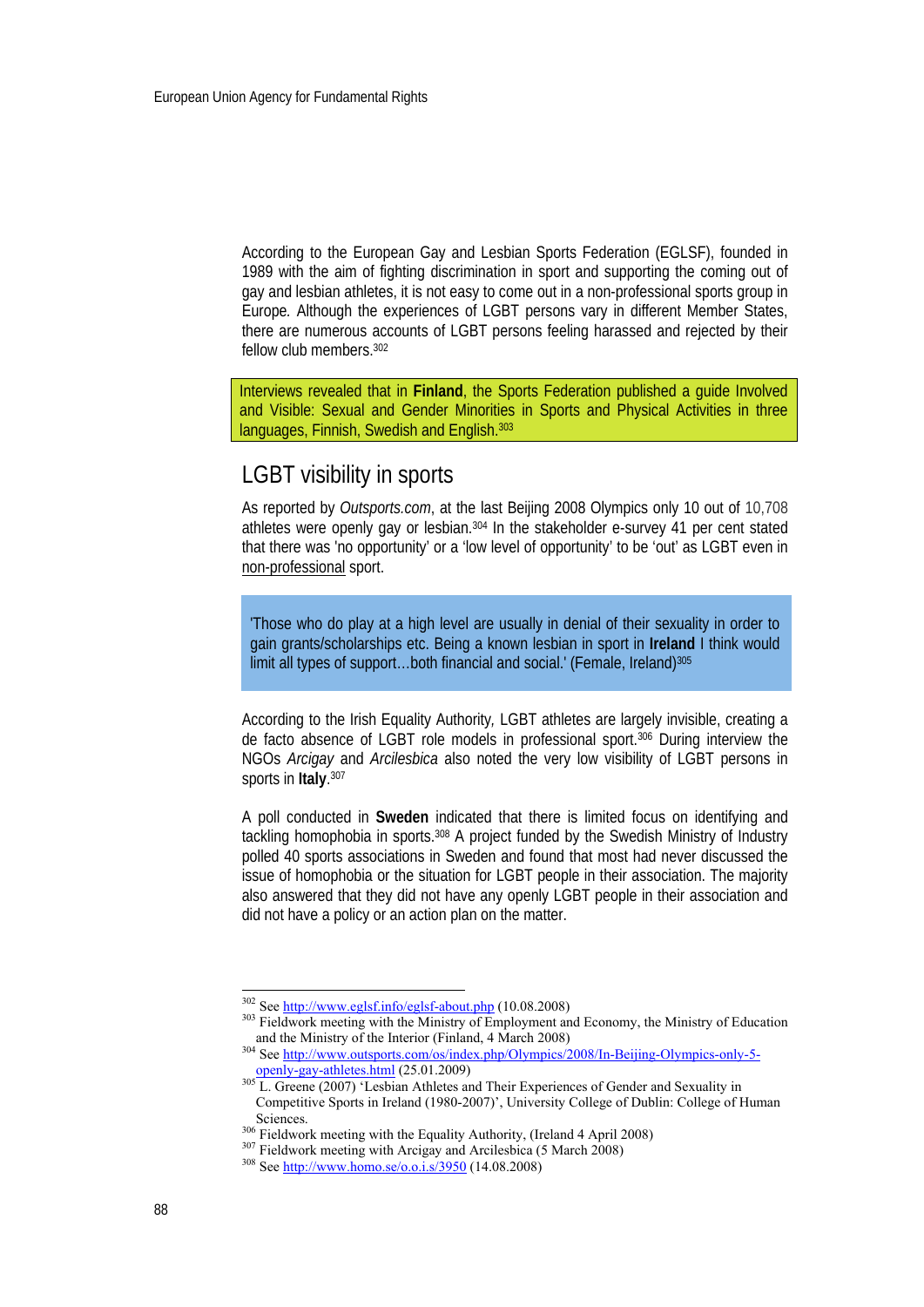According to the European Gay and Lesbian Sports Federation (EGLSF), founded in 1989 with the aim of fighting discrimination in sport and supporting the coming out of gay and lesbian athletes, it is not easy to come out in a non-professional sports group in Europe. Although the experiences of LGBT persons vary in different Member States, there are numerous accounts of LGBT persons feeling harassed and rejected by their fellow club members.[302]

Interviews revealed that in **Finland**, the Sports Federation published a guide Involved and Visible: Sexual and Gender Minorities in Sports and Physical Activities in three languages, Finnish, Swedish and English.[303]

## LGBT visibility in sports

As reported by *Outsports.com*, at the last Beijing 2008 Olympics only 10 out of 10,708 athletes were openly gay or lesbian.[304] In the stakeholder e-survey 41 per cent stated that there was 'no opportunity' or a 'low level of opportunity' to be 'out' as LGBT even in non-professional sport.

> 'Those who do play at a high level are usually in denial of their sexuality in order to gain grants/scholarships etc. Being a known lesbian in sport in **Ireland** I think would limit all types of support…both financial and social.' (Female, Ireland)[305]

According to the Irish Equality Authority, LGBT athletes are largely invisible, creating a de facto absence of LGBT role models in professional sport.[306] During interview the NGOs *Arcigay* and *Arcilesbica* also noted the very low visibility of LGBT persons in sports in **Italy**.[307]

A poll conducted in **Sweden** indicated that there is limited focus on identifying and tackling homophobia in sports.[308] A project funded by the Swedish Ministry of Industry polled 40 sports associations in Sweden and found that most had never discussed the issue of homophobia or the situation for LGBT people in their association. The majority also answered that they did not have any openly LGBT people in their association and did not have a policy or an action plan on the matter.

---

[302] See http://www.eglsf.info/eglsf-about.php (10.08.2008)

[303] Fieldwork meeting with the Ministry of Employment and Economy, the Ministry of Education and the Ministry of the Interior (Finland, 4 March 2008)

[304] See http://www.outsports.com/os/index.php/Olympics/2008/In-Beijing-Olympics-only-5-openly-gay-athletes.html (25.01.2009)

[305] L. Greene (2007) 'Lesbian Athletes and Their Experiences of Gender and Sexuality in Competitive Sports in Ireland (1980-2007)', University College of Dublin: College of Human Sciences.

[306] Fieldwork meeting with the Equality Authority, (Ireland 4 April 2008)

[307] Fieldwork meeting with Arcigay and Arcilesbica (5 March 2008)

[308] See http://www.homo.se/o.o.i.s/3950 (14.08.2008)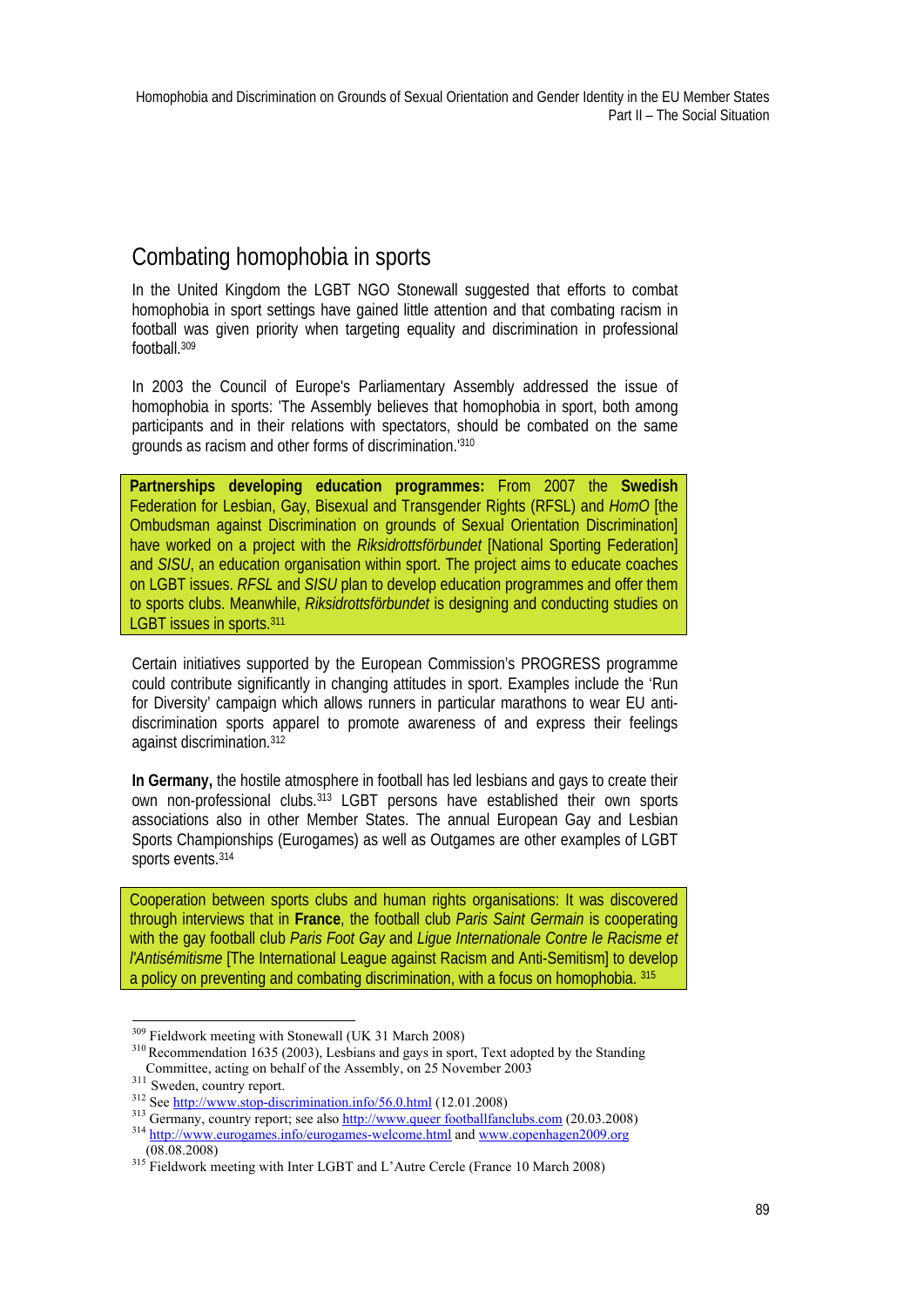## Combating homophobia in sports

In the United Kingdom the LGBT NGO Stonewall suggested that efforts to combat homophobia in sport settings have gained little attention and that combating racism in football was given priority when targeting equality and discrimination in professional football.[309]

In 2003 the Council of Europe's Parliamentary Assembly addressed the issue of homophobia in sports: 'The Assembly believes that homophobia in sport, both among participants and in their relations with spectators, should be combated on the same grounds as racism and other forms of discrimination.'[310]

> **Partnerships developing education programmes:** From 2007 the **Swedish** Federation for Lesbian, Gay, Bisexual and Transgender Rights (RFSL) and *HomO* [the Ombudsman against Discrimination on grounds of Sexual Orientation Discrimination] have worked on a project with the *Riksidrottsförbundet* [National Sporting Federation] and *SISU*, an education organisation within sport. The project aims to educate coaches on LGBT issues. *RFSL* and *SISU* plan to develop education programmes and offer them to sports clubs. Meanwhile, *Riksidrottsförbundet* is designing and conducting studies on LGBT issues in sports.[311]

Certain initiatives supported by the European Commission's PROGRESS programme could contribute significantly in changing attitudes in sport. Examples include the 'Run for Diversity' campaign which allows runners in particular marathons to wear EU anti-discrimination sports apparel to promote awareness of and express their feelings against discrimination.[312]

**In Germany,** the hostile atmosphere in football has led lesbians and gays to create their own non-professional clubs.[313] LGBT persons have established their own sports associations also in other Member States. The annual European Gay and Lesbian Sports Championships (Eurogames) as well as Outgames are other examples of LGBT sports events.[314]

> Cooperation between sports clubs and human rights organisations: It was discovered through interviews that in **France**, the football club *Paris Saint Germain* is cooperating with the gay football club *Paris Foot Gay* and *Ligue Internationale Contre le Racisme et l'Antisémitisme* [The International League against Racism and Anti-Semitism] to develop a policy on preventing and combating discrimination, with a focus on homophobia.[315]

---

[309] Fieldwork meeting with Stonewall (UK 31 March 2008)

[310] Recommendation 1635 (2003), Lesbians and gays in sport, Text adopted by the Standing Committee, acting on behalf of the Assembly, on 25 November 2003

[311] Sweden, country report.

[312] See http://www.stop-discrimination.info/56.0.html (12.01.2008)

[313] Germany, country report; see also http://www.queer footballfanclubs.com (20.03.2008)

[314] http://www.eurogames.info/eurogames-welcome.html and www.copenhagen2009.org (08.08.2008)

[315] Fieldwork meeting with Inter LGBT and L'Autre Cercle (France 10 March 2008)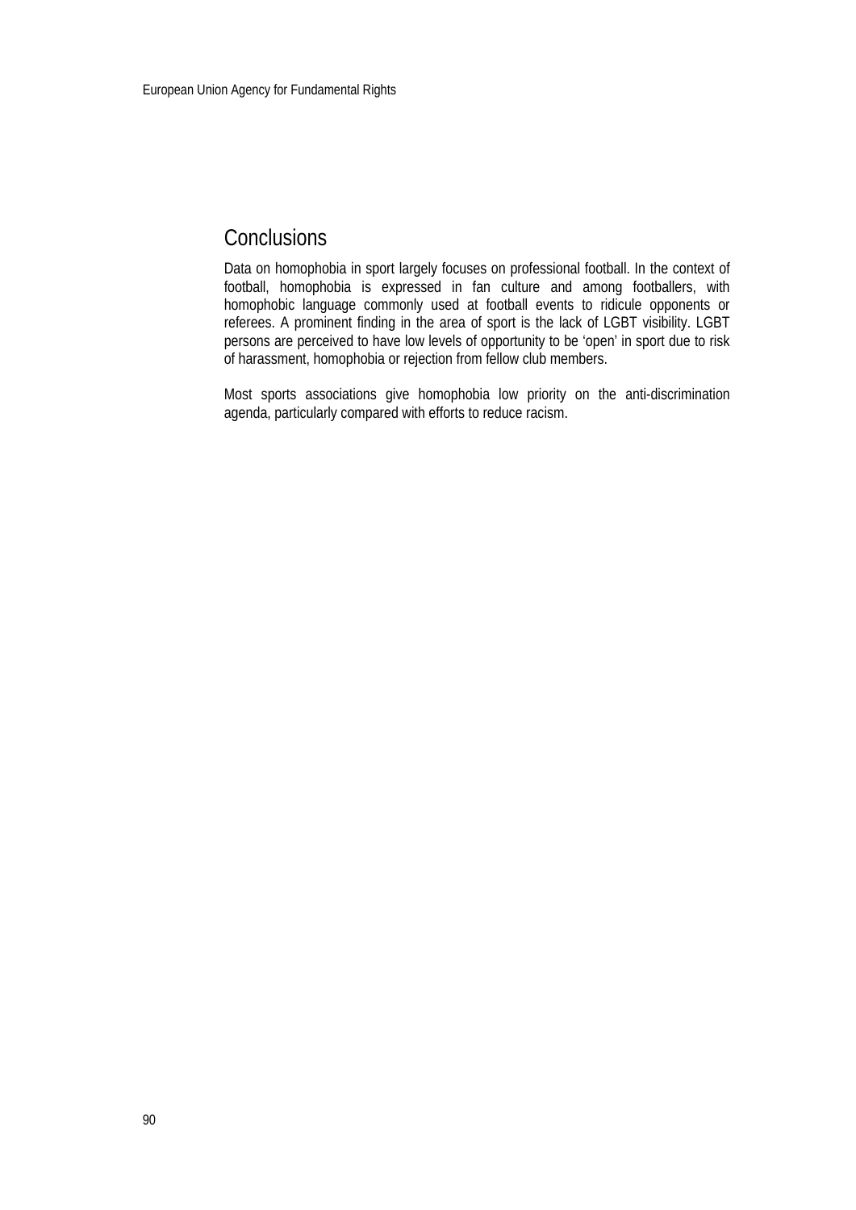## Conclusions

Data on homophobia in sport largely focuses on professional football. In the context of football, homophobia is expressed in fan culture and among footballers, with homophobic language commonly used at football events to ridicule opponents or referees. A prominent finding in the area of sport is the lack of LGBT visibility. LGBT persons are perceived to have low levels of opportunity to be 'open' in sport due to risk of harassment, homophobia or rejection from fellow club members.

Most sports associations give homophobia low priority on the anti-discrimination agenda, particularly compared with efforts to reduce racism.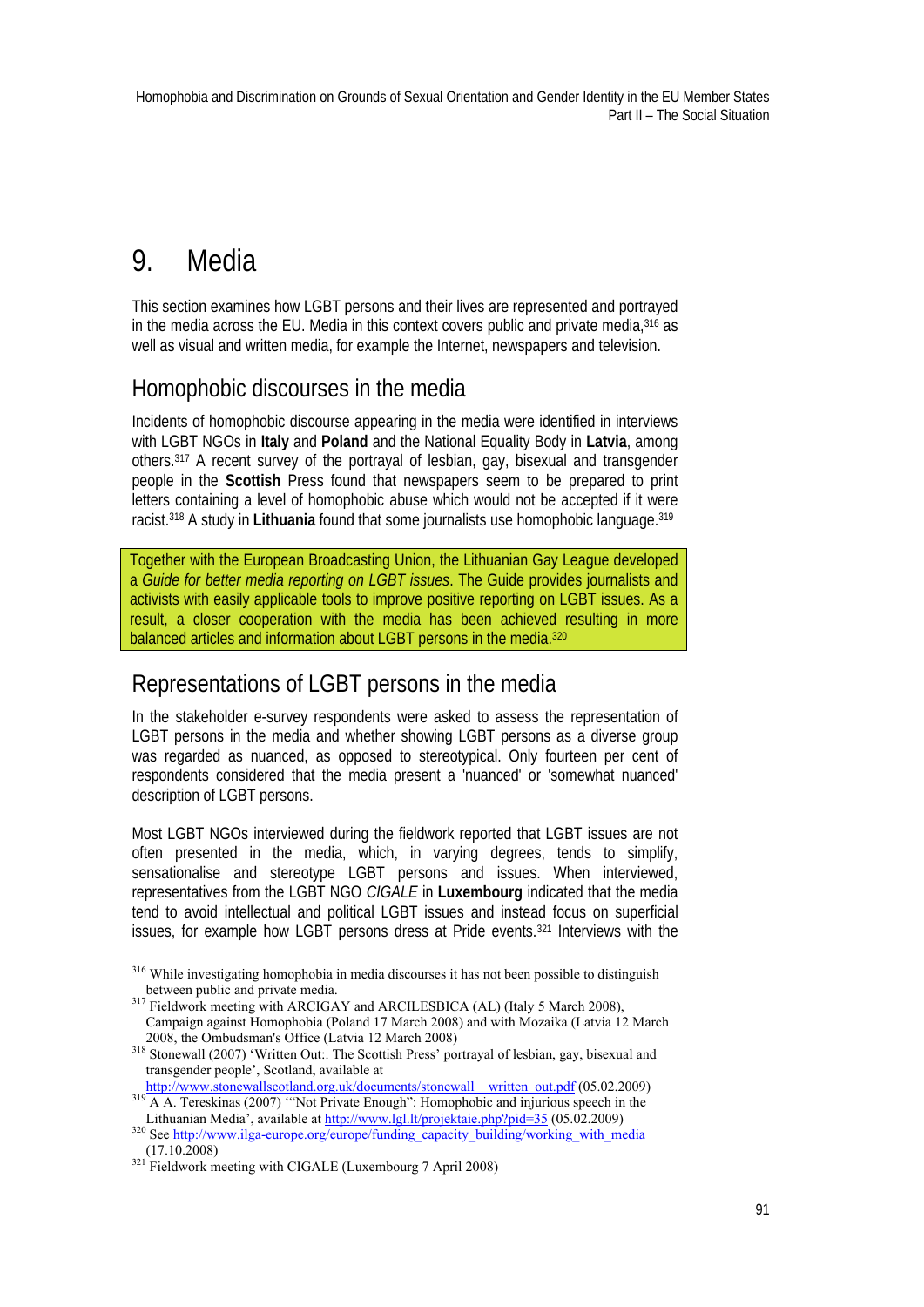# 9. Media

This section examines how LGBT persons and their lives are represented and portrayed in the media across the EU. Media in this context covers public and private media,[316] as well as visual and written media, for example the Internet, newspapers and television.

## Homophobic discourses in the media

Incidents of homophobic discourse appearing in the media were identified in interviews with LGBT NGOs in **Italy** and **Poland** and the National Equality Body in **Latvia**, among others.[317] A recent survey of the portrayal of lesbian, gay, bisexual and transgender people in the **Scottish** Press found that newspapers seem to be prepared to print letters containing a level of homophobic abuse which would not be accepted if it were racist.[318] A study in **Lithuania** found that some journalists use homophobic language.[319]

> Together with the European Broadcasting Union, the Lithuanian Gay League developed a *Guide for better media reporting on LGBT issues*. The Guide provides journalists and activists with easily applicable tools to improve positive reporting on LGBT issues. As a result, a closer cooperation with the media has been achieved resulting in more balanced articles and information about LGBT persons in the media.[320]

## Representations of LGBT persons in the media

In the stakeholder e-survey respondents were asked to assess the representation of LGBT persons in the media and whether showing LGBT persons as a diverse group was regarded as nuanced, as opposed to stereotypical. Only fourteen per cent of respondents considered that the media present a 'nuanced' or 'somewhat nuanced' description of LGBT persons.

Most LGBT NGOs interviewed during the fieldwork reported that LGBT issues are not often presented in the media, which, in varying degrees, tends to simplify, sensationalise and stereotype LGBT persons and issues. When interviewed, representatives from the LGBT NGO *CIGALE* in **Luxembourg** indicated that the media tend to avoid intellectual and political LGBT issues and instead focus on superficial issues, for example how LGBT persons dress at Pride events.[321] Interviews with the

---

[316] While investigating homophobia in media discourses it has not been possible to distinguish between public and private media.

[317] Fieldwork meeting with ARCIGAY and ARCILESBICA (AL) (Italy 5 March 2008), Campaign against Homophobia (Poland 17 March 2008) and with Mozaika (Latvia 12 March 2008, the Ombudsman's Office (Latvia 12 March 2008)

[318] Stonewall (2007) 'Written Out:. The Scottish Press' portrayal of lesbian, gay, bisexual and transgender people', Scotland, available at http://www.stonewallscotland.org.uk/documents/stonewall__written_out.pdf (05.02.2009)

[319] A A. Tereskinas (2007) '"Not Private Enough": Homophobic and injurious speech in the Lithuanian Media', available at http://www.lgl.lt/projektaie.php?pid=35 (05.02.2009)

[320] See http://www.ilga-europe.org/europe/funding_capacity_building/working_with_media (17.10.2008)

[321] Fieldwork meeting with CIGALE (Luxembourg 7 April 2008)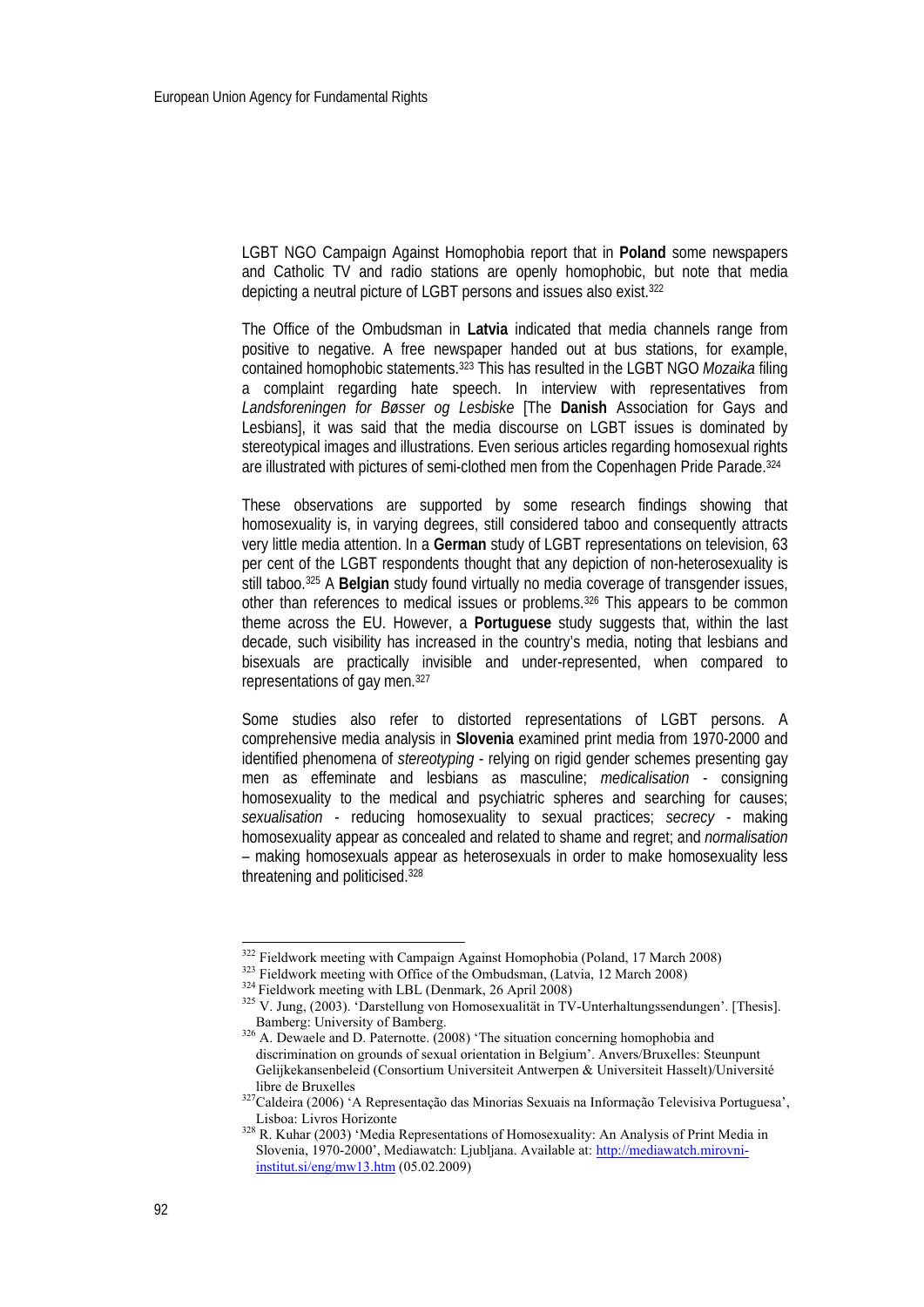LGBT NGO Campaign Against Homophobia report that in **Poland** some newspapers and Catholic TV and radio stations are openly homophobic, but note that media depicting a neutral picture of LGBT persons and issues also exist.[322]

The Office of the Ombudsman in **Latvia** indicated that media channels range from positive to negative. A free newspaper handed out at bus stations, for example, contained homophobic statements.[323] This has resulted in the LGBT NGO *Mozaika* filing a complaint regarding hate speech. In interview with representatives from *Landsforeningen for Bøsser og Lesbiske* [The **Danish** Association for Gays and Lesbians], it was said that the media discourse on LGBT issues is dominated by stereotypical images and illustrations. Even serious articles regarding homosexual rights are illustrated with pictures of semi-clothed men from the Copenhagen Pride Parade.[324]

These observations are supported by some research findings showing that homosexuality is, in varying degrees, still considered taboo and consequently attracts very little media attention. In a **German** study of LGBT representations on television, 63 per cent of the LGBT respondents thought that any depiction of non-heterosexuality is still taboo.[325] A **Belgian** study found virtually no media coverage of transgender issues, other than references to medical issues or problems.[326] This appears to be common theme across the EU. However, a **Portuguese** study suggests that, within the last decade, such visibility has increased in the country's media, noting that lesbians and bisexuals are practically invisible and under-represented, when compared to representations of gay men.[327]

Some studies also refer to distorted representations of LGBT persons. A comprehensive media analysis in **Slovenia** examined print media from 1970-2000 and identified phenomena of *stereotyping* - relying on rigid gender schemes presenting gay men as effeminate and lesbians as masculine; *medicalisation* - consigning homosexuality to the medical and psychiatric spheres and searching for causes; *sexualisation* - reducing homosexuality to sexual practices; *secrecy* - making homosexuality appear as concealed and related to shame and regret; and *normalisation* – making homosexuals appear as heterosexuals in order to make homosexuality less threatening and politicised.[328]

---

[322] Fieldwork meeting with Campaign Against Homophobia (Poland, 17 March 2008)

[323] Fieldwork meeting with Office of the Ombudsman, (Latvia, 12 March 2008)

[324] Fieldwork meeting with LBL (Denmark, 26 April 2008)

[325] V. Jung, (2003). 'Darstellung von Homosexualität in TV-Unterhaltungssendungen'. [Thesis]. Bamberg: University of Bamberg.

[326] A. Dewaele and D. Paternotte. (2008) 'The situation concerning homophobia and discrimination on grounds of sexual orientation in Belgium'. Anvers/Bruxelles: Steunpunt Gelijkekansenbeleid (Consortium Universiteit Antwerpen & Universiteit Hasselt)/Université libre de Bruxelles

[327] Caldeira (2006) 'A Representação das Minorias Sexuais na Informação Televisiva Portuguesa', Lisboa: Livros Horizonte

[328] R. Kuhar (2003) 'Media Representations of Homosexuality: An Analysis of Print Media in Slovenia, 1970-2000', Mediawatch: Ljubljana. Available at: http://mediawatch.mirovni-institut.si/eng/mw13.htm (05.02.2009)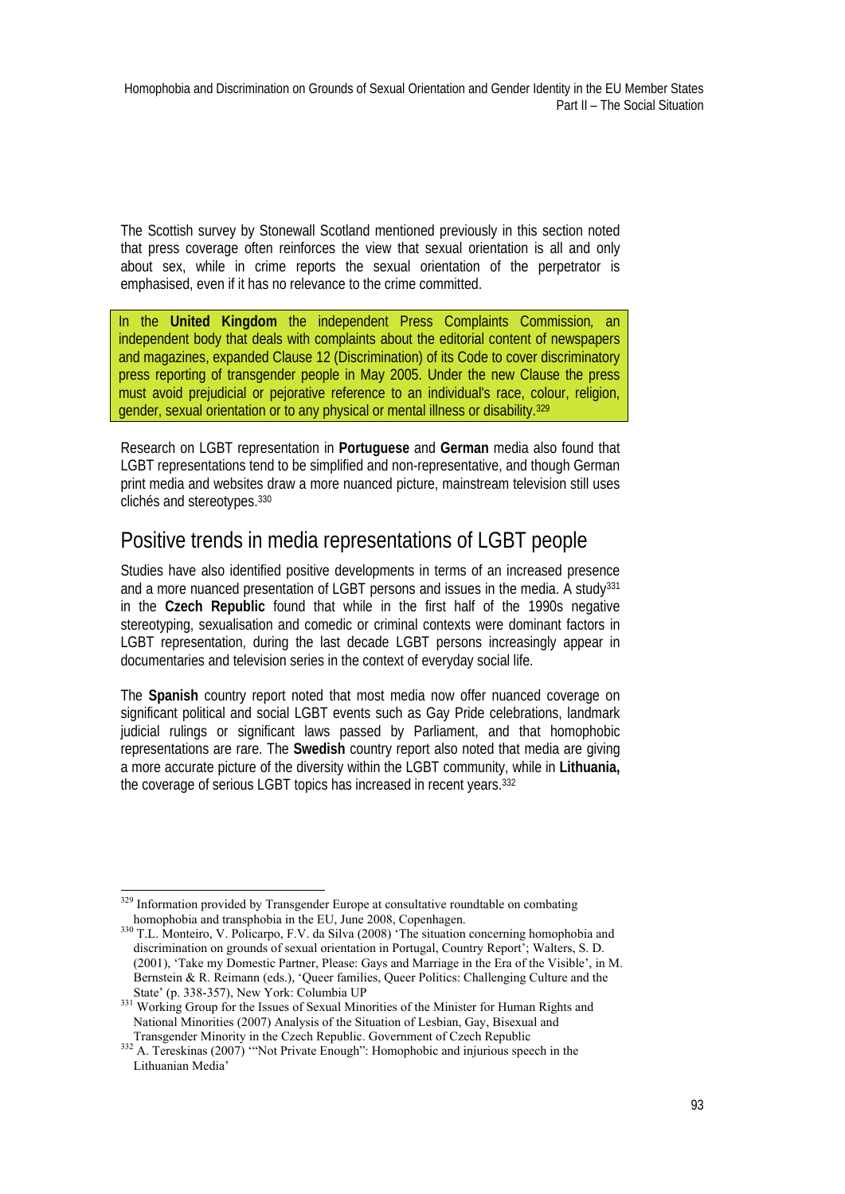The Scottish survey by Stonewall Scotland mentioned previously in this section noted that press coverage often reinforces the view that sexual orientation is all and only about sex, while in crime reports the sexual orientation of the perpetrator is emphasised, even if it has no relevance to the crime committed.

In the **United Kingdom** the independent Press Complaints Commission, an independent body that deals with complaints about the editorial content of newspapers and magazines, expanded Clause 12 (Discrimination) of its Code to cover discriminatory press reporting of transgender people in May 2005. Under the new Clause the press must avoid prejudicial or pejorative reference to an individual's race, colour, religion, gender, sexual orientation or to any physical or mental illness or disability.[329]

Research on LGBT representation in **Portuguese** and **German** media also found that LGBT representations tend to be simplified and non-representative, and though German print media and websites draw a more nuanced picture, mainstream television still uses clichés and stereotypes.[330]

## Positive trends in media representations of LGBT people

Studies have also identified positive developments in terms of an increased presence and a more nuanced presentation of LGBT persons and issues in the media. A study[331] in the **Czech Republic** found that while in the first half of the 1990s negative stereotyping, sexualisation and comedic or criminal contexts were dominant factors in LGBT representation, during the last decade LGBT persons increasingly appear in documentaries and television series in the context of everyday social life.

The **Spanish** country report noted that most media now offer nuanced coverage on significant political and social LGBT events such as Gay Pride celebrations, landmark judicial rulings or significant laws passed by Parliament, and that homophobic representations are rare. The **Swedish** country report also noted that media are giving a more accurate picture of the diversity within the LGBT community, while in **Lithuania,** the coverage of serious LGBT topics has increased in recent years.[332]

---

[329] Information provided by Transgender Europe at consultative roundtable on combating homophobia and transphobia in the EU, June 2008, Copenhagen.

[330] T.L. Monteiro, V. Policarpo, F.V. da Silva (2008) 'The situation concerning homophobia and discrimination on grounds of sexual orientation in Portugal, Country Report'; Walters, S. D. (2001), 'Take my Domestic Partner, Please: Gays and Marriage in the Era of the Visible', in M. Bernstein & R. Reimann (eds.), 'Queer families, Queer Politics: Challenging Culture and the State' (p. 338-357), New York: Columbia UP

[331] Working Group for the Issues of Sexual Minorities of the Minister for Human Rights and National Minorities (2007) Analysis of the Situation of Lesbian, Gay, Bisexual and Transgender Minority in the Czech Republic. Government of Czech Republic

[332] A. Tereskinas (2007) '"Not Private Enough": Homophobic and injurious speech in the Lithuanian Media'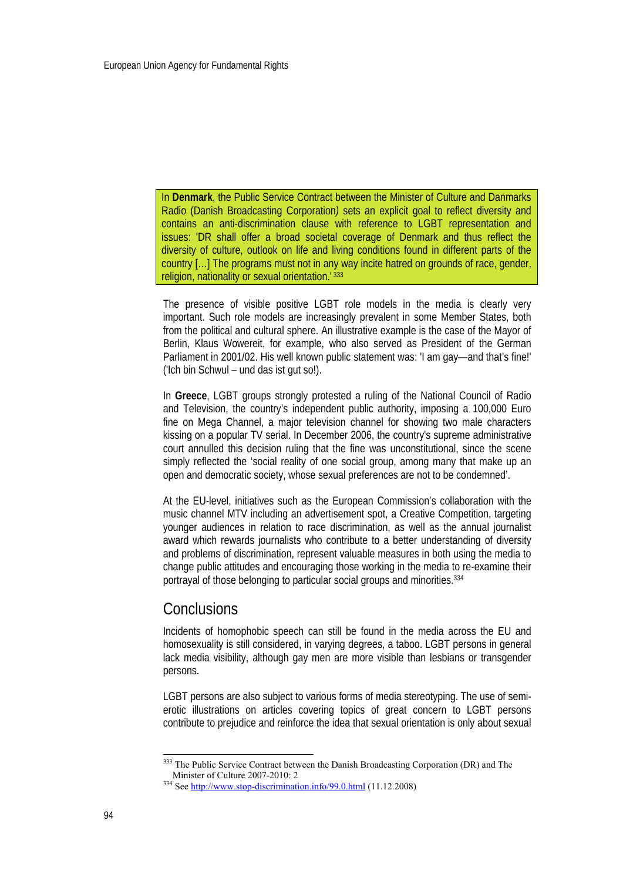In **Denmark**, the Public Service Contract between the Minister of Culture and Danmarks Radio (Danish Broadcasting Corporation) sets an explicit goal to reflect diversity and contains an anti-discrimination clause with reference to LGBT representation and issues: 'DR shall offer a broad societal coverage of Denmark and thus reflect the diversity of culture, outlook on life and living conditions found in different parts of the country […] The programs must not in any way incite hatred on grounds of race, gender, religion, nationality or sexual orientation.'[333]

The presence of visible positive LGBT role models in the media is clearly very important. Such role models are increasingly prevalent in some Member States, both from the political and cultural sphere. An illustrative example is the case of the Mayor of Berlin, Klaus Wowereit, for example, who also served as President of the German Parliament in 2001/02. His well known public statement was: 'I am gay—and that's fine!' ('Ich bin Schwul – und das ist gut so!).

In **Greece**, LGBT groups strongly protested a ruling of the National Council of Radio and Television, the country's independent public authority, imposing a 100,000 Euro fine on Mega Channel, a major television channel for showing two male characters kissing on a popular TV serial. In December 2006, the country's supreme administrative court annulled this decision ruling that the fine was unconstitutional, since the scene simply reflected the 'social reality of one social group, among many that make up an open and democratic society, whose sexual preferences are not to be condemned'.

At the EU-level, initiatives such as the European Commission's collaboration with the music channel MTV including an advertisement spot, a Creative Competition, targeting younger audiences in relation to race discrimination, as well as the annual journalist award which rewards journalists who contribute to a better understanding of diversity and problems of discrimination, represent valuable measures in both using the media to change public attitudes and encouraging those working in the media to re-examine their portrayal of those belonging to particular social groups and minorities.[334]

## Conclusions

Incidents of homophobic speech can still be found in the media across the EU and homosexuality is still considered, in varying degrees, a taboo. LGBT persons in general lack media visibility, although gay men are more visible than lesbians or transgender persons.

LGBT persons are also subject to various forms of media stereotyping. The use of semi-erotic illustrations on articles covering topics of great concern to LGBT persons contribute to prejudice and reinforce the idea that sexual orientation is only about sexual

[333] The Public Service Contract between the Danish Broadcasting Corporation (DR) and The Minister of Culture 2007-2010: 2

[334] See http://www.stop-discrimination.info/99.0.html (11.12.2008)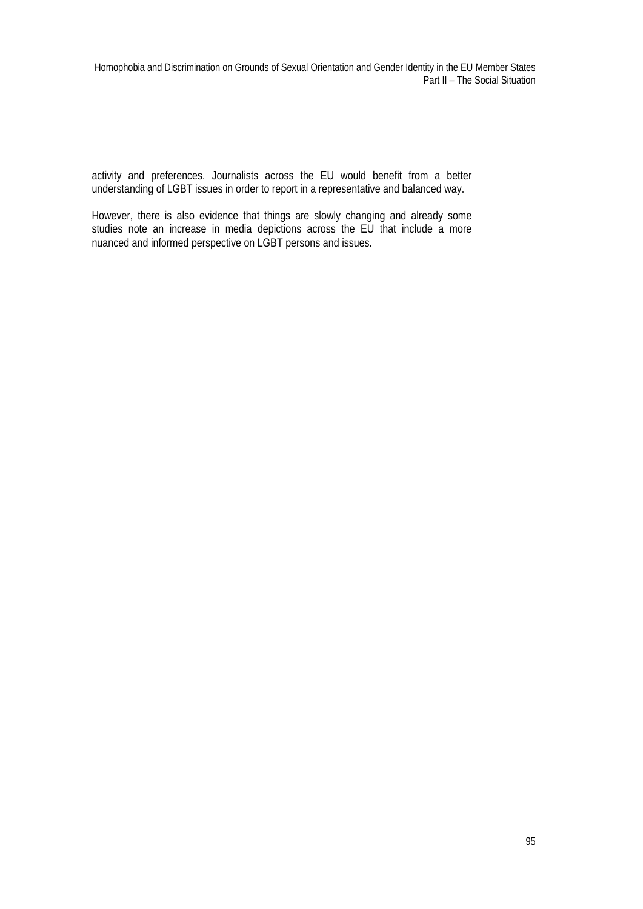activity and preferences. Journalists across the EU would benefit from a better understanding of LGBT issues in order to report in a representative and balanced way.

However, there is also evidence that things are slowly changing and already some studies note an increase in media depictions across the EU that include a more nuanced and informed perspective on LGBT persons and issues.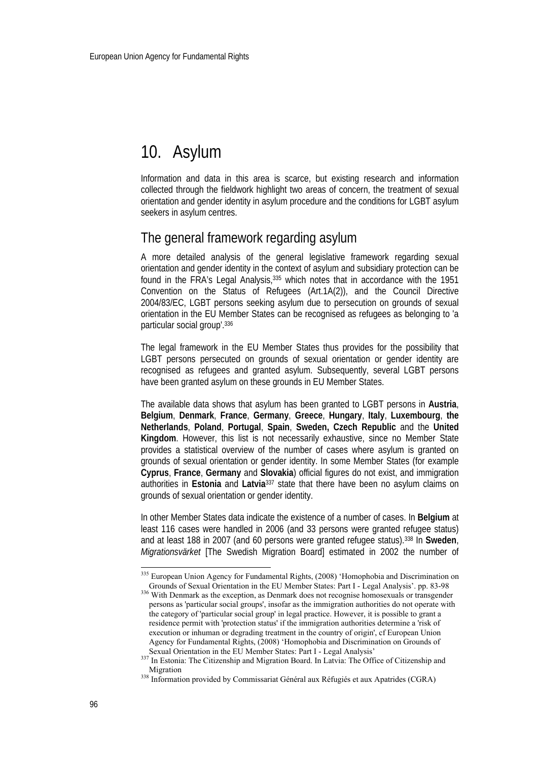# 10. Asylum

Information and data in this area is scarce, but existing research and information collected through the fieldwork highlight two areas of concern, the treatment of sexual orientation and gender identity in asylum procedure and the conditions for LGBT asylum seekers in asylum centres.

## The general framework regarding asylum

A more detailed analysis of the general legislative framework regarding sexual orientation and gender identity in the context of asylum and subsidiary protection can be found in the FRA's Legal Analysis,[335] which notes that in accordance with the 1951 Convention on the Status of Refugees (Art.1A(2)), and the Council Directive 2004/83/EC, LGBT persons seeking asylum due to persecution on grounds of sexual orientation in the EU Member States can be recognised as refugees as belonging to 'a particular social group'.[336]

The legal framework in the EU Member States thus provides for the possibility that LGBT persons persecuted on grounds of sexual orientation or gender identity are recognised as refugees and granted asylum. Subsequently, several LGBT persons have been granted asylum on these grounds in EU Member States.

The available data shows that asylum has been granted to LGBT persons in **Austria**, **Belgium**, **Denmark**, **France**, **Germany**, **Greece**, **Hungary**, **Italy**, **Luxembourg**, **the Netherlands**, **Poland**, **Portugal**, **Spain**, **Sweden, Czech Republic** and the **United Kingdom**. However, this list is not necessarily exhaustive, since no Member State provides a statistical overview of the number of cases where asylum is granted on grounds of sexual orientation or gender identity. In some Member States (for example **Cyprus**, **France**, **Germany** and **Slovakia**) official figures do not exist, and immigration authorities in **Estonia** and **Latvia**[337] state that there have been no asylum claims on grounds of sexual orientation or gender identity.

In other Member States data indicate the existence of a number of cases. In **Belgium** at least 116 cases were handled in 2006 (and 33 persons were granted refugee status) and at least 188 in 2007 (and 60 persons were granted refugee status).[338] In **Sweden**, *Migrationsverket* [The Swedish Migration Board] estimated in 2002 the number of

---

[335] European Union Agency for Fundamental Rights, (2008) 'Homophobia and Discrimination on Grounds of Sexual Orientation in the EU Member States: Part I - Legal Analysis'. pp. 83-98

[336] With Denmark as the exception, as Denmark does not recognise homosexuals or transgender persons as 'particular social groups', insofar as the immigration authorities do not operate with the category of 'particular social group' in legal practice. However, it is possible to grant a residence permit with 'protection status' if the immigration authorities determine a 'risk of execution or inhuman or degrading treatment in the country of origin', cf European Union Agency for Fundamental Rights, (2008) 'Homophobia and Discrimination on Grounds of Sexual Orientation in the EU Member States: Part I - Legal Analysis'

[337] In Estonia: The Citizenship and Migration Board. In Latvia: The Office of Citizenship and Migration

[338] Information provided by Commissariat Général aux Réfugiés et aux Apatrides (CGRA)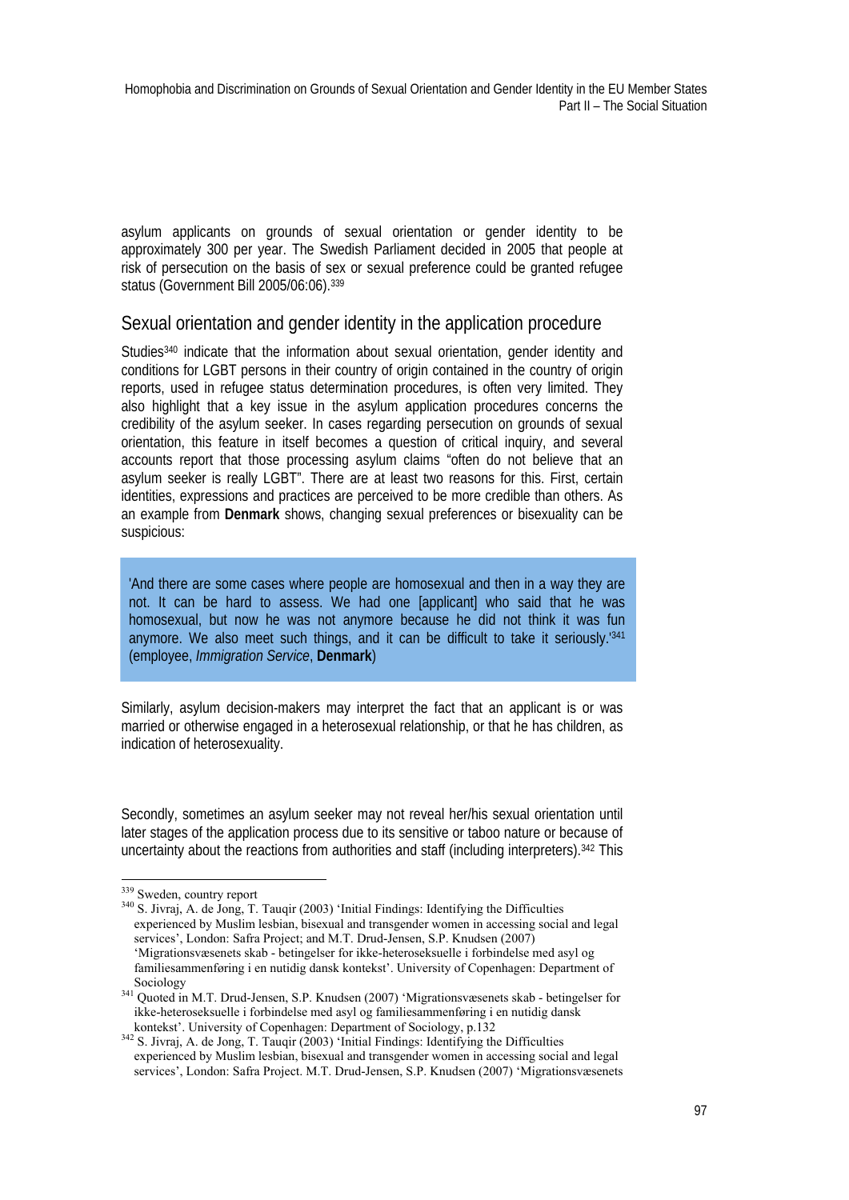asylum applicants on grounds of sexual orientation or gender identity to be approximately 300 per year. The Swedish Parliament decided in 2005 that people at risk of persecution on the basis of sex or sexual preference could be granted refugee status (Government Bill 2005/06:06).[339]

## Sexual orientation and gender identity in the application procedure

Studies[340] indicate that the information about sexual orientation, gender identity and conditions for LGBT persons in their country of origin contained in the country of origin reports, used in refugee status determination procedures, is often very limited. They also highlight that a key issue in the asylum application procedures concerns the credibility of the asylum seeker. In cases regarding persecution on grounds of sexual orientation, this feature in itself becomes a question of critical inquiry, and several accounts report that those processing asylum claims "often do not believe that an asylum seeker is really LGBT". There are at least two reasons for this. First, certain identities, expressions and practices are perceived to be more credible than others. As an example from **Denmark** shows, changing sexual preferences or bisexuality can be suspicious:

> 'And there are some cases where people are homosexual and then in a way they are not. It can be hard to assess. We had one [applicant] who said that he was homosexual, but now he was not anymore because he did not think it was fun anymore. We also meet such things, and it can be difficult to take it seriously.'[341] (employee, *Immigration Service*, **Denmark**)

Similarly, asylum decision-makers may interpret the fact that an applicant is or was married or otherwise engaged in a heterosexual relationship, or that he has children, as indication of heterosexuality.

Secondly, sometimes an asylum seeker may not reveal her/his sexual orientation until later stages of the application process due to its sensitive or taboo nature or because of uncertainty about the reactions from authorities and staff (including interpreters).[342] This

---

[339] Sweden, country report

[340] S. Jivraj, A. de Jong, T. Tauqir (2003) 'Initial Findings: Identifying the Difficulties experienced by Muslim lesbian, bisexual and transgender women in accessing social and legal services', London: Safra Project; and M.T. Drud-Jensen, S.P. Knudsen (2007) 'Migrationsvæsenets skab - betingelser for ikke-heteroseksuelle i forbindelse med asyl og familiesammenføring i en nutidig dansk kontekst'. University of Copenhagen: Department of Sociology

[341] Quoted in M.T. Drud-Jensen, S.P. Knudsen (2007) 'Migrationsvæsenets skab - betingelser for ikke-heteroseksuelle i forbindelse med asyl og familiesammenføring i en nutidig dansk kontekst'. University of Copenhagen: Department of Sociology, p.132

[342] S. Jivraj, A. de Jong, T. Tauqir (2003) 'Initial Findings: Identifying the Difficulties experienced by Muslim lesbian, bisexual and transgender women in accessing social and legal services', London: Safra Project. M.T. Drud-Jensen, S.P. Knudsen (2007) 'Migrationsvæsenets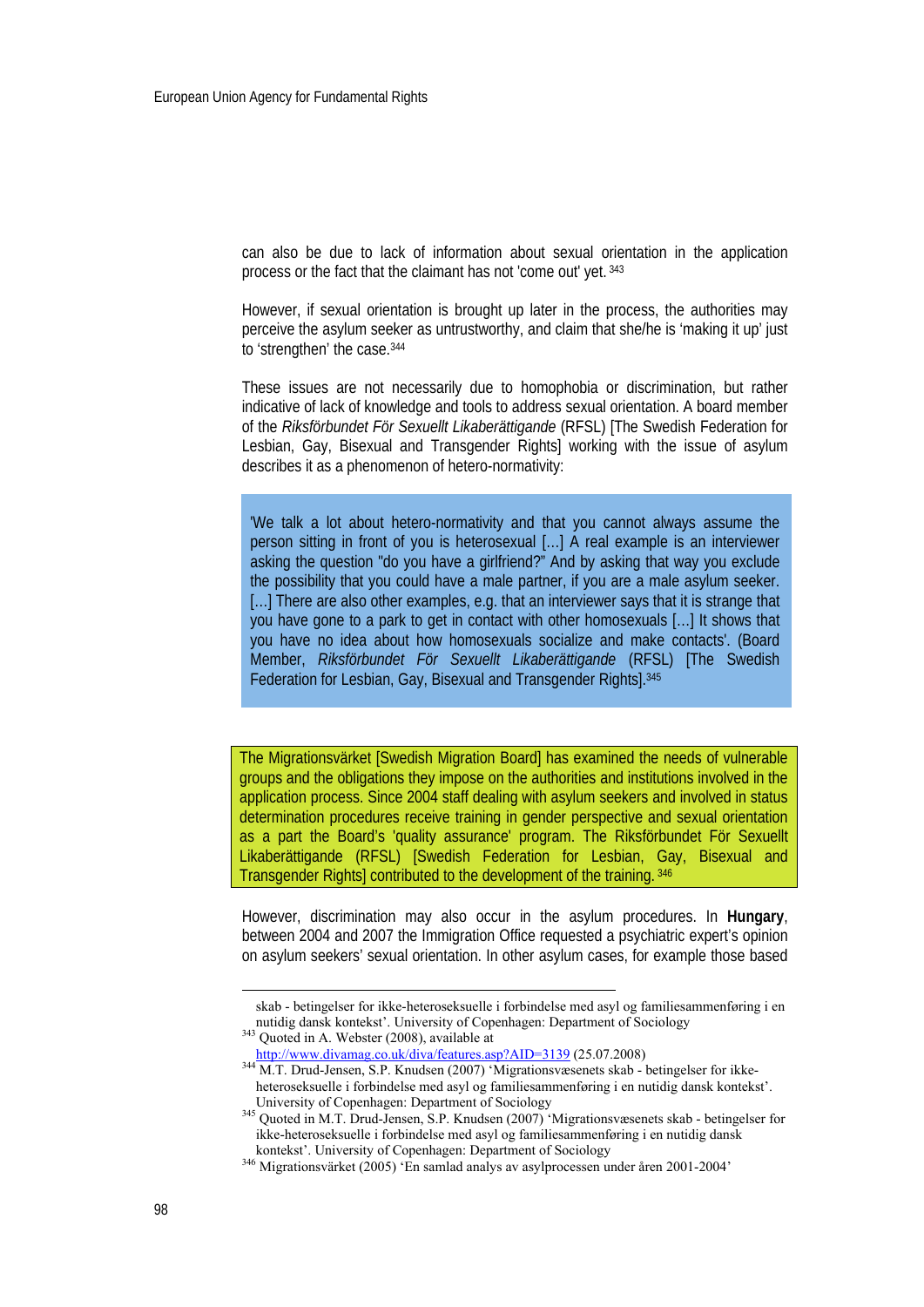can also be due to lack of information about sexual orientation in the application process or the fact that the claimant has not 'come out' yet. [343]

However, if sexual orientation is brought up later in the process, the authorities may perceive the asylum seeker as untrustworthy, and claim that she/he is 'making it up' just to 'strengthen' the case.[344]

These issues are not necessarily due to homophobia or discrimination, but rather indicative of lack of knowledge and tools to address sexual orientation. A board member of the *Riksförbundet För Sexuellt Likaberättigande* (RFSL) [The Swedish Federation for Lesbian, Gay, Bisexual and Transgender Rights] working with the issue of asylum describes it as a phenomenon of hetero-normativity:

> 'We talk a lot about hetero-normativity and that you cannot always assume the person sitting in front of you is heterosexual [...] A real example is an interviewer asking the question "do you have a girlfriend?" And by asking that way you exclude the possibility that you could have a male partner, if you are a male asylum seeker. [...] There are also other examples, e.g. that an interviewer says that it is strange that you have gone to a park to get in contact with other homosexuals [...] It shows that you have no idea about how homosexuals socialize and make contacts'. (Board Member, *Riksförbundet För Sexuellt Likaberättigande* (RFSL) [The Swedish Federation for Lesbian, Gay, Bisexual and Transgender Rights].[345]

> The Migrationsvärket [Swedish Migration Board] has examined the needs of vulnerable groups and the obligations they impose on the authorities and institutions involved in the application process. Since 2004 staff dealing with asylum seekers and involved in status determination procedures receive training in gender perspective and sexual orientation as a part the Board's 'quality assurance' program. The Riksförbundet För Sexuellt Likaberättigande (RFSL) [Swedish Federation for Lesbian, Gay, Bisexual and Transgender Rights] contributed to the development of the training. [346]

However, discrimination may also occur in the asylum procedures. In **Hungary**, between 2004 and 2007 the Immigration Office requested a psychiatric expert's opinion on asylum seekers' sexual orientation. In other asylum cases, for example those based

---

skab - betingelser for ikke-heteroseksuelle i forbindelse med asyl og familiesammenføring i en nutidig dansk kontekst'. University of Copenhagen: Department of Sociology

[343] Quoted in A. Webster (2008), available at http://www.divamag.co.uk/diva/features.asp?AID=3139 (25.07.2008)

[344] M.T. Drud-Jensen, S.P. Knudsen (2007) 'Migrationsvæsenets skab - betingelser for ikke-heteroseksuelle i forbindelse med asyl og familiesammenføring i en nutidig dansk kontekst'. University of Copenhagen: Department of Sociology

[345] Quoted in M.T. Drud-Jensen, S.P. Knudsen (2007) 'Migrationsvæsenets skab - betingelser for ikke-heteroseksuelle i forbindelse med asyl og familiesammenføring i en nutidig dansk kontekst'. University of Copenhagen: Department of Sociology

[346] Migrationsvärket (2005) 'En samlad analys av asylprocessen under åren 2001-2004'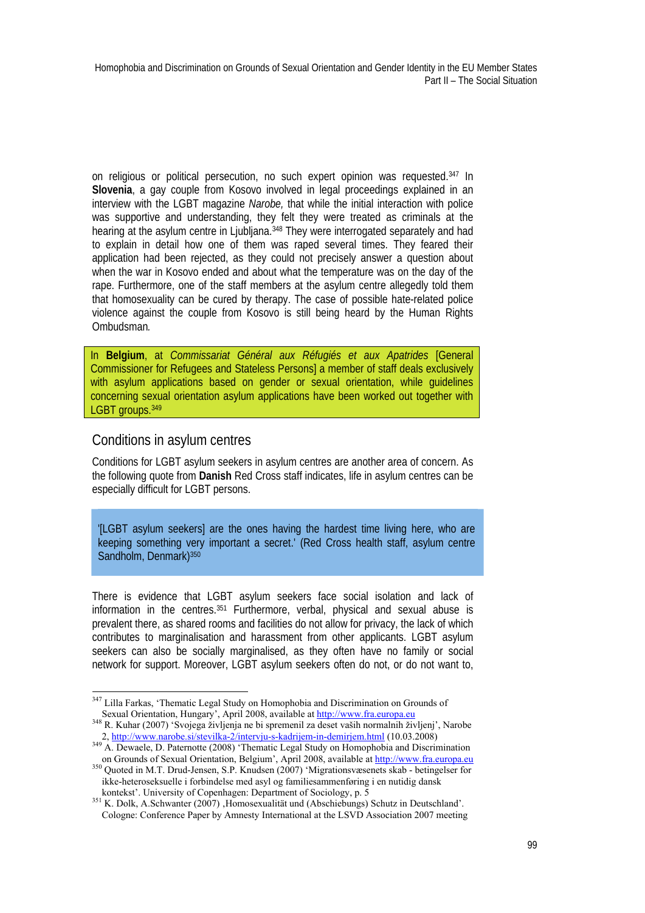on religious or political persecution, no such expert opinion was requested.[347] In **Slovenia**, a gay couple from Kosovo involved in legal proceedings explained in an interview with the LGBT magazine *Narobe,* that while the initial interaction with police was supportive and understanding, they felt they were treated as criminals at the hearing at the asylum centre in Ljubljana.[348] They were interrogated separately and had to explain in detail how one of them was raped several times. They feared their application had been rejected, as they could not precisely answer a question about when the war in Kosovo ended and about what the temperature was on the day of the rape. Furthermore, one of the staff members at the asylum centre allegedly told them that homosexuality can be cured by therapy. The case of possible hate-related police violence against the couple from Kosovo is still being heard by the Human Rights Ombudsman.

In **Belgium**, at *Commissariat Général aux Réfugiés et aux Apatrides* [General Commissioner for Refugees and Stateless Persons] a member of staff deals exclusively with asylum applications based on gender or sexual orientation, while guidelines concerning sexual orientation asylum applications have been worked out together with LGBT groups.[349]

## Conditions in asylum centres

Conditions for LGBT asylum seekers in asylum centres are another area of concern. As the following quote from **Danish** Red Cross staff indicates, life in asylum centres can be especially difficult for LGBT persons.

> '[LGBT asylum seekers] are the ones having the hardest time living here, who are keeping something very important a secret.' (Red Cross health staff, asylum centre Sandholm, Denmark)[350]

There is evidence that LGBT asylum seekers face social isolation and lack of information in the centres.[351] Furthermore, verbal, physical and sexual abuse is prevalent there, as shared rooms and facilities do not allow for privacy, the lack of which contributes to marginalisation and harassment from other applicants. LGBT asylum seekers can also be socially marginalised, as they often have no family or social network for support. Moreover, LGBT asylum seekers often do not, or do not want to,

---

[347] Lilla Farkas, 'Thematic Legal Study on Homophobia and Discrimination on Grounds of Sexual Orientation, Hungary', April 2008, available at http://www.fra.europa.eu

[348] R. Kuhar (2007) 'Svojega življenja ne bi spremenil za deset vaših normalnih življenj', Narobe 2, http://www.narobe.si/stevilka-2/intervju-s-kadrijem-in-demirjem.html (10.03.2008)

[349] A. Dewaele, D. Paternotte (2008) 'Thematic Legal Study on Homophobia and Discrimination on Grounds of Sexual Orientation, Belgium', April 2008, available at http://www.fra.europa.eu

[350] Quoted in M.T. Drud-Jensen, S.P. Knudsen (2007) 'Migrationsvæsenets skab - betingelser for ikke-heteroseksuelle i forbindelse med asyl og familiesammenføring i en nutidig dansk kontekst'. University of Copenhagen: Department of Sociology, p. 5

[351] K. Dolk, A.Schwanter (2007) ,Homosexualität und (Abschiebungs) Schutz in Deutschland'. Cologne: Conference Paper by Amnesty International at the LSVD Association 2007 meeting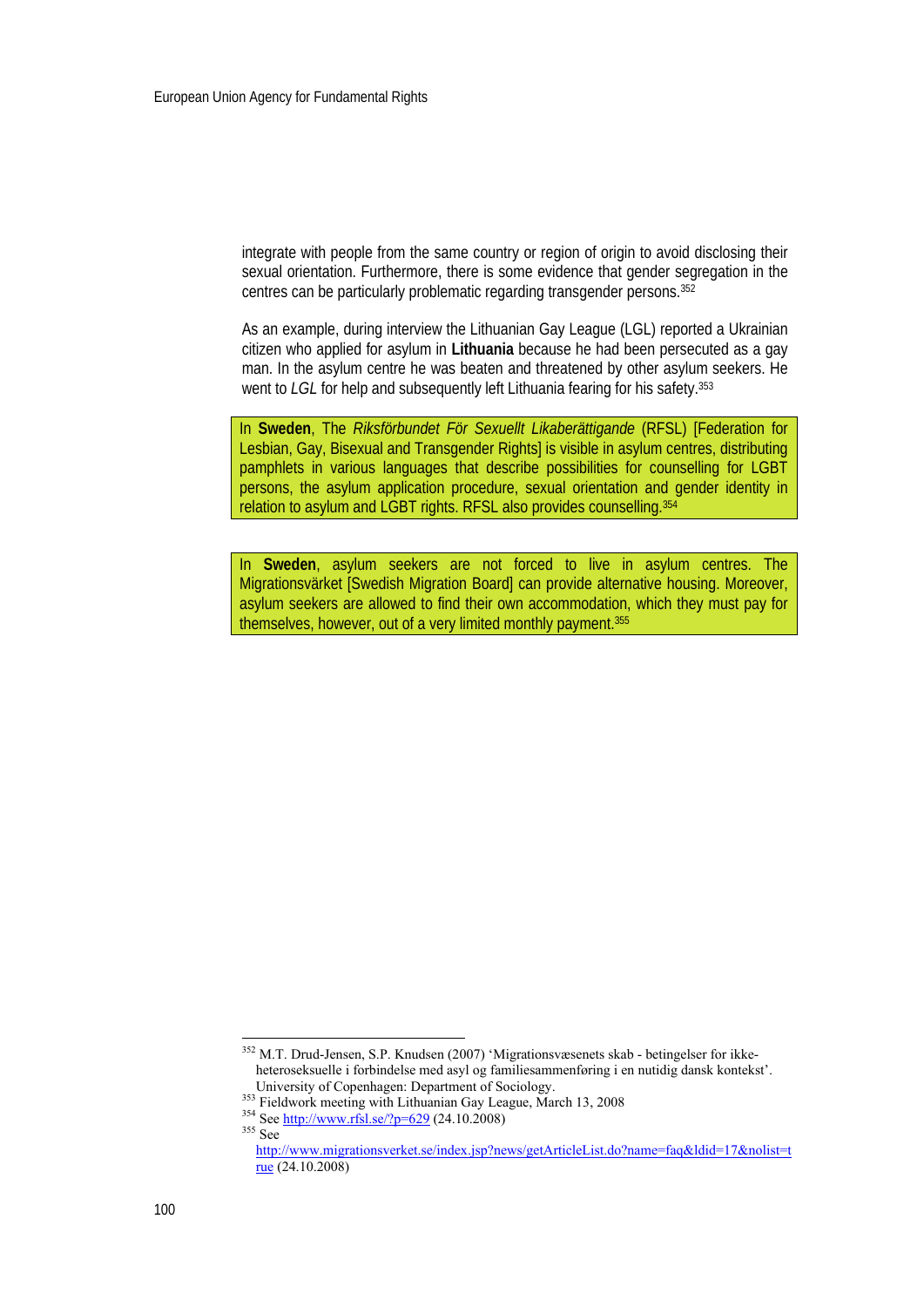integrate with people from the same country or region of origin to avoid disclosing their sexual orientation. Furthermore, there is some evidence that gender segregation in the centres can be particularly problematic regarding transgender persons.[352]

As an example, during interview the Lithuanian Gay League (LGL) reported a Ukrainian citizen who applied for asylum in **Lithuania** because he had been persecuted as a gay man. In the asylum centre he was beaten and threatened by other asylum seekers. He went to *LGL* for help and subsequently left Lithuania fearing for his safety.[353]

> In **Sweden**, The *Riksförbundet För Sexuellt Likaberättigande* (RFSL) [Federation for Lesbian, Gay, Bisexual and Transgender Rights] is visible in asylum centres, distributing pamphlets in various languages that describe possibilities for counselling for LGBT persons, the asylum application procedure, sexual orientation and gender identity in relation to asylum and LGBT rights. RFSL also provides counselling.[354]

> In **Sweden**, asylum seekers are not forced to live in asylum centres. The Migrationsvärket [Swedish Migration Board] can provide alternative housing. Moreover, asylum seekers are allowed to find their own accommodation, which they must pay for themselves, however, out of a very limited monthly payment.[355]

---

[352] M.T. Drud-Jensen, S.P. Knudsen (2007) 'Migrationsvæsenets skab - betingelser for ikke-heteroseksuelle i forbindelse med asyl og familiesammenføring i en nutidig dansk kontekst'. University of Copenhagen: Department of Sociology.

[353] Fieldwork meeting with Lithuanian Gay League, March 13, 2008

[354] See http://www.rfsl.se/?p=629 (24.10.2008)

[355] See http://www.migrationsverket.se/index.jsp?news/getArticleList.do?name=faq&ldid=17&nolist=true (24.10.2008)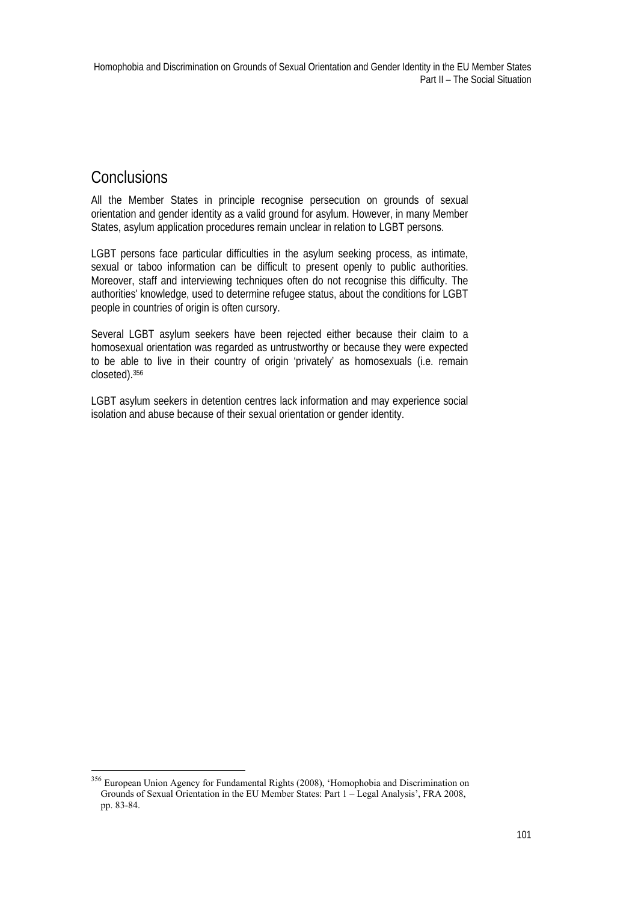## Conclusions

All the Member States in principle recognise persecution on grounds of sexual orientation and gender identity as a valid ground for asylum. However, in many Member States, asylum application procedures remain unclear in relation to LGBT persons.

LGBT persons face particular difficulties in the asylum seeking process, as intimate, sexual or taboo information can be difficult to present openly to public authorities. Moreover, staff and interviewing techniques often do not recognise this difficulty. The authorities' knowledge, used to determine refugee status, about the conditions for LGBT people in countries of origin is often cursory.

Several LGBT asylum seekers have been rejected either because their claim to a homosexual orientation was regarded as untrustworthy or because they were expected to be able to live in their country of origin 'privately' as homosexuals (i.e. remain closeted).[356]

LGBT asylum seekers in detention centres lack information and may experience social isolation and abuse because of their sexual orientation or gender identity.

---

[356] European Union Agency for Fundamental Rights (2008), 'Homophobia and Discrimination on Grounds of Sexual Orientation in the EU Member States: Part 1 – Legal Analysis', FRA 2008, pp. 83-84.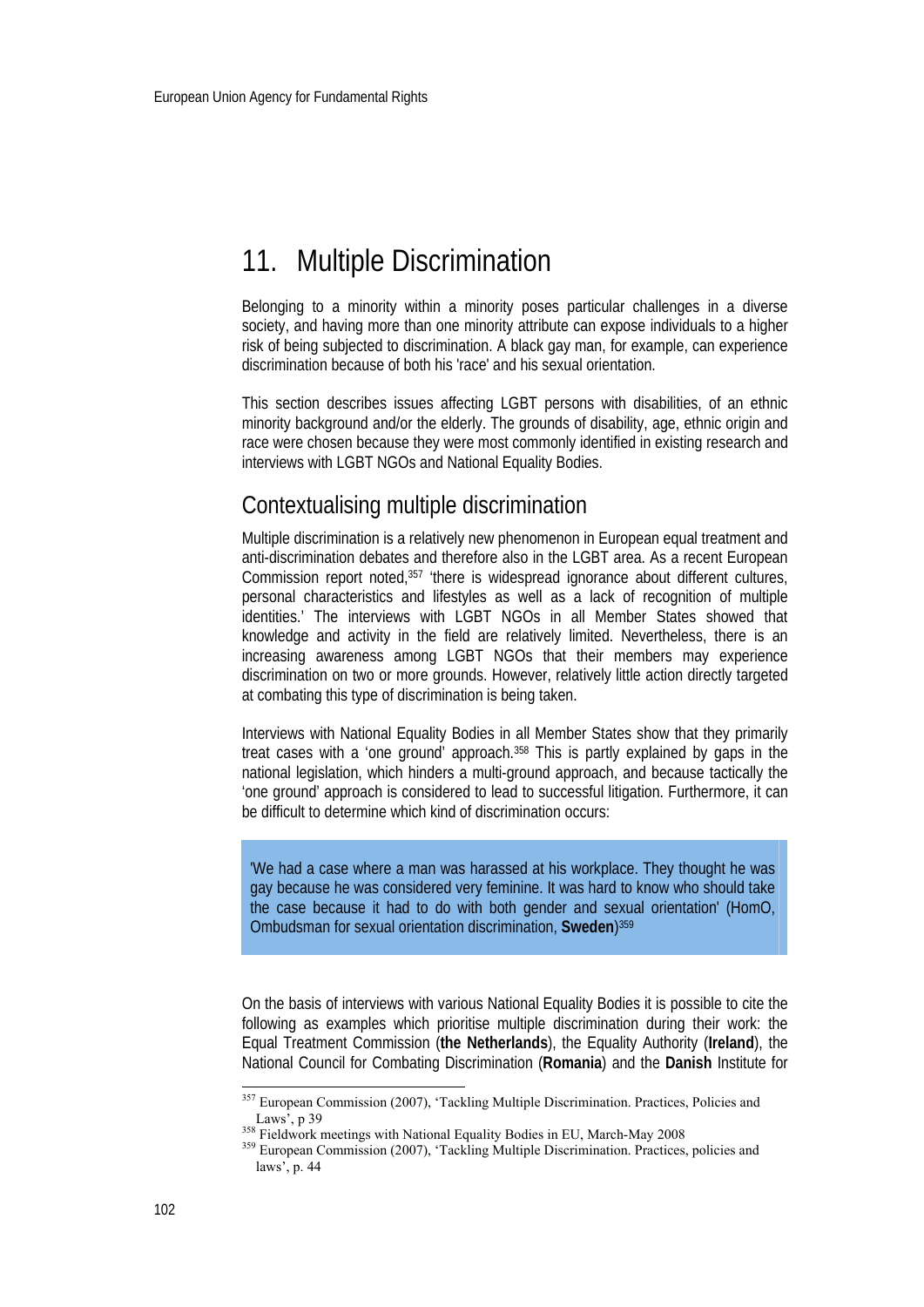# 11. Multiple Discrimination

Belonging to a minority within a minority poses particular challenges in a diverse society, and having more than one minority attribute can expose individuals to a higher risk of being subjected to discrimination. A black gay man, for example, can experience discrimination because of both his 'race' and his sexual orientation.

This section describes issues affecting LGBT persons with disabilities, of an ethnic minority background and/or the elderly. The grounds of disability, age, ethnic origin and race were chosen because they were most commonly identified in existing research and interviews with LGBT NGOs and National Equality Bodies.

## Contextualising multiple discrimination

Multiple discrimination is a relatively new phenomenon in European equal treatment and anti-discrimination debates and therefore also in the LGBT area. As a recent European Commission report noted,[357] 'there is widespread ignorance about different cultures, personal characteristics and lifestyles as well as a lack of recognition of multiple identities.' The interviews with LGBT NGOs in all Member States showed that knowledge and activity in the field are relatively limited. Nevertheless, there is an increasing awareness among LGBT NGOs that their members may experience discrimination on two or more grounds. However, relatively little action directly targeted at combating this type of discrimination is being taken.

Interviews with National Equality Bodies in all Member States show that they primarily treat cases with a 'one ground' approach.[358] This is partly explained by gaps in the national legislation, which hinders a multi-ground approach, and because tactically the 'one ground' approach is considered to lead to successful litigation. Furthermore, it can be difficult to determine which kind of discrimination occurs:

> 'We had a case where a man was harassed at his workplace. They thought he was gay because he was considered very feminine. It was hard to know who should take the case because it had to do with both gender and sexual orientation' (HomO, Ombudsman for sexual orientation discrimination, **Sweden**)[359]

On the basis of interviews with various National Equality Bodies it is possible to cite the following as examples which prioritise multiple discrimination during their work: the Equal Treatment Commission (**the Netherlands**), the Equality Authority (**Ireland**), the National Council for Combating Discrimination (**Romania**) and the **Danish** Institute for

---

[357] European Commission (2007), 'Tackling Multiple Discrimination. Practices, Policies and Laws', p 39

[358] Fieldwork meetings with National Equality Bodies in EU, March-May 2008

[359] European Commission (2007), 'Tackling Multiple Discrimination. Practices, policies and laws', p. 44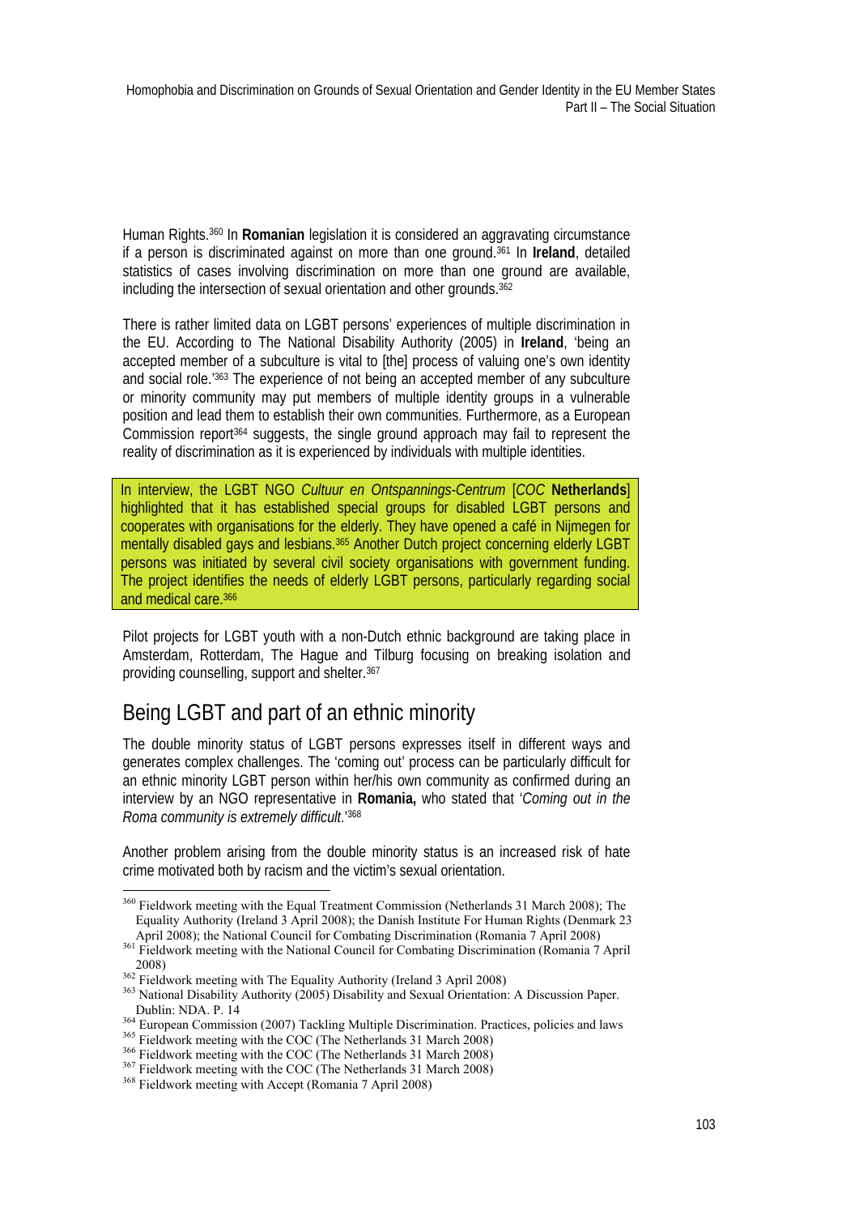Human Rights.[360] In **Romanian** legislation it is considered an aggravating circumstance if a person is discriminated against on more than one ground.[361] In **Ireland**, detailed statistics of cases involving discrimination on more than one ground are available, including the intersection of sexual orientation and other grounds.[362]

There is rather limited data on LGBT persons' experiences of multiple discrimination in the EU. According to The National Disability Authority (2005) in **Ireland**, 'being an accepted member of a subculture is vital to [the] process of valuing one's own identity and social role.'[363] The experience of not being an accepted member of any subculture or minority community may put members of multiple identity groups in a vulnerable position and lead them to establish their own communities. Furthermore, as a European Commission report[364] suggests, the single ground approach may fail to represent the reality of discrimination as it is experienced by individuals with multiple identities.

> In interview, the LGBT NGO *Cultuur en Ontspannings-Centrum* [*COC* **Netherlands**] highlighted that it has established special groups for disabled LGBT persons and cooperates with organisations for the elderly. They have opened a café in Nijmegen for mentally disabled gays and lesbians.[365] Another Dutch project concerning elderly LGBT persons was initiated by several civil society organisations with government funding. The project identifies the needs of elderly LGBT persons, particularly regarding social and medical care.[366]

Pilot projects for LGBT youth with a non-Dutch ethnic background are taking place in Amsterdam, Rotterdam, The Hague and Tilburg focusing on breaking isolation and providing counselling, support and shelter.[367]

## Being LGBT and part of an ethnic minority

The double minority status of LGBT persons expresses itself in different ways and generates complex challenges. The 'coming out' process can be particularly difficult for an ethnic minority LGBT person within her/his own community as confirmed during an interview by an NGO representative in **Romania,** who stated that '*Coming out in the Roma community is extremely difficult*.'[368]

Another problem arising from the double minority status is an increased risk of hate crime motivated both by racism and the victim's sexual orientation.

---

[360] Fieldwork meeting with the Equal Treatment Commission (Netherlands 31 March 2008); The Equality Authority (Ireland 3 April 2008); the Danish Institute For Human Rights (Denmark 23 April 2008); the National Council for Combating Discrimination (Romania 7 April 2008)

[361] Fieldwork meeting with the National Council for Combating Discrimination (Romania 7 April 2008)

[362] Fieldwork meeting with The Equality Authority (Ireland 3 April 2008)

[363] National Disability Authority (2005) Disability and Sexual Orientation: A Discussion Paper. Dublin: NDA. P. 14

[364] European Commission (2007) Tackling Multiple Discrimination. Practices, policies and laws

[365] Fieldwork meeting with the COC (The Netherlands 31 March 2008)

[366] Fieldwork meeting with the COC (The Netherlands 31 March 2008)

[367] Fieldwork meeting with the COC (The Netherlands 31 March 2008)

[368] Fieldwork meeting with Accept (Romania 7 April 2008)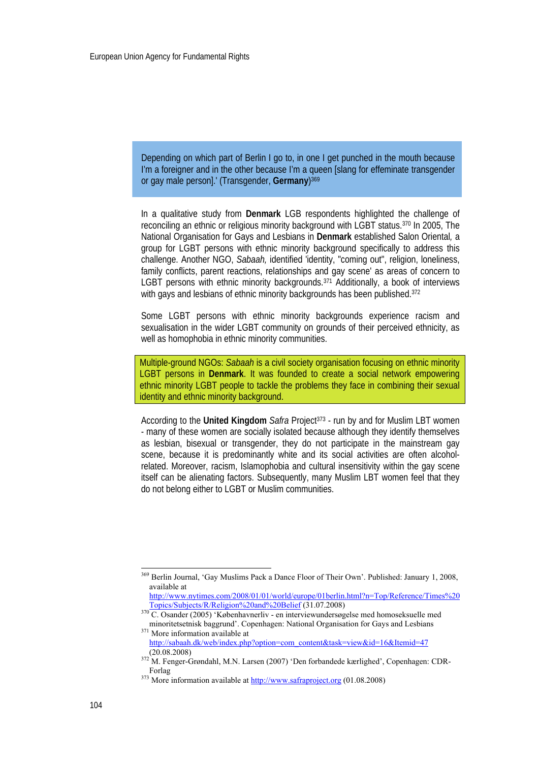> Depending on which part of Berlin I go to, in one I get punched in the mouth because I'm a foreigner and in the other because I'm a queen [slang for effeminate transgender or gay male person].' (Transgender, **Germany**)[369]

In a qualitative study from **Denmark** LGB respondents highlighted the challenge of reconciling an ethnic or religious minority background with LGBT status.[370] In 2005, The National Organisation for Gays and Lesbians in **Denmark** established Salon Oriental, a group for LGBT persons with ethnic minority background specifically to address this challenge. Another NGO, *Sabaah,* identified 'identity, "coming out", religion, loneliness, family conflicts, parent reactions, relationships and gay scene' as areas of concern to LGBT persons with ethnic minority backgrounds.[371] Additionally, a book of interviews with gays and lesbians of ethnic minority backgrounds has been published.[372]

Some LGBT persons with ethnic minority backgrounds experience racism and sexualisation in the wider LGBT community on grounds of their perceived ethnicity, as well as homophobia in ethnic minority communities.

> Multiple-ground NGOs: *Sabaah* is a civil society organisation focusing on ethnic minority LGBT persons in **Denmark**. It was founded to create a social network empowering ethnic minority LGBT people to tackle the problems they face in combining their sexual identity and ethnic minority background.

According to the **United Kingdom** *Safra* Project[373] - run by and for Muslim LBT women - many of these women are socially isolated because although they identify themselves as lesbian, bisexual or transgender, they do not participate in the mainstream gay scene, because it is predominantly white and its social activities are often alcohol-related. Moreover, racism, Islamophobia and cultural insensitivity within the gay scene itself can be alienating factors. Subsequently, many Muslim LBT women feel that they do not belong either to LGBT or Muslim communities.

---

[369] Berlin Journal, 'Gay Muslims Pack a Dance Floor of Their Own'. Published: January 1, 2008, available at http://www.nytimes.com/2008/01/01/world/europe/01berlin.html?n=Top/Reference/Times%20Topics/Subjects/R/Religion%20and%20Belief (31.07.2008)

[370] C. Osander (2005) 'Københavnerliv - en interviewundersøgelse med homoseksuelle med minoritetsetnisk baggrund'. Copenhagen: National Organisation for Gays and Lesbians

[371] More information available at http://sabaah.dk/web/index.php?option=com_content&task=view&id=16&Itemid=47 (20.08.2008)

[372] M. Fenger-Grøndahl, M.N. Larsen (2007) 'Den forbandede kærlighed', Copenhagen: CDR-Forlag

[373] More information available at http://www.safraproject.org (01.08.2008)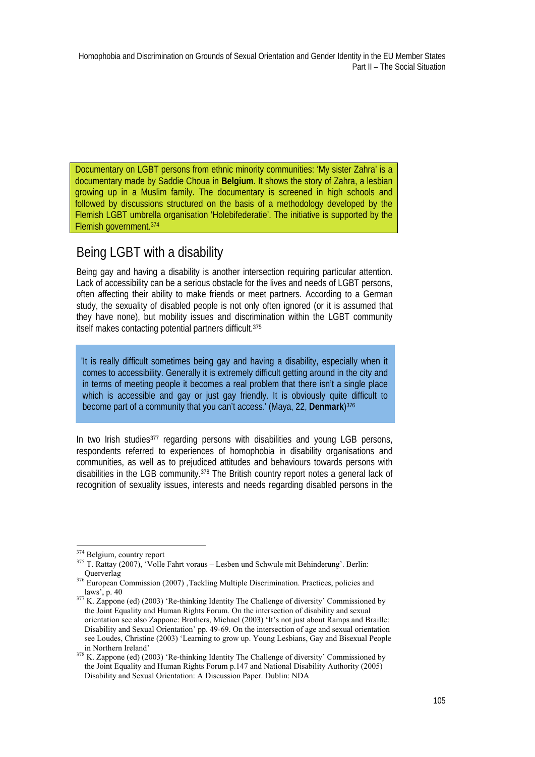Documentary on LGBT persons from ethnic minority communities: 'My sister Zahra' is a documentary made by Saddie Choua in **Belgium**. It shows the story of Zahra, a lesbian growing up in a Muslim family. The documentary is screened in high schools and followed by discussions structured on the basis of a methodology developed by the Flemish LGBT umbrella organisation 'Holebifederatie'. The initiative is supported by the Flemish government.[374]

## Being LGBT with a disability

Being gay and having a disability is another intersection requiring particular attention. Lack of accessibility can be a serious obstacle for the lives and needs of LGBT persons, often affecting their ability to make friends or meet partners. According to a German study, the sexuality of disabled people is not only often ignored (or it is assumed that they have none), but mobility issues and discrimination within the LGBT community itself makes contacting potential partners difficult.[375]

> 'It is really difficult sometimes being gay and having a disability, especially when it comes to accessibility. Generally it is extremely difficult getting around in the city and in terms of meeting people it becomes a real problem that there isn't a single place which is accessible and gay or just gay friendly. It is obviously quite difficult to become part of a community that you can't access.' (Maya, 22, **Denmark**)[376]

In two Irish studies[377] regarding persons with disabilities and young LGB persons, respondents referred to experiences of homophobia in disability organisations and communities, as well as to prejudiced attitudes and behaviours towards persons with disabilities in the LGB community.[378] The British country report notes a general lack of recognition of sexuality issues, interests and needs regarding disabled persons in the

---

[374] Belgium, country report

[375] T. Rattay (2007), 'Volle Fahrt voraus – Lesben und Schwule mit Behinderung'. Berlin: Querverlag

[376] European Commission (2007) ‚Tackling Multiple Discrimination. Practices, policies and laws', p. 40

[377] K. Zappone (ed) (2003) 'Re-thinking Identity The Challenge of diversity' Commissioned by the Joint Equality and Human Rights Forum. On the intersection of disability and sexual orientation see also Zappone: Brothers, Michael (2003) 'It's not just about Ramps and Braille: Disability and Sexual Orientation' pp. 49-69. On the intersection of age and sexual orientation see Loudes, Christine (2003) 'Learning to grow up. Young Lesbians, Gay and Bisexual People in Northern Ireland'

[378] K. Zappone (ed) (2003) 'Re-thinking Identity The Challenge of diversity' Commissioned by the Joint Equality and Human Rights Forum p.147 and National Disability Authority (2005) Disability and Sexual Orientation: A Discussion Paper. Dublin: NDA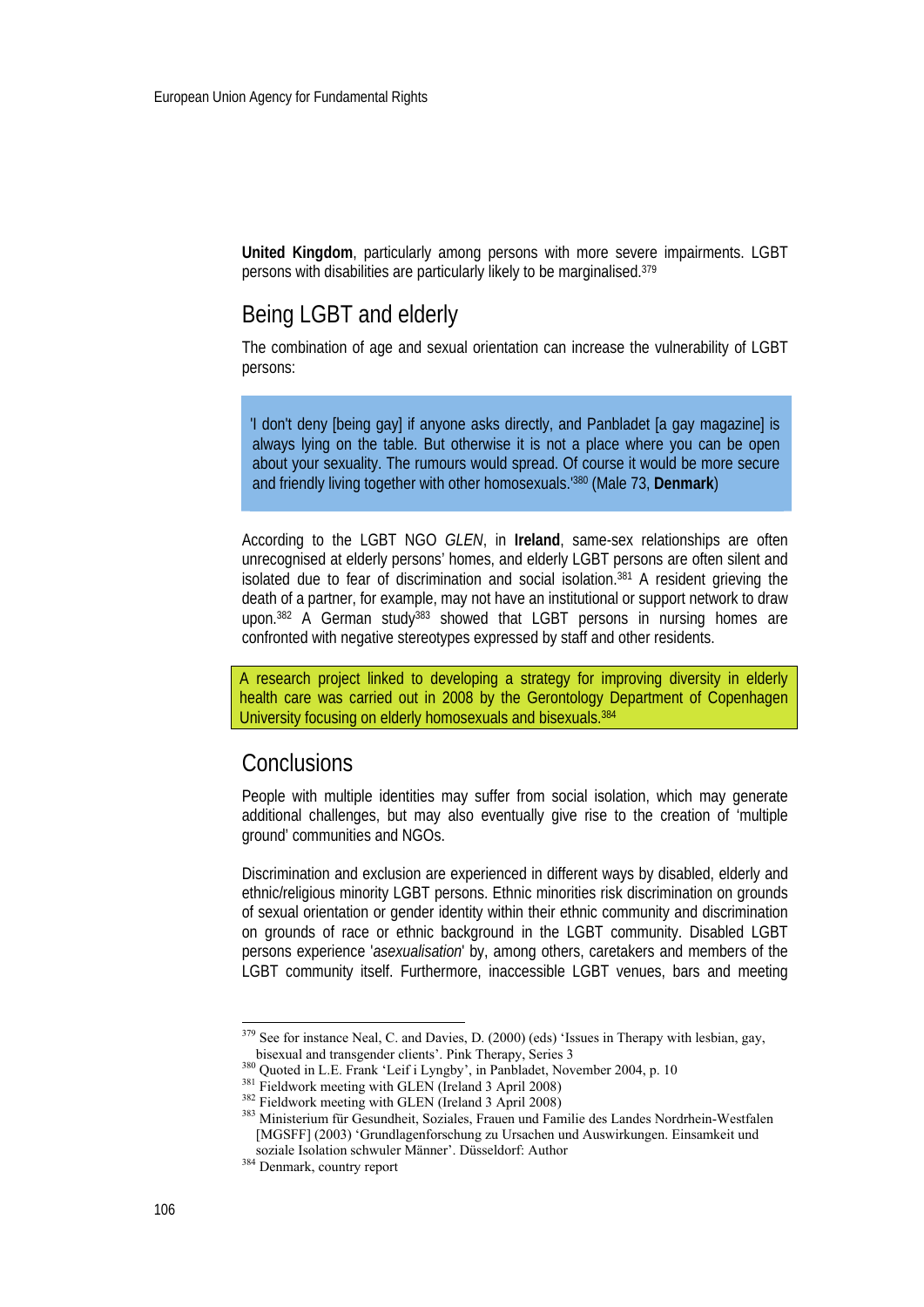**United Kingdom**, particularly among persons with more severe impairments. LGBT persons with disabilities are particularly likely to be marginalised.[379]

## Being LGBT and elderly

The combination of age and sexual orientation can increase the vulnerability of LGBT persons:

> 'I don't deny [being gay] if anyone asks directly, and Panbladet [a gay magazine] is always lying on the table. But otherwise it is not a place where you can be open about your sexuality. The rumours would spread. Of course it would be more secure and friendly living together with other homosexuals.'[380] (Male 73, **Denmark**)

According to the LGBT NGO *GLEN*, in **Ireland**, same-sex relationships are often unrecognised at elderly persons' homes, and elderly LGBT persons are often silent and isolated due to fear of discrimination and social isolation.[381] A resident grieving the death of a partner, for example, may not have an institutional or support network to draw upon.[382] A German study[383] showed that LGBT persons in nursing homes are confronted with negative stereotypes expressed by staff and other residents.

> A research project linked to developing a strategy for improving diversity in elderly health care was carried out in 2008 by the Gerontology Department of Copenhagen University focusing on elderly homosexuals and bisexuals.[384]

## Conclusions

People with multiple identities may suffer from social isolation, which may generate additional challenges, but may also eventually give rise to the creation of 'multiple ground' communities and NGOs.

Discrimination and exclusion are experienced in different ways by disabled, elderly and ethnic/religious minority LGBT persons. Ethnic minorities risk discrimination on grounds of sexual orientation or gender identity within their ethnic community and discrimination on grounds of race or ethnic background in the LGBT community. Disabled LGBT persons experience '*asexualisation*' by, among others, caretakers and members of the LGBT community itself. Furthermore, inaccessible LGBT venues, bars and meeting

---

[379] See for instance Neal, C. and Davies, D. (2000) (eds) 'Issues in Therapy with lesbian, gay, bisexual and transgender clients'. Pink Therapy, Series 3

[380] Quoted in L.E. Frank 'Leif i Lyngby', in Panbladet, November 2004, p. 10

[381] Fieldwork meeting with GLEN (Ireland 3 April 2008)

[382] Fieldwork meeting with GLEN (Ireland 3 April 2008)

[383] Ministerium für Gesundheit, Soziales, Frauen und Familie des Landes Nordrhein-Westfalen [MGSFF] (2003) 'Grundlagenforschung zu Ursachen und Auswirkungen. Einsamkeit und soziale Isolation schwuler Männer'. Düsseldorf: Author

[384] Denmark, country report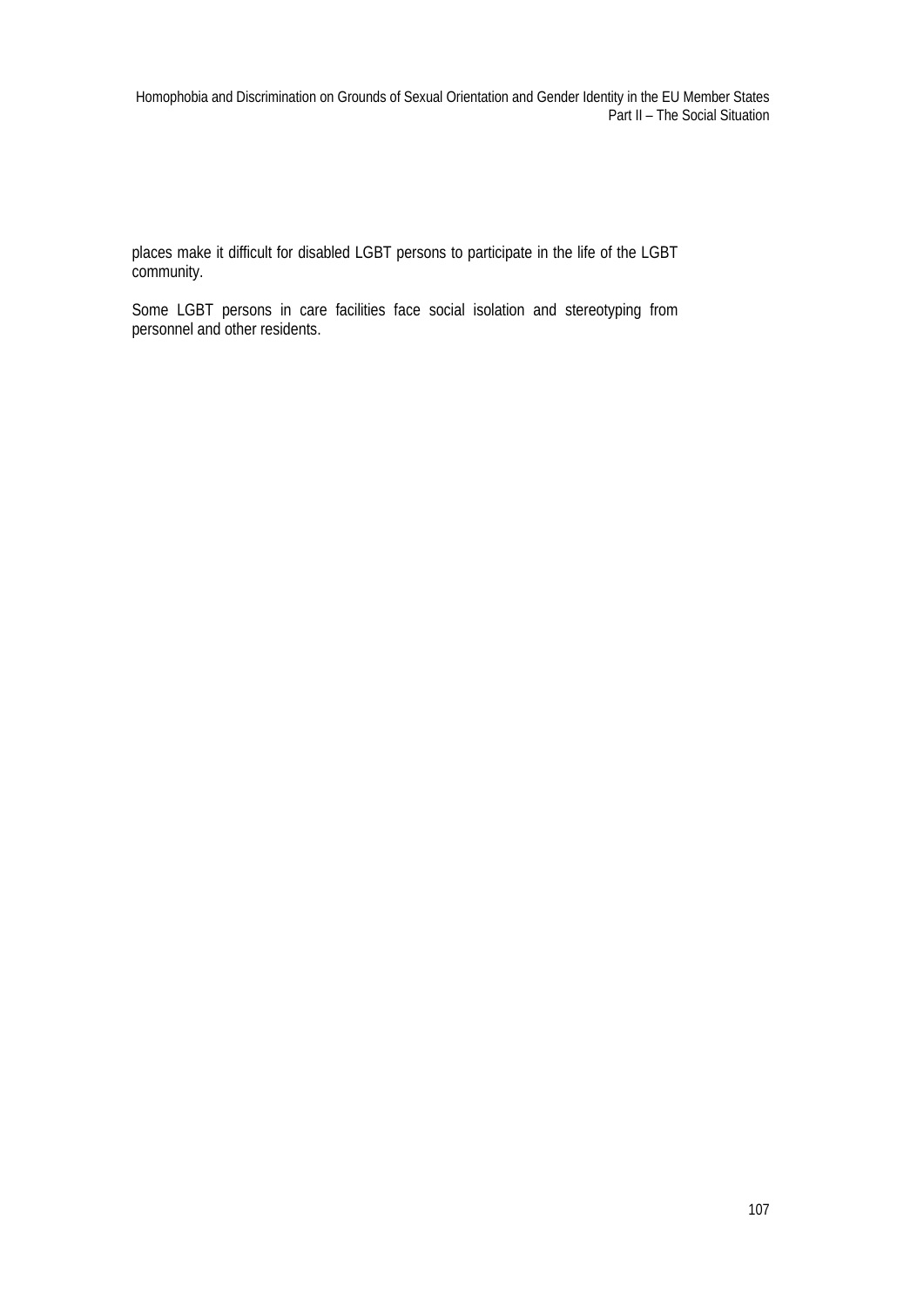places make it difficult for disabled LGBT persons to participate in the life of the LGBT community.

Some LGBT persons in care facilities face social isolation and stereotyping from personnel and other residents.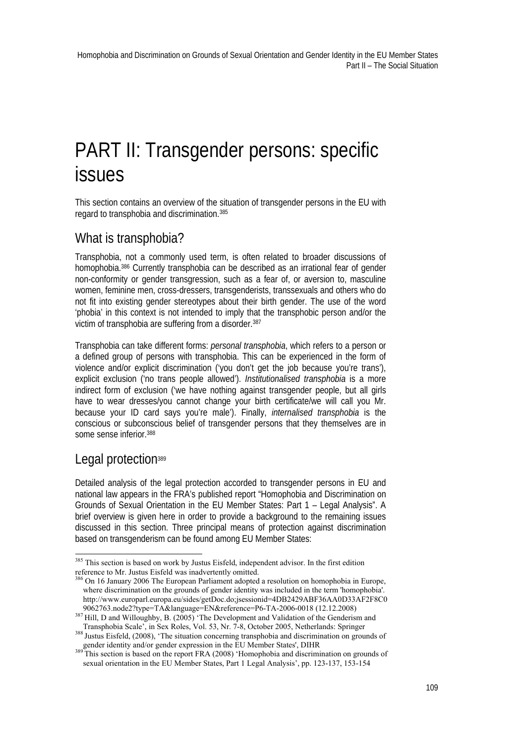# PART II: Transgender persons: specific issues

This section contains an overview of the situation of transgender persons in the EU with regard to transphobia and discrimination.[385]

## What is transphobia?

Transphobia, not a commonly used term, is often related to broader discussions of homophobia.[386] Currently transphobia can be described as an irrational fear of gender non-conformity or gender transgression, such as a fear of, or aversion to, masculine women, feminine men, cross-dressers, transgenderists, transsexuals and others who do not fit into existing gender stereotypes about their birth gender. The use of the word 'phobia' in this context is not intended to imply that the transphobic person and/or the victim of transphobia are suffering from a disorder.[387]

Transphobia can take different forms: *personal transphobia*, which refers to a person or a defined group of persons with transphobia. This can be experienced in the form of violence and/or explicit discrimination ('you don't get the job because you're trans'), explicit exclusion ('no trans people allowed'). *Institutionalised transphobia* is a more indirect form of exclusion ('we have nothing against transgender people, but all girls have to wear dresses/you cannot change your birth certificate/we will call you Mr. because your ID card says you're male'). Finally, *internalised transphobia* is the conscious or subconscious belief of transgender persons that they themselves are in some sense inferior.[388]

## Legal protection[389]

Detailed analysis of the legal protection accorded to transgender persons in EU and national law appears in the FRA's published report "Homophobia and Discrimination on Grounds of Sexual Orientation in the EU Member States: Part 1 – Legal Analysis". A brief overview is given here in order to provide a background to the remaining issues discussed in this section. Three principal means of protection against discrimination based on transgenderism can be found among EU Member States:

---

[385] This section is based on work by Justus Eisfeld, independent advisor. In the first edition reference to Mr. Justus Eisfeld was inadvertently omitted.

[386] On 16 January 2006 The European Parliament adopted a resolution on homophobia in Europe, where discrimination on the grounds of gender identity was included in the term 'homophobia'. http://www.europarl.europa.eu/sides/getDoc.do;jsessionid=4DB2429ABF36AA0D33AF2F8C09062763.node2?type=TA&language=EN&reference=P6-TA-2006-0018 (12.12.2008)

[387] Hill, D and Willoughby, B. (2005) 'The Development and Validation of the Genderism and Transphobia Scale', in Sex Roles, Vol. 53, Nr. 7-8, October 2005, Netherlands: Springer

[388] Justus Eisfeld, (2008), 'The situation concerning transphobia and discrimination on grounds of gender identity and/or gender expression in the EU Member States', DIHR

[389] This section is based on the report FRA (2008) 'Homophobia and discrimination on grounds of sexual orientation in the EU Member States, Part 1 Legal Analysis', pp. 123-137, 153-154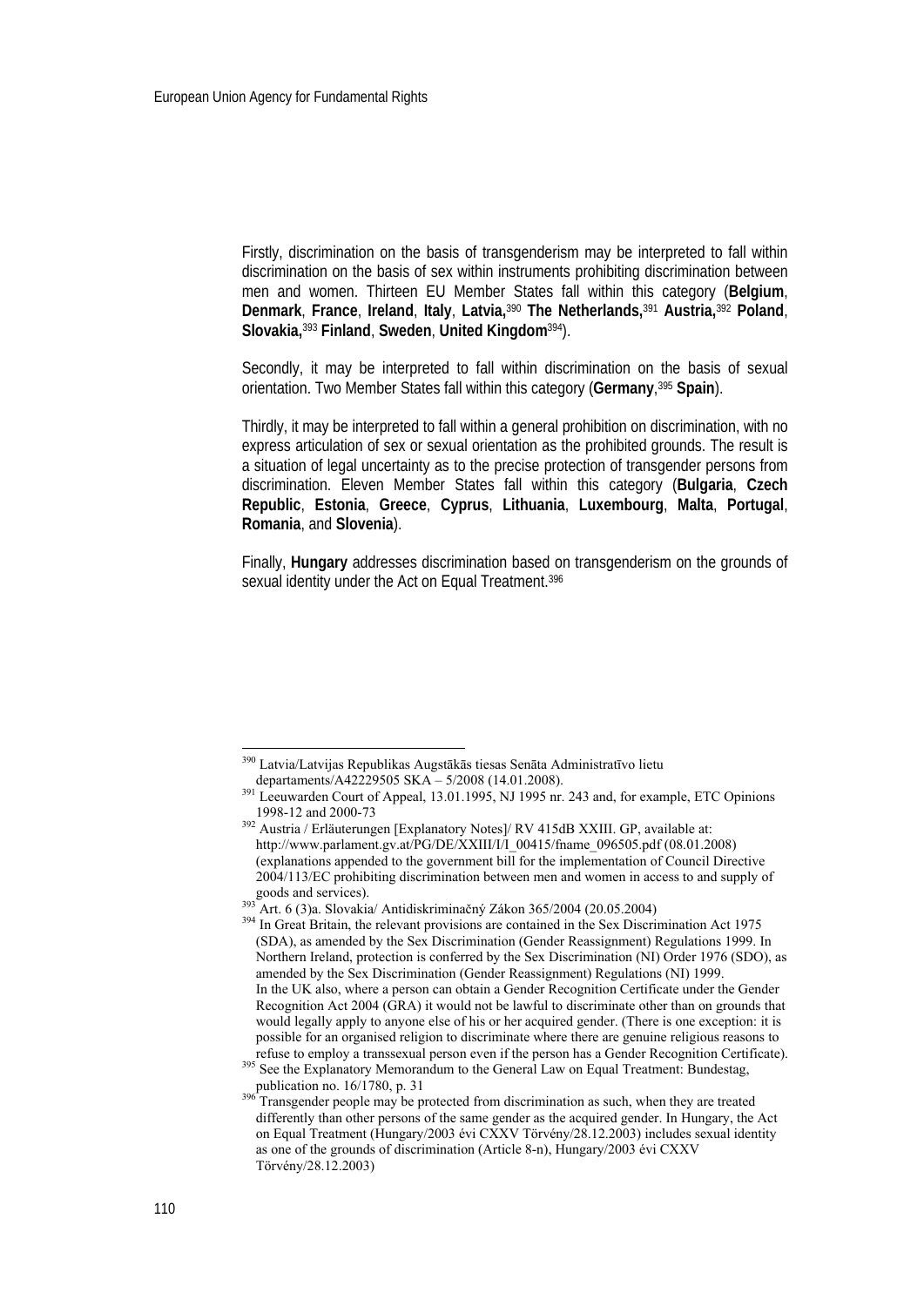Firstly, discrimination on the basis of transgenderism may be interpreted to fall within discrimination on the basis of sex within instruments prohibiting discrimination between men and women. Thirteen EU Member States fall within this category (**Belgium**, **Denmark**, **France**, **Ireland**, **Italy**, **Latvia,**[390] **The Netherlands,**[391] **Austria,**[392] **Poland**, **Slovakia,**[393] **Finland**, **Sweden**, **United Kingdom**[394]).

Secondly, it may be interpreted to fall within discrimination on the basis of sexual orientation. Two Member States fall within this category (**Germany**,[395] **Spain**).

Thirdly, it may be interpreted to fall within a general prohibition on discrimination, with no express articulation of sex or sexual orientation as the prohibited grounds. The result is a situation of legal uncertainty as to the precise protection of transgender persons from discrimination. Eleven Member States fall within this category (**Bulgaria**, **Czech Republic**, **Estonia**, **Greece**, **Cyprus**, **Lithuania**, **Luxembourg**, **Malta**, **Portugal**, **Romania**, and **Slovenia**).

Finally, **Hungary** addresses discrimination based on transgenderism on the grounds of sexual identity under the Act on Equal Treatment.[396]

---

[390] Latvia/Latvijas Republikas Augstākās tiesas Senāta Administratīvo lietu departaments/A42229505 SKA – 5/2008 (14.01.2008).

[391] Leeuwarden Court of Appeal, 13.01.1995, NJ 1995 nr. 243 and, for example, ETC Opinions 1998-12 and 2000-73

[392] Austria / Erläuterungen [Explanatory Notes]/ RV 415dB XXIII. GP, available at: http://www.parlament.gv.at/PG/DE/XXIII/I/I_00415/fname_096505.pdf (08.01.2008) (explanations appended to the government bill for the implementation of Council Directive 2004/113/EC prohibiting discrimination between men and women in access to and supply of goods and services).

[393] Art. 6 (3)a. Slovakia/ Antidiskriminačný Zákon 365/2004 (20.05.2004)

[394] In Great Britain, the relevant provisions are contained in the Sex Discrimination Act 1975 (SDA), as amended by the Sex Discrimination (Gender Reassignment) Regulations 1999. In Northern Ireland, protection is conferred by the Sex Discrimination (NI) Order 1976 (SDO), as amended by the Sex Discrimination (Gender Reassignment) Regulations (NI) 1999. In the UK also, where a person can obtain a Gender Recognition Certificate under the Gender Recognition Act 2004 (GRA) it would not be lawful to discriminate other than on grounds that would legally apply to anyone else of his or her acquired gender. (There is one exception: it is possible for an organised religion to discriminate where there are genuine religious reasons to refuse to employ a transsexual person even if the person has a Gender Recognition Certificate).

[395] See the Explanatory Memorandum to the General Law on Equal Treatment: Bundestag, publication no. 16/1780, p. 31

[396] Transgender people may be protected from discrimination as such, when they are treated differently than other persons of the same gender as the acquired gender. In Hungary, the Act on Equal Treatment (Hungary/2003 évi CXXV Törvény/28.12.2003) includes sexual identity as one of the grounds of discrimination (Article 8-n), Hungary/2003 évi CXXV Törvény/28.12.2003)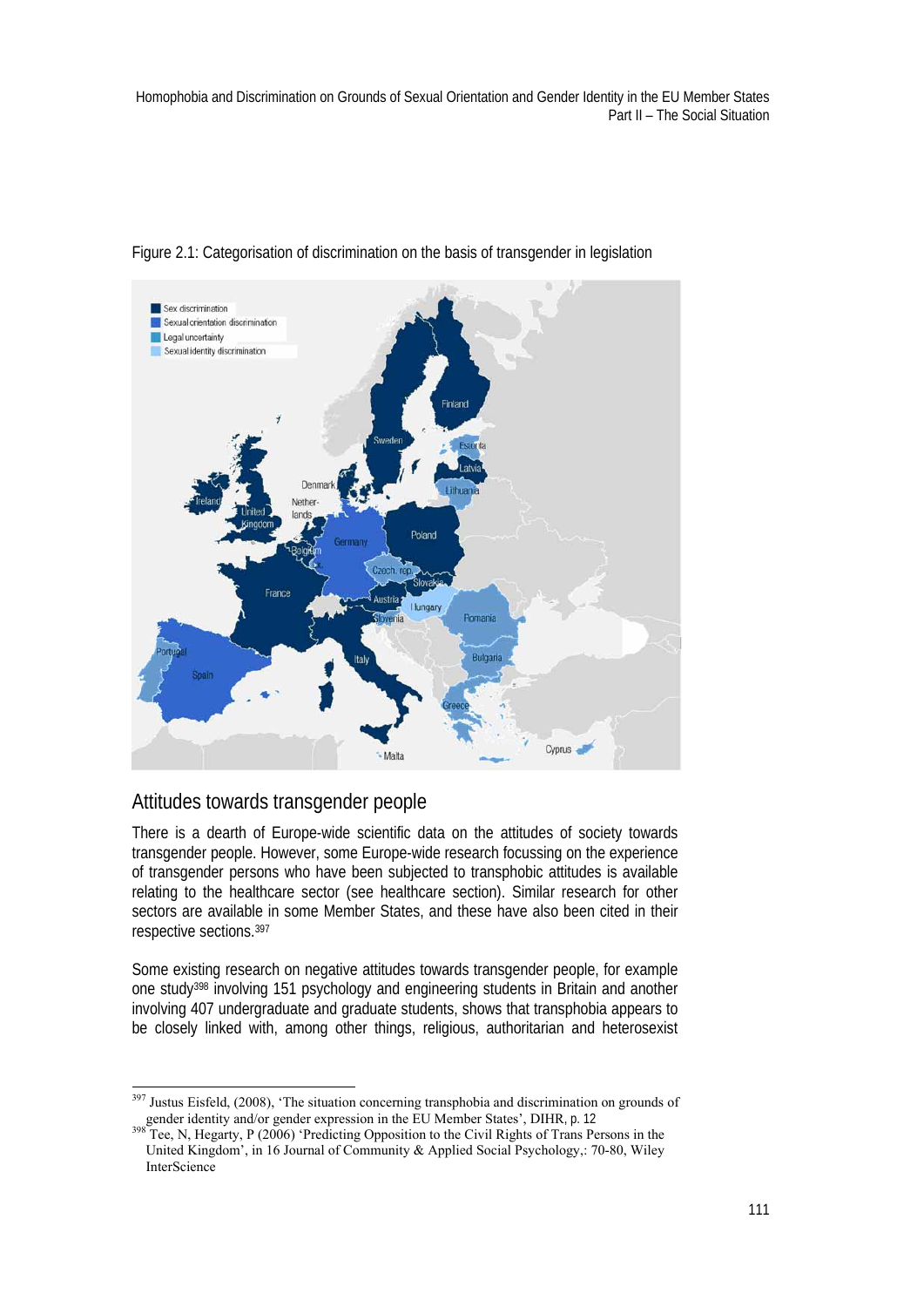Figure 2.1: Categorisation of discrimination on the basis of transgender in legislation

## Attitudes towards transgender people

There is a dearth of Europe-wide scientific data on the attitudes of society towards transgender people. However, some Europe-wide research focussing on the experience of transgender persons who have been subjected to transphobic attitudes is available relating to the healthcare sector (see healthcare section). Similar research for other sectors are available in some Member States, and these have also been cited in their respective sections.[397]

Some existing research on negative attitudes towards transgender people, for example one study[398] involving 151 psychology and engineering students in Britain and another involving 407 undergraduate and graduate students, shows that transphobia appears to be closely linked with, among other things, religious, authoritarian and heterosexist

---

[397] Justus Eisfeld, (2008), 'The situation concerning transphobia and discrimination on grounds of gender identity and/or gender expression in the EU Member States', DIHR, p. 12

[398] Tee, N, Hegarty, P (2006) 'Predicting Opposition to the Civil Rights of Trans Persons in the United Kingdom', in 16 Journal of Community & Applied Social Psychology,: 70-80, Wiley InterScience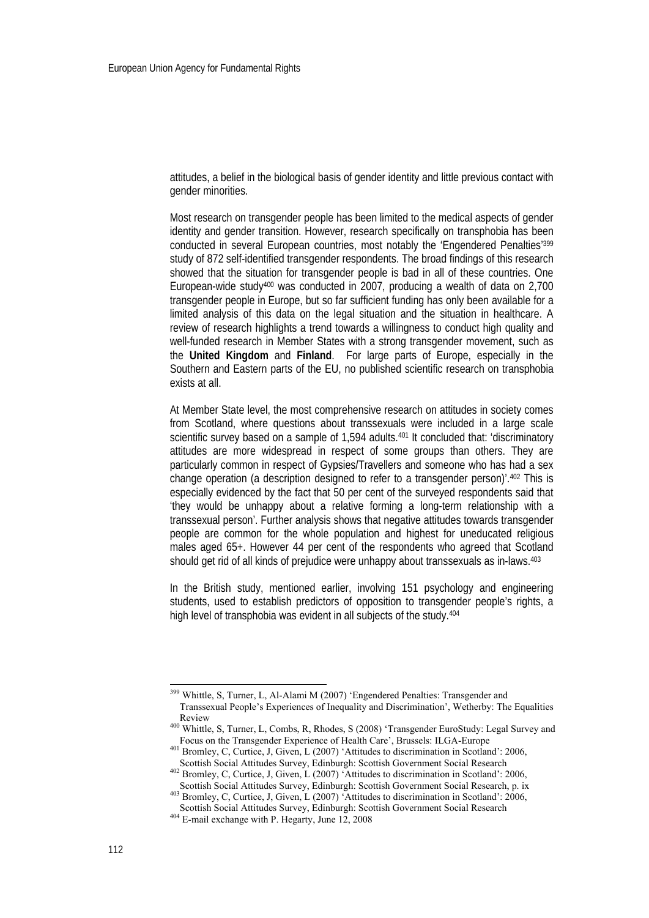attitudes, a belief in the biological basis of gender identity and little previous contact with gender minorities.

Most research on transgender people has been limited to the medical aspects of gender identity and gender transition. However, research specifically on transphobia has been conducted in several European countries, most notably the 'Engendered Penalties'[399] study of 872 self-identified transgender respondents. The broad findings of this research showed that the situation for transgender people is bad in all of these countries. One European-wide study[400] was conducted in 2007, producing a wealth of data on 2,700 transgender people in Europe, but so far sufficient funding has only been available for a limited analysis of this data on the legal situation and the situation in healthcare. A review of research highlights a trend towards a willingness to conduct high quality and well-funded research in Member States with a strong transgender movement, such as the **United Kingdom** and **Finland**. For large parts of Europe, especially in the Southern and Eastern parts of the EU, no published scientific research on transphobia exists at all.

At Member State level, the most comprehensive research on attitudes in society comes from Scotland, where questions about transsexuals were included in a large scale scientific survey based on a sample of 1,594 adults.[401] It concluded that: 'discriminatory attitudes are more widespread in respect of some groups than others. They are particularly common in respect of Gypsies/Travellers and someone who has had a sex change operation (a description designed to refer to a transgender person)'.[402] This is especially evidenced by the fact that 50 per cent of the surveyed respondents said that 'they would be unhappy about a relative forming a long-term relationship with a transsexual person'. Further analysis shows that negative attitudes towards transgender people are common for the whole population and highest for uneducated religious males aged 65+. However 44 per cent of the respondents who agreed that Scotland should get rid of all kinds of prejudice were unhappy about transsexuals as in-laws.[403]

In the British study, mentioned earlier, involving 151 psychology and engineering students, used to establish predictors of opposition to transgender people's rights, a high level of transphobia was evident in all subjects of the study.[404]

---

[399] Whittle, S, Turner, L, Al-Alami M (2007) 'Engendered Penalties: Transgender and Transsexual People's Experiences of Inequality and Discrimination', Wetherby: The Equalities Review

[400] Whittle, S, Turner, L, Combs, R, Rhodes, S (2008) 'Transgender EuroStudy: Legal Survey and Focus on the Transgender Experience of Health Care', Brussels: ILGA-Europe

[401] Bromley, C, Curtice, J, Given, L (2007) 'Attitudes to discrimination in Scotland': 2006, Scottish Social Attitudes Survey, Edinburgh: Scottish Government Social Research

[402] Bromley, C, Curtice, J, Given, L (2007) 'Attitudes to discrimination in Scotland': 2006, Scottish Social Attitudes Survey, Edinburgh: Scottish Government Social Research, p. ix

[403] Bromley, C, Curtice, J, Given, L (2007) 'Attitudes to discrimination in Scotland': 2006, Scottish Social Attitudes Survey, Edinburgh: Scottish Government Social Research

[404] E-mail exchange with P. Hegarty, June 12, 2008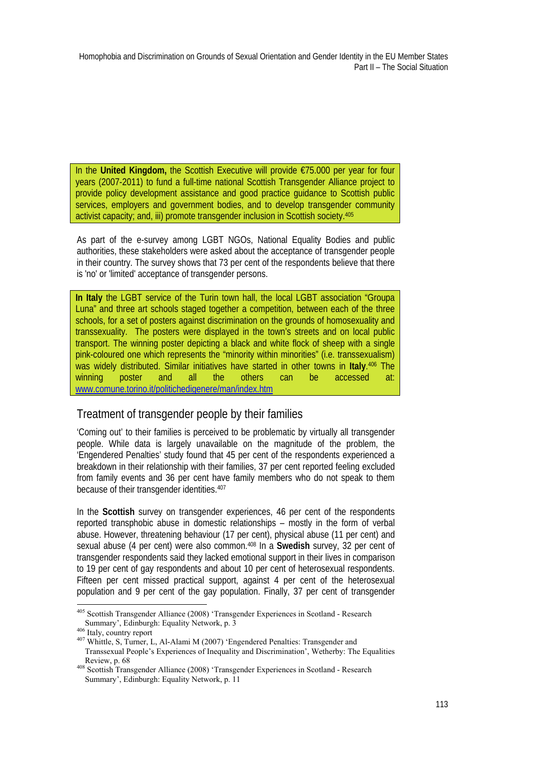In the **United Kingdom,** the Scottish Executive will provide €75.000 per year for four years (2007-2011) to fund a full-time national Scottish Transgender Alliance project to provide policy development assistance and good practice guidance to Scottish public services, employers and government bodies, and to develop transgender community activist capacity; and, iii) promote transgender inclusion in Scottish society.[405]

As part of the e-survey among LGBT NGOs, National Equality Bodies and public authorities, these stakeholders were asked about the acceptance of transgender people in their country. The survey shows that 73 per cent of the respondents believe that there is 'no' or 'limited' acceptance of transgender persons.

**In Italy** the LGBT service of the Turin town hall, the local LGBT association "Groupa Luna" and three art schools staged together a competition, between each of the three schools, for a set of posters against discrimination on the grounds of homosexuality and transsexuality. The posters were displayed in the town's streets and on local public transport. The winning poster depicting a black and white flock of sheep with a single pink-coloured one which represents the "minority within minorities" (i.e. transsexualism) was widely distributed. Similar initiatives have started in other towns in **Italy**.[406] The winning poster and all the others can be accessed at: www.comune.torino.it/politichedigenere/man/index.htm

## Treatment of transgender people by their families

'Coming out' to their families is perceived to be problematic by virtually all transgender people. While data is largely unavailable on the magnitude of the problem, the 'Engendered Penalties' study found that 45 per cent of the respondents experienced a breakdown in their relationship with their families, 37 per cent reported feeling excluded from family events and 36 per cent have family members who do not speak to them because of their transgender identities.[407]

In the **Scottish** survey on transgender experiences, 46 per cent of the respondents reported transphobic abuse in domestic relationships – mostly in the form of verbal abuse. However, threatening behaviour (17 per cent), physical abuse (11 per cent) and sexual abuse (4 per cent) were also common.[408] In a **Swedish** survey, 32 per cent of transgender respondents said they lacked emotional support in their lives in comparison to 19 per cent of gay respondents and about 10 per cent of heterosexual respondents. Fifteen per cent missed practical support, against 4 per cent of the heterosexual population and 9 per cent of the gay population. Finally, 37 per cent of transgender

---

[405] Scottish Transgender Alliance (2008) 'Transgender Experiences in Scotland - Research Summary', Edinburgh: Equality Network, p. 3

[406] Italy, country report

[407] Whittle, S, Turner, L, Al-Alami M (2007) 'Engendered Penalties: Transgender and Transsexual People's Experiences of Inequality and Discrimination', Wetherby: The Equalities Review, p. 68

[408] Scottish Transgender Alliance (2008) 'Transgender Experiences in Scotland - Research Summary', Edinburgh: Equality Network, p. 11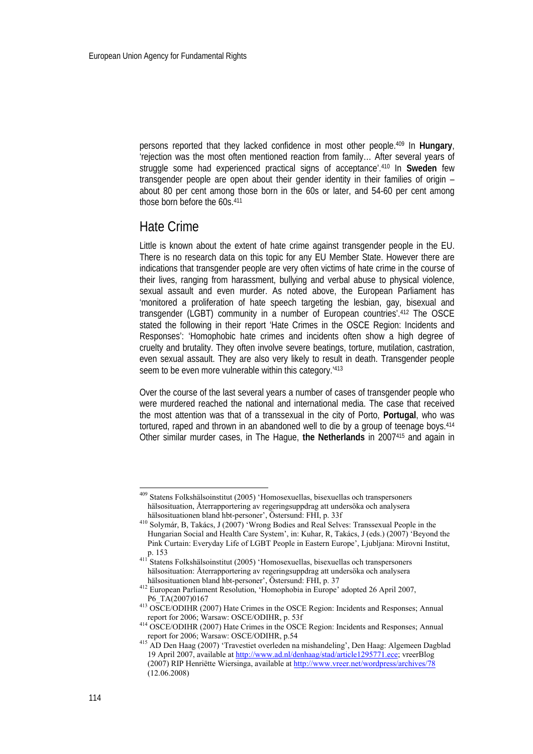persons reported that they lacked confidence in most other people.[409] In **Hungary**, 'rejection was the most often mentioned reaction from family… After several years of struggle some had experienced practical signs of acceptance'.[410] In **Sweden** few transgender people are open about their gender identity in their families of origin – about 80 per cent among those born in the 60s or later, and 54-60 per cent among those born before the 60s.[411]

## Hate Crime

Little is known about the extent of hate crime against transgender people in the EU. There is no research data on this topic for any EU Member State. However there are indications that transgender people are very often victims of hate crime in the course of their lives, ranging from harassment, bullying and verbal abuse to physical violence, sexual assault and even murder. As noted above, the European Parliament has 'monitored a proliferation of hate speech targeting the lesbian, gay, bisexual and transgender (LGBT) community in a number of European countries'.[412] The OSCE stated the following in their report 'Hate Crimes in the OSCE Region: Incidents and Responses': 'Homophobic hate crimes and incidents often show a high degree of cruelty and brutality. They often involve severe beatings, torture, mutilation, castration, even sexual assault. They are also very likely to result in death. Transgender people seem to be even more vulnerable within this category.'[413]

Over the course of the last several years a number of cases of transgender people who were murdered reached the national and international media. The case that received the most attention was that of a transsexual in the city of Porto, **Portugal**, who was tortured, raped and thrown in an abandoned well to die by a group of teenage boys.[414] Other similar murder cases, in The Hague, **the Netherlands** in 2007[415] and again in

---

[409] Statens Folkhälsoinstitut (2005) 'Homosexuellas, bisexuellas och transpersoners hälsosituation, Återrapportering av regeringsuppdrag att undersöka och analysera hälsosituationen bland hbt-personer', Östersund: FHI, p. 33f

[410] Solymár, B, Takács, J (2007) 'Wrong Bodies and Real Selves: Transsexual People in the Hungarian Social and Health Care System', in: Kuhar, R, Takács, J (eds.) (2007) 'Beyond the Pink Curtain: Everyday Life of LGBT People in Eastern Europe', Ljubljana: Mirovni Institut, p. 153

[411] Statens Folkhälsoinstitut (2005) 'Homosexuellas, bisexuellas och transpersoners hälsosituation: Återrapportering av regeringsuppdrag att undersöka och analysera hälsosituationen bland hbt-personer', Östersund: FHI, p. 37

[412] European Parliament Resolution, 'Homophobia in Europe' adopted 26 April 2007, P6_TA(2007)0167

[413] OSCE/ODIHR (2007) Hate Crimes in the OSCE Region: Incidents and Responses; Annual report for 2006; Warsaw: OSCE/ODIHR, p. 53f

[414] OSCE/ODIHR (2007) Hate Crimes in the OSCE Region: Incidents and Responses; Annual report for 2006; Warsaw: OSCE/ODIHR, p.54

[415] AD Den Haag (2007) 'Travestiet overleden na mishandeling', Den Haag: Algemeen Dagblad 19 April 2007, available at http://www.ad.nl/denhaag/stad/article1295771.ece; vreerBlog (2007) RIP Henriëtte Wiersinga, available at http://www.vreer.net/wordpress/archives/78 (12.06.2008)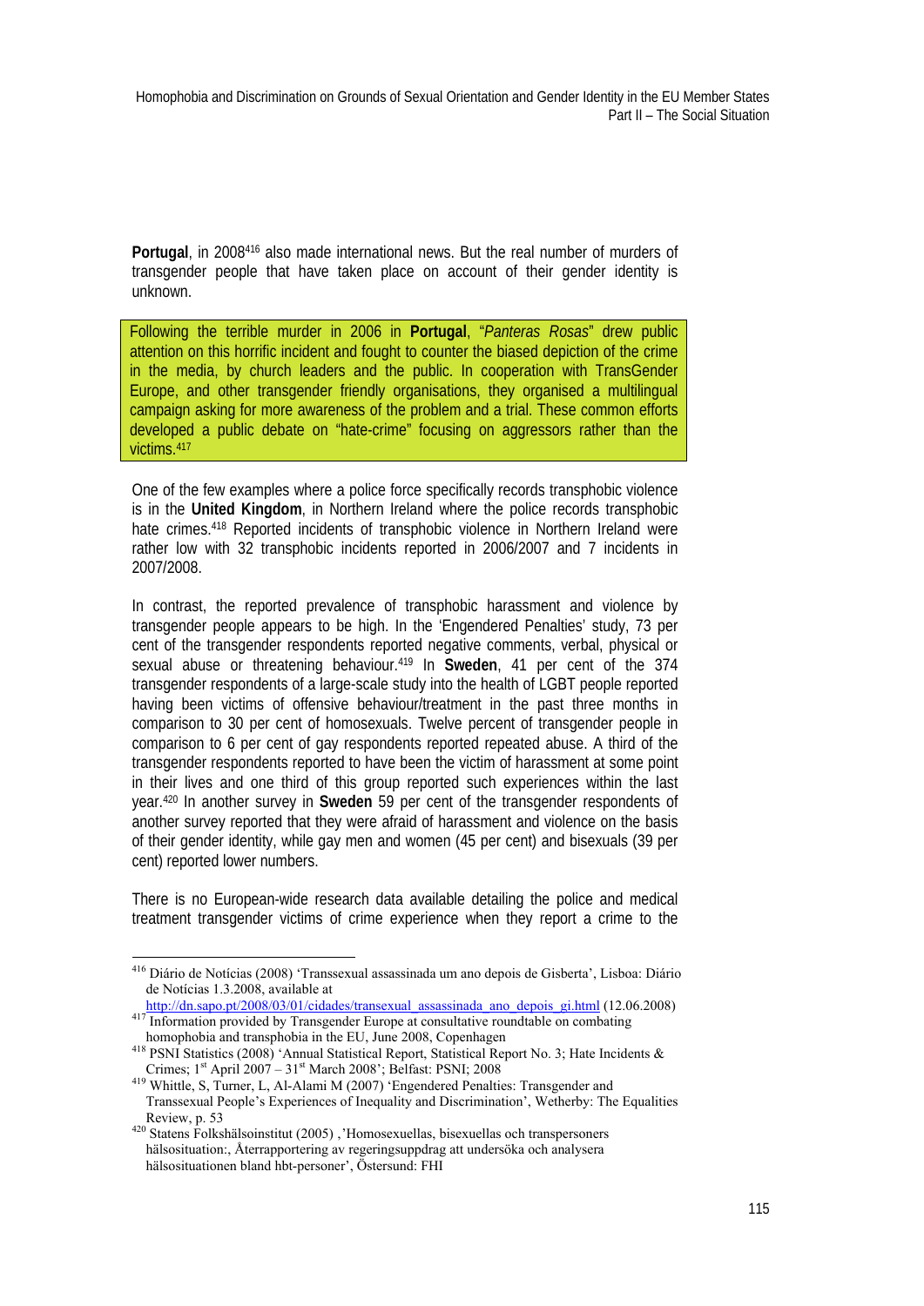**Portugal**, in 2008[416] also made international news. But the real number of murders of transgender people that have taken place on account of their gender identity is unknown.

Following the terrible murder in 2006 in **Portugal**, "*Panteras Rosas*" drew public attention on this horrific incident and fought to counter the biased depiction of the crime in the media, by church leaders and the public. In cooperation with TransGender Europe, and other transgender friendly organisations, they organised a multilingual campaign asking for more awareness of the problem and a trial. These common efforts developed a public debate on "hate-crime" focusing on aggressors rather than the victims.[417]

One of the few examples where a police force specifically records transphobic violence is in the **United Kingdom**, in Northern Ireland where the police records transphobic hate crimes.[418] Reported incidents of transphobic violence in Northern Ireland were rather low with 32 transphobic incidents reported in 2006/2007 and 7 incidents in 2007/2008.

In contrast, the reported prevalence of transphobic harassment and violence by transgender people appears to be high. In the 'Engendered Penalties' study, 73 per cent of the transgender respondents reported negative comments, verbal, physical or sexual abuse or threatening behaviour.[419] In **Sweden**, 41 per cent of the 374 transgender respondents of a large-scale study into the health of LGBT people reported having been victims of offensive behaviour/treatment in the past three months in comparison to 30 per cent of homosexuals. Twelve percent of transgender people in comparison to 6 per cent of gay respondents reported repeated abuse. A third of the transgender respondents reported to have been the victim of harassment at some point in their lives and one third of this group reported such experiences within the last year.[420] In another survey in **Sweden** 59 per cent of the transgender respondents of another survey reported that they were afraid of harassment and violence on the basis of their gender identity, while gay men and women (45 per cent) and bisexuals (39 per cent) reported lower numbers.

There is no European-wide research data available detailing the police and medical treatment transgender victims of crime experience when they report a crime to the

---

[416] Diário de Notícias (2008) 'Transsexual assassinada um ano depois de Gisberta', Lisboa: Diário de Notícias 1.3.2008, available at http://dn.sapo.pt/2008/03/01/cidades/transexual_assassinada_ano_depois_gi.html (12.06.2008)

[417] Information provided by Transgender Europe at consultative roundtable on combating homophobia and transphobia in the EU, June 2008, Copenhagen

[418] PSNI Statistics (2008) 'Annual Statistical Report, Statistical Report No. 3; Hate Incidents & Crimes; 1st April 2007 – 31st March 2008'; Belfast: PSNI; 2008

[419] Whittle, S, Turner, L, Al-Alami M (2007) 'Engendered Penalties: Transgender and Transsexual People's Experiences of Inequality and Discrimination', Wetherby: The Equalities Review, p. 53

[420] Statens Folkshälsoinstitut (2005) ,'Homosexuellas, bisexuellas och transpersoners hälsosituation:, Återrapportering av regeringsuppdrag att undersöka och analysera hälsosituationen bland hbt-personer', Östersund: FHI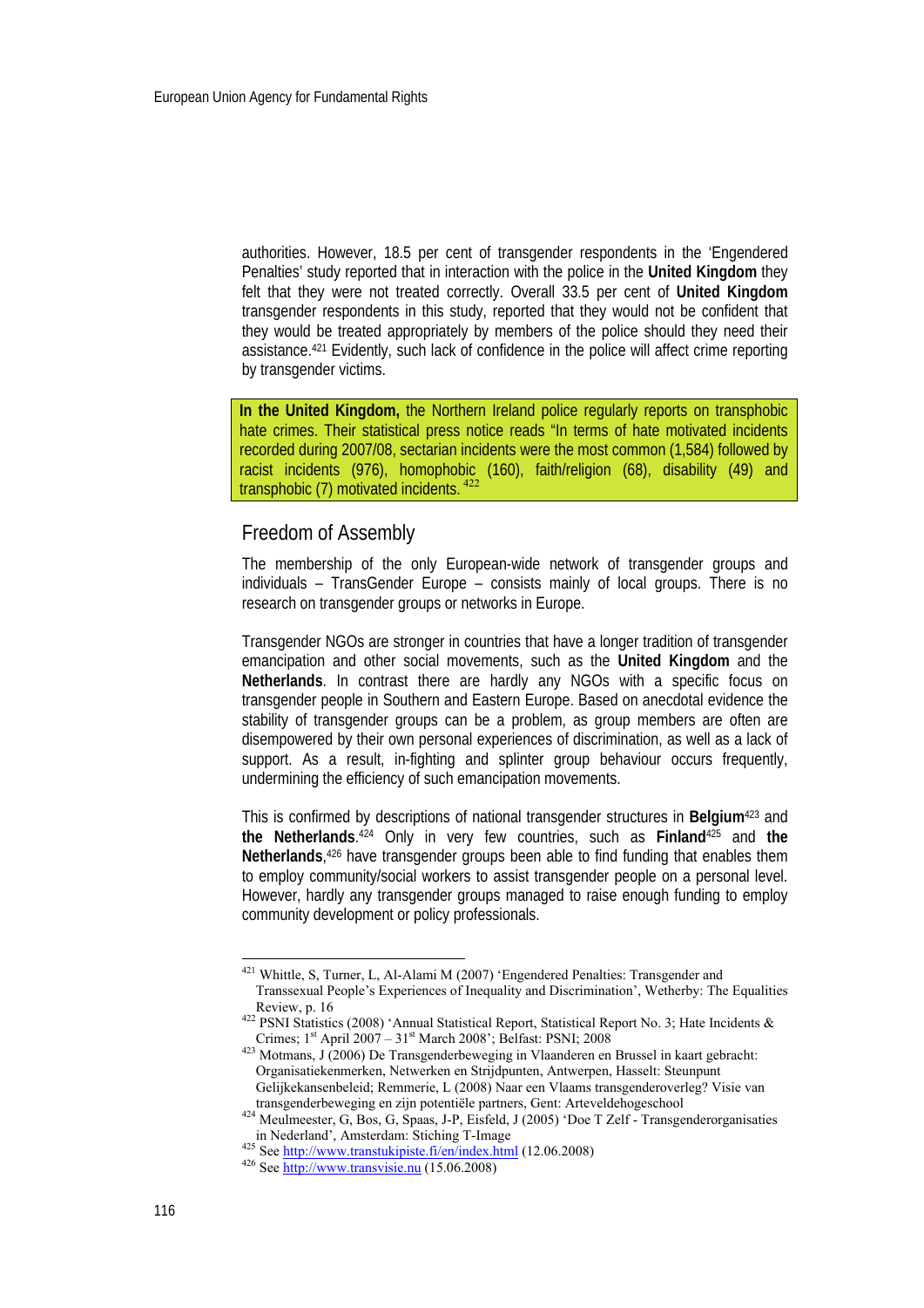authorities. However, 18.5 per cent of transgender respondents in the 'Engendered Penalties' study reported that in interaction with the police in the **United Kingdom** they felt that they were not treated correctly. Overall 33.5 per cent of **United Kingdom** transgender respondents in this study, reported that they would not be confident that they would be treated appropriately by members of the police should they need their assistance.[421] Evidently, such lack of confidence in the police will affect crime reporting by transgender victims.

> **In the United Kingdom,** the Northern Ireland police regularly reports on transphobic hate crimes. Their statistical press notice reads "In terms of hate motivated incidents recorded during 2007/08, sectarian incidents were the most common (1,584) followed by racist incidents (976), homophobic (160), faith/religion (68), disability (49) and transphobic (7) motivated incidents. [422]

## Freedom of Assembly

The membership of the only European-wide network of transgender groups and individuals – TransGender Europe – consists mainly of local groups. There is no research on transgender groups or networks in Europe.

Transgender NGOs are stronger in countries that have a longer tradition of transgender emancipation and other social movements, such as the **United Kingdom** and the **Netherlands**. In contrast there are hardly any NGOs with a specific focus on transgender people in Southern and Eastern Europe. Based on anecdotal evidence the stability of transgender groups can be a problem, as group members are often are disempowered by their own personal experiences of discrimination, as well as a lack of support. As a result, in-fighting and splinter group behaviour occurs frequently, undermining the efficiency of such emancipation movements.

This is confirmed by descriptions of national transgender structures in **Belgium**[423] and **the Netherlands**.[424] Only in very few countries, such as **Finland**[425] and **the Netherlands**,[426] have transgender groups been able to find funding that enables them to employ community/social workers to assist transgender people on a personal level. However, hardly any transgender groups managed to raise enough funding to employ community development or policy professionals.

---

[421] Whittle, S, Turner, L, Al-Alami M (2007) 'Engendered Penalties: Transgender and Transsexual People's Experiences of Inequality and Discrimination', Wetherby: The Equalities Review, p. 16

[422] PSNI Statistics (2008) 'Annual Statistical Report, Statistical Report No. 3; Hate Incidents & Crimes; 1st April 2007 – 31st March 2008'; Belfast: PSNI; 2008

[423] Motmans, J (2006) De Transgenderbeweging in Vlaanderen en Brussel in kaart gebracht: Organisatiekenmerken, Netwerken en Strijdpunten, Antwerpen, Hasselt: Steunpunt Gelijkekansenbeleid; Remmerie, L (2008) Naar een Vlaams transgenderoverleg? Visie van transgenderbeweging en zijn potentiële partners, Gent: Arteveldehogeschool

[424] Meulmeester, G, Bos, G, Spaas, J-P, Eisfeld, J (2005) 'Doe T Zelf - Transgenderorganisaties in Nederland', Amsterdam: Stiching T-Image

[425] See http://www.transtukipiste.fi/en/index.html (12.06.2008)

[426] See http://www.transvisie.nu (15.06.2008)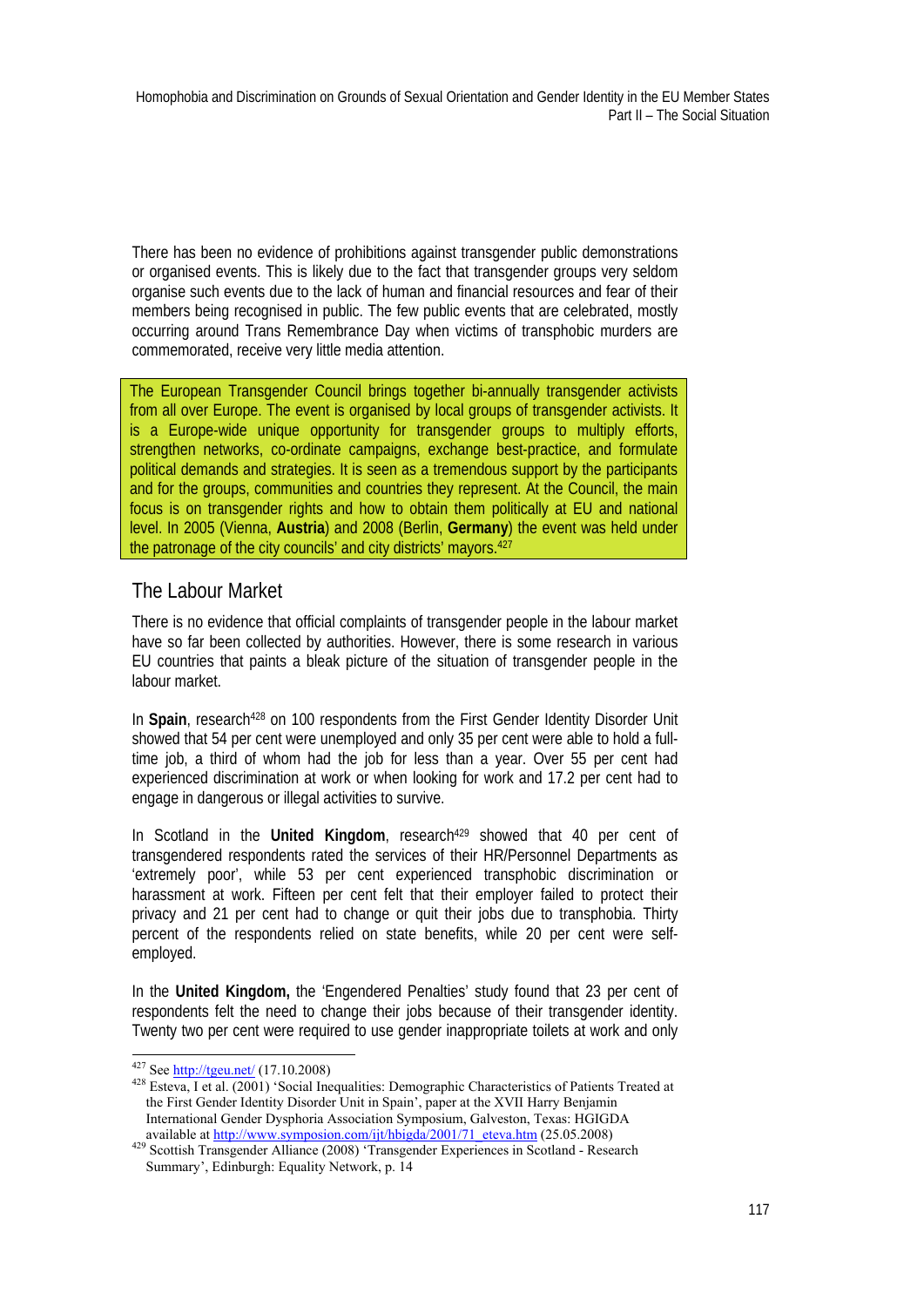There has been no evidence of prohibitions against transgender public demonstrations or organised events. This is likely due to the fact that transgender groups very seldom organise such events due to the lack of human and financial resources and fear of their members being recognised in public. The few public events that are celebrated, mostly occurring around Trans Remembrance Day when victims of transphobic murders are commemorated, receive very little media attention.

> The European Transgender Council brings together bi-annually transgender activists from all over Europe. The event is organised by local groups of transgender activists. It is a Europe-wide unique opportunity for transgender groups to multiply efforts, strengthen networks, co-ordinate campaigns, exchange best-practice, and formulate political demands and strategies. It is seen as a tremendous support by the participants and for the groups, communities and countries they represent. At the Council, the main focus is on transgender rights and how to obtain them politically at EU and national level. In 2005 (Vienna, **Austria**) and 2008 (Berlin, **Germany**) the event was held under the patronage of the city councils' and city districts' mayors.[427]

## The Labour Market

There is no evidence that official complaints of transgender people in the labour market have so far been collected by authorities. However, there is some research in various EU countries that paints a bleak picture of the situation of transgender people in the labour market.

In **Spain**, research[428] on 100 respondents from the First Gender Identity Disorder Unit showed that 54 per cent were unemployed and only 35 per cent were able to hold a full-time job, a third of whom had the job for less than a year. Over 55 per cent had experienced discrimination at work or when looking for work and 17.2 per cent had to engage in dangerous or illegal activities to survive.

In Scotland in the **United Kingdom**, research[429] showed that 40 per cent of transgendered respondents rated the services of their HR/Personnel Departments as 'extremely poor', while 53 per cent experienced transphobic discrimination or harassment at work. Fifteen per cent felt that their employer failed to protect their privacy and 21 per cent had to change or quit their jobs due to transphobia. Thirty percent of the respondents relied on state benefits, while 20 per cent were self-employed.

In the **United Kingdom,** the 'Engendered Penalties' study found that 23 per cent of respondents felt the need to change their jobs because of their transgender identity. Twenty two per cent were required to use gender inappropriate toilets at work and only

---

[427] See http://tgeu.net/ (17.10.2008)

[428] Esteva, I et al. (2001) 'Social Inequalities: Demographic Characteristics of Patients Treated at the First Gender Identity Disorder Unit in Spain', paper at the XVII Harry Benjamin International Gender Dysphoria Association Symposium, Galveston, Texas: HGIGDA available at http://www.symposion.com/ijt/hbigda/2001/71_eteva.htm (25.05.2008)

[429] Scottish Transgender Alliance (2008) 'Transgender Experiences in Scotland - Research Summary', Edinburgh: Equality Network, p. 14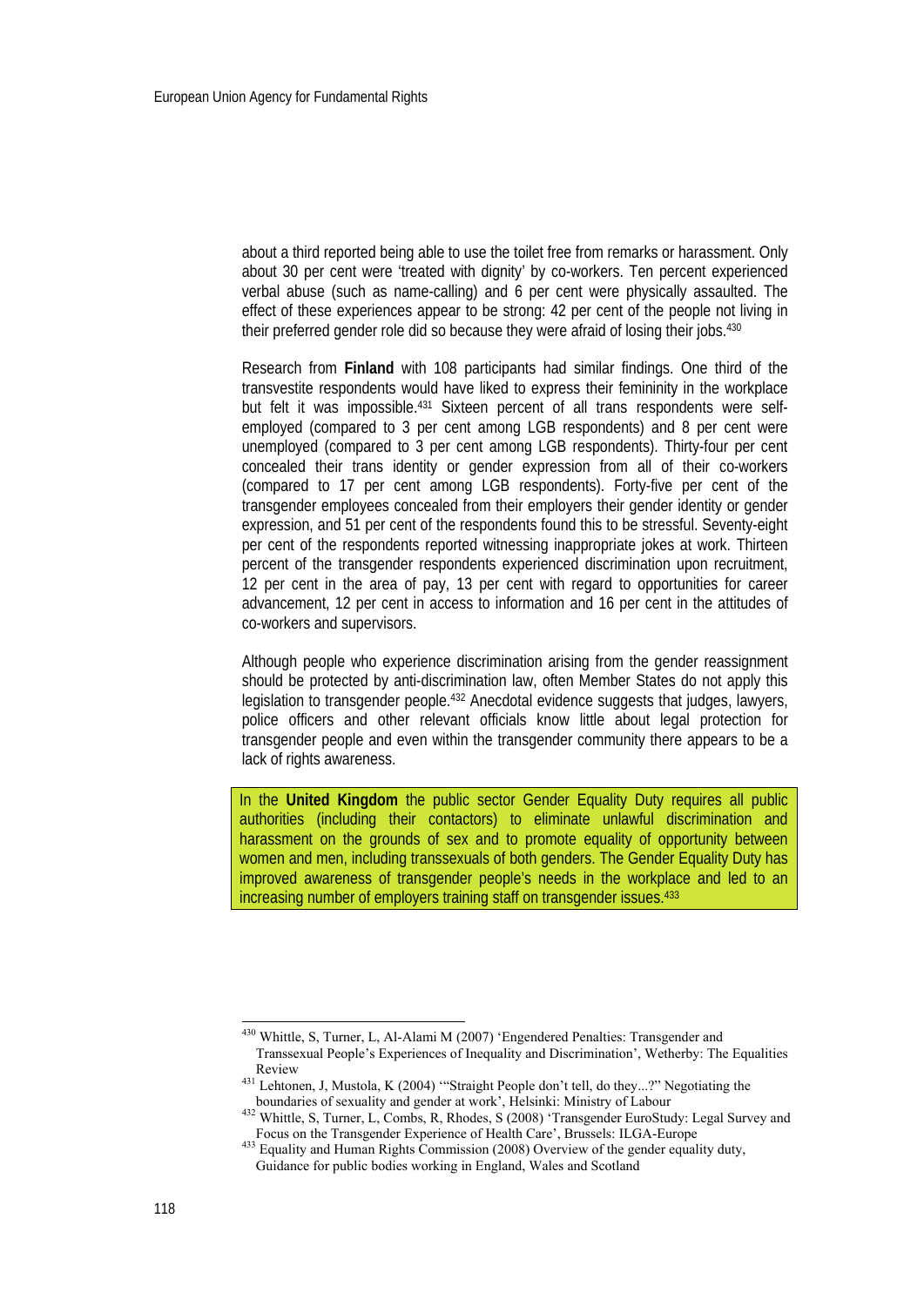about a third reported being able to use the toilet free from remarks or harassment. Only about 30 per cent were 'treated with dignity' by co-workers. Ten percent experienced verbal abuse (such as name-calling) and 6 per cent were physically assaulted. The effect of these experiences appear to be strong: 42 per cent of the people not living in their preferred gender role did so because they were afraid of losing their jobs.[430]

Research from **Finland** with 108 participants had similar findings. One third of the transvestite respondents would have liked to express their femininity in the workplace but felt it was impossible.[431] Sixteen percent of all trans respondents were self-employed (compared to 3 per cent among LGB respondents) and 8 per cent were unemployed (compared to 3 per cent among LGB respondents). Thirty-four per cent concealed their trans identity or gender expression from all of their co-workers (compared to 17 per cent among LGB respondents). Forty-five per cent of the transgender employees concealed from their employers their gender identity or gender expression, and 51 per cent of the respondents found this to be stressful. Seventy-eight per cent of the respondents reported witnessing inappropriate jokes at work. Thirteen percent of the transgender respondents experienced discrimination upon recruitment, 12 per cent in the area of pay, 13 per cent with regard to opportunities for career advancement, 12 per cent in access to information and 16 per cent in the attitudes of co-workers and supervisors.

Although people who experience discrimination arising from the gender reassignment should be protected by anti-discrimination law, often Member States do not apply this legislation to transgender people.[432] Anecdotal evidence suggests that judges, lawyers, police officers and other relevant officials know little about legal protection for transgender people and even within the transgender community there appears to be a lack of rights awareness.

In the **United Kingdom** the public sector Gender Equality Duty requires all public authorities (including their contactors) to eliminate unlawful discrimination and harassment on the grounds of sex and to promote equality of opportunity between women and men, including transsexuals of both genders. The Gender Equality Duty has improved awareness of transgender people's needs in the workplace and led to an increasing number of employers training staff on transgender issues.[433]

---

[430] Whittle, S, Turner, L, Al-Alami M (2007) 'Engendered Penalties: Transgender and Transsexual People's Experiences of Inequality and Discrimination', Wetherby: The Equalities Review

[431] Lehtonen, J, Mustola, K (2004) '"Straight People don't tell, do they...?" Negotiating the boundaries of sexuality and gender at work', Helsinki: Ministry of Labour

[432] Whittle, S, Turner, L, Combs, R, Rhodes, S (2008) 'Transgender EuroStudy: Legal Survey and Focus on the Transgender Experience of Health Care', Brussels: ILGA-Europe

[433] Equality and Human Rights Commission (2008) Overview of the gender equality duty, Guidance for public bodies working in England, Wales and Scotland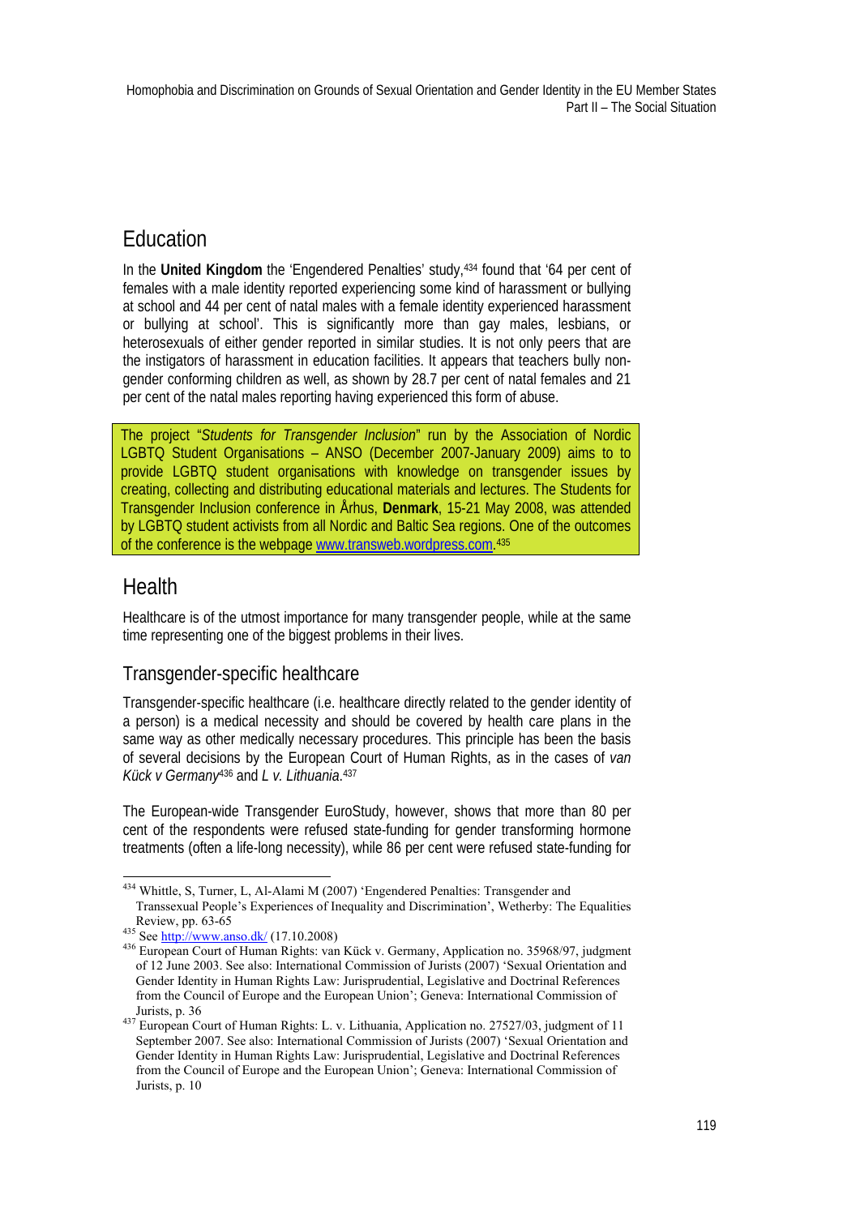## Education

In the **United Kingdom** the 'Engendered Penalties' study,[434] found that '64 per cent of females with a male identity reported experiencing some kind of harassment or bullying at school and 44 per cent of natal males with a female identity experienced harassment or bullying at school'. This is significantly more than gay males, lesbians, or heterosexuals of either gender reported in similar studies. It is not only peers that are the instigators of harassment in education facilities. It appears that teachers bully non-gender conforming children as well, as shown by 28.7 per cent of natal females and 21 per cent of the natal males reporting having experienced this form of abuse.

> The project "*Students for Transgender Inclusion*" run by the Association of Nordic LGBTQ Student Organisations – ANSO (December 2007-January 2009) aims to to provide LGBTQ student organisations with knowledge on transgender issues by creating, collecting and distributing educational materials and lectures. The Students for Transgender Inclusion conference in Århus, **Denmark**, 15-21 May 2008, was attended by LGBTQ student activists from all Nordic and Baltic Sea regions. One of the outcomes of the conference is the webpage www.transweb.wordpress.com.[435]

## Health

Healthcare is of the utmost importance for many transgender people, while at the same time representing one of the biggest problems in their lives.

### Transgender-specific healthcare

Transgender-specific healthcare (i.e. healthcare directly related to the gender identity of a person) is a medical necessity and should be covered by health care plans in the same way as other medically necessary procedures. This principle has been the basis of several decisions by the European Court of Human Rights, as in the cases of *van Kück v Germany*[436] and *L v. Lithuania*.[437]

The European-wide Transgender EuroStudy, however, shows that more than 80 per cent of the respondents were refused state-funding for gender transforming hormone treatments (often a life-long necessity), while 86 per cent were refused state-funding for

---

[434] Whittle, S, Turner, L, Al-Alami M (2007) 'Engendered Penalties: Transgender and Transsexual People's Experiences of Inequality and Discrimination', Wetherby: The Equalities Review, pp. 63-65

[435] See http://www.anso.dk/ (17.10.2008)

[436] European Court of Human Rights: van Kück v. Germany, Application no. 35968/97, judgment of 12 June 2003. See also: International Commission of Jurists (2007) 'Sexual Orientation and Gender Identity in Human Rights Law: Jurisprudential, Legislative and Doctrinal References from the Council of Europe and the European Union'; Geneva: International Commission of Jurists, p. 36

[437] European Court of Human Rights: L. v. Lithuania, Application no. 27527/03, judgment of 11 September 2007. See also: International Commission of Jurists (2007) 'Sexual Orientation and Gender Identity in Human Rights Law: Jurisprudential, Legislative and Doctrinal References from the Council of Europe and the European Union'; Geneva: International Commission of Jurists, p. 10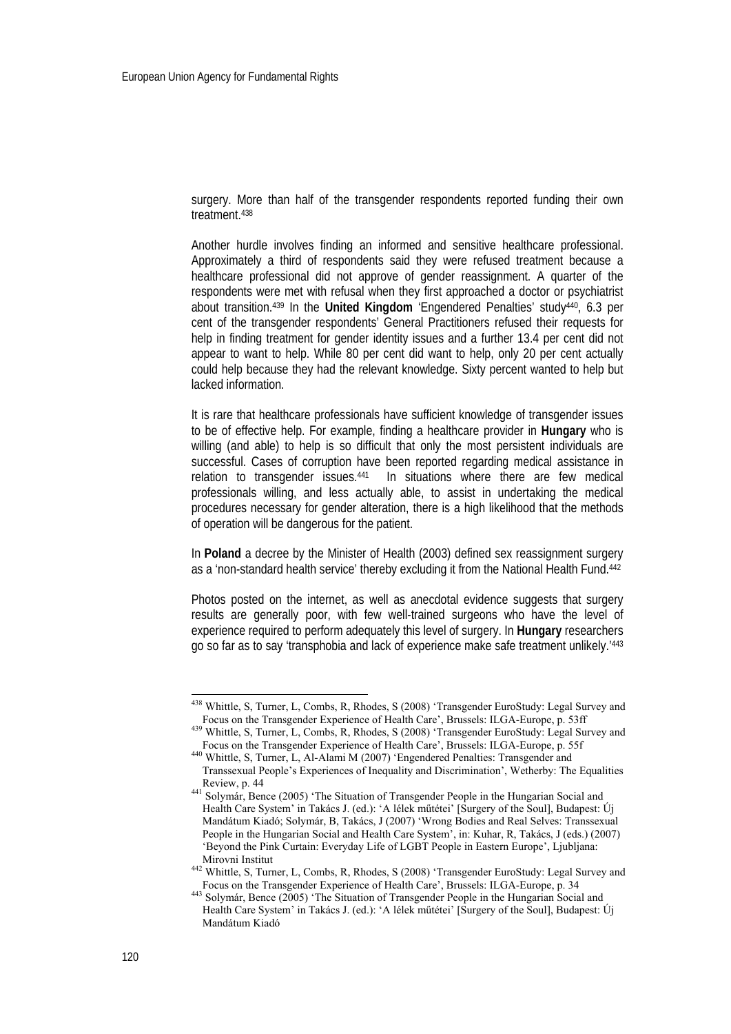surgery. More than half of the transgender respondents reported funding their own treatment.[438]

Another hurdle involves finding an informed and sensitive healthcare professional. Approximately a third of respondents said they were refused treatment because a healthcare professional did not approve of gender reassignment. A quarter of the respondents were met with refusal when they first approached a doctor or psychiatrist about transition.[439] In the **United Kingdom** 'Engendered Penalties' study[440], 6.3 per cent of the transgender respondents' General Practitioners refused their requests for help in finding treatment for gender identity issues and a further 13.4 per cent did not appear to want to help. While 80 per cent did want to help, only 20 per cent actually could help because they had the relevant knowledge. Sixty percent wanted to help but lacked information.

It is rare that healthcare professionals have sufficient knowledge of transgender issues to be of effective help. For example, finding a healthcare provider in **Hungary** who is willing (and able) to help is so difficult that only the most persistent individuals are successful. Cases of corruption have been reported regarding medical assistance in relation to transgender issues.[441] In situations where there are few medical professionals willing, and less actually able, to assist in undertaking the medical procedures necessary for gender alteration, there is a high likelihood that the methods of operation will be dangerous for the patient.

In **Poland** a decree by the Minister of Health (2003) defined sex reassignment surgery as a 'non-standard health service' thereby excluding it from the National Health Fund.[442]

Photos posted on the internet, as well as anecdotal evidence suggests that surgery results are generally poor, with few well-trained surgeons who have the level of experience required to perform adequately this level of surgery. In **Hungary** researchers go so far as to say 'transphobia and lack of experience make safe treatment unlikely.'[443]

---

[438] Whittle, S, Turner, L, Combs, R, Rhodes, S (2008) 'Transgender EuroStudy: Legal Survey and Focus on the Transgender Experience of Health Care', Brussels: ILGA-Europe, p. 53ff

[439] Whittle, S, Turner, L, Combs, R, Rhodes, S (2008) 'Transgender EuroStudy: Legal Survey and Focus on the Transgender Experience of Health Care', Brussels: ILGA-Europe, p. 55f

[440] Whittle, S, Turner, L, Al-Alami M (2007) 'Engendered Penalties: Transgender and Transsexual People's Experiences of Inequality and Discrimination', Wetherby: The Equalities Review, p. 44

[441] Solymár, Bence (2005) 'The Situation of Transgender People in the Hungarian Social and Health Care System' in Takács J. (ed.): 'A lélek műtétei' [Surgery of the Soul], Budapest: Új Mandátum Kiadó; Solymár, B, Takács, J (2007) 'Wrong Bodies and Real Selves: Transsexual People in the Hungarian Social and Health Care System', in: Kuhar, R, Takács, J (eds.) (2007) 'Beyond the Pink Curtain: Everyday Life of LGBT People in Eastern Europe', Ljubljana: Mirovni Institut

[442] Whittle, S, Turner, L, Combs, R, Rhodes, S (2008) 'Transgender EuroStudy: Legal Survey and Focus on the Transgender Experience of Health Care', Brussels: ILGA-Europe, p. 34

[443] Solymár, Bence (2005) 'The Situation of Transgender People in the Hungarian Social and Health Care System' in Takács J. (ed.): 'A lélek műtétei' [Surgery of the Soul], Budapest: Új Mandátum Kiadó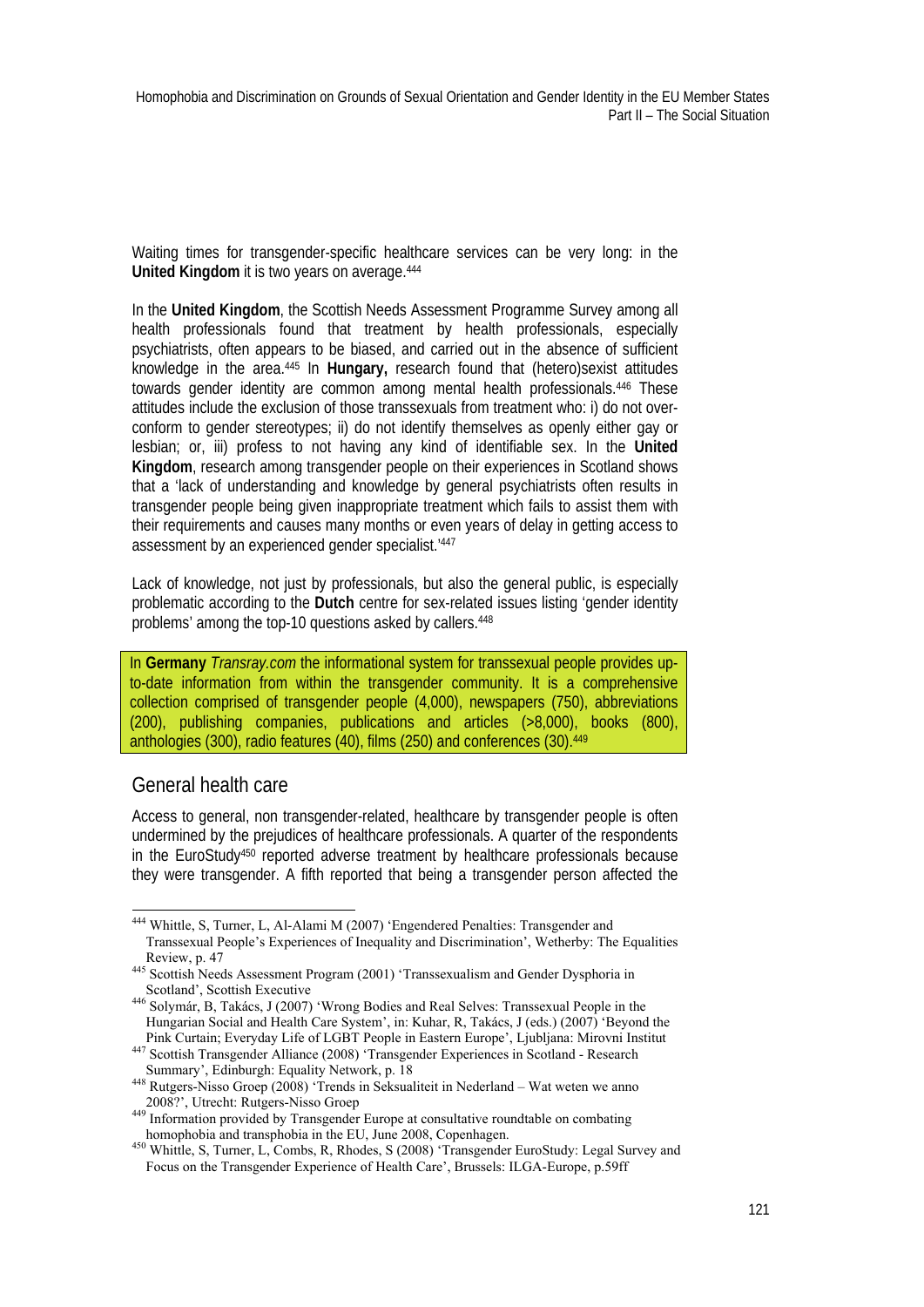Waiting times for transgender-specific healthcare services can be very long: in the **United Kingdom** it is two years on average.[444]

In the **United Kingdom**, the Scottish Needs Assessment Programme Survey among all health professionals found that treatment by health professionals, especially psychiatrists, often appears to be biased, and carried out in the absence of sufficient knowledge in the area.[445] In **Hungary,** research found that (hetero)sexist attitudes towards gender identity are common among mental health professionals.[446] These attitudes include the exclusion of those transsexuals from treatment who: i) do not over-conform to gender stereotypes; ii) do not identify themselves as openly either gay or lesbian; or, iii) profess to not having any kind of identifiable sex. In the **United Kingdom**, research among transgender people on their experiences in Scotland shows that a 'lack of understanding and knowledge by general psychiatrists often results in transgender people being given inappropriate treatment which fails to assist them with their requirements and causes many months or even years of delay in getting access to assessment by an experienced gender specialist.'[447]

Lack of knowledge, not just by professionals, but also the general public, is especially problematic according to the **Dutch** centre for sex-related issues listing 'gender identity problems' among the top-10 questions asked by callers.[448]

In **Germany** *Transray.com* the informational system for transsexual people provides up-to-date information from within the transgender community. It is a comprehensive collection comprised of transgender people (4,000), newspapers (750), abbreviations (200), publishing companies, publications and articles (>8,000), books (800), anthologies (300), radio features (40), films (250) and conferences (30).[449]

## General health care

Access to general, non transgender-related, healthcare by transgender people is often undermined by the prejudices of healthcare professionals. A quarter of the respondents in the EuroStudy[450] reported adverse treatment by healthcare professionals because they were transgender. A fifth reported that being a transgender person affected the

---

[444] Whittle, S, Turner, L, Al-Alami M (2007) 'Engendered Penalties: Transgender and Transsexual People's Experiences of Inequality and Discrimination', Wetherby: The Equalities Review, p. 47

[445] Scottish Needs Assessment Program (2001) 'Transsexualism and Gender Dysphoria in Scotland', Scottish Executive

[446] Solymár, B, Takács, J (2007) 'Wrong Bodies and Real Selves: Transsexual People in the Hungarian Social and Health Care System', in: Kuhar, R, Takács, J (eds.) (2007) 'Beyond the Pink Curtain; Everyday Life of LGBT People in Eastern Europe', Ljubljana: Mirovni Institut

[447] Scottish Transgender Alliance (2008) 'Transgender Experiences in Scotland - Research Summary', Edinburgh: Equality Network, p. 18

[448] Rutgers-Nisso Groep (2008) 'Trends in Seksualiteit in Nederland – Wat weten we anno 2008?', Utrecht: Rutgers-Nisso Groep

[449] Information provided by Transgender Europe at consultative roundtable on combating homophobia and transphobia in the EU, June 2008, Copenhagen.

[450] Whittle, S, Turner, L, Combs, R, Rhodes, S (2008) 'Transgender EuroStudy: Legal Survey and Focus on the Transgender Experience of Health Care', Brussels: ILGA-Europe, p.59ff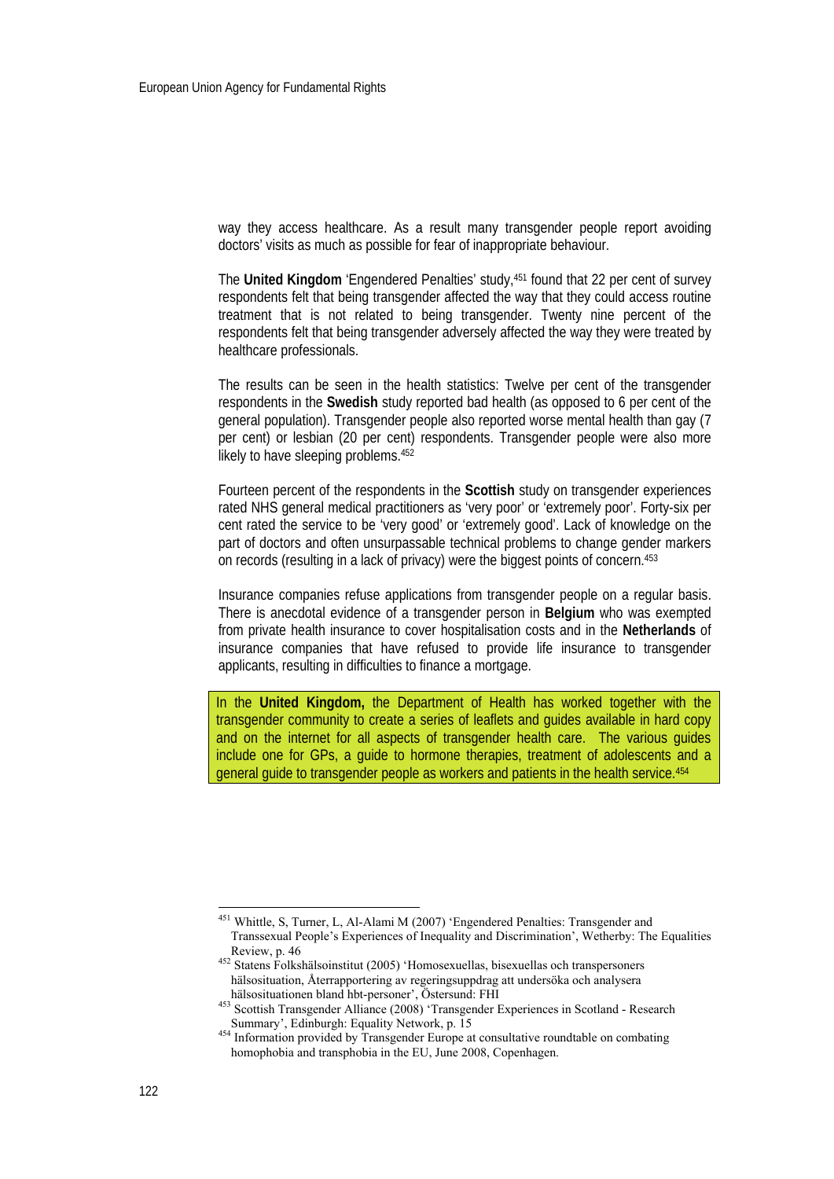way they access healthcare. As a result many transgender people report avoiding doctors' visits as much as possible for fear of inappropriate behaviour.

The **United Kingdom** 'Engendered Penalties' study,[451] found that 22 per cent of survey respondents felt that being transgender affected the way that they could access routine treatment that is not related to being transgender. Twenty nine percent of the respondents felt that being transgender adversely affected the way they were treated by healthcare professionals.

The results can be seen in the health statistics: Twelve per cent of the transgender respondents in the **Swedish** study reported bad health (as opposed to 6 per cent of the general population). Transgender people also reported worse mental health than gay (7 per cent) or lesbian (20 per cent) respondents. Transgender people were also more likely to have sleeping problems.[452]

Fourteen percent of the respondents in the **Scottish** study on transgender experiences rated NHS general medical practitioners as 'very poor' or 'extremely poor'. Forty-six per cent rated the service to be 'very good' or 'extremely good'. Lack of knowledge on the part of doctors and often unsurpassable technical problems to change gender markers on records (resulting in a lack of privacy) were the biggest points of concern.[453]

Insurance companies refuse applications from transgender people on a regular basis. There is anecdotal evidence of a transgender person in **Belgium** who was exempted from private health insurance to cover hospitalisation costs and in the **Netherlands** of insurance companies that have refused to provide life insurance to transgender applicants, resulting in difficulties to finance a mortgage.

In the **United Kingdom,** the Department of Health has worked together with the transgender community to create a series of leaflets and guides available in hard copy and on the internet for all aspects of transgender health care. The various guides include one for GPs, a guide to hormone therapies, treatment of adolescents and a general guide to transgender people as workers and patients in the health service.[454]

---

[451] Whittle, S, Turner, L, Al-Alami M (2007) 'Engendered Penalties: Transgender and Transsexual People's Experiences of Inequality and Discrimination', Wetherby: The Equalities Review, p. 46

[452] Statens Folkshälsoinstitut (2005) 'Homosexuellas, bisexuellas och transpersoners hälsosituation, Återrapportering av regeringsuppdrag att undersöka och analysera hälsosituationen bland hbt-personer', Östersund: FHI

[453] Scottish Transgender Alliance (2008) 'Transgender Experiences in Scotland - Research Summary', Edinburgh: Equality Network, p. 15

[454] Information provided by Transgender Europe at consultative roundtable on combating homophobia and transphobia in the EU, June 2008, Copenhagen.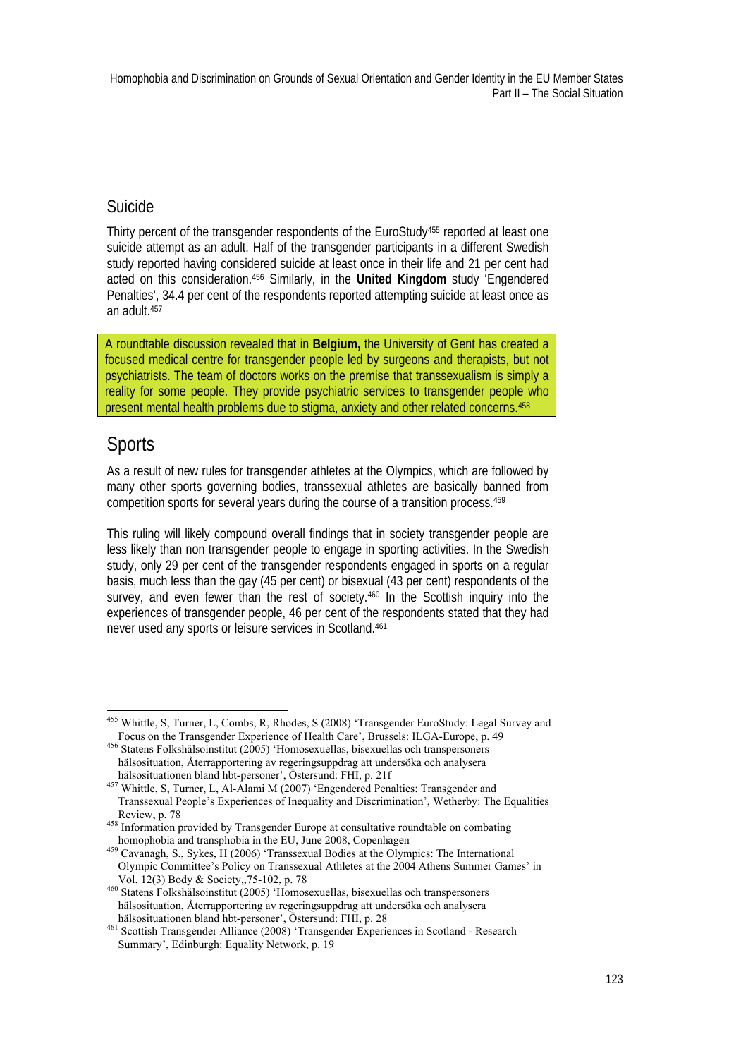## Suicide

Thirty percent of the transgender respondents of the EuroStudy[455] reported at least one suicide attempt as an adult. Half of the transgender participants in a different Swedish study reported having considered suicide at least once in their life and 21 per cent had acted on this consideration.[456] Similarly, in the **United Kingdom** study 'Engendered Penalties', 34.4 per cent of the respondents reported attempting suicide at least once as an adult.[457]

A roundtable discussion revealed that in **Belgium,** the University of Gent has created a focused medical centre for transgender people led by surgeons and therapists, but not psychiatrists. The team of doctors works on the premise that transsexualism is simply a reality for some people. They provide psychiatric services to transgender people who present mental health problems due to stigma, anxiety and other related concerns.[458]

# Sports

As a result of new rules for transgender athletes at the Olympics, which are followed by many other sports governing bodies, transsexual athletes are basically banned from competition sports for several years during the course of a transition process.[459]

This ruling will likely compound overall findings that in society transgender people are less likely than non transgender people to engage in sporting activities. In the Swedish study, only 29 per cent of the transgender respondents engaged in sports on a regular basis, much less than the gay (45 per cent) or bisexual (43 per cent) respondents of the survey, and even fewer than the rest of society.[460] In the Scottish inquiry into the experiences of transgender people, 46 per cent of the respondents stated that they had never used any sports or leisure services in Scotland.[461]

---

[455] Whittle, S, Turner, L, Combs, R, Rhodes, S (2008) 'Transgender EuroStudy: Legal Survey and Focus on the Transgender Experience of Health Care', Brussels: ILGA-Europe, p. 49

[456] Statens Folkshälsoinstitut (2005) 'Homosexuellas, bisexuellas och transpersoners hälsosituation, Återrapportering av regeringsuppdrag att undersöka och analysera hälsosituationen bland hbt-personer', Östersund: FHI, p. 21f

[457] Whittle, S, Turner, L, Al-Alami M (2007) 'Engendered Penalties: Transgender and Transsexual People's Experiences of Inequality and Discrimination', Wetherby: The Equalities Review, p. 78

[458] Information provided by Transgender Europe at consultative roundtable on combating homophobia and transphobia in the EU, June 2008, Copenhagen

[459] Cavanagh, S., Sykes, H (2006) 'Transsexual Bodies at the Olympics: The International Olympic Committee's Policy on Transsexual Athletes at the 2004 Athens Summer Games' in Vol. 12(3) Body & Society,,75-102, p. 78

[460] Statens Folkshälsoinstitut (2005) 'Homosexuellas, bisexuellas och transpersoners hälsosituation, Återrapportering av regeringsuppdrag att undersöka och analysera hälsosituationen bland hbt-personer', Östersund: FHI, p. 28

[461] Scottish Transgender Alliance (2008) 'Transgender Experiences in Scotland - Research Summary', Edinburgh: Equality Network, p. 19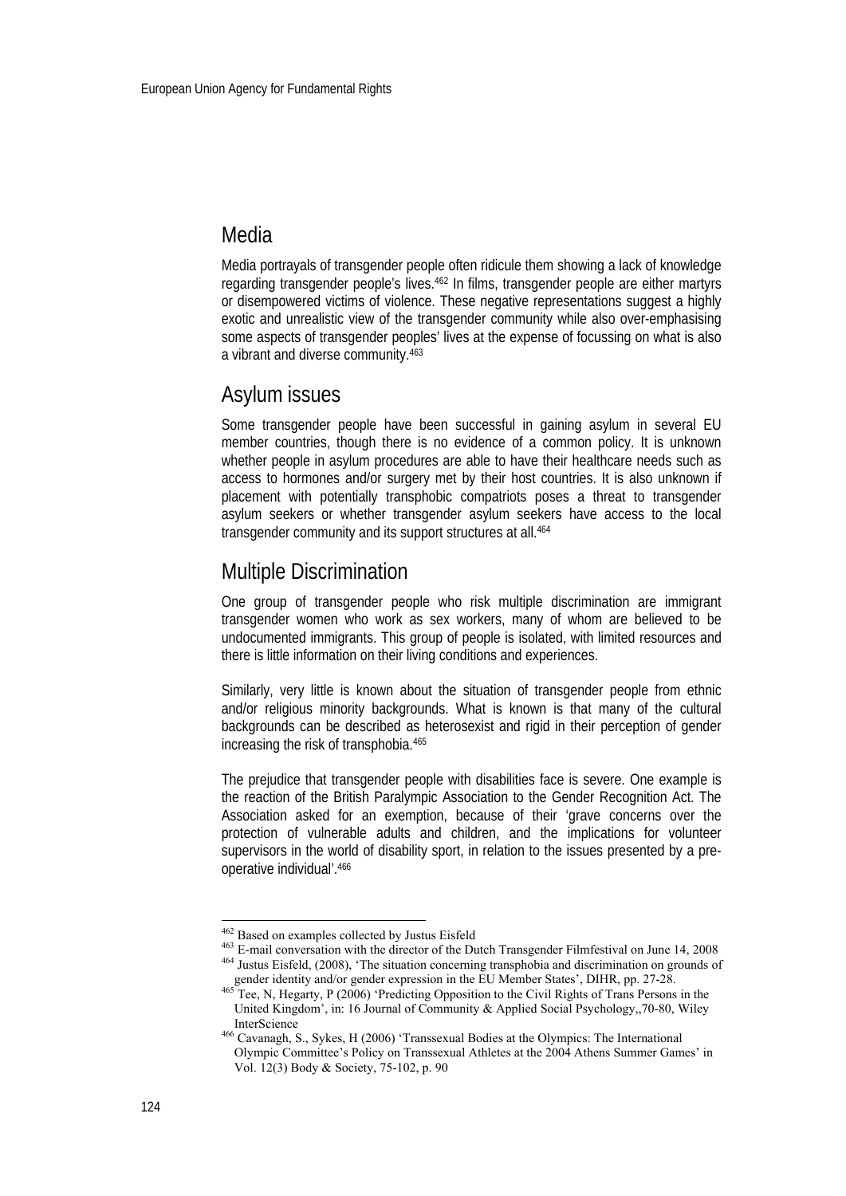## Media

Media portrayals of transgender people often ridicule them showing a lack of knowledge regarding transgender people's lives.[462] In films, transgender people are either martyrs or disempowered victims of violence. These negative representations suggest a highly exotic and unrealistic view of the transgender community while also over-emphasising some aspects of transgender peoples' lives at the expense of focussing on what is also a vibrant and diverse community.[463]

## Asylum issues

Some transgender people have been successful in gaining asylum in several EU member countries, though there is no evidence of a common policy. It is unknown whether people in asylum procedures are able to have their healthcare needs such as access to hormones and/or surgery met by their host countries. It is also unknown if placement with potentially transphobic compatriots poses a threat to transgender asylum seekers or whether transgender asylum seekers have access to the local transgender community and its support structures at all.[464]

## Multiple Discrimination

One group of transgender people who risk multiple discrimination are immigrant transgender women who work as sex workers, many of whom are believed to be undocumented immigrants. This group of people is isolated, with limited resources and there is little information on their living conditions and experiences.

Similarly, very little is known about the situation of transgender people from ethnic and/or religious minority backgrounds. What is known is that many of the cultural backgrounds can be described as heterosexist and rigid in their perception of gender increasing the risk of transphobia.[465]

The prejudice that transgender people with disabilities face is severe. One example is the reaction of the British Paralympic Association to the Gender Recognition Act. The Association asked for an exemption, because of their 'grave concerns over the protection of vulnerable adults and children, and the implications for volunteer supervisors in the world of disability sport, in relation to the issues presented by a pre-operative individual'.[466]

---

[462] Based on examples collected by Justus Eisfeld

[463] E-mail conversation with the director of the Dutch Transgender Filmfestival on June 14, 2008

[464] Justus Eisfeld, (2008), 'The situation concerning transphobia and discrimination on grounds of gender identity and/or gender expression in the EU Member States', DIHR, pp. 27-28.

[465] Tee, N, Hegarty, P (2006) 'Predicting Opposition to the Civil Rights of Trans Persons in the United Kingdom', in: 16 Journal of Community & Applied Social Psychology,,70-80, Wiley InterScience

[466] Cavanagh, S., Sykes, H (2006) 'Transsexual Bodies at the Olympics: The International Olympic Committee's Policy on Transsexual Athletes at the 2004 Athens Summer Games' in Vol. 12(3) Body & Society, 75-102, p. 90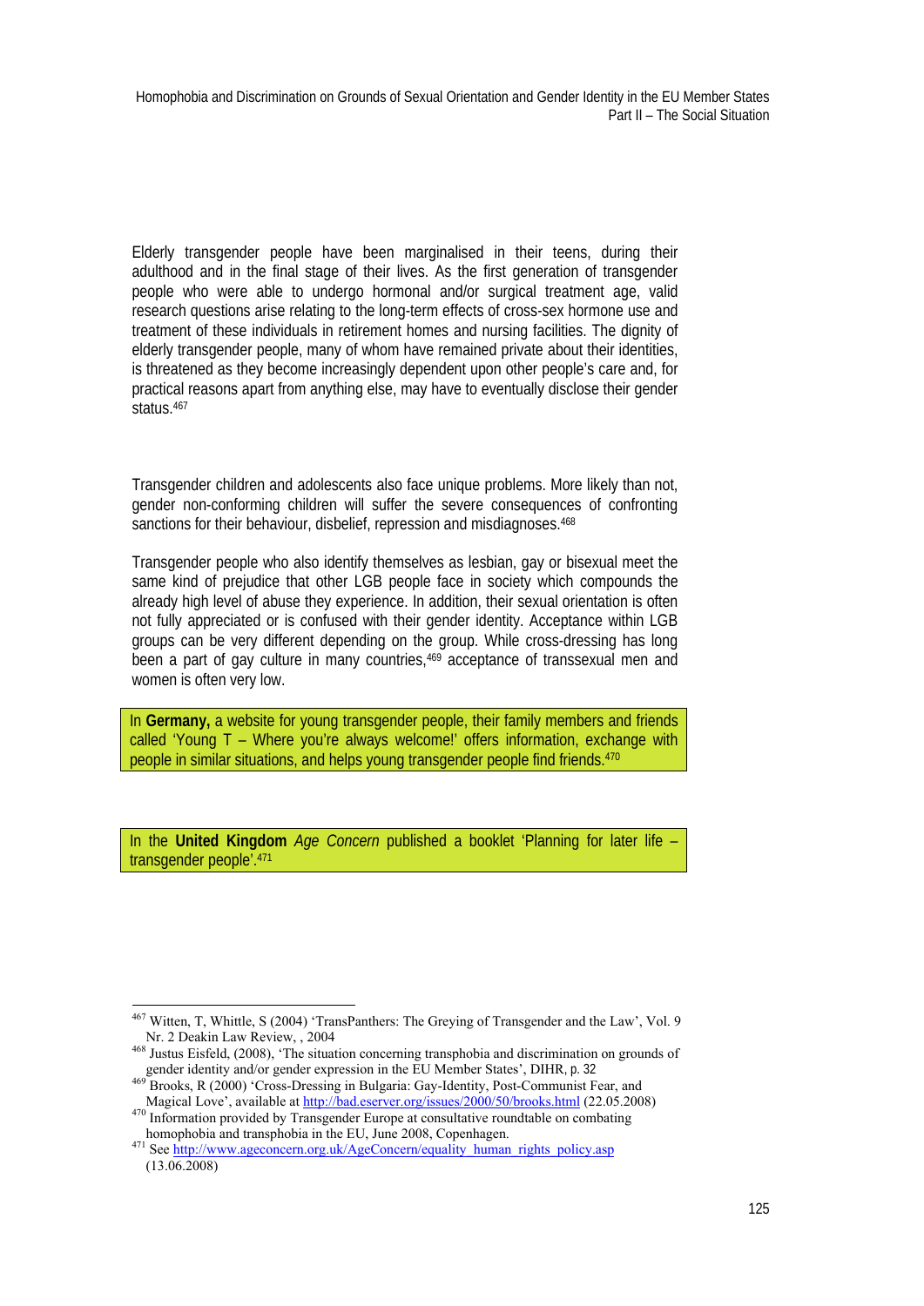Elderly transgender people have been marginalised in their teens, during their adulthood and in the final stage of their lives. As the first generation of transgender people who were able to undergo hormonal and/or surgical treatment age, valid research questions arise relating to the long-term effects of cross-sex hormone use and treatment of these individuals in retirement homes and nursing facilities. The dignity of elderly transgender people, many of whom have remained private about their identities, is threatened as they become increasingly dependent upon other people's care and, for practical reasons apart from anything else, may have to eventually disclose their gender status.[467]

Transgender children and adolescents also face unique problems. More likely than not, gender non-conforming children will suffer the severe consequences of confronting sanctions for their behaviour, disbelief, repression and misdiagnoses.[468]

Transgender people who also identify themselves as lesbian, gay or bisexual meet the same kind of prejudice that other LGB people face in society which compounds the already high level of abuse they experience. In addition, their sexual orientation is often not fully appreciated or is confused with their gender identity. Acceptance within LGB groups can be very different depending on the group. While cross-dressing has long been a part of gay culture in many countries,[469] acceptance of transsexual men and women is often very low.

In **Germany,** a website for young transgender people, their family members and friends called 'Young T – Where you're always welcome!' offers information, exchange with people in similar situations, and helps young transgender people find friends.[470]

In the **United Kingdom** *Age Concern* published a booklet 'Planning for later life – transgender people'.[471]

---

[467] Witten, T, Whittle, S (2004) 'TransPanthers: The Greying of Transgender and the Law', Vol. 9 Nr. 2 Deakin Law Review, , 2004

[468] Justus Eisfeld, (2008), 'The situation concerning transphobia and discrimination on grounds of gender identity and/or gender expression in the EU Member States', DIHR, p. 32

[469] Brooks, R (2000) 'Cross-Dressing in Bulgaria: Gay-Identity, Post-Communist Fear, and Magical Love', available at http://bad.eserver.org/issues/2000/50/brooks.html (22.05.2008)

[470] Information provided by Transgender Europe at consultative roundtable on combating homophobia and transphobia in the EU, June 2008, Copenhagen.

[471] See http://www.ageconcern.org.uk/AgeConcern/equality_human_rights_policy.asp (13.06.2008)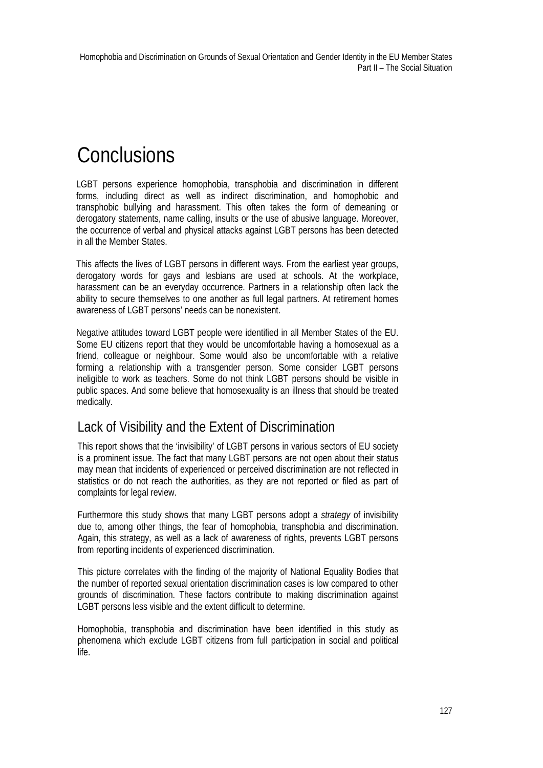# Conclusions

LGBT persons experience homophobia, transphobia and discrimination in different forms, including direct as well as indirect discrimination, and homophobic and transphobic bullying and harassment. This often takes the form of demeaning or derogatory statements, name calling, insults or the use of abusive language. Moreover, the occurrence of verbal and physical attacks against LGBT persons has been detected in all the Member States.

This affects the lives of LGBT persons in different ways. From the earliest year groups, derogatory words for gays and lesbians are used at schools. At the workplace, harassment can be an everyday occurrence. Partners in a relationship often lack the ability to secure themselves to one another as full legal partners. At retirement homes awareness of LGBT persons' needs can be nonexistent.

Negative attitudes toward LGBT people were identified in all Member States of the EU. Some EU citizens report that they would be uncomfortable having a homosexual as a friend, colleague or neighbour. Some would also be uncomfortable with a relative forming a relationship with a transgender person. Some consider LGBT persons ineligible to work as teachers. Some do not think LGBT persons should be visible in public spaces. And some believe that homosexuality is an illness that should be treated medically.

## Lack of Visibility and the Extent of Discrimination

This report shows that the 'invisibility' of LGBT persons in various sectors of EU society is a prominent issue. The fact that many LGBT persons are not open about their status may mean that incidents of experienced or perceived discrimination are not reflected in statistics or do not reach the authorities, as they are not reported or filed as part of complaints for legal review.

Furthermore this study shows that many LGBT persons adopt a *strategy* of invisibility due to, among other things, the fear of homophobia, transphobia and discrimination. Again, this strategy, as well as a lack of awareness of rights, prevents LGBT persons from reporting incidents of experienced discrimination.

This picture correlates with the finding of the majority of National Equality Bodies that the number of reported sexual orientation discrimination cases is low compared to other grounds of discrimination. These factors contribute to making discrimination against LGBT persons less visible and the extent difficult to determine.

Homophobia, transphobia and discrimination have been identified in this study as phenomena which exclude LGBT citizens from full participation in social and political life.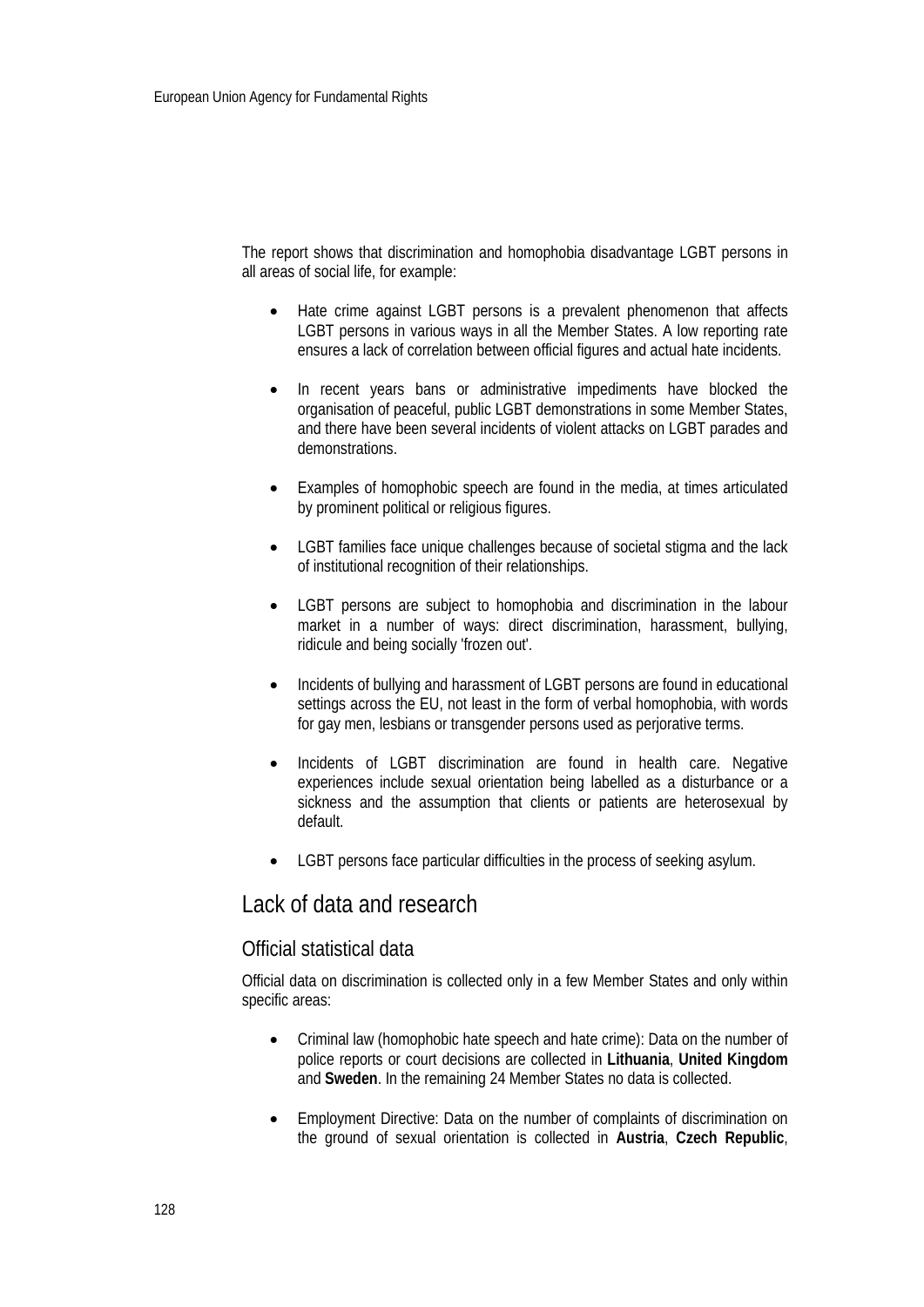The report shows that discrimination and homophobia disadvantage LGBT persons in all areas of social life, for example:

- Hate crime against LGBT persons is a prevalent phenomenon that affects LGBT persons in various ways in all the Member States. A low reporting rate ensures a lack of correlation between official figures and actual hate incidents.

- In recent years bans or administrative impediments have blocked the organisation of peaceful, public LGBT demonstrations in some Member States, and there have been several incidents of violent attacks on LGBT parades and demonstrations.

- Examples of homophobic speech are found in the media, at times articulated by prominent political or religious figures.

- LGBT families face unique challenges because of societal stigma and the lack of institutional recognition of their relationships.

- LGBT persons are subject to homophobia and discrimination in the labour market in a number of ways: direct discrimination, harassment, bullying, ridicule and being socially 'frozen out'.

- Incidents of bullying and harassment of LGBT persons are found in educational settings across the EU, not least in the form of verbal homophobia, with words for gay men, lesbians or transgender persons used as perjorative terms.

- Incidents of LGBT discrimination are found in health care. Negative experiences include sexual orientation being labelled as a disturbance or a sickness and the assumption that clients or patients are heterosexual by default.

- LGBT persons face particular difficulties in the process of seeking asylum.

## Lack of data and research

### Official statistical data

Official data on discrimination is collected only in a few Member States and only within specific areas:

- Criminal law (homophobic hate speech and hate crime): Data on the number of police reports or court decisions are collected in **Lithuania**, **United Kingdom** and **Sweden**. In the remaining 24 Member States no data is collected.

- Employment Directive: Data on the number of complaints of discrimination on the ground of sexual orientation is collected in **Austria**, **Czech Republic**,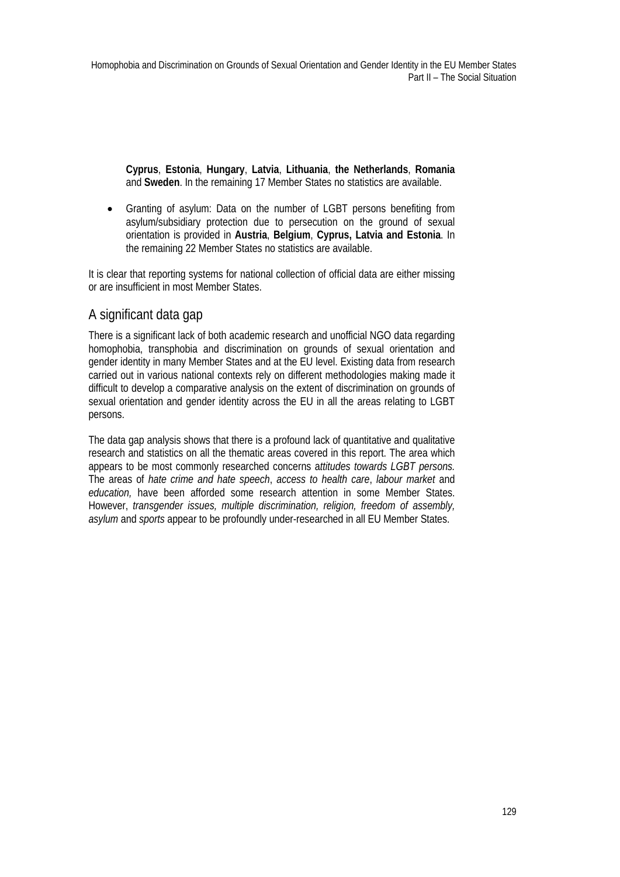**Cyprus**, **Estonia**, **Hungary**, **Latvia**, **Lithuania**, **the Netherlands**, **Romania** and **Sweden**. In the remaining 17 Member States no statistics are available.

- Granting of asylum: Data on the number of LGBT persons benefiting from asylum/subsidiary protection due to persecution on the ground of sexual orientation is provided in **Austria**, **Belgium**, **Cyprus, Latvia and Estonia**. In the remaining 22 Member States no statistics are available.

It is clear that reporting systems for national collection of official data are either missing or are insufficient in most Member States.

## A significant data gap

There is a significant lack of both academic research and unofficial NGO data regarding homophobia, transphobia and discrimination on grounds of sexual orientation and gender identity in many Member States and at the EU level. Existing data from research carried out in various national contexts rely on different methodologies making made it difficult to develop a comparative analysis on the extent of discrimination on grounds of sexual orientation and gender identity across the EU in all the areas relating to LGBT persons.

The data gap analysis shows that there is a profound lack of quantitative and qualitative research and statistics on all the thematic areas covered in this report. The area which appears to be most commonly researched concerns a*ttitudes towards LGBT persons.* The areas of *hate crime and hate speech*, *access to health care*, *labour market* and *education,* have been afforded some research attention in some Member States. However, *transgender issues, multiple discrimination, religion, freedom of assembly, asylum* and *sports* appear to be profoundly under-researched in all EU Member States.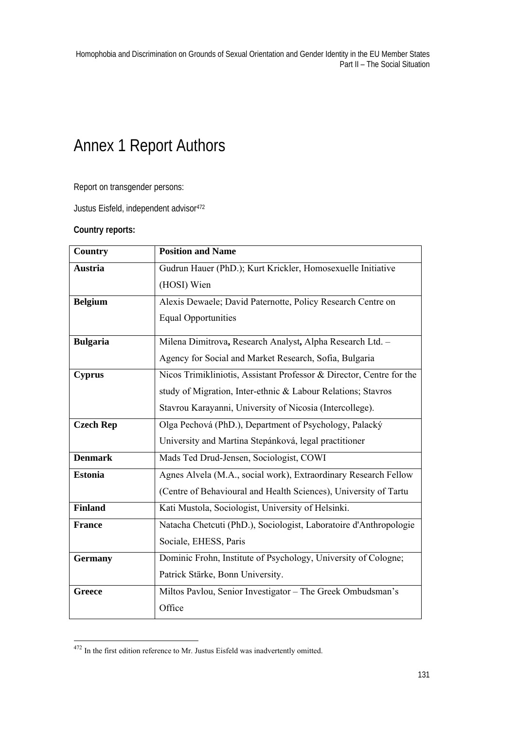# Annex 1 Report Authors

Report on transgender persons:

Justus Eisfeld, independent advisor[472]

**Country reports:**

| Country | Position and Name |
|---|---|
| **Austria** | Gudrun Hauer (PhD.); Kurt Krickler, Homosexuelle Initiative (HOSI) Wien |
| **Belgium** | Alexis Dewaele; David Paternotte, Policy Research Centre on Equal Opportunities |
| **Bulgaria** | Milena Dimitrova**,** Research Analyst**,** Alpha Research Ltd. – Agency for Social and Market Research, Sofia, Bulgaria |
| **Cyprus** | Nicos Trimikliniotis, Assistant Professor & Director, Centre for the study of Migration, Inter-ethnic & Labour Relations; Stavros Stavrou Karayanni, University of Nicosia (Intercollege). |
| **Czech Rep** | Olga Pechová (PhD.), Department of Psychology, Palacký University and Martina Stepánková, legal practitioner |
| **Denmark** | Mads Ted Drud-Jensen, Sociologist, COWI |
| **Estonia** | Agnes Alvela (M.A., social work), Extraordinary Research Fellow (Centre of Behavioural and Health Sciences), University of Tartu |
| **Finland** | Kati Mustola, Sociologist, University of Helsinki. |
| **France** | Natacha Chetcuti (PhD.), Sociologist, Laboratoire d'Anthropologie Sociale, EHESS, Paris |
| **Germany** | Dominic Frohn, Institute of Psychology, University of Cologne; Patrick Stärke, Bonn University. |
| **Greece** | Miltos Pavlou, Senior Investigator – The Greek Ombudsman's Office |

[472] In the first edition reference to Mr. Justus Eisfeld was inadvertently omitted.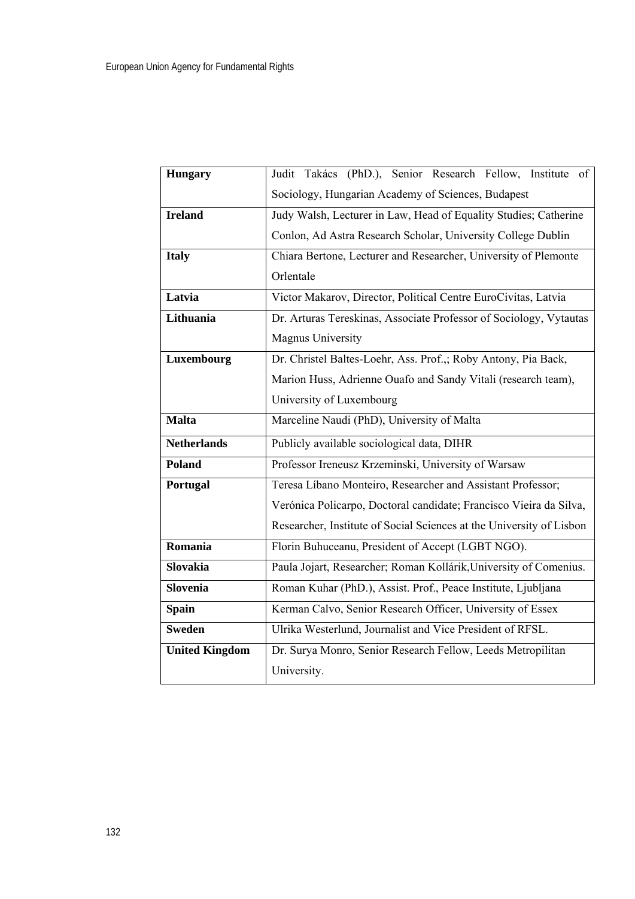| | |
|---|---|
| **Hungary** | Judit Takács (PhD.), Senior Research Fellow, Institute of Sociology, Hungarian Academy of Sciences, Budapest |
| **Ireland** | Judy Walsh, Lecturer in Law, Head of Equality Studies; Catherine Conlon, Ad Astra Research Scholar, University College Dublin |
| **Italy** | Chiara Bertone, Lecturer and Researcher, University of Plemonte Orlentale |
| **Latvia** | Victor Makarov, Director, Political Centre EuroCivitas, Latvia |
| **Lithuania** | Dr. Arturas Tereskinas, Associate Professor of Sociology, Vytautas Magnus University |
| **Luxembourg** | Dr. Christel Baltes-Loehr, Ass. Prof.,; Roby Antony, Pia Back, Marion Huss, Adrienne Ouafo and Sandy Vitali (research team), University of Luxembourg |
| **Malta** | Marceline Naudi (PhD), University of Malta |
| **Netherlands** | Publicly available sociological data, DIHR |
| **Poland** | Professor Ireneusz Krzeminski, University of Warsaw |
| **Portugal** | Teresa Líbano Monteiro, Researcher and Assistant Professor; Verónica Policarpo, Doctoral candidate; Francisco Vieira da Silva, Researcher, Institute of Social Sciences at the University of Lisbon |
| **Romania** | Florin Buhuceanu, President of Accept (LGBT NGO). |
| **Slovakia** | Paula Jojart, Researcher; Roman Kollárik,University of Comenius. |
| **Slovenia** | Roman Kuhar (PhD.), Assist. Prof., Peace Institute, Ljubljana |
| **Spain** | Kerman Calvo, Senior Research Officer, University of Essex |
| **Sweden** | Ulrika Westerlund, Journalist and Vice President of RFSL. |
| **United Kingdom** | Dr. Surya Monro, Senior Research Fellow, Leeds Metropilitan University. |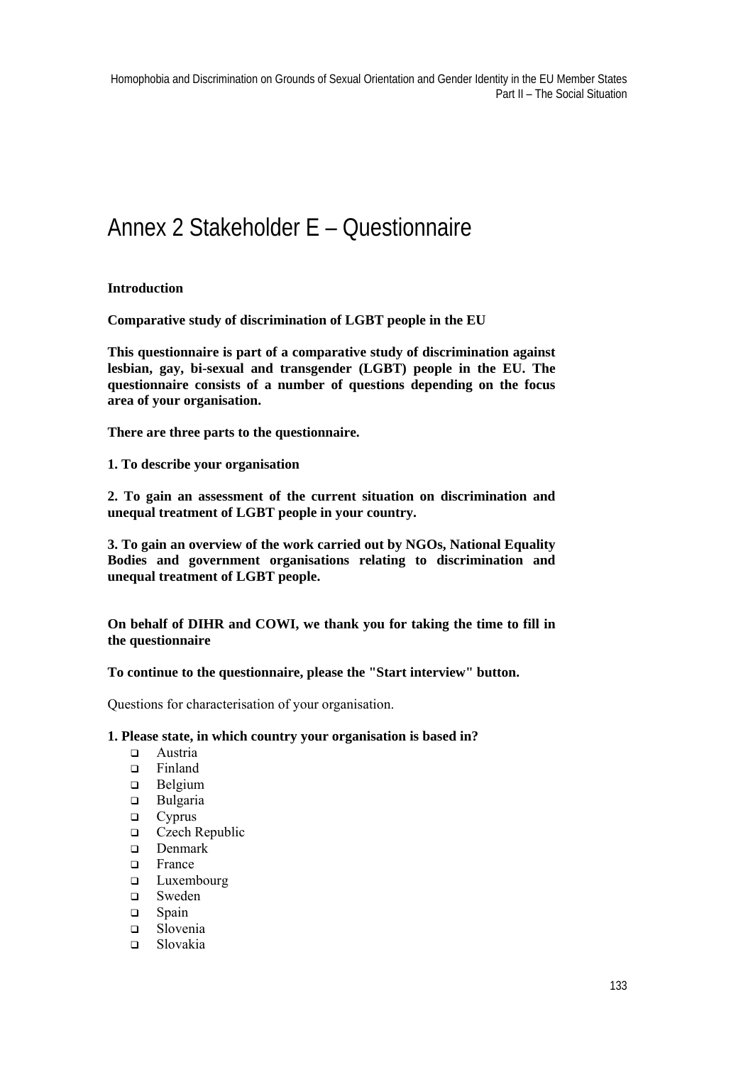# Annex 2 Stakeholder E – Questionnaire

**Introduction**

**Comparative study of discrimination of LGBT people in the EU**

**This questionnaire is part of a comparative study of discrimination against lesbian, gay, bi-sexual and transgender (LGBT) people in the EU. The questionnaire consists of a number of questions depending on the focus area of your organisation.**

**There are three parts to the questionnaire.**

**1. To describe your organisation**

**2. To gain an assessment of the current situation on discrimination and unequal treatment of LGBT people in your country.**

**3. To gain an overview of the work carried out by NGOs, National Equality Bodies and government organisations relating to discrimination and unequal treatment of LGBT people.**

**On behalf of DIHR and COWI, we thank you for taking the time to fill in the questionnaire**

**To continue to the questionnaire, please the "Start interview" button.**

Questions for characterisation of your organisation.

**1. Please state, in which country your organisation is based in?**

- ❑ Austria
- ❑ Finland
- ❑ Belgium
- ❑ Bulgaria
- ❑ Cyprus
- ❑ Czech Republic
- ❑ Denmark
- ❑ France
- ❑ Luxembourg
- ❑ Sweden
- ❑ Spain
- ❑ Slovenia
- ❑ Slovakia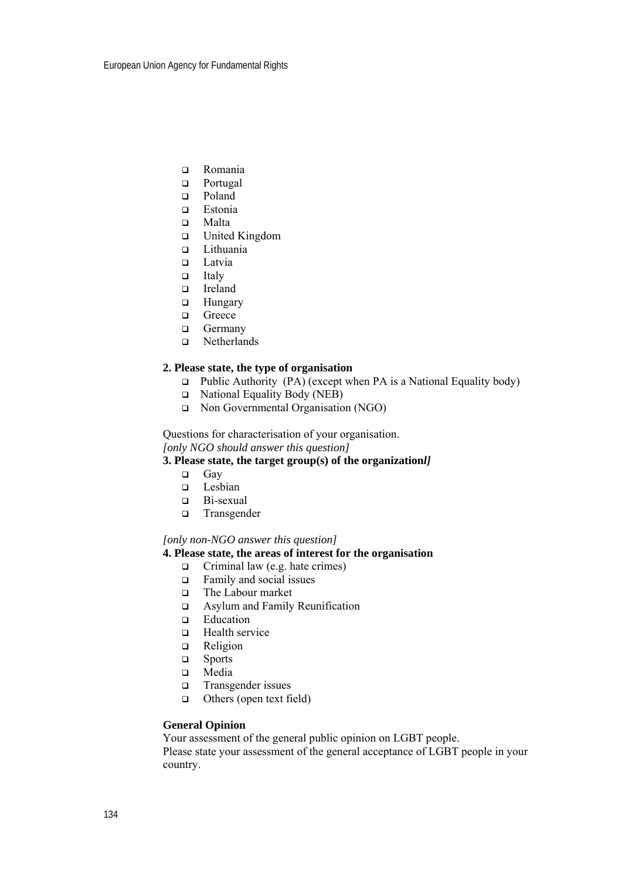- Romania
- Portugal
- Poland
- Estonia
- Malta
- United Kingdom
- Lithuania
- Latvia
- Italy
- Ireland
- Hungary
- Greece
- Germany
- Netherlands

**2. Please state, the type of organisation**

- Public Authority (PA) (except when PA is a National Equality body)
- National Equality Body (NEB)
- Non Governmental Organisation (NGO)

Questions for characterisation of your organisation.
*[only NGO should answer this question]*
**3. Please state, the target group(s) of the organization*l]***

- Gay
- Lesbian
- Bi-sexual
- Transgender

*[only non-NGO answer this question]*
**4. Please state, the areas of interest for the organisation**

- Criminal law (e.g. hate crimes)
- Family and social issues
- The Labour market
- Asylum and Family Reunification
- Education
- Health service
- Religion
- Sports
- Media
- Transgender issues
- Others (open text field)

**General Opinion**
Your assessment of the general public opinion on LGBT people.
Please state your assessment of the general acceptance of LGBT people in your country.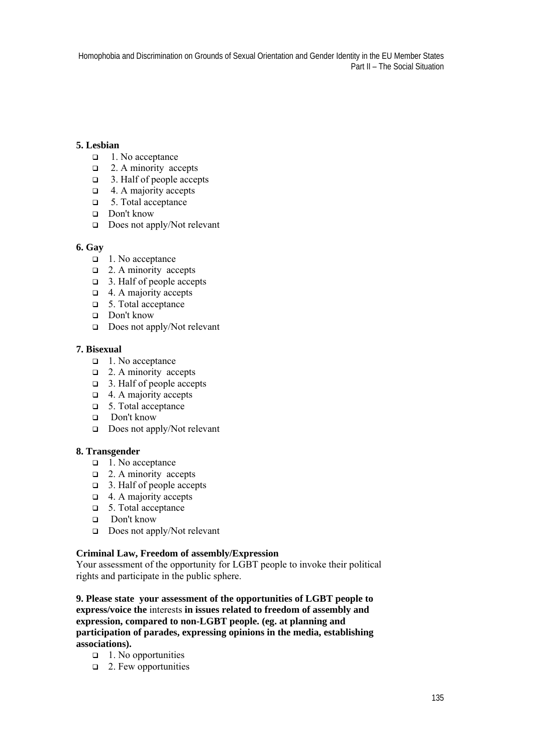**5. Lesbian**

- 1. No acceptance
- 2. A minority accepts
- 3. Half of people accepts
- 4. A majority accepts
- 5. Total acceptance
- Don't know
- Does not apply/Not relevant

**6. Gay**

- 1. No acceptance
- 2. A minority accepts
- 3. Half of people accepts
- 4. A majority accepts
- 5. Total acceptance
- Don't know
- Does not apply/Not relevant

**7. Bisexual**

- 1. No acceptance
- 2. A minority accepts
- 3. Half of people accepts
- 4. A majority accepts
- 5. Total acceptance
- Don't know
- Does not apply/Not relevant

**8. Transgender**

- 1. No acceptance
- 2. A minority accepts
- 3. Half of people accepts
- 4. A majority accepts
- 5. Total acceptance
- Don't know
- Does not apply/Not relevant

**Criminal Law, Freedom of assembly/Expression**

Your assessment of the opportunity for LGBT people to invoke their political rights and participate in the public sphere.

**9. Please state your assessment of the opportunities of LGBT people to express/voice the** interests **in issues related to freedom of assembly and expression, compared to non-LGBT people. (eg. at planning and participation of parades, expressing opinions in the media, establishing associations).**

- 1. No opportunities
- 2. Few opportunities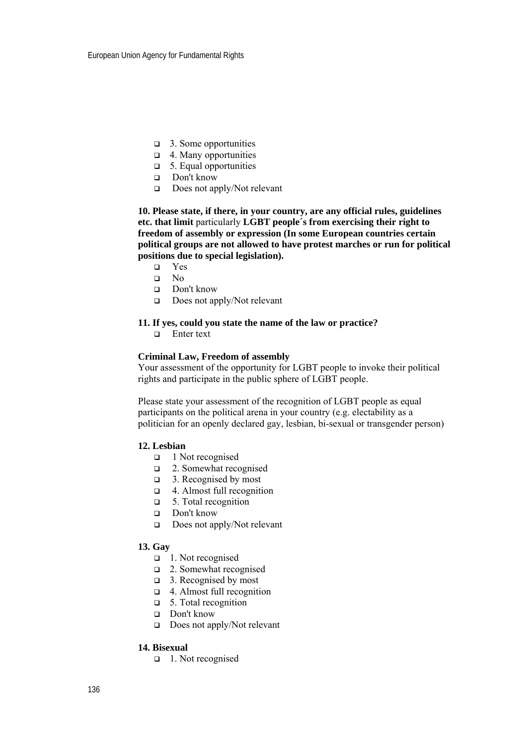- 3. Some opportunities
- 4. Many opportunities
- 5. Equal opportunities
- Don't know
- Does not apply/Not relevant

**10. Please state, if there, in your country, are any official rules, guidelines etc. that limit** particularly **LGBT people´s from exercising their right to freedom of assembly or expression (In some European countries certain political groups are not allowed to have protest marches or run for political positions due to special legislation).**

- Yes
- No
- Don't know
- Does not apply/Not relevant

**11. If yes, could you state the name of the law or practice?**

- Enter text

**Criminal Law, Freedom of assembly**

Your assessment of the opportunity for LGBT people to invoke their political rights and participate in the public sphere of LGBT people.

Please state your assessment of the recognition of LGBT people as equal participants on the political arena in your country (e.g. electability as a politician for an openly declared gay, lesbian, bi-sexual or transgender person)

**12. Lesbian**

- 1 Not recognised
- 2. Somewhat recognised
- 3. Recognised by most
- 4. Almost full recognition
- 5. Total recognition
- Don't know
- Does not apply/Not relevant

**13. Gay**

- 1. Not recognised
- 2. Somewhat recognised
- 3. Recognised by most
- 4. Almost full recognition
- 5. Total recognition
- Don't know
- Does not apply/Not relevant

**14. Bisexual**

- 1. Not recognised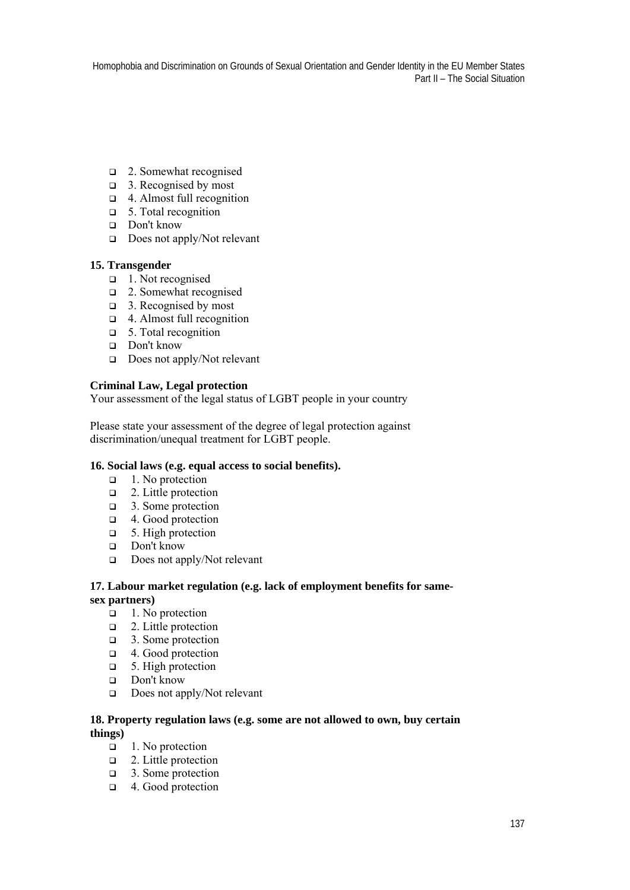- 2. Somewhat recognised
- 3. Recognised by most
- 4. Almost full recognition
- 5. Total recognition
- Don't know
- Does not apply/Not relevant

**15. Transgender**

- 1. Not recognised
- 2. Somewhat recognised
- 3. Recognised by most
- 4. Almost full recognition
- 5. Total recognition
- Don't know
- Does not apply/Not relevant

**Criminal Law, Legal protection**

Your assessment of the legal status of LGBT people in your country

Please state your assessment of the degree of legal protection against discrimination/unequal treatment for LGBT people.

**16. Social laws (e.g. equal access to social benefits).**

- 1. No protection
- 2. Little protection
- 3. Some protection
- 4. Good protection
- 5. High protection
- Don't know
- Does not apply/Not relevant

**17. Labour market regulation (e.g. lack of employment benefits for same-sex partners)**

- 1. No protection
- 2. Little protection
- 3. Some protection
- 4. Good protection
- 5. High protection
- Don't know
- Does not apply/Not relevant

**18. Property regulation laws (e.g. some are not allowed to own, buy certain things)**

- 1. No protection
- 2. Little protection
- 3. Some protection
- 4. Good protection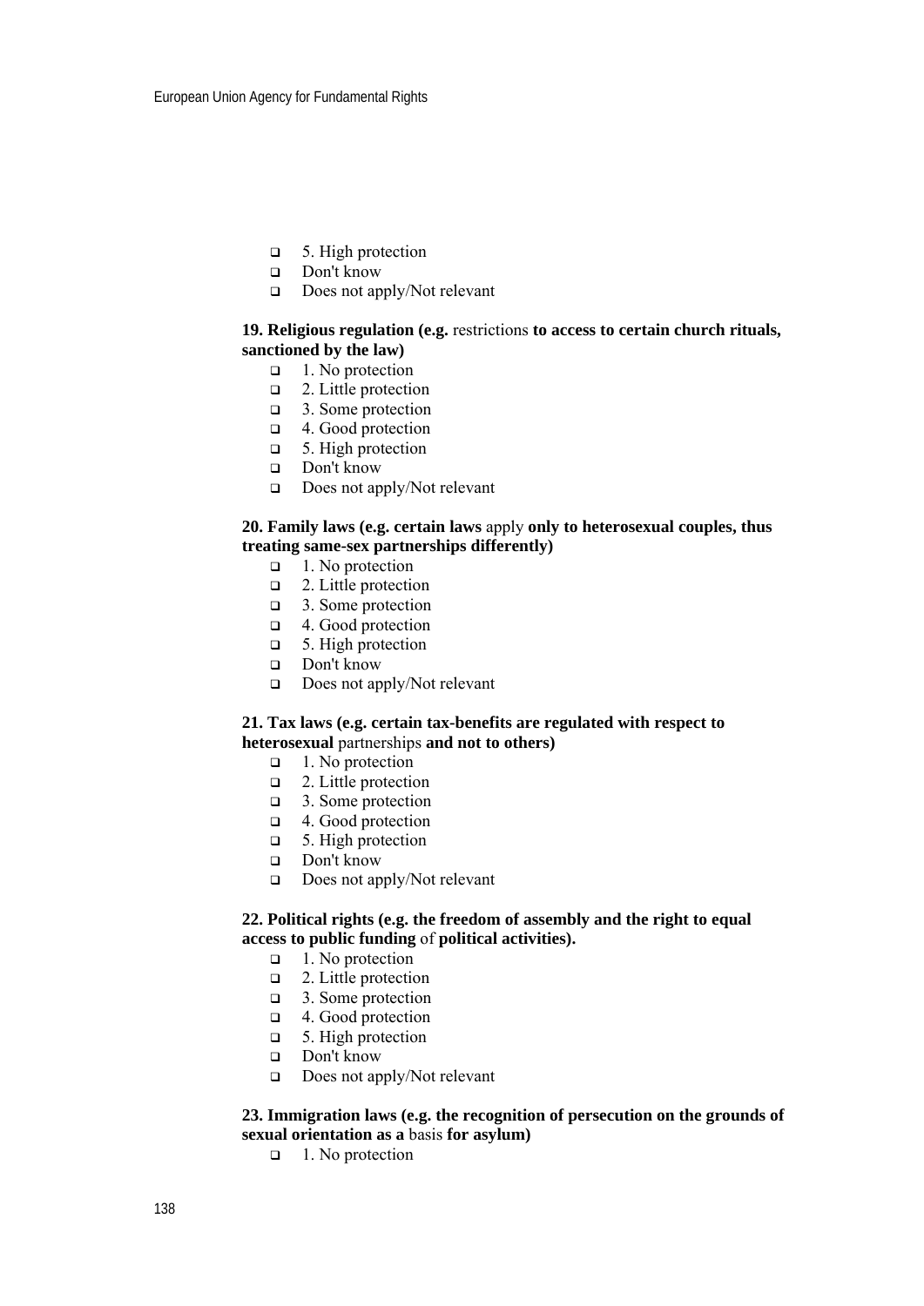- 5. High protection
- Don't know
- Does not apply/Not relevant

**19. Religious regulation (e.g.** restrictions **to access to certain church rituals, sanctioned by the law)**

- 1. No protection
- 2. Little protection
- 3. Some protection
- 4. Good protection
- 5. High protection
- Don't know
- Does not apply/Not relevant

**20. Family laws (e.g. certain laws** apply **only to heterosexual couples, thus treating same-sex partnerships differently)**

- 1. No protection
- 2. Little protection
- 3. Some protection
- 4. Good protection
- 5. High protection
- Don't know
- Does not apply/Not relevant

**21. Tax laws (e.g. certain tax-benefits are regulated with respect to heterosexual** partnerships **and not to others)**

- 1. No protection
- 2. Little protection
- 3. Some protection
- 4. Good protection
- 5. High protection
- Don't know
- Does not apply/Not relevant

**22. Political rights (e.g. the freedom of assembly and the right to equal access to public funding** of **political activities).**

- 1. No protection
- 2. Little protection
- 3. Some protection
- 4. Good protection
- 5. High protection
- Don't know
- Does not apply/Not relevant

**23. Immigration laws (e.g. the recognition of persecution on the grounds of sexual orientation as a** basis **for asylum)**

- 1. No protection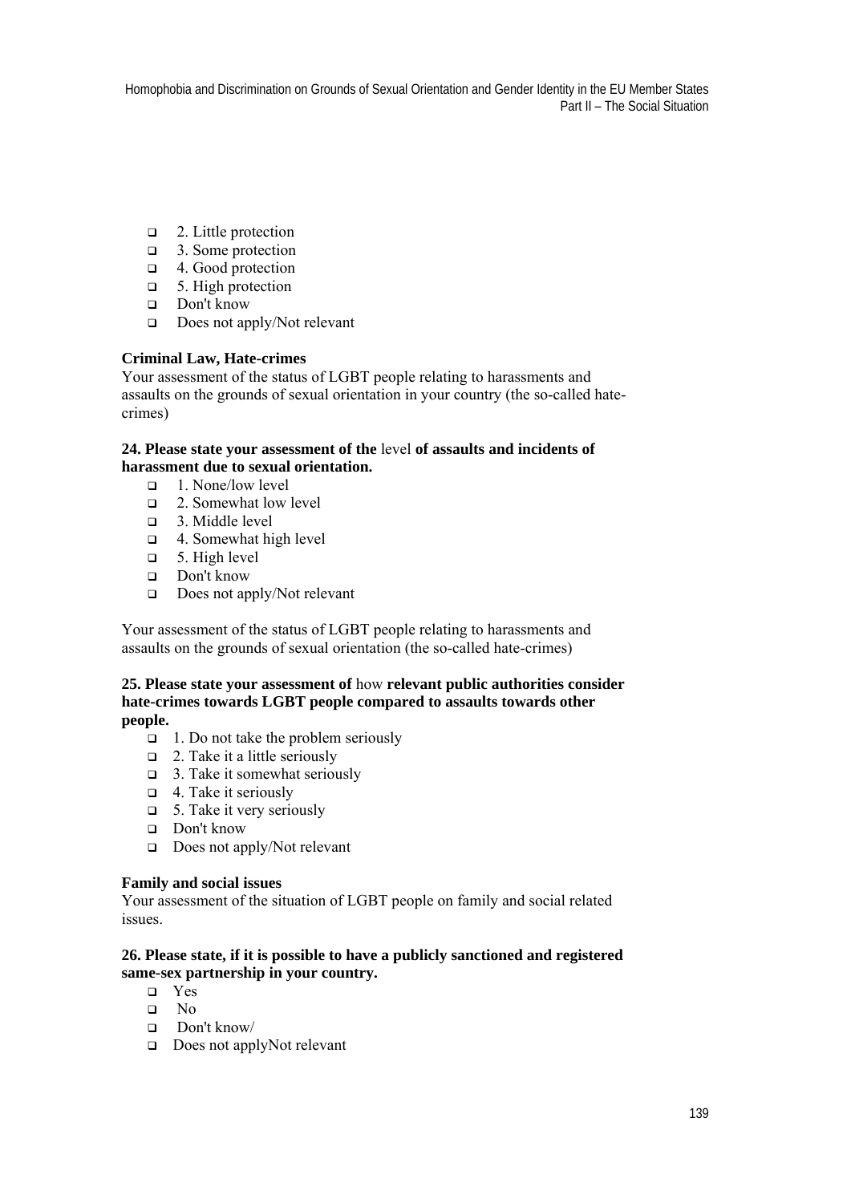- 2. Little protection
- 3. Some protection
- 4. Good protection
- 5. High protection
- Don't know
- Does not apply/Not relevant

**Criminal Law, Hate-crimes**
Your assessment of the status of LGBT people relating to harassments and assaults on the grounds of sexual orientation in your country (the so-called hate-crimes)

**24. Please state your assessment of the** level **of assaults and incidents of harassment due to sexual orientation.**

- 1. None/low level
- 2. Somewhat low level
- 3. Middle level
- 4. Somewhat high level
- 5. High level
- Don't know
- Does not apply/Not relevant

Your assessment of the status of LGBT people relating to harassments and assaults on the grounds of sexual orientation (the so-called hate-crimes)

**25. Please state your assessment of** how **relevant public authorities consider hate-crimes towards LGBT people compared to assaults towards other people.**

- 1. Do not take the problem seriously
- 2. Take it a little seriously
- 3. Take it somewhat seriously
- 4. Take it seriously
- 5. Take it very seriously
- Don't know
- Does not apply/Not relevant

**Family and social issues**
Your assessment of the situation of LGBT people on family and social related issues.

**26. Please state, if it is possible to have a publicly sanctioned and registered same-sex partnership in your country.**

- Yes
- No
- Don't know/
- Does not applyNot relevant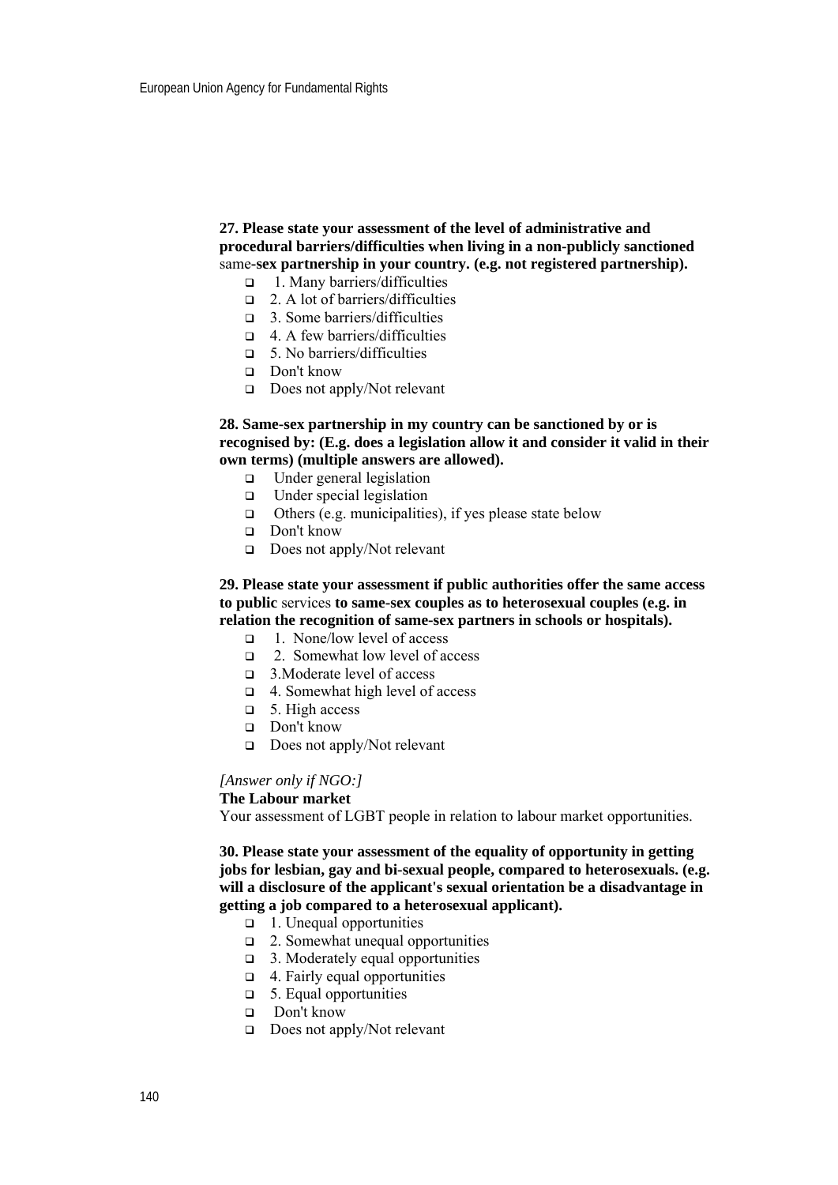**27. Please state your assessment of the level of administrative and procedural barriers/difficulties when living in a non-publicly sanctioned** same**-sex partnership in your country. (e.g. not registered partnership).**

- ❑ 1. Many barriers/difficulties
- ❑ 2. A lot of barriers/difficulties
- ❑ 3. Some barriers/difficulties
- ❑ 4. A few barriers/difficulties
- ❑ 5. No barriers/difficulties
- ❑ Don't know
- ❑ Does not apply/Not relevant

**28. Same-sex partnership in my country can be sanctioned by or is recognised by: (E.g. does a legislation allow it and consider it valid in their own terms) (multiple answers are allowed).**

- ❑ Under general legislation
- ❑ Under special legislation
- ❑ Others (e.g. municipalities), if yes please state below
- ❑ Don't know
- ❑ Does not apply/Not relevant

**29. Please state your assessment if public authorities offer the same access to public** services **to same-sex couples as to heterosexual couples (e.g. in relation the recognition of same-sex partners in schools or hospitals).**

- ❑ 1. None/low level of access
- ❑ 2. Somewhat low level of access
- ❑ 3.Moderate level of access
- ❑ 4. Somewhat high level of access
- ❑ 5. High access
- ❑ Don't know
- ❑ Does not apply/Not relevant

*[Answer only if NGO:]*

**The Labour market**

Your assessment of LGBT people in relation to labour market opportunities.

**30. Please state your assessment of the equality of opportunity in getting jobs for lesbian, gay and bi-sexual people, compared to heterosexuals. (e.g. will a disclosure of the applicant's sexual orientation be a disadvantage in getting a job compared to a heterosexual applicant).**

- ❑ 1. Unequal opportunities
- ❑ 2. Somewhat unequal opportunities
- ❑ 3. Moderately equal opportunities
- ❑ 4. Fairly equal opportunities
- ❑ 5. Equal opportunities
- ❑ Don't know
- ❑ Does not apply/Not relevant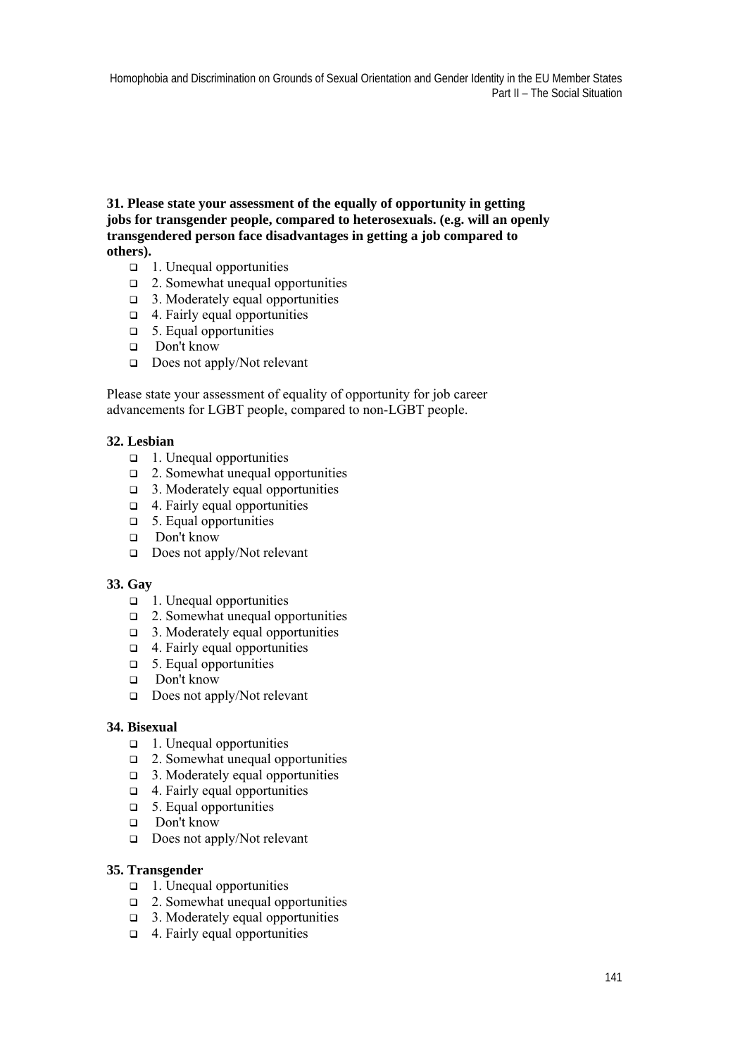**31. Please state your assessment of the equally of opportunity in getting jobs for transgender people, compared to heterosexuals. (e.g. will an openly transgendered person face disadvantages in getting a job compared to others).**

- ❑ 1. Unequal opportunities
- ❑ 2. Somewhat unequal opportunities
- ❑ 3. Moderately equal opportunities
- ❑ 4. Fairly equal opportunities
- ❑ 5. Equal opportunities
- ❑ Don't know
- ❑ Does not apply/Not relevant

Please state your assessment of equality of opportunity for job career advancements for LGBT people, compared to non-LGBT people.

**32. Lesbian**

- ❑ 1. Unequal opportunities
- ❑ 2. Somewhat unequal opportunities
- ❑ 3. Moderately equal opportunities
- ❑ 4. Fairly equal opportunities
- ❑ 5. Equal opportunities
- ❑ Don't know
- ❑ Does not apply/Not relevant

**33. Gay**

- ❑ 1. Unequal opportunities
- ❑ 2. Somewhat unequal opportunities
- ❑ 3. Moderately equal opportunities
- ❑ 4. Fairly equal opportunities
- ❑ 5. Equal opportunities
- ❑ Don't know
- ❑ Does not apply/Not relevant

**34. Bisexual**

- ❑ 1. Unequal opportunities
- ❑ 2. Somewhat unequal opportunities
- ❑ 3. Moderately equal opportunities
- ❑ 4. Fairly equal opportunities
- ❑ 5. Equal opportunities
- ❑ Don't know
- ❑ Does not apply/Not relevant

**35. Transgender**

- ❑ 1. Unequal opportunities
- ❑ 2. Somewhat unequal opportunities
- ❑ 3. Moderately equal opportunities
- ❑ 4. Fairly equal opportunities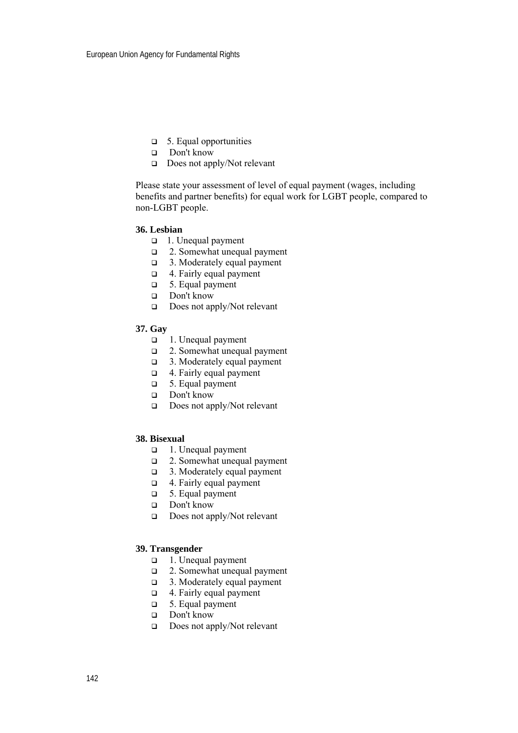- ❑ 5. Equal opportunities
- ❑ Don't know
- ❑ Does not apply/Not relevant

Please state your assessment of level of equal payment (wages, including benefits and partner benefits) for equal work for LGBT people, compared to non-LGBT people.

**36. Lesbian**

- ❑ 1. Unequal payment
- ❑ 2. Somewhat unequal payment
- ❑ 3. Moderately equal payment
- ❑ 4. Fairly equal payment
- ❑ 5. Equal payment
- ❑ Don't know
- ❑ Does not apply/Not relevant

**37. Gay**

- ❑ 1. Unequal payment
- ❑ 2. Somewhat unequal payment
- ❑ 3. Moderately equal payment
- ❑ 4. Fairly equal payment
- ❑ 5. Equal payment
- ❑ Don't know
- ❑ Does not apply/Not relevant

**38. Bisexual**

- ❑ 1. Unequal payment
- ❑ 2. Somewhat unequal payment
- ❑ 3. Moderately equal payment
- ❑ 4. Fairly equal payment
- ❑ 5. Equal payment
- ❑ Don't know
- ❑ Does not apply/Not relevant

**39. Transgender**

- ❑ 1. Unequal payment
- ❑ 2. Somewhat unequal payment
- ❑ 3. Moderately equal payment
- ❑ 4. Fairly equal payment
- ❑ 5. Equal payment
- ❑ Don't know
- ❑ Does not apply/Not relevant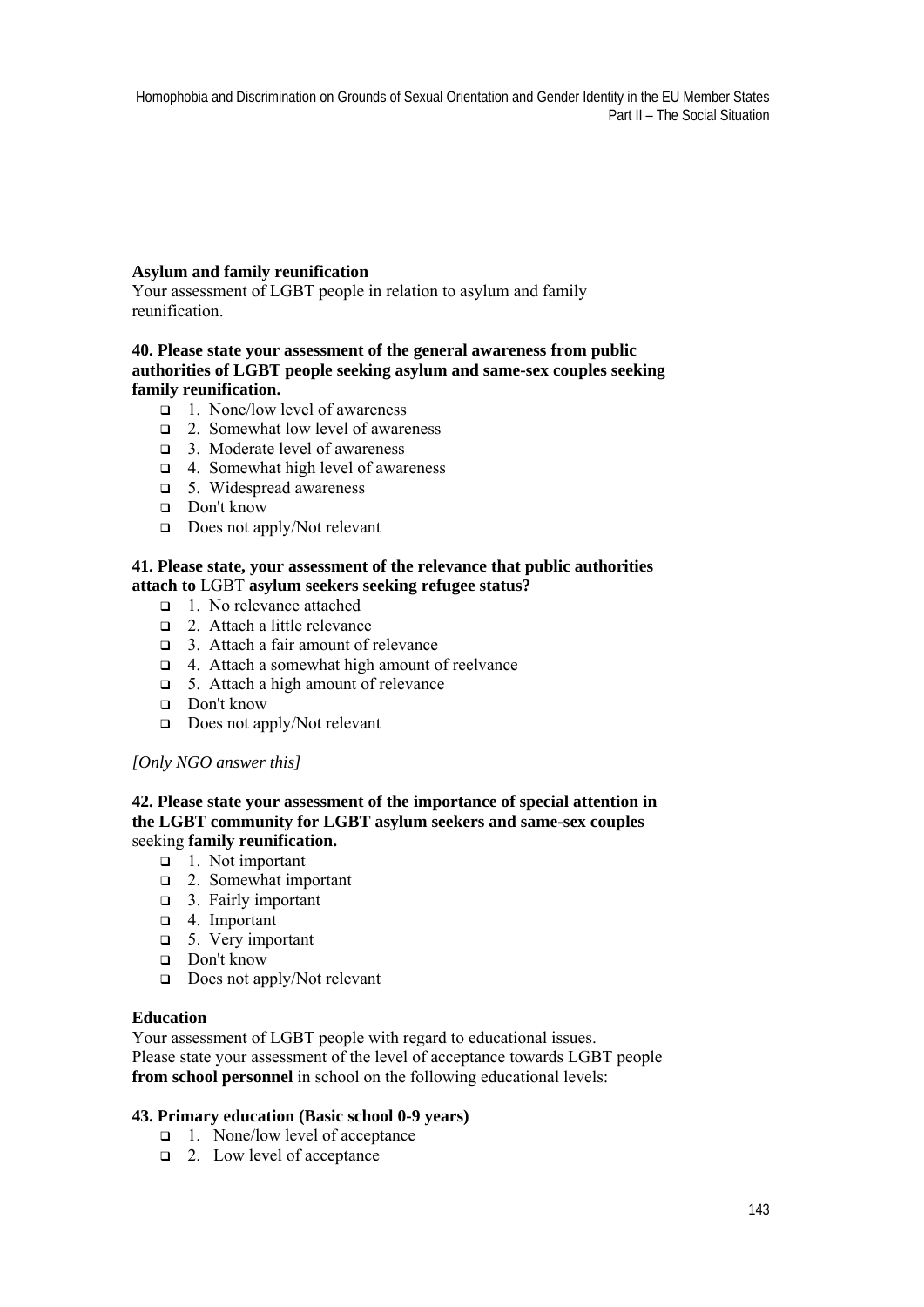**Asylum and family reunification**

Your assessment of LGBT people in relation to asylum and family reunification.

**40. Please state your assessment of the general awareness from public authorities of LGBT people seeking asylum and same-sex couples seeking family reunification.**

- ❑ 1. None/low level of awareness
- ❑ 2. Somewhat low level of awareness
- ❑ 3. Moderate level of awareness
- ❑ 4. Somewhat high level of awareness
- ❑ 5. Widespread awareness
- ❑ Don't know
- ❑ Does not apply/Not relevant

**41. Please state, your assessment of the relevance that public authorities attach to** LGBT **asylum seekers seeking refugee status?**

- ❑ 1. No relevance attached
- ❑ 2. Attach a little relevance
- ❑ 3. Attach a fair amount of relevance
- ❑ 4. Attach a somewhat high amount of reelvance
- ❑ 5. Attach a high amount of relevance
- ❑ Don't know
- ❑ Does not apply/Not relevant

*[Only NGO answer this]*

**42. Please state your assessment of the importance of special attention in the LGBT community for LGBT asylum seekers and same-sex couples** seeking **family reunification.**

- ❑ 1. Not important
- ❑ 2. Somewhat important
- ❑ 3. Fairly important
- ❑ 4. Important
- ❑ 5. Very important
- ❑ Don't know
- ❑ Does not apply/Not relevant

**Education**

Your assessment of LGBT people with regard to educational issues.
Please state your assessment of the level of acceptance towards LGBT people **from school personnel** in school on the following educational levels:

**43. Primary education (Basic school 0-9 years)**

- ❑ 1. None/low level of acceptance
- ❑ 2. Low level of acceptance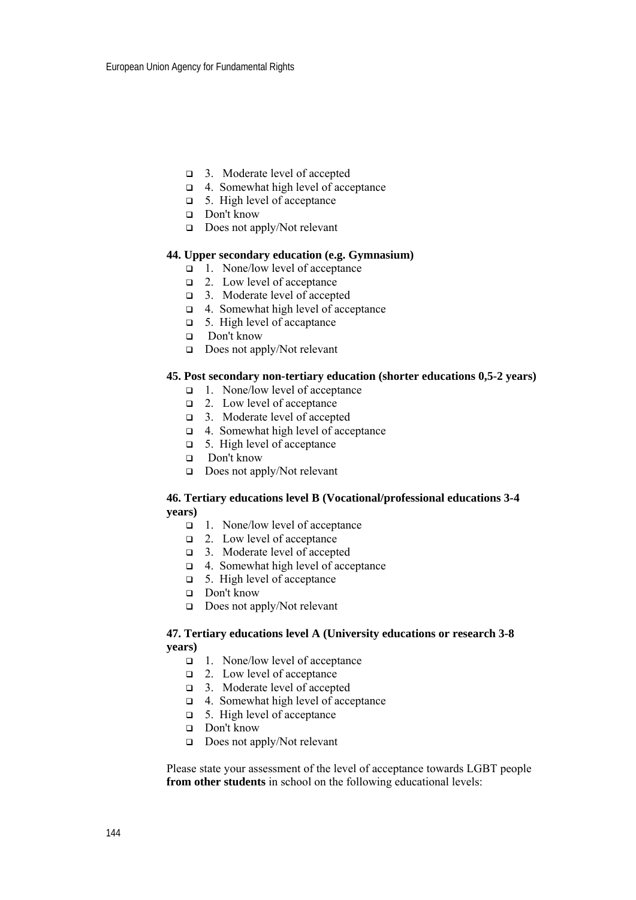- 3. Moderate level of accepted
- 4. Somewhat high level of acceptance
- 5. High level of acceptance
- Don't know
- Does not apply/Not relevant

**44. Upper secondary education (e.g. Gymnasium)**

- 1. None/low level of acceptance
- 2. Low level of acceptance
- 3. Moderate level of accepted
- 4. Somewhat high level of acceptance
- 5. High level of accaptance
- Don't know
- Does not apply/Not relevant

**45. Post secondary non-tertiary education (shorter educations 0,5-2 years)**

- 1. None/low level of acceptance
- 2. Low level of acceptance
- 3. Moderate level of accepted
- 4. Somewhat high level of acceptance
- 5. High level of acceptance
- Don't know
- Does not apply/Not relevant

**46. Tertiary educations level B (Vocational/professional educations 3-4 years)**

- 1. None/low level of acceptance
- 2. Low level of acceptance
- 3. Moderate level of accepted
- 4. Somewhat high level of acceptance
- 5. High level of acceptance
- Don't know
- Does not apply/Not relevant

**47. Tertiary educations level A (University educations or research 3-8 years)**

- 1. None/low level of acceptance
- 2. Low level of acceptance
- 3. Moderate level of accepted
- 4. Somewhat high level of acceptance
- 5. High level of acceptance
- Don't know
- Does not apply/Not relevant

Please state your assessment of the level of acceptance towards LGBT people **from other students** in school on the following educational levels: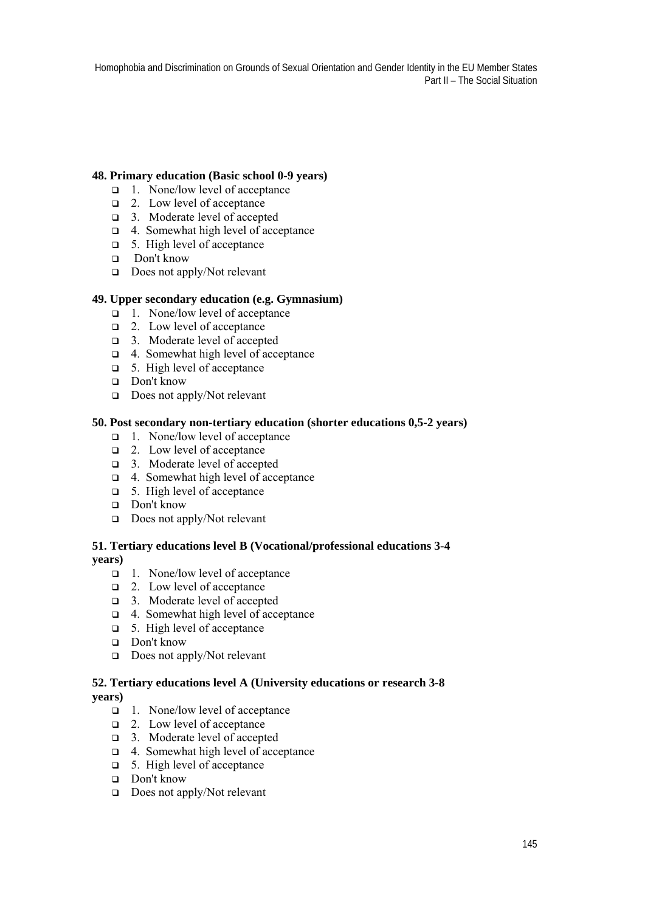**48. Primary education (Basic school 0-9 years)**

- 1. None/low level of acceptance
- 2. Low level of acceptance
- 3. Moderate level of accepted
- 4. Somewhat high level of acceptance
- 5. High level of acceptance
- Don't know
- Does not apply/Not relevant

**49. Upper secondary education (e.g. Gymnasium)**

- 1. None/low level of acceptance
- 2. Low level of acceptance
- 3. Moderate level of accepted
- 4. Somewhat high level of acceptance
- 5. High level of acceptance
- Don't know
- Does not apply/Not relevant

**50. Post secondary non-tertiary education (shorter educations 0,5-2 years)**

- 1. None/low level of acceptance
- 2. Low level of acceptance
- 3. Moderate level of accepted
- 4. Somewhat high level of acceptance
- 5. High level of acceptance
- Don't know
- Does not apply/Not relevant

**51. Tertiary educations level B (Vocational/professional educations 3-4 years)**

- 1. None/low level of acceptance
- 2. Low level of acceptance
- 3. Moderate level of accepted
- 4. Somewhat high level of acceptance
- 5. High level of acceptance
- Don't know
- Does not apply/Not relevant

**52. Tertiary educations level A (University educations or research 3-8 years)**

- 1. None/low level of acceptance
- 2. Low level of acceptance
- 3. Moderate level of accepted
- 4. Somewhat high level of acceptance
- 5. High level of acceptance
- Don't know
- Does not apply/Not relevant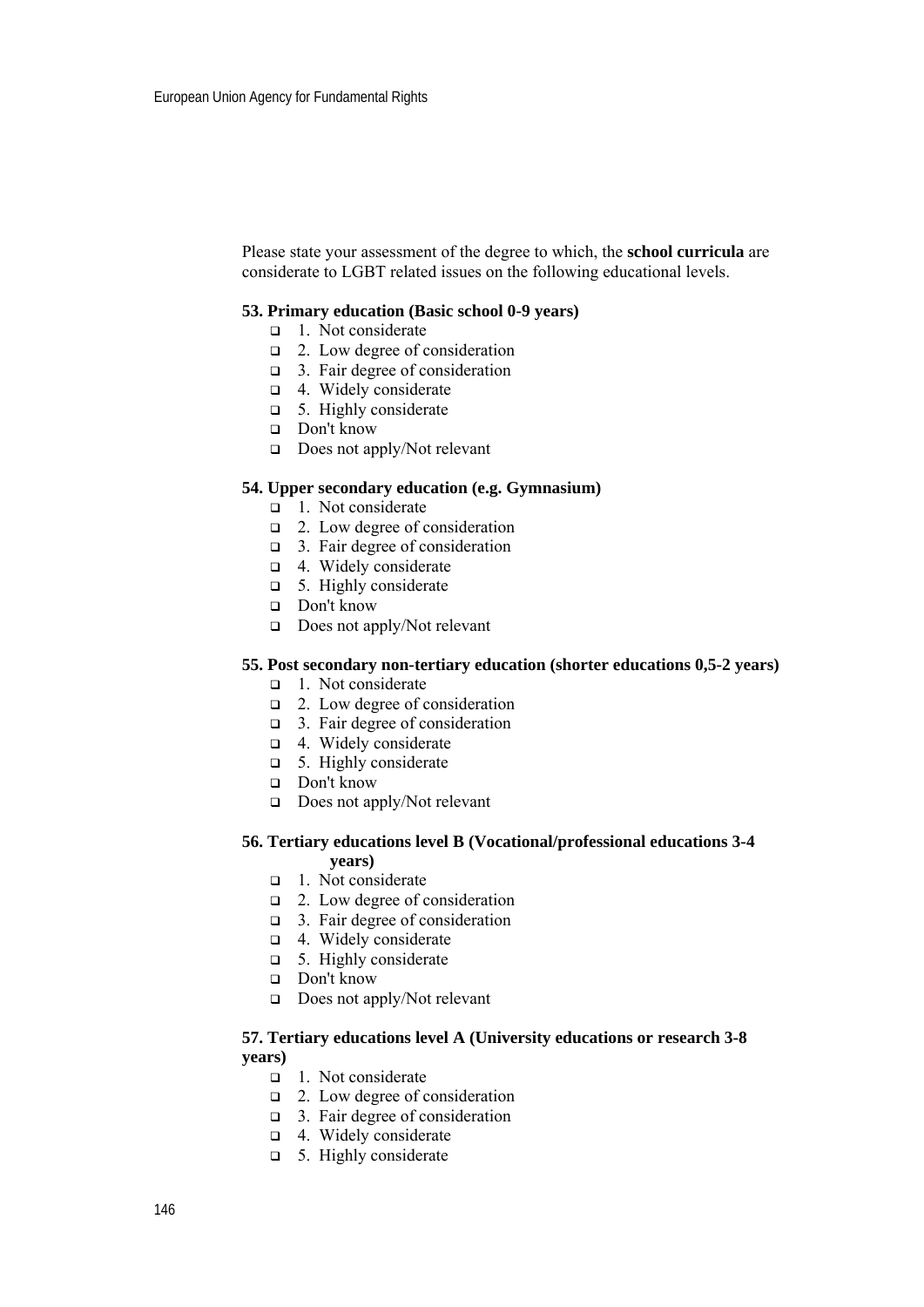Please state your assessment of the degree to which, the **school curricula** are considerate to LGBT related issues on the following educational levels.

**53. Primary education (Basic school 0-9 years)**

- ❑ 1. Not considerate
- ❑ 2. Low degree of consideration
- ❑ 3. Fair degree of consideration
- ❑ 4. Widely considerate
- ❑ 5. Highly considerate
- ❑ Don't know
- ❑ Does not apply/Not relevant

**54. Upper secondary education (e.g. Gymnasium)**

- ❑ 1. Not considerate
- ❑ 2. Low degree of consideration
- ❑ 3. Fair degree of consideration
- ❑ 4. Widely considerate
- ❑ 5. Highly considerate
- ❑ Don't know
- ❑ Does not apply/Not relevant

**55. Post secondary non-tertiary education (shorter educations 0,5-2 years)**

- ❑ 1. Not considerate
- ❑ 2. Low degree of consideration
- ❑ 3. Fair degree of consideration
- ❑ 4. Widely considerate
- ❑ 5. Highly considerate
- ❑ Don't know
- ❑ Does not apply/Not relevant

**56. Tertiary educations level B (Vocational/professional educations 3-4 years)**

- ❑ 1. Not considerate
- ❑ 2. Low degree of consideration
- ❑ 3. Fair degree of consideration
- ❑ 4. Widely considerate
- ❑ 5. Highly considerate
- ❑ Don't know
- ❑ Does not apply/Not relevant

**57. Tertiary educations level A (University educations or research 3-8 years)**

- ❑ 1. Not considerate
- ❑ 2. Low degree of consideration
- ❑ 3. Fair degree of consideration
- ❑ 4. Widely considerate
- ❑ 5. Highly considerate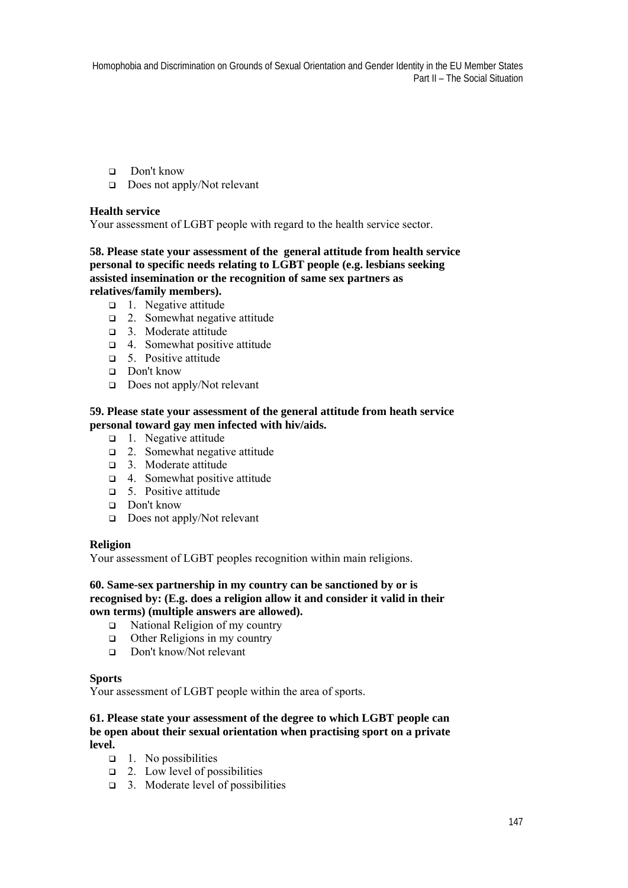- Don't know
- Does not apply/Not relevant

**Health service**

Your assessment of LGBT people with regard to the health service sector.

**58. Please state your assessment of the general attitude from health service personal to specific needs relating to LGBT people (e.g. lesbians seeking assisted insemination or the recognition of same sex partners as relatives/family members).**

- 1. Negative attitude
- 2. Somewhat negative attitude
- 3. Moderate attitude
- 4. Somewhat positive attitude
- 5. Positive attitude
- Don't know
- Does not apply/Not relevant

**59. Please state your assessment of the general attitude from heath service personal toward gay men infected with hiv/aids.**

- 1. Negative attitude
- 2. Somewhat negative attitude
- 3. Moderate attitude
- 4. Somewhat positive attitude
- 5. Positive attitude
- Don't know
- Does not apply/Not relevant

**Religion**

Your assessment of LGBT peoples recognition within main religions.

**60. Same-sex partnership in my country can be sanctioned by or is recognised by: (E.g. does a religion allow it and consider it valid in their own terms) (multiple answers are allowed).**

- National Religion of my country
- Other Religions in my country
- Don't know/Not relevant

**Sports**

Your assessment of LGBT people within the area of sports.

**61. Please state your assessment of the degree to which LGBT people can be open about their sexual orientation when practising sport on a private level.**

- 1. No possibilities
- 2. Low level of possibilities
- 3. Moderate level of possibilities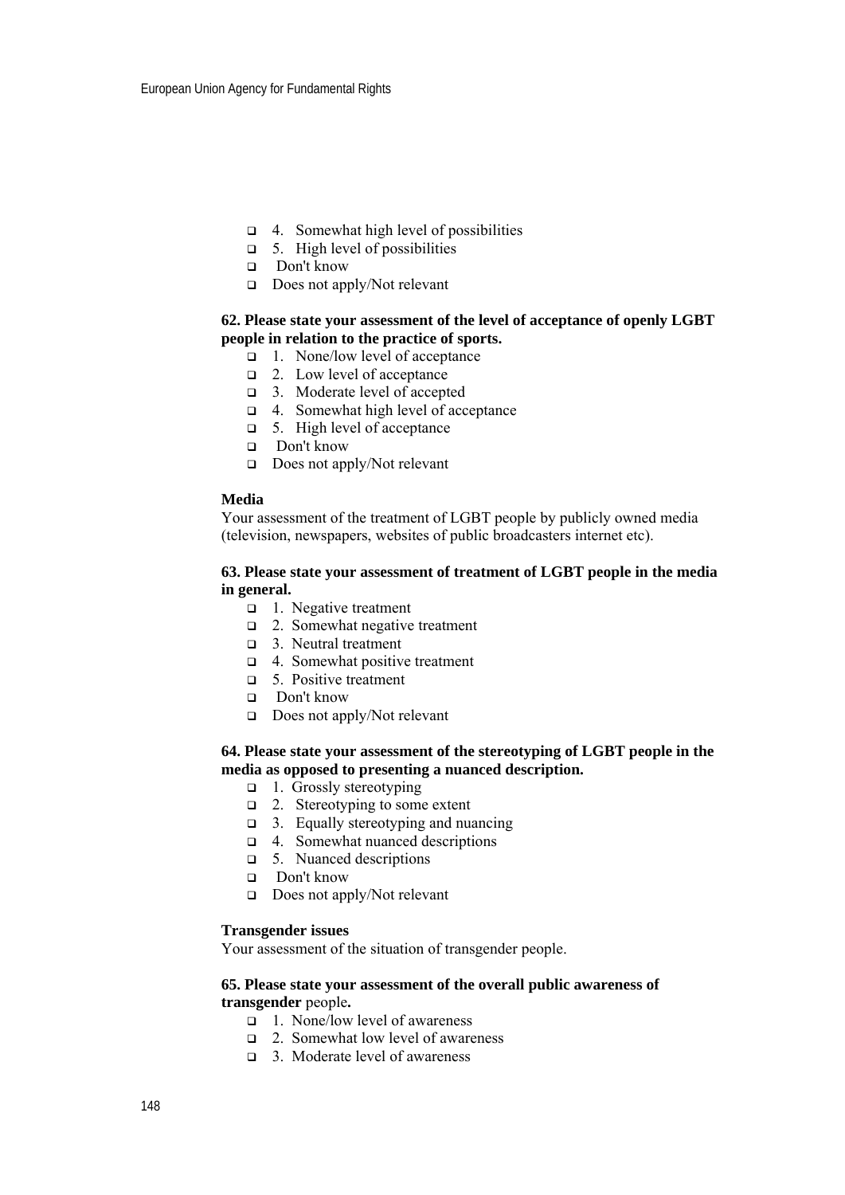- ❑ 4. Somewhat high level of possibilities
- ❑ 5. High level of possibilities
- ❑ Don't know
- ❑ Does not apply/Not relevant

**62. Please state your assessment of the level of acceptance of openly LGBT people in relation to the practice of sports.**

- ❑ 1. None/low level of acceptance
- ❑ 2. Low level of acceptance
- ❑ 3. Moderate level of accepted
- ❑ 4. Somewhat high level of acceptance
- ❑ 5. High level of acceptance
- ❑ Don't know
- ❑ Does not apply/Not relevant

**Media**

Your assessment of the treatment of LGBT people by publicly owned media (television, newspapers, websites of public broadcasters internet etc).

**63. Please state your assessment of treatment of LGBT people in the media in general.**

- ❑ 1. Negative treatment
- ❑ 2. Somewhat negative treatment
- ❑ 3. Neutral treatment
- ❑ 4. Somewhat positive treatment
- ❑ 5. Positive treatment
- ❑ Don't know
- ❑ Does not apply/Not relevant

**64. Please state your assessment of the stereotyping of LGBT people in the media as opposed to presenting a nuanced description.**

- ❑ 1. Grossly stereotyping
- ❑ 2. Stereotyping to some extent
- ❑ 3. Equally stereotyping and nuancing
- ❑ 4. Somewhat nuanced descriptions
- ❑ 5. Nuanced descriptions
- ❑ Don't know
- ❑ Does not apply/Not relevant

**Transgender issues**

Your assessment of the situation of transgender people.

**65. Please state your assessment of the overall public awareness of transgender** people**.**

- ❑ 1. None/low level of awareness
- ❑ 2. Somewhat low level of awareness
- ❑ 3. Moderate level of awareness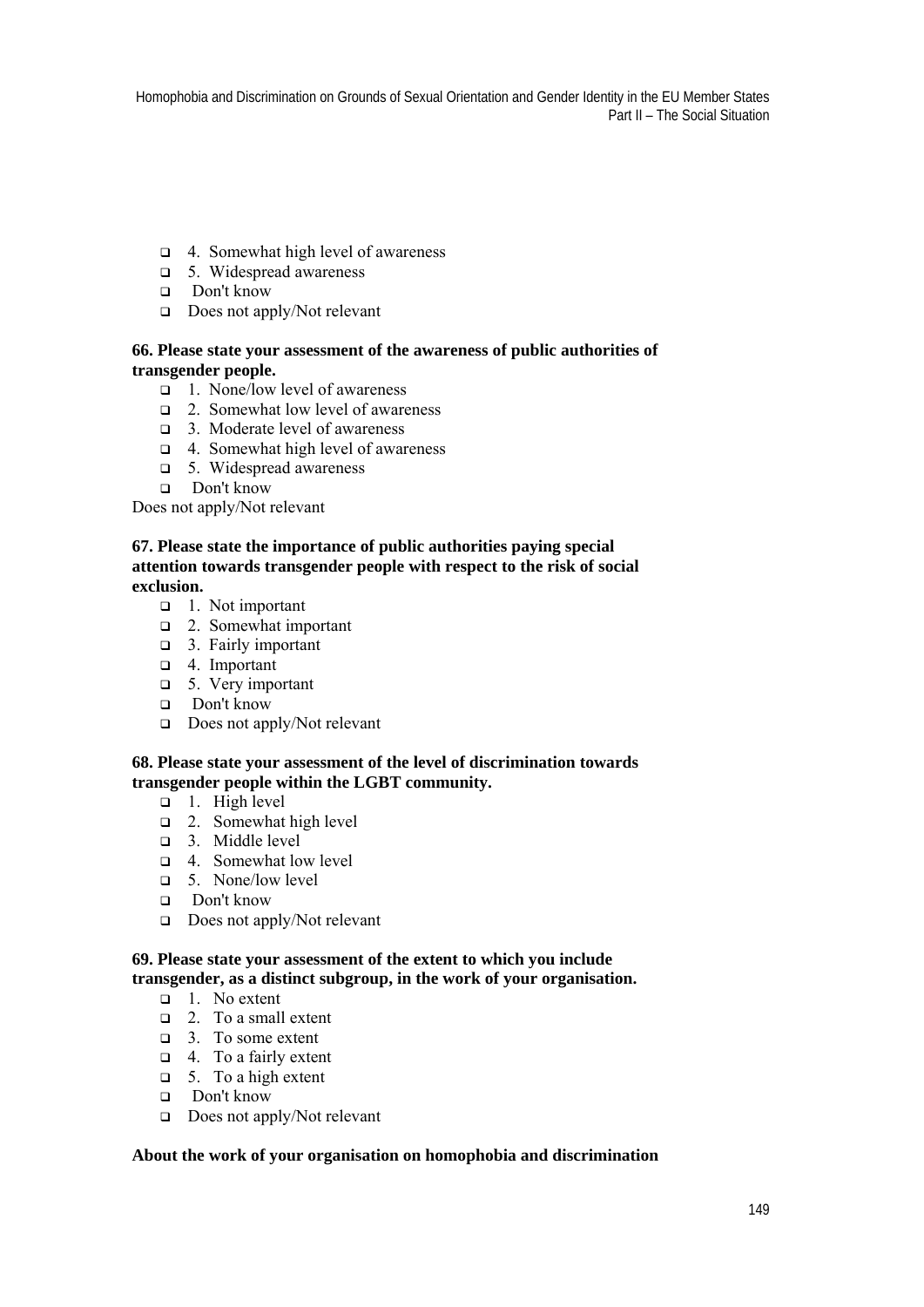- 4. Somewhat high level of awareness
- 5. Widespread awareness
- Don't know
- Does not apply/Not relevant

**66. Please state your assessment of the awareness of public authorities of transgender people.**

- 1. None/low level of awareness
- 2. Somewhat low level of awareness
- 3. Moderate level of awareness
- 4. Somewhat high level of awareness
- 5. Widespread awareness
- Don't know

Does not apply/Not relevant

**67. Please state the importance of public authorities paying special attention towards transgender people with respect to the risk of social exclusion.**

- 1. Not important
- 2. Somewhat important
- 3. Fairly important
- 4. Important
- 5. Very important
- Don't know
- Does not apply/Not relevant

**68. Please state your assessment of the level of discrimination towards transgender people within the LGBT community.**

- 1. High level
- 2. Somewhat high level
- 3. Middle level
- 4. Somewhat low level
- 5. None/low level
- Don't know
- Does not apply/Not relevant

**69. Please state your assessment of the extent to which you include transgender, as a distinct subgroup, in the work of your organisation.**

- 1. No extent
- 2. To a small extent
- 3. To some extent
- 4. To a fairly extent
- 5. To a high extent
- Don't know
- Does not apply/Not relevant

**About the work of your organisation on homophobia and discrimination**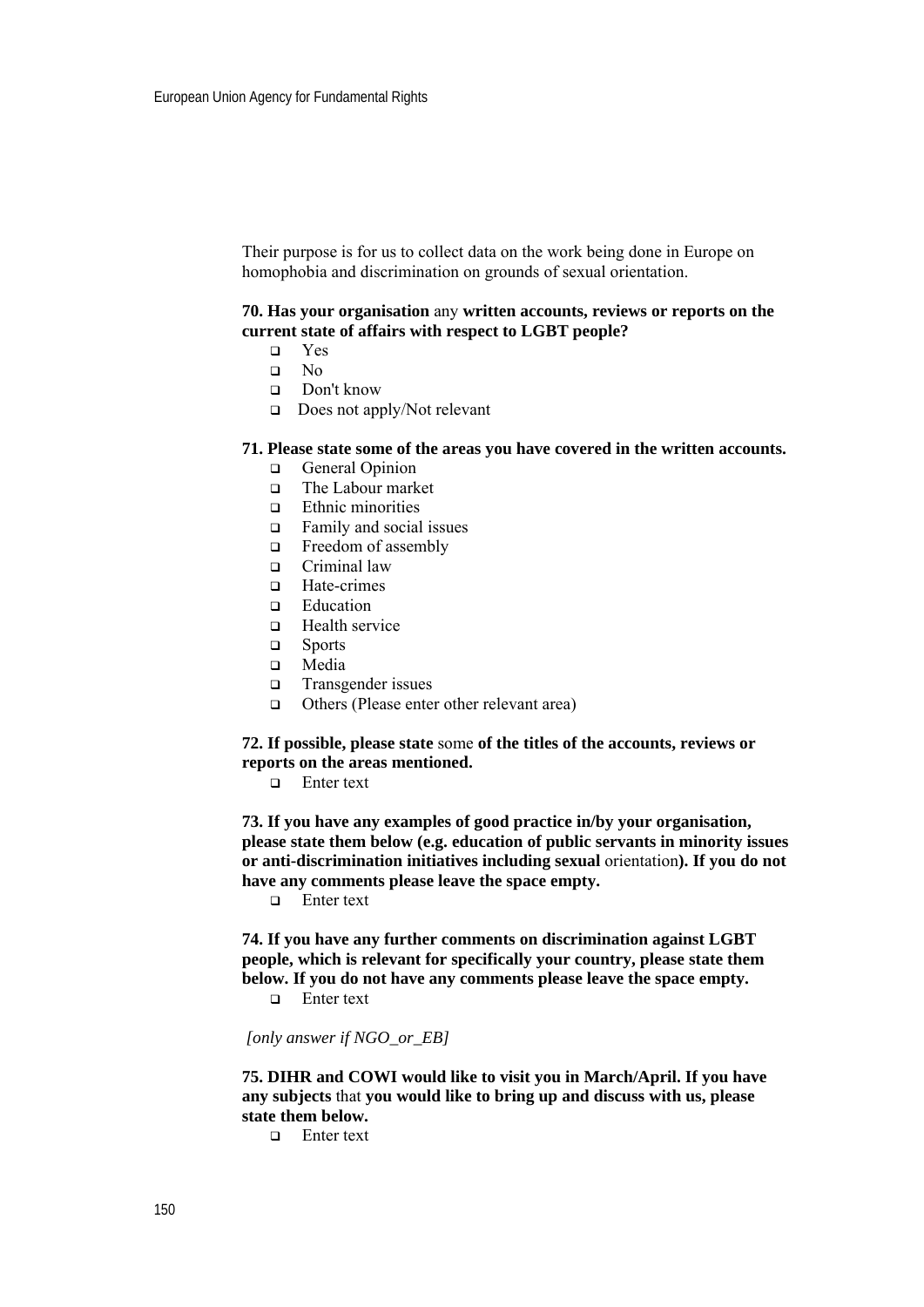Their purpose is for us to collect data on the work being done in Europe on homophobia and discrimination on grounds of sexual orientation.

**70. Has your organisation** any **written accounts, reviews or reports on the current state of affairs with respect to LGBT people?**

- Yes
- No
- Don't know
- Does not apply/Not relevant

**71. Please state some of the areas you have covered in the written accounts.**

- General Opinion
- The Labour market
- Ethnic minorities
- Family and social issues
- Freedom of assembly
- Criminal law
- Hate-crimes
- Education
- Health service
- Sports
- Media
- Transgender issues
- Others (Please enter other relevant area)

**72. If possible, please state** some **of the titles of the accounts, reviews or reports on the areas mentioned.**

- Enter text

**73. If you have any examples of good practice in/by your organisation, please state them below (e.g. education of public servants in minority issues or anti-discrimination initiatives including sexual** orientation**). If you do not have any comments please leave the space empty.**

- Enter text

**74. If you have any further comments on discrimination against LGBT people, which is relevant for specifically your country, please state them below. If you do not have any comments please leave the space empty.**

- Enter text

*[only answer if NGO_or_EB]*

**75. DIHR and COWI would like to visit you in March/April. If you have any subjects** that **you would like to bring up and discuss with us, please state them below.**

- Enter text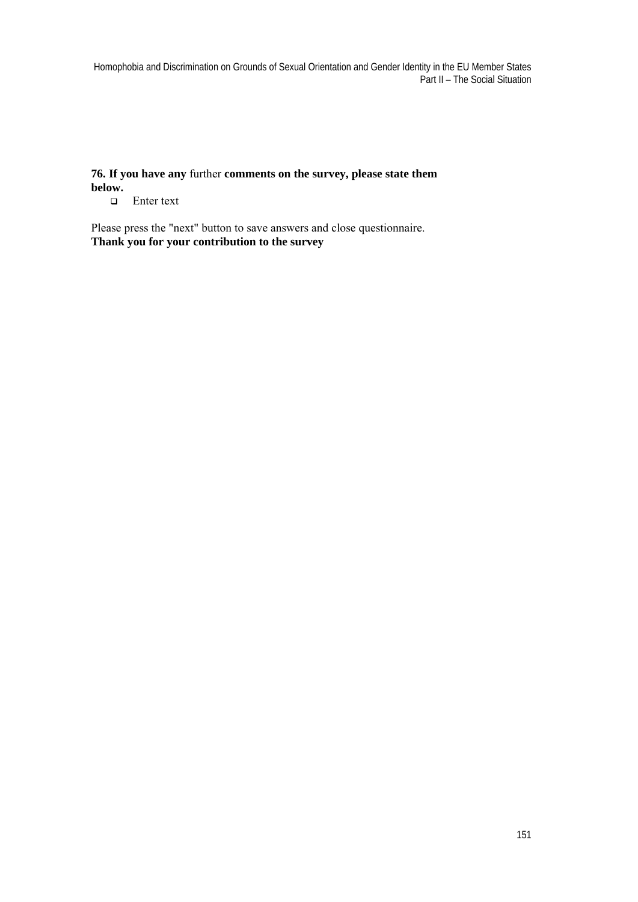**76. If you have any** further **comments on the survey, please state them below.**

- Enter text

Please press the "next" button to save answers and close questionnaire.
**Thank you for your contribution to the survey**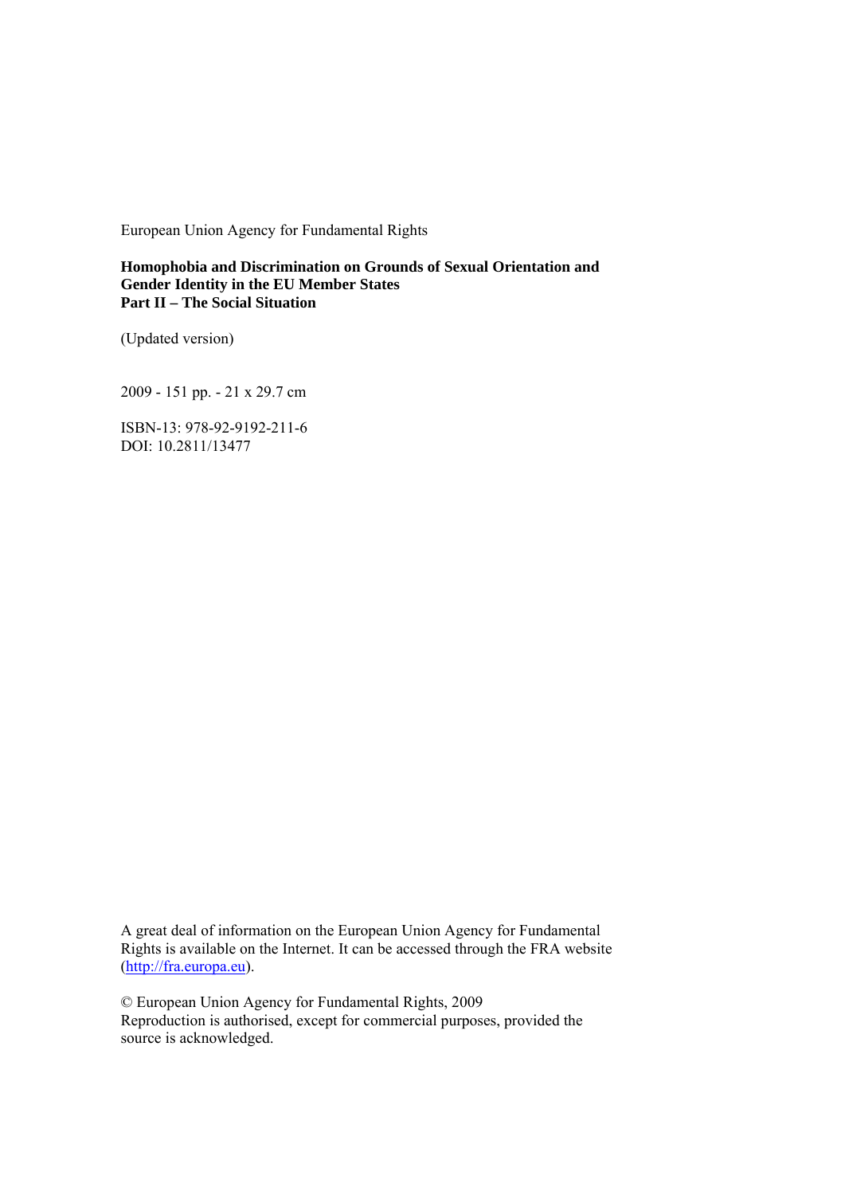European Union Agency for Fundamental Rights

**Homophobia and Discrimination on Grounds of Sexual Orientation and Gender Identity in the EU Member States**
**Part II – The Social Situation**

(Updated version)

2009 - 151 pp. - 21 x 29.7 cm

ISBN-13: 978-92-9192-211-6
DOI: 10.2811/13477

A great deal of information on the European Union Agency for Fundamental Rights is available on the Internet. It can be accessed through the FRA website (http://fra.europa.eu).

© European Union Agency for Fundamental Rights, 2009
Reproduction is authorised, except for commercial purposes, provided the source is acknowledged.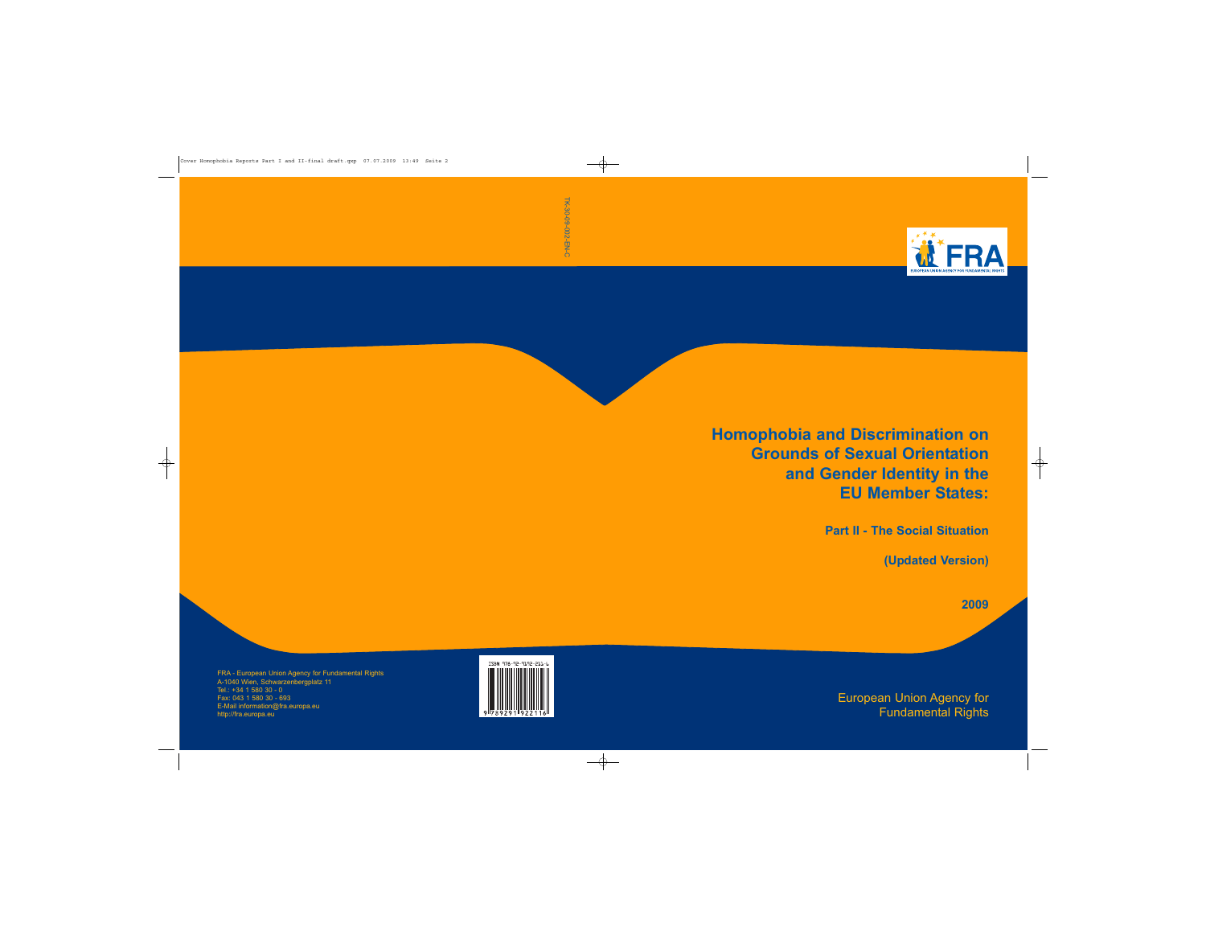TK-30-09-002-EN-C

# Homophobia and Discrimination on Grounds of Sexual Orientation and Gender Identity in the EU Member States:

## Part II - The Social Situation

**(Updated Version)**

**2009**

FRA - European Union Agency for Fundamental Rights
A-1040 Wien, Schwarzenbergplatz 11
Tel.: +34 1 580 30 - 0
Fax: 043 1 580 30 - 693
E-Mail information@fra.europa.eu
http://fra.europa.eu

ISBN 978-92-9192-211-6

European Union Agency for Fundamental Rights